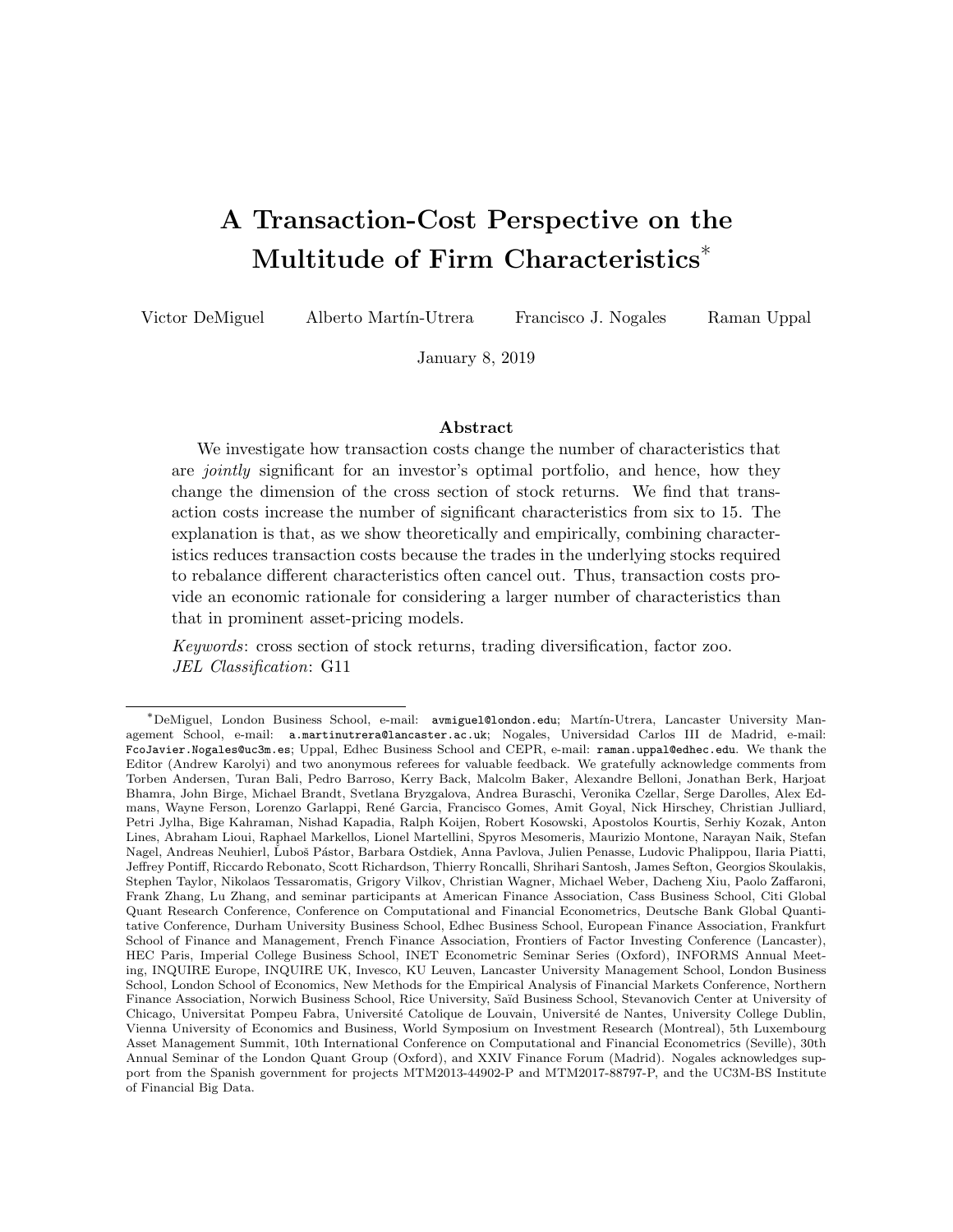# A Transaction-Cost Perspective on the Multitude of Firm Characteristics[*]

Victor DeMiguel   Alberto Martín-Utrera   Francisco J. Nogales   Raman Uppal

January 8, 2019

### Abstract

We investigate how transaction costs change the number of characteristics that are *jointly* significant for an investor's optimal portfolio, and hence, how they change the dimension of the cross section of stock returns. We find that transaction costs increase the number of significant characteristics from six to 15. The explanation is that, as we show theoretically and empirically, combining characteristics reduces transaction costs because the trades in the underlying stocks required to rebalance different characteristics often cancel out. Thus, transaction costs provide an economic rationale for considering a larger number of characteristics than that in prominent asset-pricing models.

*Keywords*: cross section of stock returns, trading diversification, factor zoo.
*JEL Classification*: G11

---

[*]DeMiguel, London Business School, e-mail: avmiguel@london.edu; Martín-Utrera, Lancaster University Management School, e-mail: a.martinutrera@lancaster.ac.uk; Nogales, Universidad Carlos III de Madrid, e-mail: FcoJavier.Nogales@uc3m.es; Uppal, Edhec Business School and CEPR, e-mail: raman.uppal@edhec.edu. We thank the Editor (Andrew Karolyi) and two anonymous referees for valuable feedback. We gratefully acknowledge comments from Torben Andersen, Turan Bali, Pedro Barroso, Kerry Back, Malcolm Baker, Alexandre Belloni, Jonathan Berk, Harjoat Bhamra, John Birge, Michael Brandt, Svetlana Bryzgalova, Andrea Buraschi, Veronika Czellar, Serge Darolles, Alex Edmans, Wayne Ferson, Lorenzo Garlappi, René Garcia, Francisco Gomes, Amit Goyal, Nick Hirschey, Christian Julliard, Petri Jylha, Bige Kahraman, Nishad Kapadia, Ralph Koijen, Robert Kosowski, Apostolos Kourtis, Serhiy Kozak, Anton Lines, Abraham Lioui, Raphael Markellos, Lionel Martellini, Spyros Mesomeris, Maurizio Montone, Narayan Naik, Stefan Nagel, Andreas Neuhierl, Ľuboš Pástor, Barbara Ostdiek, Anna Pavlova, Julien Penasse, Ludovic Phalippou, Ilaria Piatti, Jeffrey Pontiff, Riccardo Rebonato, Scott Richardson, Thierry Roncalli, Shrihari Santosh, James Sefton, Georgios Skoulakis, Stephen Taylor, Nikolaos Tessaromatis, Grigory Vilkov, Christian Wagner, Michael Weber, Dacheng Xiu, Paolo Zaffaroni, Frank Zhang, Lu Zhang, and seminar participants at American Finance Association, Cass Business School, Citi Global Quant Research Conference, Conference on Computational and Financial Econometrics, Deutsche Bank Global Quantitative Conference, Durham University Business School, Edhec Business School, European Finance Association, Frankfurt School of Finance and Management, French Finance Association, Frontiers of Factor Investing Conference (Lancaster), HEC Paris, Imperial College Business School, INET Econometric Seminar Series (Oxford), INFORMS Annual Meeting, INQUIRE Europe, INQUIRE UK, Invesco, KU Leuven, Lancaster University Management School, London Business School, London School of Economics, New Methods for the Empirical Analysis of Financial Markets Conference, Northern Finance Association, Norwich Business School, Rice University, Saïd Business School, Stevanovich Center at University of Chicago, Universitat Pompeu Fabra, Université Catolique de Louvain, Université de Nantes, University College Dublin, Vienna University of Economics and Business, World Symposium on Investment Research (Montreal), 5th Luxembourg Asset Management Summit, 10th International Conference on Computational and Financial Econometrics (Seville), 30th Annual Seminar of the London Quant Group (Oxford), and XXIV Finance Forum (Madrid). Nogales acknowledges support from the Spanish government for projects MTM2013-44902-P and MTM2017-88797-P, and the UC3M-BS Institute of Financial Big Data.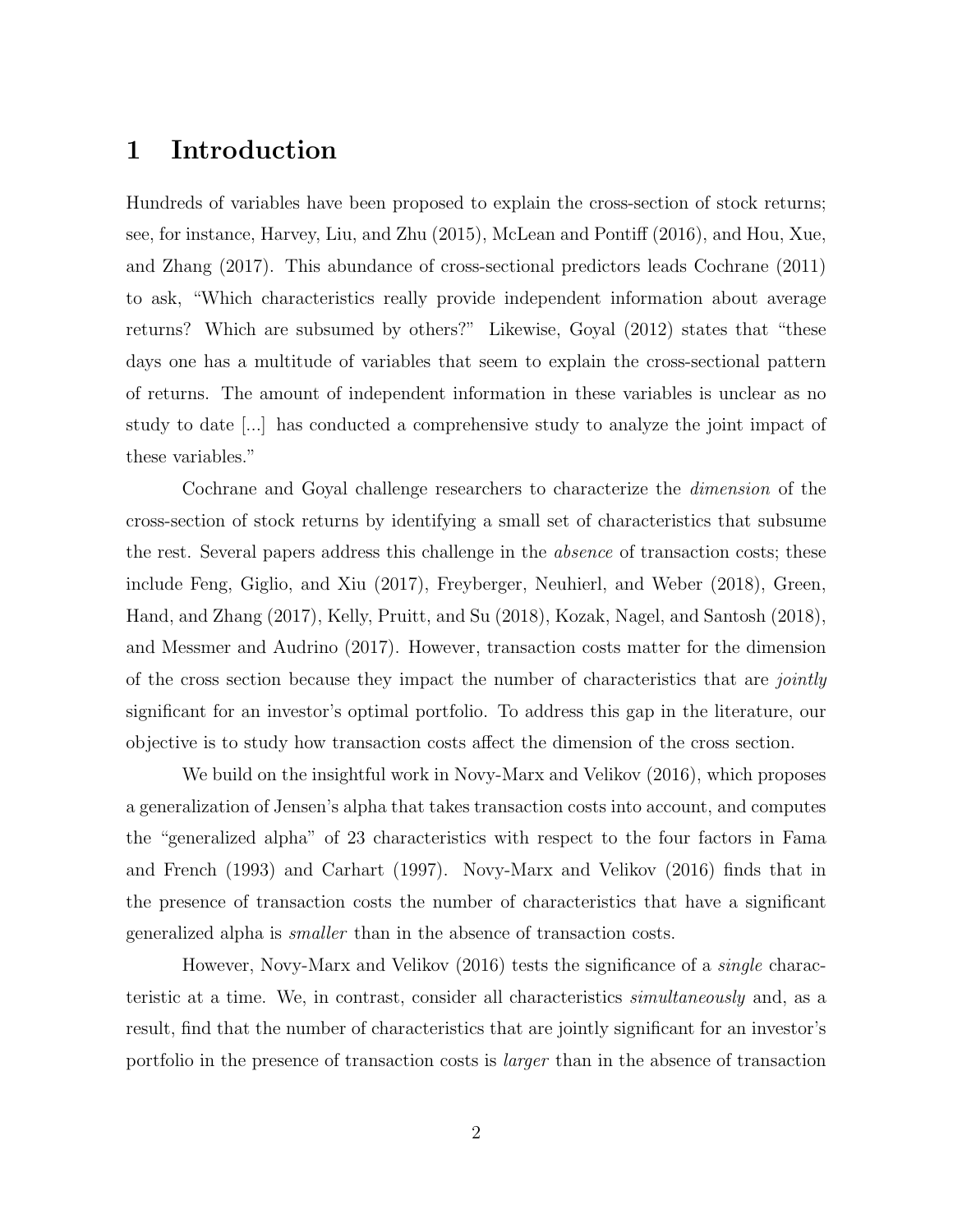# 1 Introduction

Hundreds of variables have been proposed to explain the cross-section of stock returns; see, for instance, Harvey, Liu, and Zhu (2015), McLean and Pontiff (2016), and Hou, Xue, and Zhang (2017). This abundance of cross-sectional predictors leads Cochrane (2011) to ask, "Which characteristics really provide independent information about average returns? Which are subsumed by others?" Likewise, Goyal (2012) states that "these days one has a multitude of variables that seem to explain the cross-sectional pattern of returns. The amount of independent information in these variables is unclear as no study to date [...] has conducted a comprehensive study to analyze the joint impact of these variables."

Cochrane and Goyal challenge researchers to characterize the *dimension* of the cross-section of stock returns by identifying a small set of characteristics that subsume the rest. Several papers address this challenge in the *absence* of transaction costs; these include Feng, Giglio, and Xiu (2017), Freyberger, Neuhierl, and Weber (2018), Green, Hand, and Zhang (2017), Kelly, Pruitt, and Su (2018), Kozak, Nagel, and Santosh (2018), and Messmer and Audrino (2017). However, transaction costs matter for the dimension of the cross section because they impact the number of characteristics that are *jointly* significant for an investor's optimal portfolio. To address this gap in the literature, our objective is to study how transaction costs affect the dimension of the cross section.

We build on the insightful work in Novy-Marx and Velikov (2016), which proposes a generalization of Jensen's alpha that takes transaction costs into account, and computes the "generalized alpha" of 23 characteristics with respect to the four factors in Fama and French (1993) and Carhart (1997). Novy-Marx and Velikov (2016) finds that in the presence of transaction costs the number of characteristics that have a significant generalized alpha is *smaller* than in the absence of transaction costs.

However, Novy-Marx and Velikov (2016) tests the significance of a *single* characteristic at a time. We, in contrast, consider all characteristics *simultaneously* and, as a result, find that the number of characteristics that are jointly significant for an investor's portfolio in the presence of transaction costs is *larger* than in the absence of transaction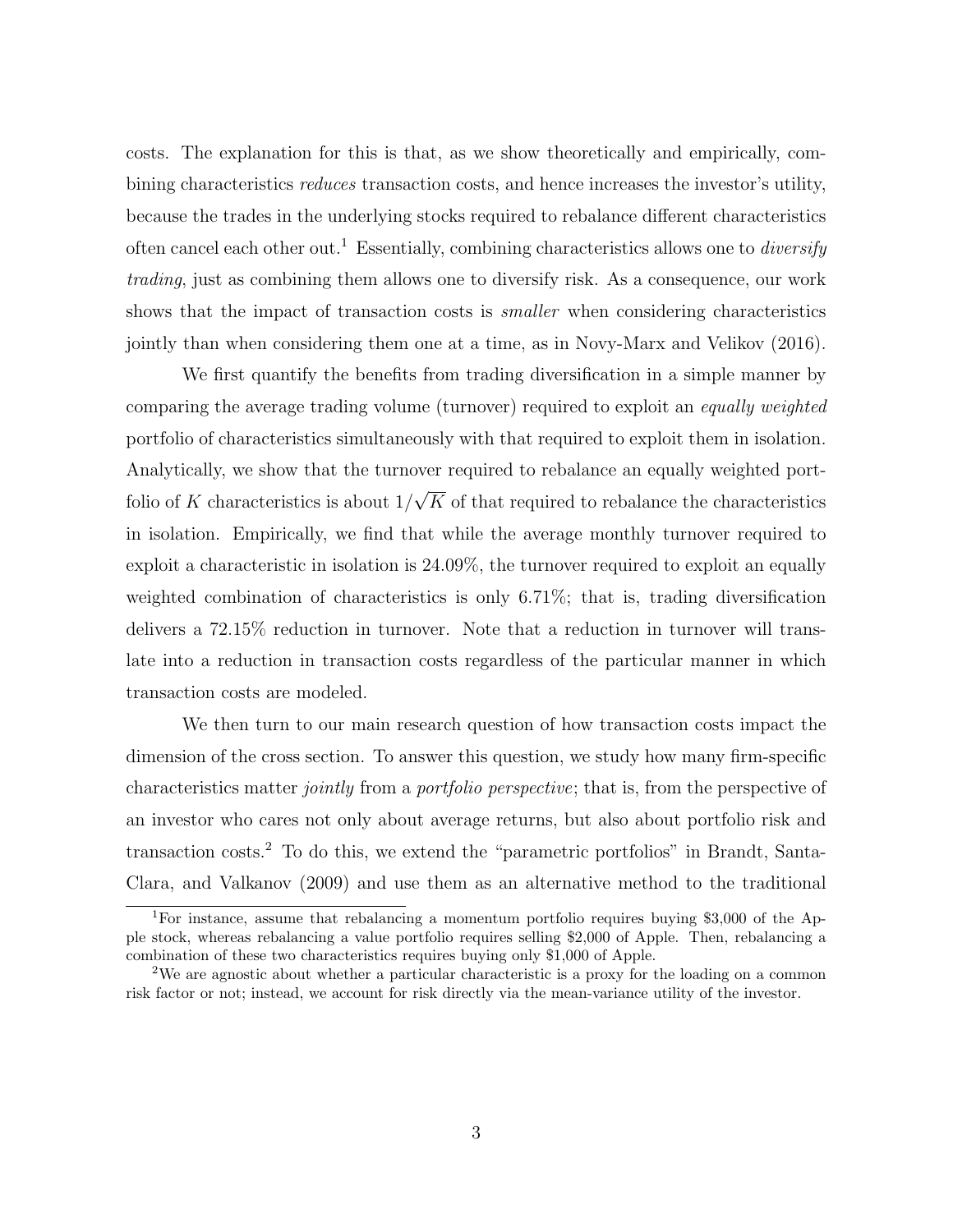costs. The explanation for this is that, as we show theoretically and empirically, combining characteristics *reduces* transaction costs, and hence increases the investor's utility, because the trades in the underlying stocks required to rebalance different characteristics often cancel each other out.[1] Essentially, combining characteristics allows one to *diversify trading*, just as combining them allows one to diversify risk. As a consequence, our work shows that the impact of transaction costs is *smaller* when considering characteristics jointly than when considering them one at a time, as in Novy-Marx and Velikov (2016).

We first quantify the benefits from trading diversification in a simple manner by comparing the average trading volume (turnover) required to exploit an *equally weighted* portfolio of characteristics simultaneously with that required to exploit them in isolation. Analytically, we show that the turnover required to rebalance an equally weighted portfolio of $K$ characteristics is about $1/\sqrt{K}$ of that required to rebalance the characteristics in isolation. Empirically, we find that while the average monthly turnover required to exploit a characteristic in isolation is 24.09%, the turnover required to exploit an equally weighted combination of characteristics is only 6.71%; that is, trading diversification delivers a 72.15% reduction in turnover. Note that a reduction in turnover will translate into a reduction in transaction costs regardless of the particular manner in which transaction costs are modeled.

We then turn to our main research question of how transaction costs impact the dimension of the cross section. To answer this question, we study how many firm-specific characteristics matter *jointly* from a *portfolio perspective*; that is, from the perspective of an investor who cares not only about average returns, but also about portfolio risk and transaction costs.[2] To do this, we extend the "parametric portfolios" in Brandt, Santa-Clara, and Valkanov (2009) and use them as an alternative method to the traditional

---

[1] For instance, assume that rebalancing a momentum portfolio requires buying $3,000 of the Apple stock, whereas rebalancing a value portfolio requires selling $2,000 of Apple. Then, rebalancing a combination of these two characteristics requires buying only $1,000 of Apple.

[2] We are agnostic about whether a particular characteristic is a proxy for the loading on a common risk factor or not; instead, we account for risk directly via the mean-variance utility of the investor.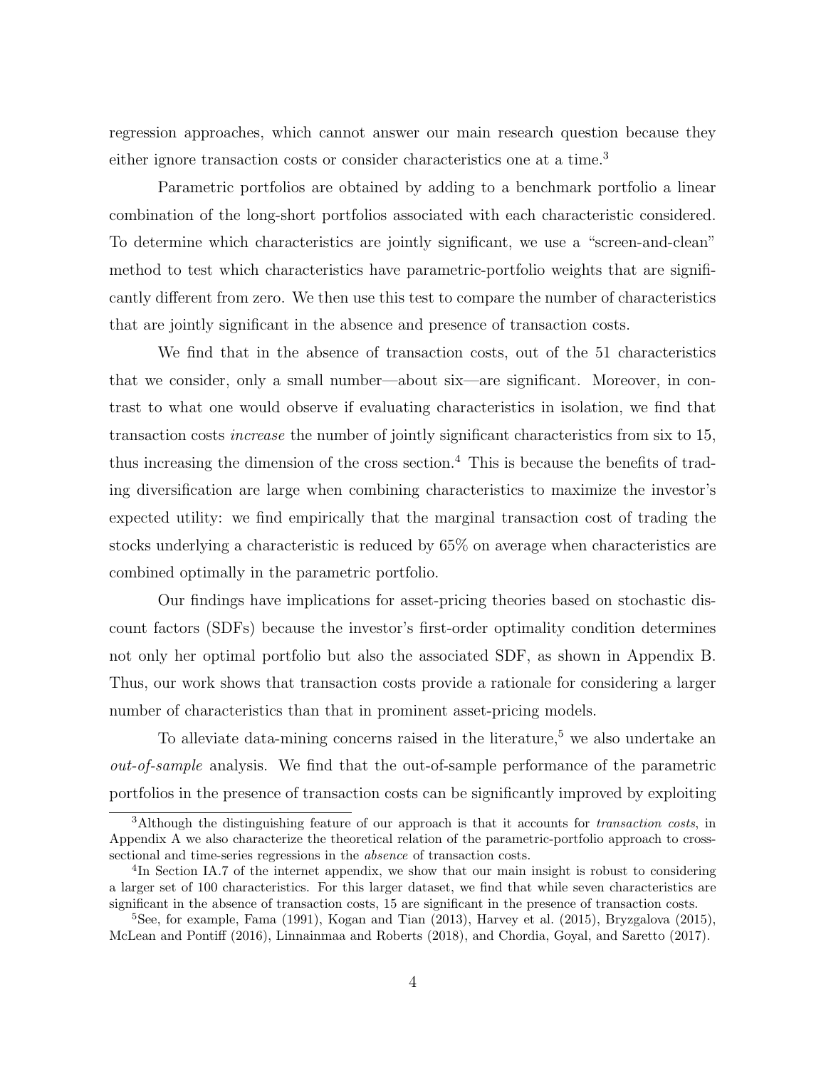regression approaches, which cannot answer our main research question because they either ignore transaction costs or consider characteristics one at a time.[3]

Parametric portfolios are obtained by adding to a benchmark portfolio a linear combination of the long-short portfolios associated with each characteristic considered. To determine which characteristics are jointly significant, we use a "screen-and-clean" method to test which characteristics have parametric-portfolio weights that are significantly different from zero. We then use this test to compare the number of characteristics that are jointly significant in the absence and presence of transaction costs.

We find that in the absence of transaction costs, out of the 51 characteristics that we consider, only a small number—about six—are significant. Moreover, in contrast to what one would observe if evaluating characteristics in isolation, we find that transaction costs *increase* the number of jointly significant characteristics from six to 15, thus increasing the dimension of the cross section.[4] This is because the benefits of trading diversification are large when combining characteristics to maximize the investor's expected utility: we find empirically that the marginal transaction cost of trading the stocks underlying a characteristic is reduced by 65% on average when characteristics are combined optimally in the parametric portfolio.

Our findings have implications for asset-pricing theories based on stochastic discount factors (SDFs) because the investor's first-order optimality condition determines not only her optimal portfolio but also the associated SDF, as shown in Appendix B. Thus, our work shows that transaction costs provide a rationale for considering a larger number of characteristics than that in prominent asset-pricing models.

To alleviate data-mining concerns raised in the literature,[5] we also undertake an *out-of-sample* analysis. We find that the out-of-sample performance of the parametric portfolios in the presence of transaction costs can be significantly improved by exploiting

[3]Although the distinguishing feature of our approach is that it accounts for *transaction costs*, in Appendix A we also characterize the theoretical relation of the parametric-portfolio approach to cross-sectional and time-series regressions in the *absence* of transaction costs.

[4]In Section IA.7 of the internet appendix, we show that our main insight is robust to considering a larger set of 100 characteristics. For this larger dataset, we find that while seven characteristics are significant in the absence of transaction costs, 15 are significant in the presence of transaction costs.

[5]See, for example, Fama (1991), Kogan and Tian (2013), Harvey et al. (2015), Bryzgalova (2015), McLean and Pontiff (2016), Linnainmaa and Roberts (2018), and Chordia, Goyal, and Saretto (2017).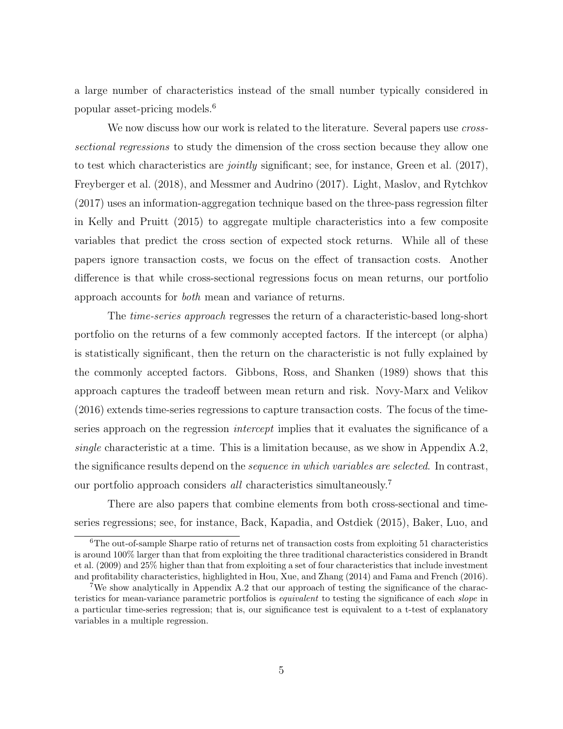a large number of characteristics instead of the small number typically considered in popular asset-pricing models.[6]

We now discuss how our work is related to the literature. Several papers use *cross-sectional regressions* to study the dimension of the cross section because they allow one to test which characteristics are *jointly* significant; see, for instance, Green et al. (2017), Freyberger et al. (2018), and Messmer and Audrino (2017). Light, Maslov, and Rytchkov (2017) uses an information-aggregation technique based on the three-pass regression filter in Kelly and Pruitt (2015) to aggregate multiple characteristics into a few composite variables that predict the cross section of expected stock returns. While all of these papers ignore transaction costs, we focus on the effect of transaction costs. Another difference is that while cross-sectional regressions focus on mean returns, our portfolio approach accounts for *both* mean and variance of returns.

The *time-series approach* regresses the return of a characteristic-based long-short portfolio on the returns of a few commonly accepted factors. If the intercept (or alpha) is statistically significant, then the return on the characteristic is not fully explained by the commonly accepted factors. Gibbons, Ross, and Shanken (1989) shows that this approach captures the tradeoff between mean return and risk. Novy-Marx and Velikov (2016) extends time-series regressions to capture transaction costs. The focus of the time-series approach on the regression *intercept* implies that it evaluates the significance of a *single* characteristic at a time. This is a limitation because, as we show in Appendix A.2, the significance results depend on the *sequence in which variables are selected*. In contrast, our portfolio approach considers *all* characteristics simultaneously.[7]

There are also papers that combine elements from both cross-sectional and time-series regressions; see, for instance, Back, Kapadia, and Ostdiek (2015), Baker, Luo, and

---

[6] The out-of-sample Sharpe ratio of returns net of transaction costs from exploiting 51 characteristics is around 100% larger than that from exploiting the three traditional characteristics considered in Brandt et al. (2009) and 25% higher than that from exploiting a set of four characteristics that include investment and profitability characteristics, highlighted in Hou, Xue, and Zhang (2014) and Fama and French (2016).

[7] We show analytically in Appendix A.2 that our approach of testing the significance of the characteristics for mean-variance parametric portfolios is *equivalent* to testing the significance of each *slope* in a particular time-series regression; that is, our significance test is equivalent to a t-test of explanatory variables in a multiple regression.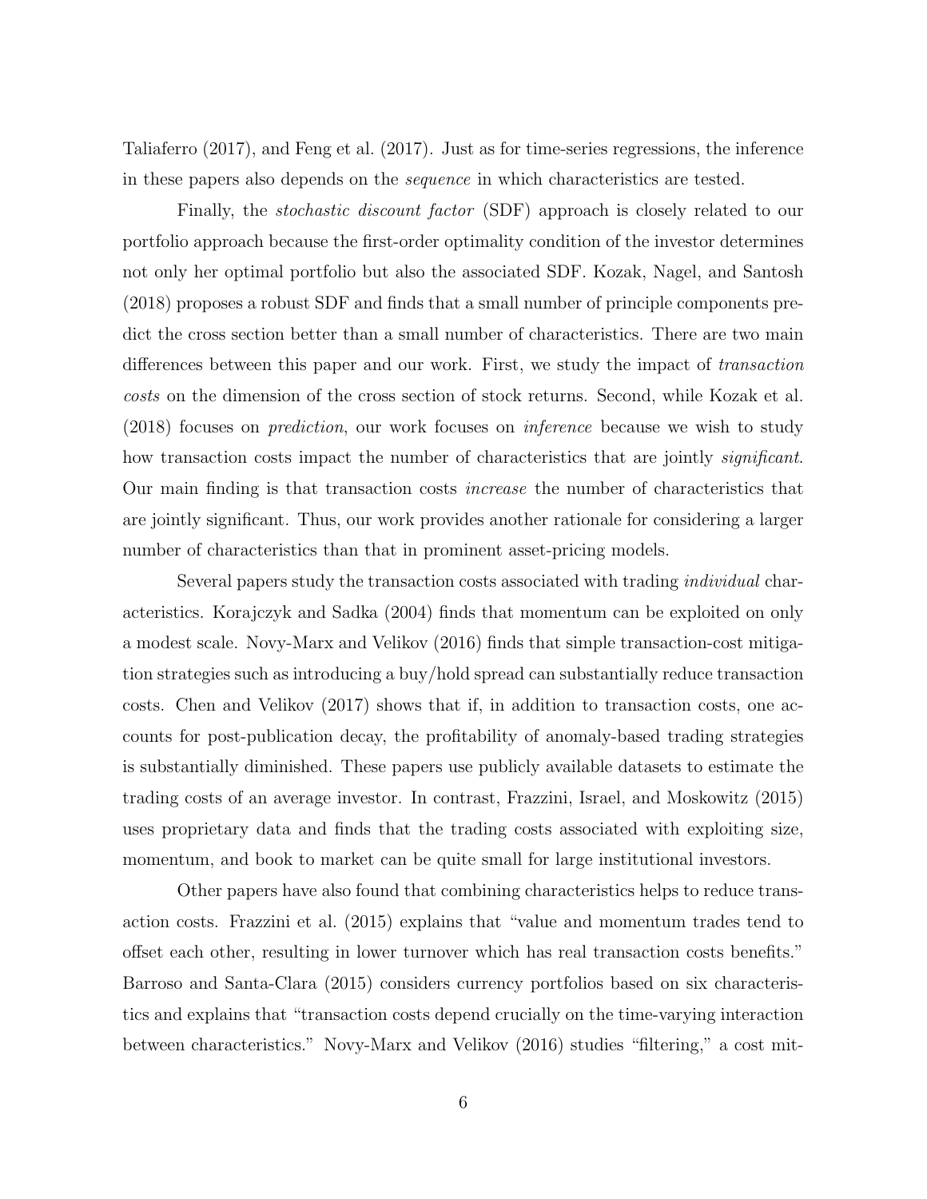Taliaferro (2017), and Feng et al. (2017). Just as for time-series regressions, the inference in these papers also depends on the *sequence* in which characteristics are tested.

Finally, the *stochastic discount factor* (SDF) approach is closely related to our portfolio approach because the first-order optimality condition of the investor determines not only her optimal portfolio but also the associated SDF. Kozak, Nagel, and Santosh (2018) proposes a robust SDF and finds that a small number of principle components predict the cross section better than a small number of characteristics. There are two main differences between this paper and our work. First, we study the impact of *transaction costs* on the dimension of the cross section of stock returns. Second, while Kozak et al. (2018) focuses on *prediction*, our work focuses on *inference* because we wish to study how transaction costs impact the number of characteristics that are jointly *significant*. Our main finding is that transaction costs *increase* the number of characteristics that are jointly significant. Thus, our work provides another rationale for considering a larger number of characteristics than that in prominent asset-pricing models.

Several papers study the transaction costs associated with trading *individual* characteristics. Korajczyk and Sadka (2004) finds that momentum can be exploited on only a modest scale. Novy-Marx and Velikov (2016) finds that simple transaction-cost mitigation strategies such as introducing a buy/hold spread can substantially reduce transaction costs. Chen and Velikov (2017) shows that if, in addition to transaction costs, one accounts for post-publication decay, the profitability of anomaly-based trading strategies is substantially diminished. These papers use publicly available datasets to estimate the trading costs of an average investor. In contrast, Frazzini, Israel, and Moskowitz (2015) uses proprietary data and finds that the trading costs associated with exploiting size, momentum, and book to market can be quite small for large institutional investors.

Other papers have also found that combining characteristics helps to reduce transaction costs. Frazzini et al. (2015) explains that "value and momentum trades tend to offset each other, resulting in lower turnover which has real transaction costs benefits." Barroso and Santa-Clara (2015) considers currency portfolios based on six characteristics and explains that "transaction costs depend crucially on the time-varying interaction between characteristics." Novy-Marx and Velikov (2016) studies "filtering," a cost mit-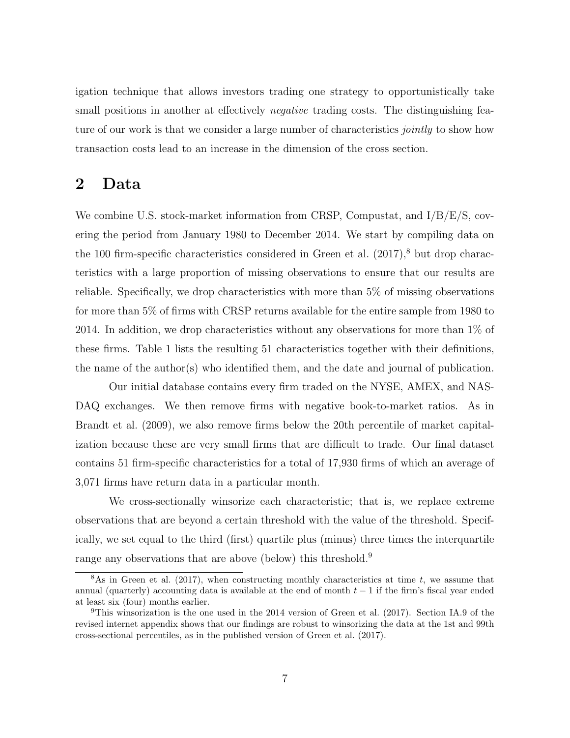igation technique that allows investors trading one strategy to opportunistically take small positions in another at effectively *negative* trading costs. The distinguishing feature of our work is that we consider a large number of characteristics *jointly* to show how transaction costs lead to an increase in the dimension of the cross section.

## 2 Data

We combine U.S. stock-market information from CRSP, Compustat, and I/B/E/S, covering the period from January 1980 to December 2014. We start by compiling data on the 100 firm-specific characteristics considered in Green et al. (2017),[8] but drop characteristics with a large proportion of missing observations to ensure that our results are reliable. Specifically, we drop characteristics with more than 5% of missing observations for more than 5% of firms with CRSP returns available for the entire sample from 1980 to 2014. In addition, we drop characteristics without any observations for more than 1% of these firms. Table 1 lists the resulting 51 characteristics together with their definitions, the name of the author(s) who identified them, and the date and journal of publication.

Our initial database contains every firm traded on the NYSE, AMEX, and NASDAQ exchanges. We then remove firms with negative book-to-market ratios. As in Brandt et al. (2009), we also remove firms below the 20th percentile of market capitalization because these are very small firms that are difficult to trade. Our final dataset contains 51 firm-specific characteristics for a total of 17,930 firms of which an average of 3,071 firms have return data in a particular month.

We cross-sectionally winsorize each characteristic; that is, we replace extreme observations that are beyond a certain threshold with the value of the threshold. Specifically, we set equal to the third (first) quartile plus (minus) three times the interquartile range any observations that are above (below) this threshold.[9]

[8] As in Green et al. (2017), when constructing monthly characteristics at time $t$, we assume that annual (quarterly) accounting data is available at the end of month $t-1$ if the firm's fiscal year ended at least six (four) months earlier.

[9] This winsorization is the one used in the 2014 version of Green et al. (2017). Section IA.9 of the revised internet appendix shows that our findings are robust to winsorizing the data at the 1st and 99th cross-sectional percentiles, as in the published version of Green et al. (2017).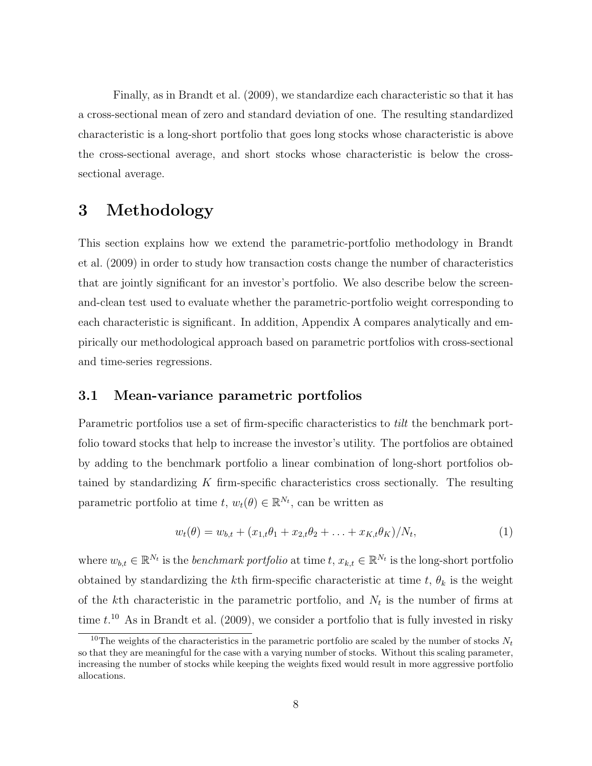Finally, as in Brandt et al. (2009), we standardize each characteristic so that it has a cross-sectional mean of zero and standard deviation of one. The resulting standardized characteristic is a long-short portfolio that goes long stocks whose characteristic is above the cross-sectional average, and short stocks whose characteristic is below the cross-sectional average.

# 3 Methodology

This section explains how we extend the parametric-portfolio methodology in Brandt et al. (2009) in order to study how transaction costs change the number of characteristics that are jointly significant for an investor's portfolio. We also describe below the screen-and-clean test used to evaluate whether the parametric-portfolio weight corresponding to each characteristic is significant. In addition, Appendix A compares analytically and empirically our methodological approach based on parametric portfolios with cross-sectional and time-series regressions.

## 3.1 Mean-variance parametric portfolios

Parametric portfolios use a set of firm-specific characteristics to *tilt* the benchmark portfolio toward stocks that help to increase the investor's utility. The portfolios are obtained by adding to the benchmark portfolio a linear combination of long-short portfolios obtained by standardizing $K$ firm-specific characteristics cross sectionally. The resulting parametric portfolio at time $t$, $w_t(\theta) \in \mathbb{R}^{N_t}$, can be written as

$$w_t(\theta) = w_{b,t} + (x_{1,t}\theta_1 + x_{2,t}\theta_2 + \ldots + x_{K,t}\theta_K)/N_t, \tag{1}$$

where $w_{b,t} \in \mathbb{R}^{N_t}$ is the *benchmark portfolio* at time $t$, $x_{k,t} \in \mathbb{R}^{N_t}$ is the long-short portfolio obtained by standardizing the $k$th firm-specific characteristic at time $t$, $\theta_k$ is the weight of the $k$th characteristic in the parametric portfolio, and $N_t$ is the number of firms at time $t$.[10] As in Brandt et al. (2009), we consider a portfolio that is fully invested in risky

[10] The weights of the characteristics in the parametric portfolio are scaled by the number of stocks $N_t$ so that they are meaningful for the case with a varying number of stocks. Without this scaling parameter, increasing the number of stocks while keeping the weights fixed would result in more aggressive portfolio allocations.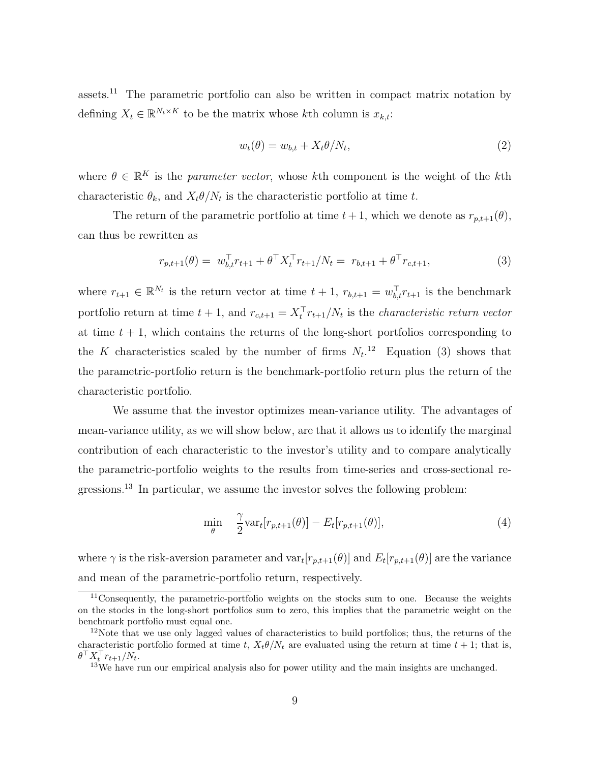assets.[11] The parametric portfolio can also be written in compact matrix notation by defining $X_t \in \mathbb{R}^{N_t \times K}$ to be the matrix whose $k$th column is $x_{k,t}$:

$$w_t(\theta) = w_{b,t} + X_t\theta/N_t, \tag{2}$$

where $\theta \in \mathbb{R}^K$ is the *parameter vector*, whose $k$th component is the weight of the $k$th characteristic $\theta_k$, and $X_t\theta/N_t$ is the characteristic portfolio at time $t$.

The return of the parametric portfolio at time $t+1$, which we denote as $r_{p,t+1}(\theta)$, can thus be rewritten as

$$r_{p,t+1}(\theta) = \; w_{b,t}^\top r_{t+1} + \theta^\top X_t^\top r_{t+1}/N_t = \; r_{b,t+1} + \theta^\top r_{c,t+1}, \tag{3}$$

where $r_{t+1} \in \mathbb{R}^{N_t}$ is the return vector at time $t+1$, $r_{b,t+1} = w_{b,t}^\top r_{t+1}$ is the benchmark portfolio return at time $t+1$, and $r_{c,t+1} = X_t^\top r_{t+1}/N_t$ is the *characteristic return vector* at time $t+1$, which contains the returns of the long-short portfolios corresponding to the $K$ characteristics scaled by the number of firms $N_t$.[12] Equation (3) shows that the parametric-portfolio return is the benchmark-portfolio return plus the return of the characteristic portfolio.

We assume that the investor optimizes mean-variance utility. The advantages of mean-variance utility, as we will show below, are that it allows us to identify the marginal contribution of each characteristic to the investor's utility and to compare analytically the parametric-portfolio weights to the results from time-series and cross-sectional regressions.[13] In particular, we assume the investor solves the following problem:

$$\min_{\theta} \quad \frac{\gamma}{2}\text{var}_t[r_{p,t+1}(\theta)] - E_t[r_{p,t+1}(\theta)], \tag{4}$$

where $\gamma$ is the risk-aversion parameter and $\text{var}_t[r_{p,t+1}(\theta)]$ and $E_t[r_{p,t+1}(\theta)]$ are the variance and mean of the parametric-portfolio return, respectively.

---

[11] Consequently, the parametric-portfolio weights on the stocks sum to one. Because the weights on the stocks in the long-short portfolios sum to zero, this implies that the parametric weight on the benchmark portfolio must equal one.

[12] Note that we use only lagged values of characteristics to build portfolios; thus, the returns of the characteristic portfolio formed at time $t$, $X_t\theta/N_t$ are evaluated using the return at time $t+1$; that is, $\theta^\top X_t^\top r_{t+1}/N_t$.

[13] We have run our empirical analysis also for power utility and the main insights are unchanged.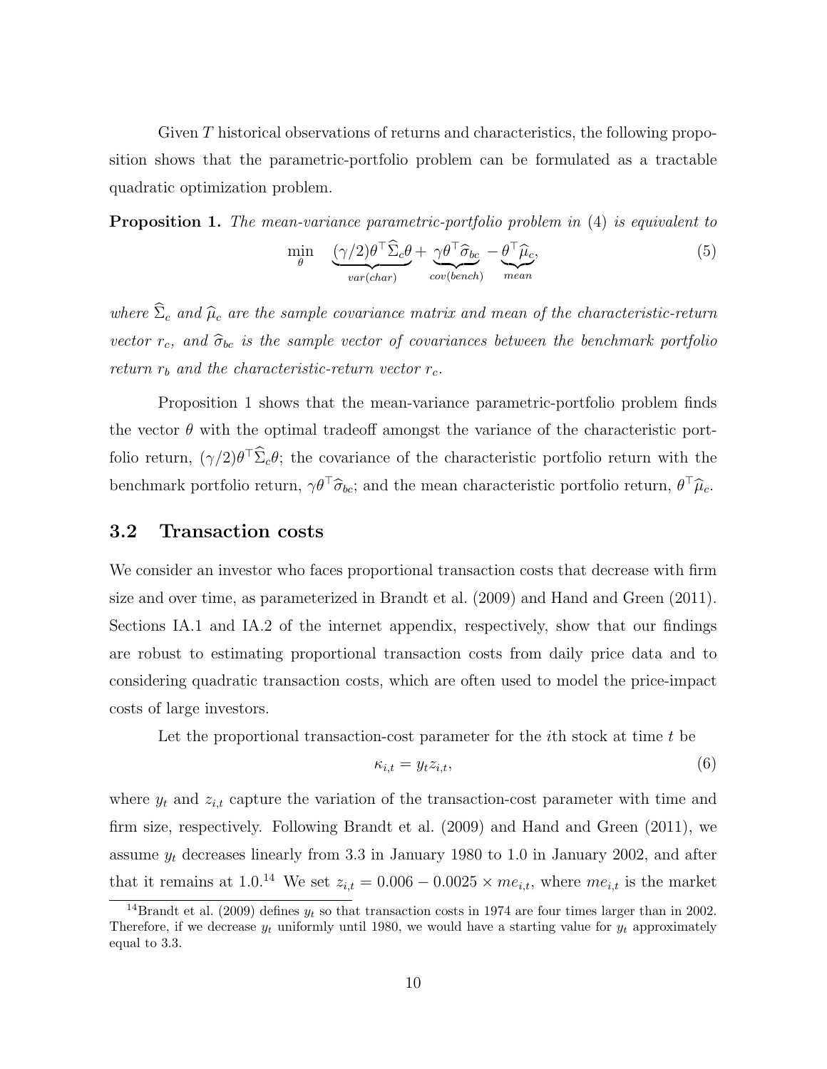Given $T$ historical observations of returns and characteristics, the following proposition shows that the parametric-portfolio problem can be formulated as a tractable quadratic optimization problem.

**Proposition 1.** *The mean-variance parametric-portfolio problem in* (4) *is equivalent to*

$$\min_{\theta} \quad \underbrace{(\gamma/2)\theta^\top \widehat{\Sigma}_c \theta}_{var(char)} + \underbrace{\gamma \theta^\top \widehat{\sigma}_{bc}}_{cov(bench)} - \underbrace{\theta^\top \widehat{\mu}_c}_{mean}, \tag{5}$$

*where $\widehat{\Sigma}_c$ and $\widehat{\mu}_c$ are the sample covariance matrix and mean of the characteristic-return vector $r_c$, and $\widehat{\sigma}_{bc}$ is the sample vector of covariances between the benchmark portfolio return $r_b$ and the characteristic-return vector $r_c$.*

Proposition 1 shows that the mean-variance parametric-portfolio problem finds the vector $\theta$ with the optimal tradeoff amongst the variance of the characteristic portfolio return, $(\gamma/2)\theta^\top \widehat{\Sigma}_c \theta$; the covariance of the characteristic portfolio return with the benchmark portfolio return, $\gamma \theta^\top \widehat{\sigma}_{bc}$; and the mean characteristic portfolio return, $\theta^\top \widehat{\mu}_c$.

### 3.2 Transaction costs

We consider an investor who faces proportional transaction costs that decrease with firm size and over time, as parameterized in Brandt et al. (2009) and Hand and Green (2011). Sections IA.1 and IA.2 of the internet appendix, respectively, show that our findings are robust to estimating proportional transaction costs from daily price data and to considering quadratic transaction costs, which are often used to model the price-impact costs of large investors.

Let the proportional transaction-cost parameter for the $i$th stock at time $t$ be

$$\kappa_{i,t} = y_t z_{i,t}, \tag{6}$$

where $y_t$ and $z_{i,t}$ capture the variation of the transaction-cost parameter with time and firm size, respectively. Following Brandt et al. (2009) and Hand and Green (2011), we assume $y_t$ decreases linearly from 3.3 in January 1980 to 1.0 in January 2002, and after that it remains at 1.0.[14] We set $z_{i,t} = 0.006 - 0.0025 \times me_{i,t}$, where $me_{i,t}$ is the market

[14] Brandt et al. (2009) defines $y_t$ so that transaction costs in 1974 are four times larger than in 2002. Therefore, if we decrease $y_t$ uniformly until 1980, we would have a starting value for $y_t$ approximately equal to 3.3.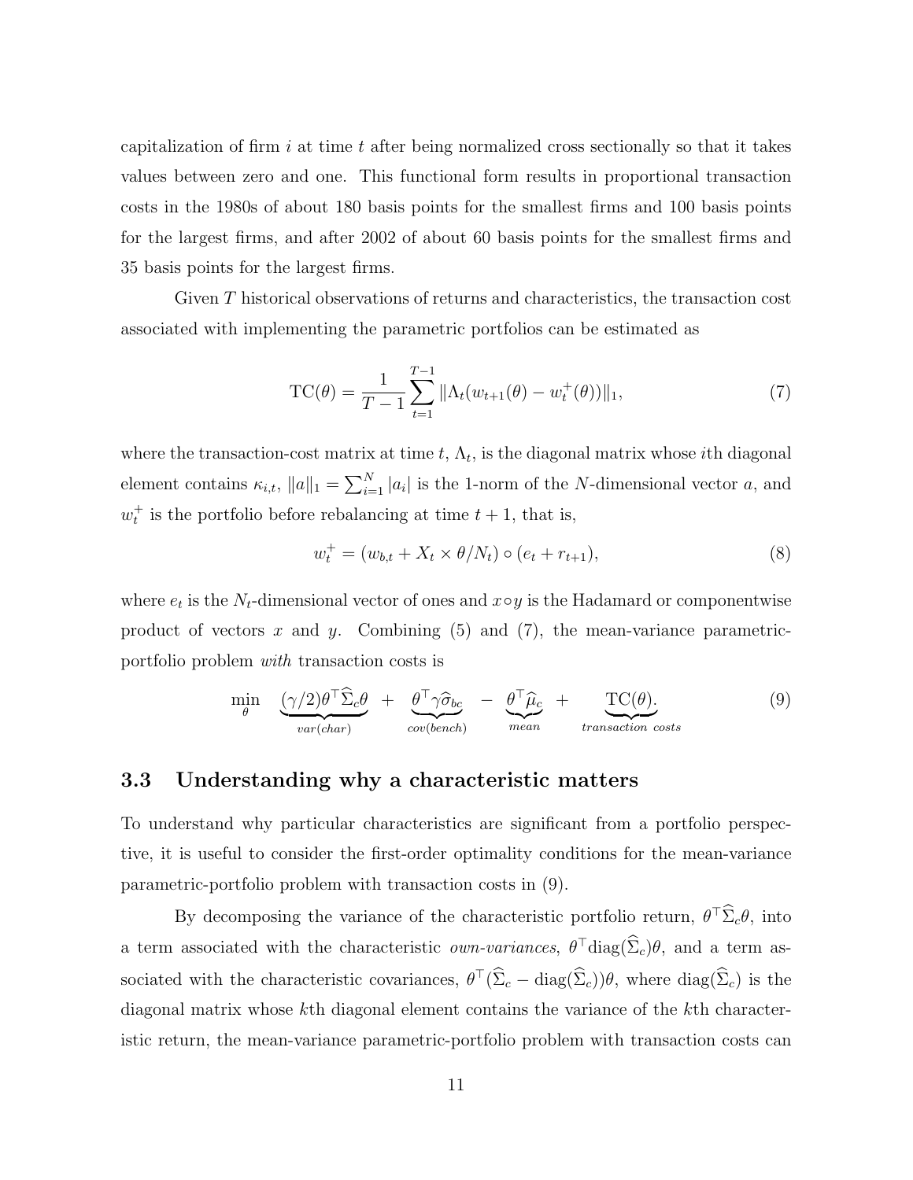capitalization of firm $i$ at time $t$ after being normalized cross sectionally so that it takes values between zero and one. This functional form results in proportional transaction costs in the 1980s of about 180 basis points for the smallest firms and 100 basis points for the largest firms, and after 2002 of about 60 basis points for the smallest firms and 35 basis points for the largest firms.

Given $T$ historical observations of returns and characteristics, the transaction cost associated with implementing the parametric portfolios can be estimated as

$$\text{TC}(\theta) = \frac{1}{T-1} \sum_{t=1}^{T-1} \|\Lambda_t (w_{t+1}(\theta) - w_t^+(\theta))\|_1, \tag{7}$$

where the transaction-cost matrix at time $t$, $\Lambda_t$, is the diagonal matrix whose $i$th diagonal element contains $\kappa_{i,t}$, $\|a\|_1 = \sum_{i=1}^N |a_i|$ is the 1-norm of the $N$-dimensional vector $a$, and $w_t^+$ is the portfolio before rebalancing at time $t+1$, that is,

$$w_t^+ = (w_{b,t} + X_t \times \theta / N_t) \circ (e_t + r_{t+1}), \tag{8}$$

where $e_t$ is the $N_t$-dimensional vector of ones and $x \circ y$ is the Hadamard or componentwise product of vectors $x$ and $y$. Combining (5) and (7), the mean-variance parametric-portfolio problem *with* transaction costs is

$$\min_{\theta} \quad \underbrace{(\gamma/2)\theta^\top \widehat{\Sigma}_c \theta}_{var(char)} \; + \; \underbrace{\theta^\top \gamma \widehat{\sigma}_{bc}}_{cov(bench)} \; - \; \underbrace{\theta^\top \widehat{\mu}_c}_{mean} \; + \; \underbrace{\text{TC}(\theta).}_{transaction\ costs} \tag{9}$$

## 3.3 Understanding why a characteristic matters

To understand why particular characteristics are significant from a portfolio perspective, it is useful to consider the first-order optimality conditions for the mean-variance parametric-portfolio problem with transaction costs in (9).

By decomposing the variance of the characteristic portfolio return, $\theta^\top \widehat{\Sigma}_c \theta$, into a term associated with the characteristic *own-variances*, $\theta^\top \text{diag}(\widehat{\Sigma}_c)\theta$, and a term associated with the characteristic covariances, $\theta^\top (\widehat{\Sigma}_c - \text{diag}(\widehat{\Sigma}_c))\theta$, where $\text{diag}(\widehat{\Sigma}_c)$ is the diagonal matrix whose $k$th diagonal element contains the variance of the $k$th characteristic return, the mean-variance parametric-portfolio problem with transaction costs can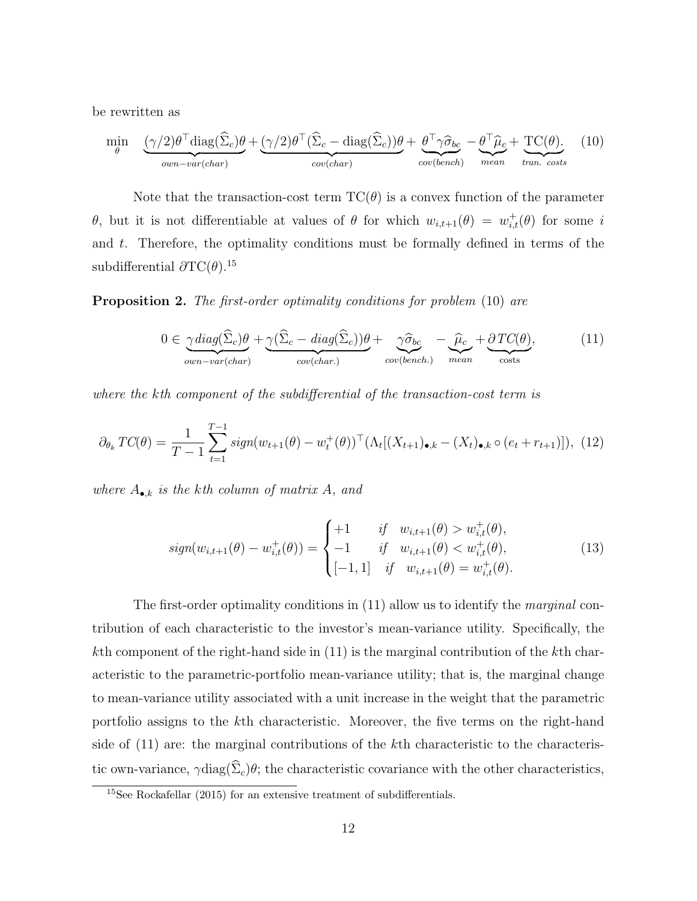be rewritten as

$$\min_{\theta} \quad \underbrace{(\gamma/2)\theta^{\top}\mathrm{diag}(\widehat{\Sigma}_c)\theta}_{own-var(char)} + \underbrace{(\gamma/2)\theta^{\top}(\widehat{\Sigma}_c - \mathrm{diag}(\widehat{\Sigma}_c))\theta}_{cov(char)} + \underbrace{\theta^{\top}\gamma\widehat{\sigma}_{bc}}_{cov(bench)} - \underbrace{\theta^{\top}\widehat{\mu}_c}_{mean} + \underbrace{\mathrm{TC}(\theta).}_{tran.\ costs} \tag{10}$$

Note that the transaction-cost term $\mathrm{TC}(\theta)$ is a convex function of the parameter $\theta$, but it is not differentiable at values of $\theta$ for which $w_{i,t+1}(\theta) = w_{i,t}^{+}(\theta)$ for some $i$ and $t$. Therefore, the optimality conditions must be formally defined in terms of the subdifferential $\partial\mathrm{TC}(\theta)$.[15]

**Proposition 2.** *The first-order optimality conditions for problem* (10) *are*

$$0 \in \underbrace{\gamma diag(\widehat{\Sigma}_c)\theta}_{own-var(char)} + \underbrace{\gamma(\widehat{\Sigma}_c - diag(\widehat{\Sigma}_c))\theta}_{cov(char.)} + \underbrace{\gamma\widehat{\sigma}_{bc}}_{cov(bench.)} - \underbrace{\widehat{\mu}_c}_{mean} + \underbrace{\partial\, TC(\theta)}_{\text{costs}}, \tag{11}$$

*where the $k$th component of the subdifferential of the transaction-cost term is*

$$\partial_{\theta_k} TC(\theta) = \frac{1}{T-1}\sum_{t=1}^{T-1} sign(w_{t+1}(\theta) - w_t^{+}(\theta))^{\top}(\Lambda_t[(X_{t+1})_{\bullet,k} - (X_t)_{\bullet,k} \circ (e_t + r_{t+1})]), \tag{12}$$

*where $A_{\bullet,k}$ is the $k$th column of matrix $A$, and*

$$sign(w_{i,t+1}(\theta) - w_{i,t}^{+}(\theta)) = \begin{cases} +1 & if \quad w_{i,t+1}(\theta) > w_{i,t}^{+}(\theta), \\ -1 & if \quad w_{i,t+1}(\theta) < w_{i,t}^{+}(\theta), \\ [-1, 1] & if \quad w_{i,t+1}(\theta) = w_{i,t}^{+}(\theta). \end{cases} \tag{13}$$

The first-order optimality conditions in (11) allow us to identify the *marginal* contribution of each characteristic to the investor's mean-variance utility. Specifically, the $k$th component of the right-hand side in (11) is the marginal contribution of the $k$th characteristic to the parametric-portfolio mean-variance utility; that is, the marginal change to mean-variance utility associated with a unit increase in the weight that the parametric portfolio assigns to the $k$th characteristic. Moreover, the five terms on the right-hand side of (11) are: the marginal contributions of the $k$th characteristic to the characteristic own-variance, $\gamma\mathrm{diag}(\widehat{\Sigma}_c)\theta$; the characteristic covariance with the other characteristics,

[15] See Rockafellar (2015) for an extensive treatment of subdifferentials.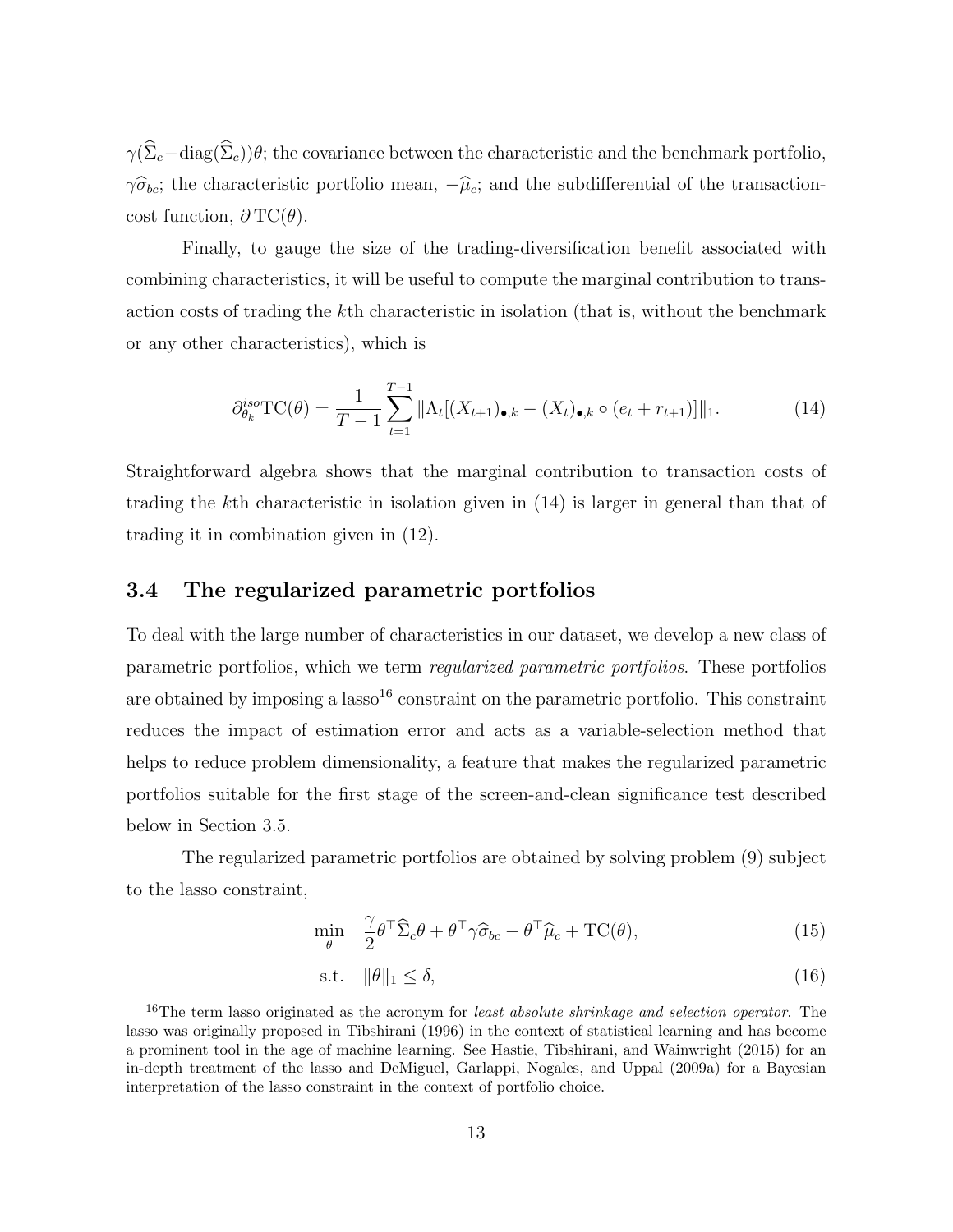$\gamma(\widehat{\Sigma}_c - \text{diag}(\widehat{\Sigma}_c))\theta$; the covariance between the characteristic and the benchmark portfolio, $\gamma\widehat{\sigma}_{bc}$; the characteristic portfolio mean, $-\widehat{\mu}_c$; and the subdifferential of the transaction-cost function, $\partial\,\text{TC}(\theta)$.

Finally, to gauge the size of the trading-diversification benefit associated with combining characteristics, it will be useful to compute the marginal contribution to transaction costs of trading the $k$th characteristic in isolation (that is, without the benchmark or any other characteristics), which is

$$\partial^{iso}_{\theta_k}\text{TC}(\theta) = \frac{1}{T-1}\sum_{t=1}^{T-1} \|\Lambda_t[(X_{t+1})_{\bullet,k} - (X_t)_{\bullet,k} \circ (e_t + r_{t+1})]\|_1. \tag{14}$$

Straightforward algebra shows that the marginal contribution to transaction costs of trading the $k$th characteristic in isolation given in (14) is larger in general than that of trading it in combination given in (12).

## 3.4 The regularized parametric portfolios

To deal with the large number of characteristics in our dataset, we develop a new class of parametric portfolios, which we term *regularized parametric portfolios*. These portfolios are obtained by imposing a lasso[16] constraint on the parametric portfolio. This constraint reduces the impact of estimation error and acts as a variable-selection method that helps to reduce problem dimensionality, a feature that makes the regularized parametric portfolios suitable for the first stage of the screen-and-clean significance test described below in Section 3.5.

The regularized parametric portfolios are obtained by solving problem (9) subject to the lasso constraint,

$$\min_{\theta} \quad \frac{\gamma}{2}\theta^\top \widehat{\Sigma}_c \theta + \theta^\top \gamma \widehat{\sigma}_{bc} - \theta^\top \widehat{\mu}_c + \text{TC}(\theta), \tag{15}$$

$$\text{s.t.} \quad \|\theta\|_1 \leq \delta, \tag{16}$$

[16] The term lasso originated as the acronym for *least absolute shrinkage and selection operator*. The lasso was originally proposed in Tibshirani (1996) in the context of statistical learning and has become a prominent tool in the age of machine learning. See Hastie, Tibshirani, and Wainwright (2015) for an in-depth treatment of the lasso and DeMiguel, Garlappi, Nogales, and Uppal (2009a) for a Bayesian interpretation of the lasso constraint in the context of portfolio choice.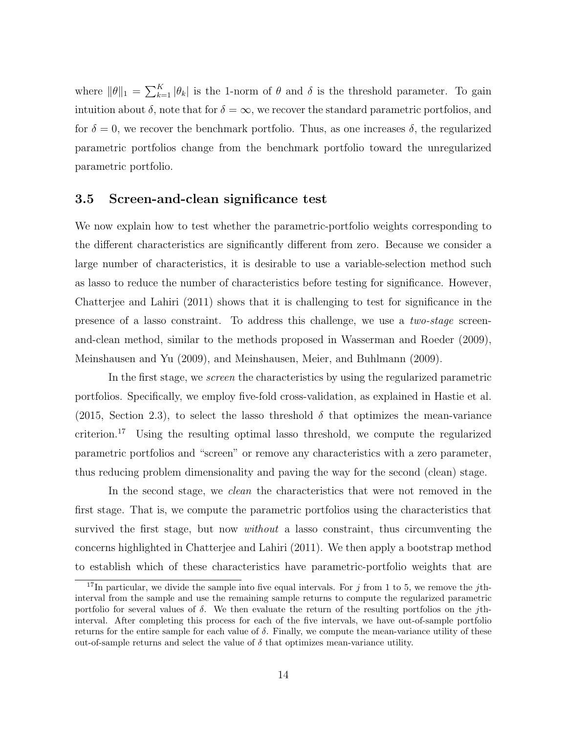where $\|\theta\|_1 = \sum_{k=1}^{K} |\theta_k|$ is the 1-norm of $\theta$ and $\delta$ is the threshold parameter. To gain intuition about $\delta$, note that for $\delta = \infty$, we recover the standard parametric portfolios, and for $\delta = 0$, we recover the benchmark portfolio. Thus, as one increases $\delta$, the regularized parametric portfolios change from the benchmark portfolio toward the unregularized parametric portfolio.

### 3.5 Screen-and-clean significance test

We now explain how to test whether the parametric-portfolio weights corresponding to the different characteristics are significantly different from zero. Because we consider a large number of characteristics, it is desirable to use a variable-selection method such as lasso to reduce the number of characteristics before testing for significance. However, Chatterjee and Lahiri (2011) shows that it is challenging to test for significance in the presence of a lasso constraint. To address this challenge, we use a *two-stage* screen-and-clean method, similar to the methods proposed in Wasserman and Roeder (2009), Meinshausen and Yu (2009), and Meinshausen, Meier, and Buhlmann (2009).

In the first stage, we *screen* the characteristics by using the regularized parametric portfolios. Specifically, we employ five-fold cross-validation, as explained in Hastie et al. (2015, Section 2.3), to select the lasso threshold $\delta$ that optimizes the mean-variance criterion.[17] Using the resulting optimal lasso threshold, we compute the regularized parametric portfolios and "screen" or remove any characteristics with a zero parameter, thus reducing problem dimensionality and paving the way for the second (clean) stage.

In the second stage, we *clean* the characteristics that were not removed in the first stage. That is, we compute the parametric portfolios using the characteristics that survived the first stage, but now *without* a lasso constraint, thus circumventing the concerns highlighted in Chatterjee and Lahiri (2011). We then apply a bootstrap method to establish which of these characteristics have parametric-portfolio weights that are

[17] In particular, we divide the sample into five equal intervals. For $j$ from 1 to 5, we remove the $j$th-interval from the sample and use the remaining sample returns to compute the regularized parametric portfolio for several values of $\delta$. We then evaluate the return of the resulting portfolios on the $j$th-interval. After completing this process for each of the five intervals, we have out-of-sample portfolio returns for the entire sample for each value of $\delta$. Finally, we compute the mean-variance utility of these out-of-sample returns and select the value of $\delta$ that optimizes mean-variance utility.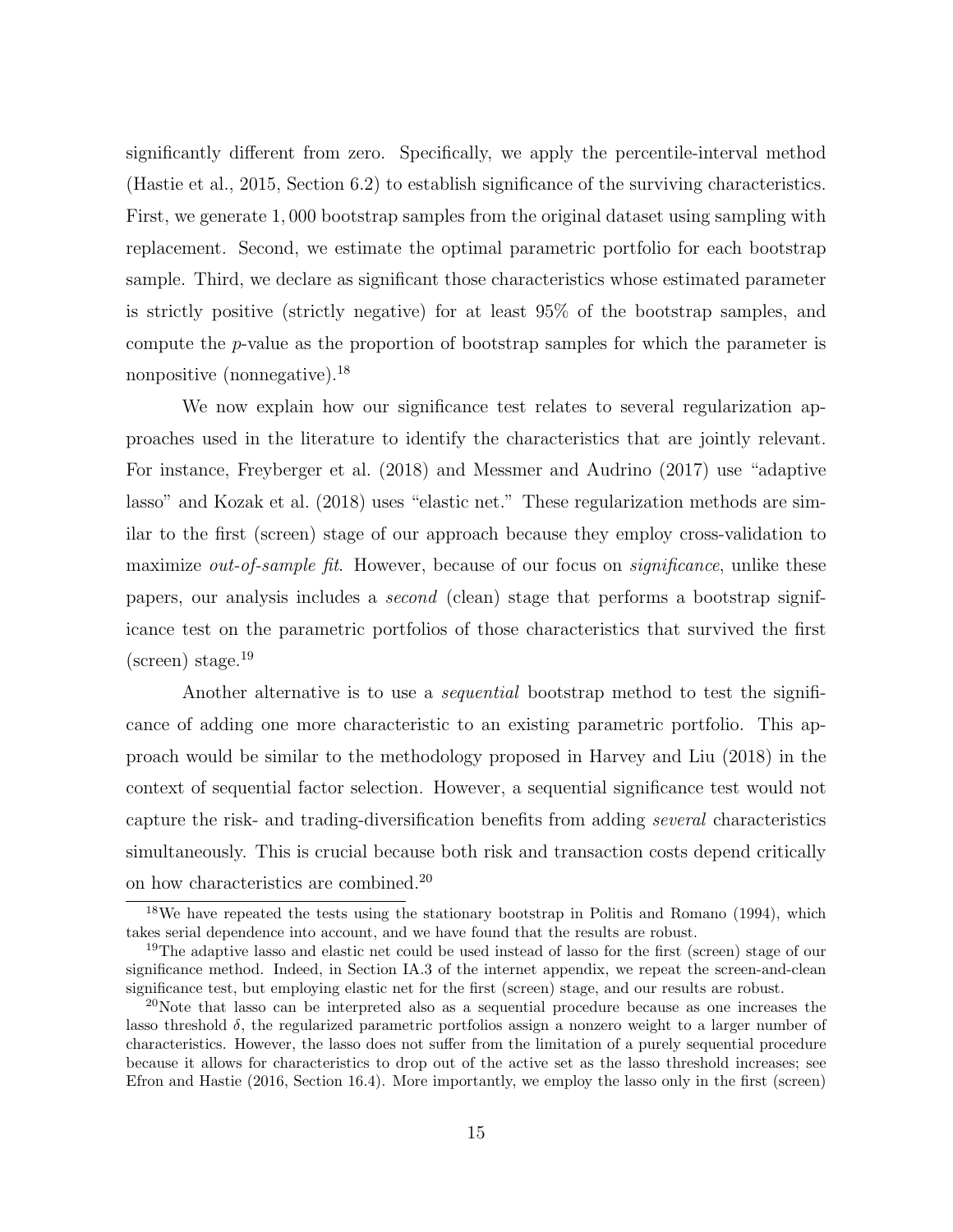significantly different from zero. Specifically, we apply the percentile-interval method (Hastie et al., 2015, Section 6.2) to establish significance of the surviving characteristics. First, we generate 1,000 bootstrap samples from the original dataset using sampling with replacement. Second, we estimate the optimal parametric portfolio for each bootstrap sample. Third, we declare as significant those characteristics whose estimated parameter is strictly positive (strictly negative) for at least 95% of the bootstrap samples, and compute the $p$-value as the proportion of bootstrap samples for which the parameter is nonpositive (nonnegative).[18]

We now explain how our significance test relates to several regularization approaches used in the literature to identify the characteristics that are jointly relevant. For instance, Freyberger et al. (2018) and Messmer and Audrino (2017) use "adaptive lasso" and Kozak et al. (2018) uses "elastic net." These regularization methods are similar to the first (screen) stage of our approach because they employ cross-validation to maximize *out-of-sample fit*. However, because of our focus on *significance*, unlike these papers, our analysis includes a *second* (clean) stage that performs a bootstrap significance test on the parametric portfolios of those characteristics that survived the first (screen) stage.[19]

Another alternative is to use a *sequential* bootstrap method to test the significance of adding one more characteristic to an existing parametric portfolio. This approach would be similar to the methodology proposed in Harvey and Liu (2018) in the context of sequential factor selection. However, a sequential significance test would not capture the risk- and trading-diversification benefits from adding *several* characteristics simultaneously. This is crucial because both risk and transaction costs depend critically on how characteristics are combined.[20]

---

[18] We have repeated the tests using the stationary bootstrap in Politis and Romano (1994), which takes serial dependence into account, and we have found that the results are robust.

[19] The adaptive lasso and elastic net could be used instead of lasso for the first (screen) stage of our significance method. Indeed, in Section IA.3 of the internet appendix, we repeat the screen-and-clean significance test, but employing elastic net for the first (screen) stage, and our results are robust.

[20] Note that lasso can be interpreted also as a sequential procedure because as one increases the lasso threshold $\delta$, the regularized parametric portfolios assign a nonzero weight to a larger number of characteristics. However, the lasso does not suffer from the limitation of a purely sequential procedure because it allows for characteristics to drop out of the active set as the lasso threshold increases; see Efron and Hastie (2016, Section 16.4). More importantly, we employ the lasso only in the first (screen)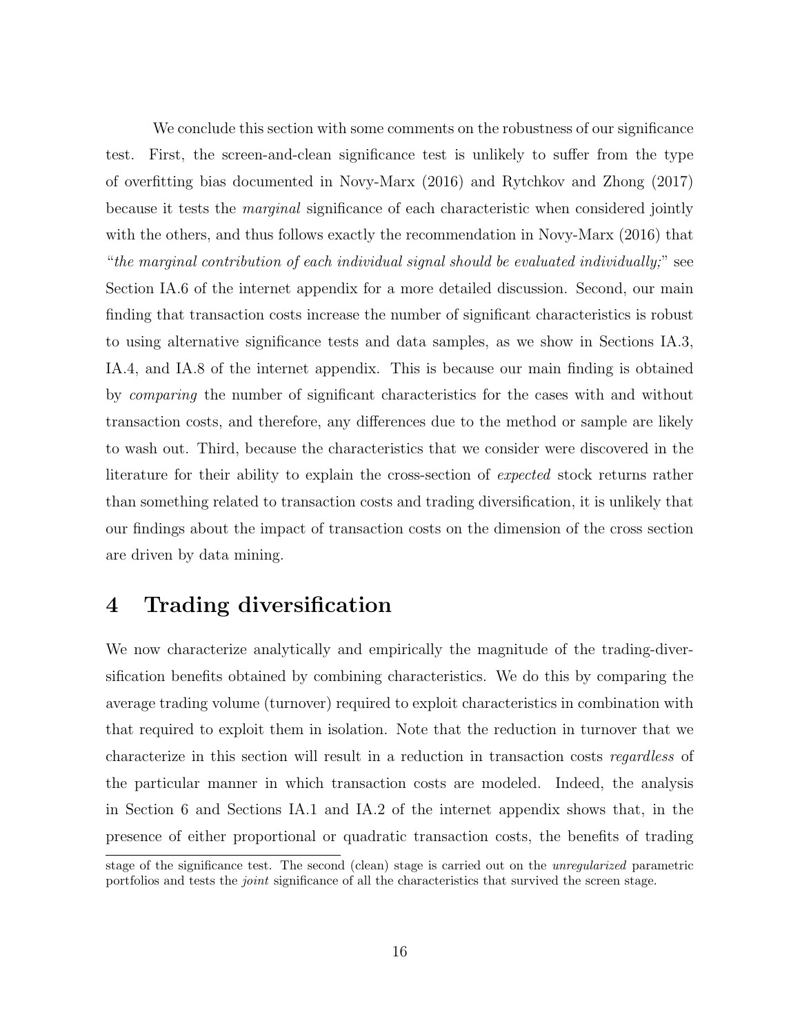We conclude this section with some comments on the robustness of our significance test. First, the screen-and-clean significance test is unlikely to suffer from the type of overfitting bias documented in Novy-Marx (2016) and Rytchkov and Zhong (2017) because it tests the *marginal* significance of each characteristic when considered jointly with the others, and thus follows exactly the recommendation in Novy-Marx (2016) that "*the marginal contribution of each individual signal should be evaluated individually;*" see Section IA.6 of the internet appendix for a more detailed discussion. Second, our main finding that transaction costs increase the number of significant characteristics is robust to using alternative significance tests and data samples, as we show in Sections IA.3, IA.4, and IA.8 of the internet appendix. This is because our main finding is obtained by *comparing* the number of significant characteristics for the cases with and without transaction costs, and therefore, any differences due to the method or sample are likely to wash out. Third, because the characteristics that we consider were discovered in the literature for their ability to explain the cross-section of *expected* stock returns rather than something related to transaction costs and trading diversification, it is unlikely that our findings about the impact of transaction costs on the dimension of the cross section are driven by data mining.

# 4 Trading diversification

We now characterize analytically and empirically the magnitude of the trading-diversification benefits obtained by combining characteristics. We do this by comparing the average trading volume (turnover) required to exploit characteristics in combination with that required to exploit them in isolation. Note that the reduction in turnover that we characterize in this section will result in a reduction in transaction costs *regardless* of the particular manner in which transaction costs are modeled. Indeed, the analysis in Section 6 and Sections IA.1 and IA.2 of the internet appendix shows that, in the presence of either proportional or quadratic transaction costs, the benefits of trading

stage of the significance test. The second (clean) stage is carried out on the *unregularized* parametric portfolios and tests the *joint* significance of all the characteristics that survived the screen stage.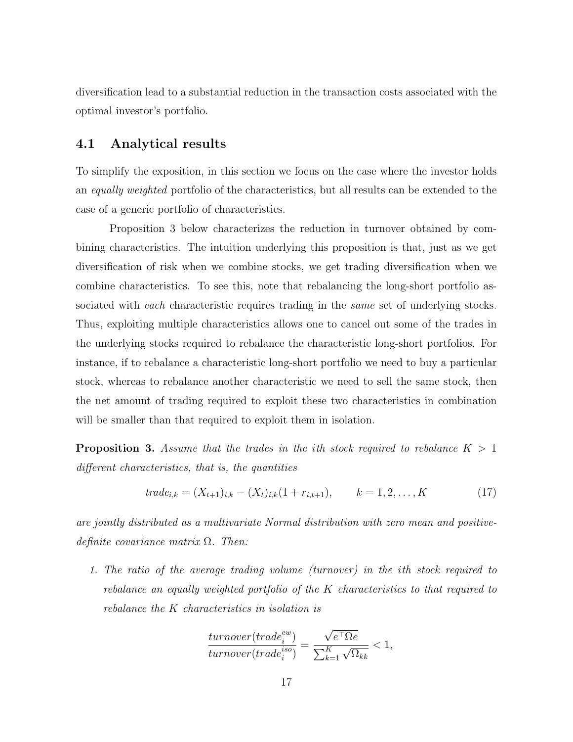diversification lead to a substantial reduction in the transaction costs associated with the optimal investor's portfolio.

## 4.1 Analytical results

To simplify the exposition, in this section we focus on the case where the investor holds an *equally weighted* portfolio of the characteristics, but all results can be extended to the case of a generic portfolio of characteristics.

Proposition 3 below characterizes the reduction in turnover obtained by combining characteristics. The intuition underlying this proposition is that, just as we get diversification of risk when we combine stocks, we get trading diversification when we combine characteristics. To see this, note that rebalancing the long-short portfolio associated with *each* characteristic requires trading in the *same* set of underlying stocks. Thus, exploiting multiple characteristics allows one to cancel out some of the trades in the underlying stocks required to rebalance the characteristic long-short portfolios. For instance, if to rebalance a characteristic long-short portfolio we need to buy a particular stock, whereas to rebalance another characteristic we need to sell the same stock, then the net amount of trading required to exploit these two characteristics in combination will be smaller than that required to exploit them in isolation.

**Proposition 3.** *Assume that the trades in the $i$th stock required to rebalance $K > 1$ different characteristics, that is, the quantities*

$$trade_{i,k} = (X_{t+1})_{i,k} - (X_t)_{i,k}(1 + r_{i,t+1}), \qquad k = 1, 2, \ldots, K \tag{17}$$

*are jointly distributed as a multivariate Normal distribution with zero mean and positive-definite covariance matrix $\Omega$. Then:*

1. *The ratio of the average trading volume (turnover) in the $i$th stock required to rebalance an equally weighted portfolio of the $K$ characteristics to that required to rebalance the $K$ characteristics in isolation is*

$$\frac{turnover(trade_i^{ew})}{turnover(trade_i^{iso})} = \frac{\sqrt{e^\top \Omega e}}{\sum_{k=1}^{K} \sqrt{\Omega_{kk}}} < 1,$$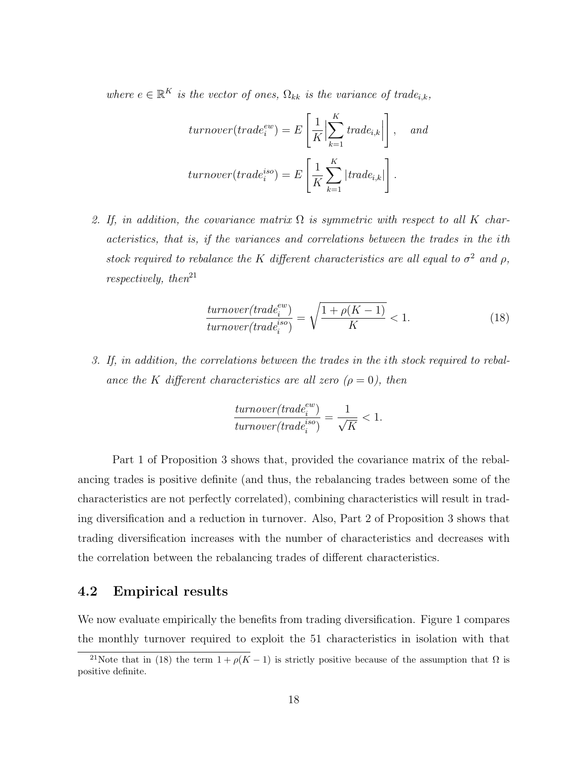*where $e \in \mathbb{R}^K$ is the vector of ones, $\Omega_{kk}$ is the variance of $trade_{i,k}$,*

$$turnover(trade_i^{ew}) = E\left[\frac{1}{K}\Big|\sum_{k=1}^{K} trade_{i,k}\Big|\right], \quad and$$

$$turnover(trade_i^{iso}) = E\left[\frac{1}{K}\sum_{k=1}^{K} |trade_{i,k}|\right].$$

2. *If, in addition, the covariance matrix $\Omega$ is symmetric with respect to all $K$ characteristics, that is, if the variances and correlations between the trades in the $i$th stock required to rebalance the $K$ different characteristics are all equal to $\sigma^2$ and $\rho$, respectively, then*[21]

$$\frac{turnover(trade_i^{ew})}{turnover(trade_i^{iso})} = \sqrt{\frac{1+\rho(K-1)}{K}} < 1. \tag{18}$$

3. *If, in addition, the correlations between the trades in the $i$th stock required to rebalance the $K$ different characteristics are all zero ($\rho = 0$), then*

$$\frac{turnover(trade_i^{ew})}{turnover(trade_i^{iso})} = \frac{1}{\sqrt{K}} < 1.$$

Part 1 of Proposition 3 shows that, provided the covariance matrix of the rebalancing trades is positive definite (and thus, the rebalancing trades between some of the characteristics are not perfectly correlated), combining characteristics will result in trading diversification and a reduction in turnover. Also, Part 2 of Proposition 3 shows that trading diversification increases with the number of characteristics and decreases with the correlation between the rebalancing trades of different characteristics.

## 4.2 Empirical results

We now evaluate empirically the benefits from trading diversification. Figure 1 compares the monthly turnover required to exploit the 51 characteristics in isolation with that

[21] Note that in (18) the term $1 + \rho(K-1)$ is strictly positive because of the assumption that $\Omega$ is positive definite.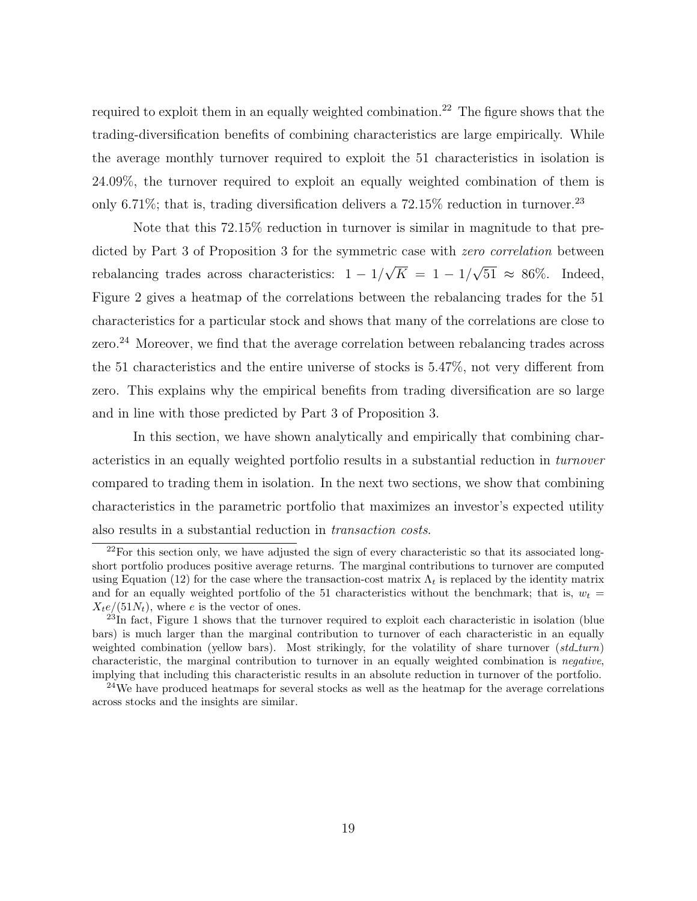required to exploit them in an equally weighted combination.[22] The figure shows that the trading-diversification benefits of combining characteristics are large empirically. While the average monthly turnover required to exploit the 51 characteristics in isolation is 24.09%, the turnover required to exploit an equally weighted combination of them is only 6.71%; that is, trading diversification delivers a 72.15% reduction in turnover.[23]

Note that this 72.15% reduction in turnover is similar in magnitude to that predicted by Part 3 of Proposition 3 for the symmetric case with *zero correlation* between rebalancing trades across characteristics: $1 - 1/\sqrt{K} = 1 - 1/\sqrt{51} \approx 86\%$. Indeed, Figure 2 gives a heatmap of the correlations between the rebalancing trades for the 51 characteristics for a particular stock and shows that many of the correlations are close to zero.[24] Moreover, we find that the average correlation between rebalancing trades across the 51 characteristics and the entire universe of stocks is 5.47%, not very different from zero. This explains why the empirical benefits from trading diversification are so large and in line with those predicted by Part 3 of Proposition 3.

In this section, we have shown analytically and empirically that combining characteristics in an equally weighted portfolio results in a substantial reduction in *turnover* compared to trading them in isolation. In the next two sections, we show that combining characteristics in the parametric portfolio that maximizes an investor's expected utility also results in a substantial reduction in *transaction costs*.

---

[22] For this section only, we have adjusted the sign of every characteristic so that its associated long-short portfolio produces positive average returns. The marginal contributions to turnover are computed using Equation (12) for the case where the transaction-cost matrix $\Lambda_t$ is replaced by the identity matrix and for an equally weighted portfolio of the 51 characteristics without the benchmark; that is, $w_t = X_t e/(51 N_t)$, where $e$ is the vector of ones.

[23] In fact, Figure 1 shows that the turnover required to exploit each characteristic in isolation (blue bars) is much larger than the marginal contribution to turnover of each characteristic in an equally weighted combination (yellow bars). Most strikingly, for the volatility of share turnover (*std_turn*) characteristic, the marginal contribution to turnover in an equally weighted combination is *negative*, implying that including this characteristic results in an absolute reduction in turnover of the portfolio.

[24] We have produced heatmaps for several stocks as well as the heatmap for the average correlations across stocks and the insights are similar.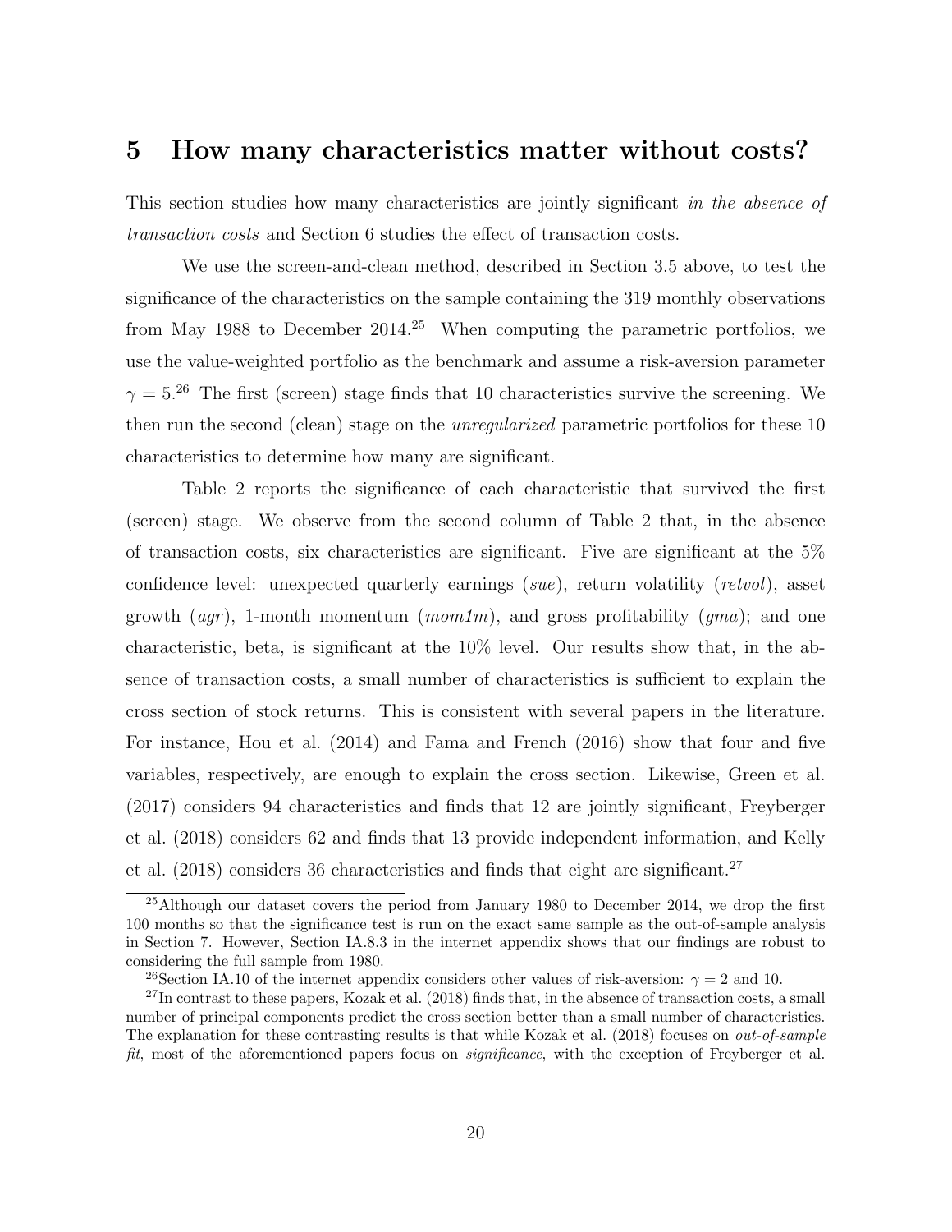# 5 How many characteristics matter without costs?

This section studies how many characteristics are jointly significant *in the absence of transaction costs* and Section 6 studies the effect of transaction costs.

We use the screen-and-clean method, described in Section 3.5 above, to test the significance of the characteristics on the sample containing the 319 monthly observations from May 1988 to December 2014.[25] When computing the parametric portfolios, we use the value-weighted portfolio as the benchmark and assume a risk-aversion parameter $\gamma = 5$.[26] The first (screen) stage finds that 10 characteristics survive the screening. We then run the second (clean) stage on the *unregularized* parametric portfolios for these 10 characteristics to determine how many are significant.

Table 2 reports the significance of each characteristic that survived the first (screen) stage. We observe from the second column of Table 2 that, in the absence of transaction costs, six characteristics are significant. Five are significant at the 5% confidence level: unexpected quarterly earnings (*sue*), return volatility (*retvol*), asset growth (*agr*), 1-month momentum (*mom1m*), and gross profitability (*gma*); and one characteristic, beta, is significant at the 10% level. Our results show that, in the absence of transaction costs, a small number of characteristics is sufficient to explain the cross section of stock returns. This is consistent with several papers in the literature. For instance, Hou et al. (2014) and Fama and French (2016) show that four and five variables, respectively, are enough to explain the cross section. Likewise, Green et al. (2017) considers 94 characteristics and finds that 12 are jointly significant, Freyberger et al. (2018) considers 62 and finds that 13 provide independent information, and Kelly et al. (2018) considers 36 characteristics and finds that eight are significant.[27]

[25] Although our dataset covers the period from January 1980 to December 2014, we drop the first 100 months so that the significance test is run on the exact same sample as the out-of-sample analysis in Section 7. However, Section IA.8.3 in the internet appendix shows that our findings are robust to considering the full sample from 1980.

[26] Section IA.10 of the internet appendix considers other values of risk-aversion: $\gamma = 2$ and 10.

[27] In contrast to these papers, Kozak et al. (2018) finds that, in the absence of transaction costs, a small number of principal components predict the cross section better than a small number of characteristics. The explanation for these contrasting results is that while Kozak et al. (2018) focuses on *out-of-sample fit*, most of the aforementioned papers focus on *significance*, with the exception of Freyberger et al.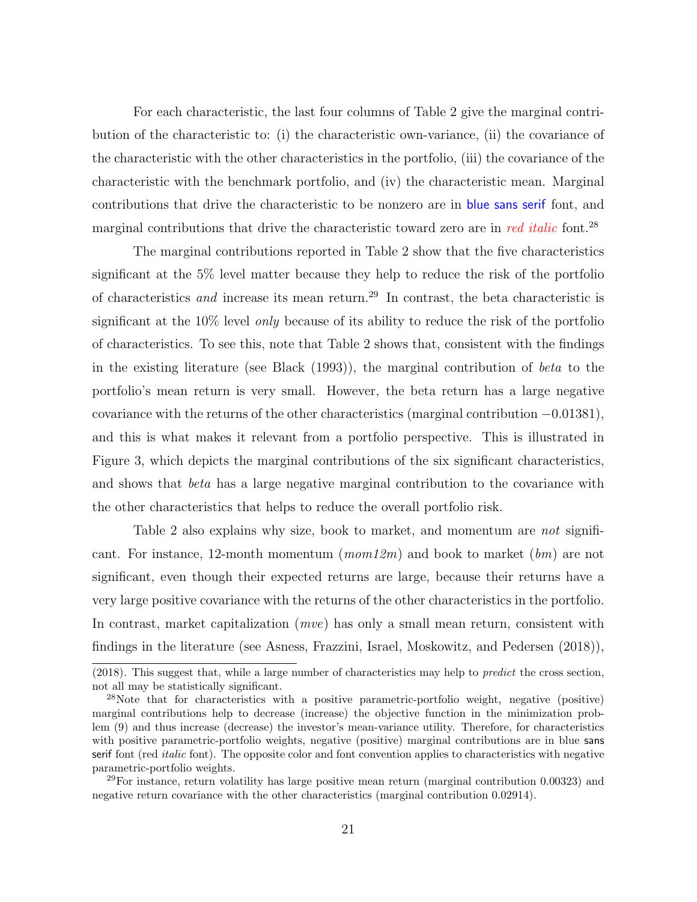For each characteristic, the last four columns of Table 2 give the marginal contribution of the characteristic to: (i) the characteristic own-variance, (ii) the covariance of the characteristic with the other characteristics in the portfolio, (iii) the covariance of the characteristic with the benchmark portfolio, and (iv) the characteristic mean. Marginal contributions that drive the characteristic to be nonzero are in blue sans serif font, and marginal contributions that drive the characteristic toward zero are in *red italic* font.[28]

The marginal contributions reported in Table 2 show that the five characteristics significant at the 5% level matter because they help to reduce the risk of the portfolio of characteristics *and* increase its mean return.[29] In contrast, the beta characteristic is significant at the 10% level *only* because of its ability to reduce the risk of the portfolio of characteristics. To see this, note that Table 2 shows that, consistent with the findings in the existing literature (see Black (1993)), the marginal contribution of *beta* to the portfolio's mean return is very small. However, the beta return has a large negative covariance with the returns of the other characteristics (marginal contribution $-0.01381$), and this is what makes it relevant from a portfolio perspective. This is illustrated in Figure 3, which depicts the marginal contributions of the six significant characteristics, and shows that *beta* has a large negative marginal contribution to the covariance with the other characteristics that helps to reduce the overall portfolio risk.

Table 2 also explains why size, book to market, and momentum are *not* significant. For instance, 12-month momentum (*mom12m*) and book to market (*bm*) are not significant, even though their expected returns are large, because their returns have a very large positive covariance with the returns of the other characteristics in the portfolio. In contrast, market capitalization (*mve*) has only a small mean return, consistent with findings in the literature (see Asness, Frazzini, Israel, Moskowitz, and Pedersen (2018)),

---

(2018). This suggest that, while a large number of characteristics may help to *predict* the cross section, not all may be statistically significant.

[28]Note that for characteristics with a positive parametric-portfolio weight, negative (positive) marginal contributions help to decrease (increase) the objective function in the minimization problem (9) and thus increase (decrease) the investor's mean-variance utility. Therefore, for characteristics with positive parametric-portfolio weights, negative (positive) marginal contributions are in blue sans serif font (red *italic* font). The opposite color and font convention applies to characteristics with negative parametric-portfolio weights.

[29]For instance, return volatility has large positive mean return (marginal contribution 0.00323) and negative return covariance with the other characteristics (marginal contribution 0.02914).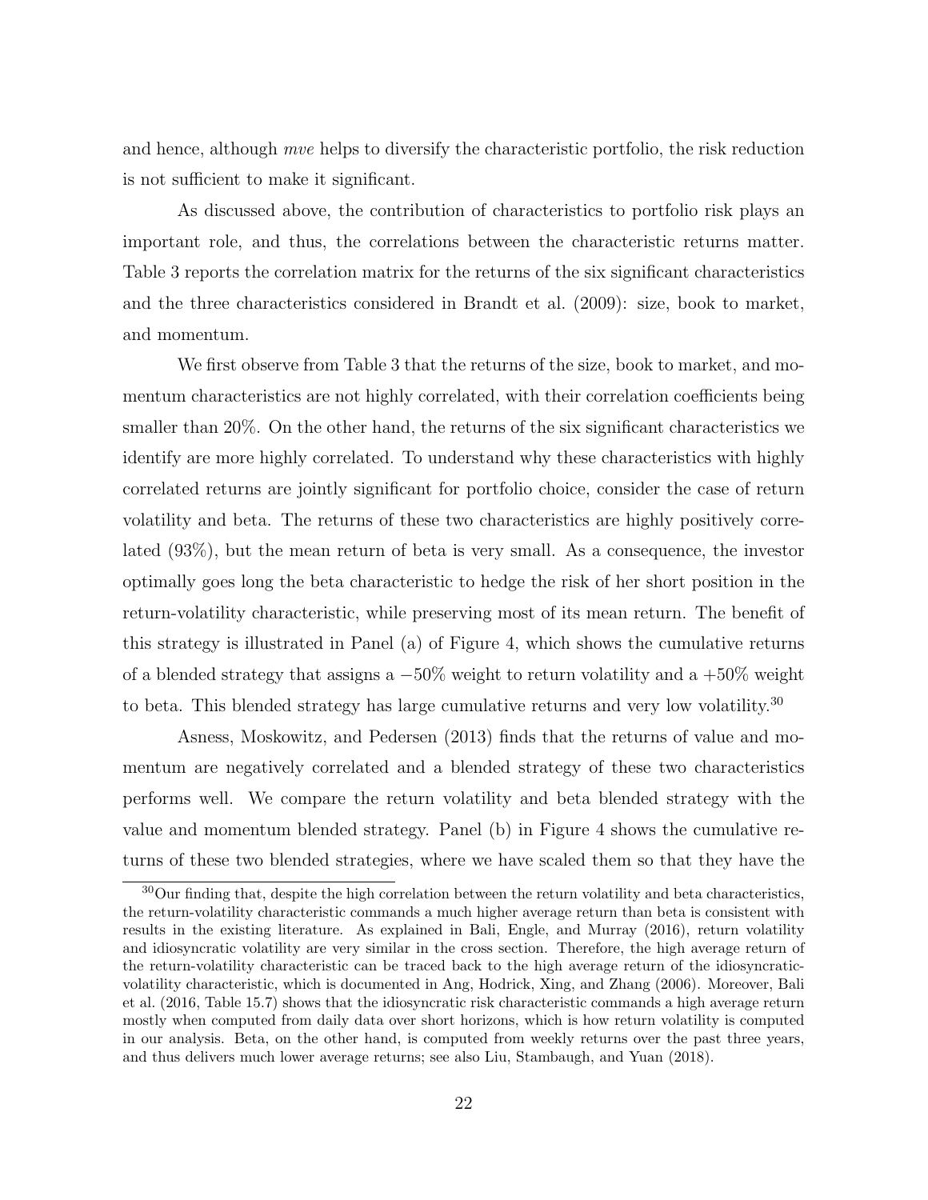and hence, although *mve* helps to diversify the characteristic portfolio, the risk reduction is not sufficient to make it significant.

As discussed above, the contribution of characteristics to portfolio risk plays an important role, and thus, the correlations between the characteristic returns matter. Table 3 reports the correlation matrix for the returns of the six significant characteristics and the three characteristics considered in Brandt et al. (2009): size, book to market, and momentum.

We first observe from Table 3 that the returns of the size, book to market, and momentum characteristics are not highly correlated, with their correlation coefficients being smaller than 20%. On the other hand, the returns of the six significant characteristics we identify are more highly correlated. To understand why these characteristics with highly correlated returns are jointly significant for portfolio choice, consider the case of return volatility and beta. The returns of these two characteristics are highly positively correlated (93%), but the mean return of beta is very small. As a consequence, the investor optimally goes long the beta characteristic to hedge the risk of her short position in the return-volatility characteristic, while preserving most of its mean return. The benefit of this strategy is illustrated in Panel (a) of Figure 4, which shows the cumulative returns of a blended strategy that assigns a $-50\%$ weight to return volatility and a $+50\%$ weight to beta. This blended strategy has large cumulative returns and very low volatility.[30]

Asness, Moskowitz, and Pedersen (2013) finds that the returns of value and momentum are negatively correlated and a blended strategy of these two characteristics performs well. We compare the return volatility and beta blended strategy with the value and momentum blended strategy. Panel (b) in Figure 4 shows the cumulative returns of these two blended strategies, where we have scaled them so that they have the

[30] Our finding that, despite the high correlation between the return volatility and beta characteristics, the return-volatility characteristic commands a much higher average return than beta is consistent with results in the existing literature. As explained in Bali, Engle, and Murray (2016), return volatility and idiosyncratic volatility are very similar in the cross section. Therefore, the high average return of the return-volatility characteristic can be traced back to the high average return of the idiosyncratic-volatility characteristic, which is documented in Ang, Hodrick, Xing, and Zhang (2006). Moreover, Bali et al. (2016, Table 15.7) shows that the idiosyncratic risk characteristic commands a high average return mostly when computed from daily data over short horizons, which is how return volatility is computed in our analysis. Beta, on the other hand, is computed from weekly returns over the past three years, and thus delivers much lower average returns; see also Liu, Stambaugh, and Yuan (2018).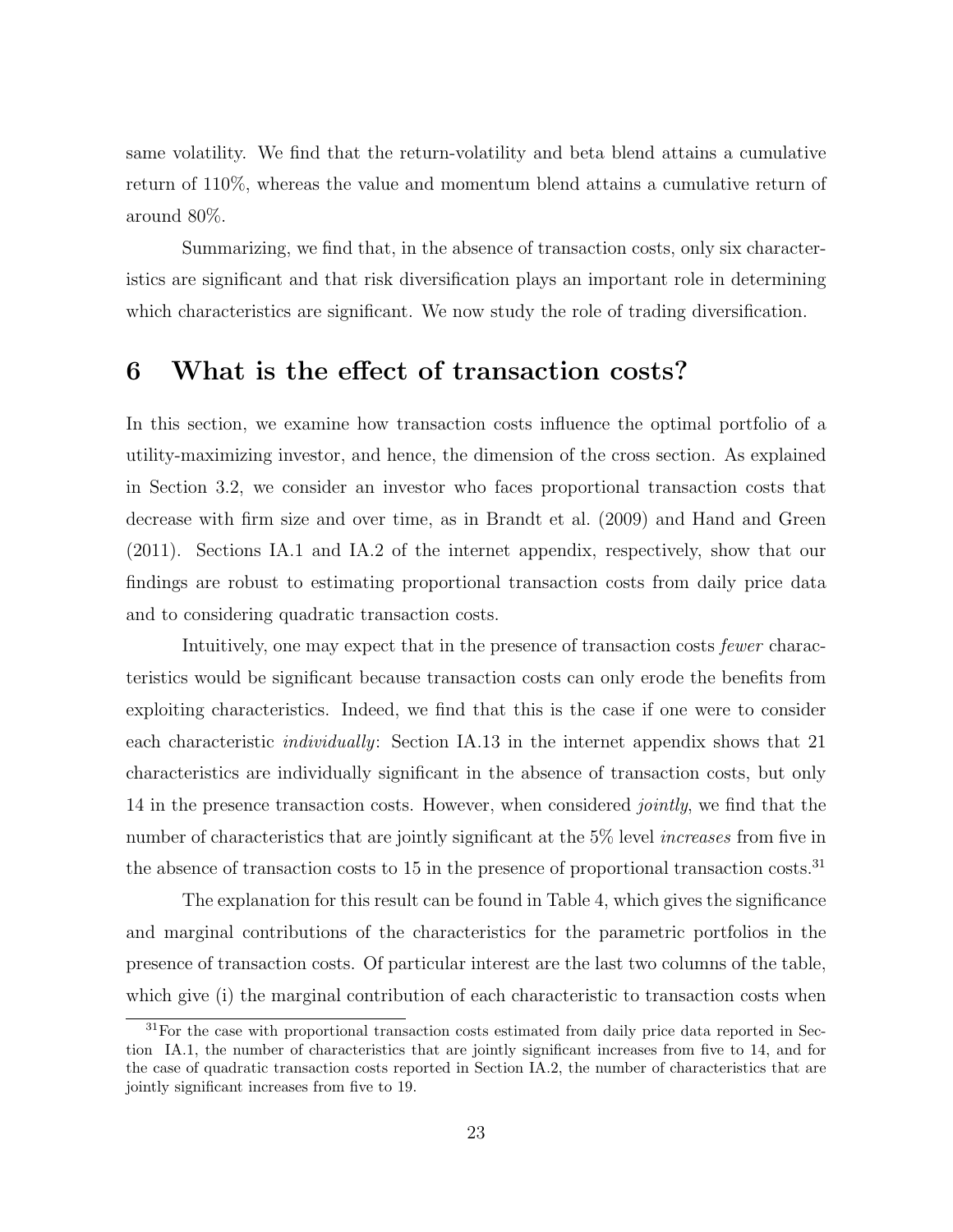same volatility. We find that the return-volatility and beta blend attains a cumulative return of 110%, whereas the value and momentum blend attains a cumulative return of around 80%.

Summarizing, we find that, in the absence of transaction costs, only six characteristics are significant and that risk diversification plays an important role in determining which characteristics are significant. We now study the role of trading diversification.

# 6 What is the effect of transaction costs?

In this section, we examine how transaction costs influence the optimal portfolio of a utility-maximizing investor, and hence, the dimension of the cross section. As explained in Section 3.2, we consider an investor who faces proportional transaction costs that decrease with firm size and over time, as in Brandt et al. (2009) and Hand and Green (2011). Sections IA.1 and IA.2 of the internet appendix, respectively, show that our findings are robust to estimating proportional transaction costs from daily price data and to considering quadratic transaction costs.

Intuitively, one may expect that in the presence of transaction costs *fewer* characteristics would be significant because transaction costs can only erode the benefits from exploiting characteristics. Indeed, we find that this is the case if one were to consider each characteristic *individually*: Section IA.13 in the internet appendix shows that 21 characteristics are individually significant in the absence of transaction costs, but only 14 in the presence transaction costs. However, when considered *jointly*, we find that the number of characteristics that are jointly significant at the 5% level *increases* from five in the absence of transaction costs to 15 in the presence of proportional transaction costs.[31]

The explanation for this result can be found in Table 4, which gives the significance and marginal contributions of the characteristics for the parametric portfolios in the presence of transaction costs. Of particular interest are the last two columns of the table, which give (i) the marginal contribution of each characteristic to transaction costs when

[31] For the case with proportional transaction costs estimated from daily price data reported in Section IA.1, the number of characteristics that are jointly significant increases from five to 14, and for the case of quadratic transaction costs reported in Section IA.2, the number of characteristics that are jointly significant increases from five to 19.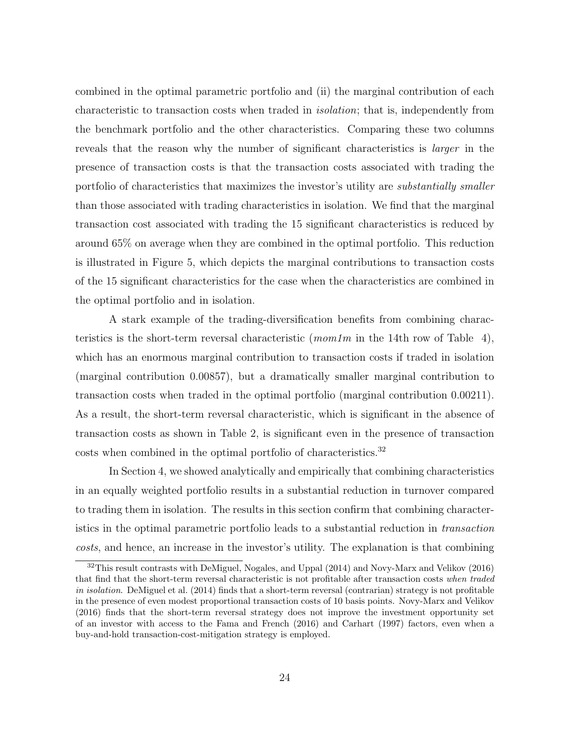combined in the optimal parametric portfolio and (ii) the marginal contribution of each characteristic to transaction costs when traded in *isolation*; that is, independently from the benchmark portfolio and the other characteristics. Comparing these two columns reveals that the reason why the number of significant characteristics is *larger* in the presence of transaction costs is that the transaction costs associated with trading the portfolio of characteristics that maximizes the investor's utility are *substantially smaller* than those associated with trading characteristics in isolation. We find that the marginal transaction cost associated with trading the 15 significant characteristics is reduced by around 65% on average when they are combined in the optimal portfolio. This reduction is illustrated in Figure 5, which depicts the marginal contributions to transaction costs of the 15 significant characteristics for the case when the characteristics are combined in the optimal portfolio and in isolation.

A stark example of the trading-diversification benefits from combining characteristics is the short-term reversal characteristic (*mom1m* in the 14th row of Table 4), which has an enormous marginal contribution to transaction costs if traded in isolation (marginal contribution 0.00857), but a dramatically smaller marginal contribution to transaction costs when traded in the optimal portfolio (marginal contribution 0.00211). As a result, the short-term reversal characteristic, which is significant in the absence of transaction costs as shown in Table 2, is significant even in the presence of transaction costs when combined in the optimal portfolio of characteristics.[32]

In Section 4, we showed analytically and empirically that combining characteristics in an equally weighted portfolio results in a substantial reduction in turnover compared to trading them in isolation. The results in this section confirm that combining characteristics in the optimal parametric portfolio leads to a substantial reduction in *transaction costs*, and hence, an increase in the investor's utility. The explanation is that combining

[32] This result contrasts with DeMiguel, Nogales, and Uppal (2014) and Novy-Marx and Velikov (2016) that find that the short-term reversal characteristic is not profitable after transaction costs *when traded in isolation*. DeMiguel et al. (2014) finds that a short-term reversal (contrarian) strategy is not profitable in the presence of even modest proportional transaction costs of 10 basis points. Novy-Marx and Velikov (2016) finds that the short-term reversal strategy does not improve the investment opportunity set of an investor with access to the Fama and French (2016) and Carhart (1997) factors, even when a buy-and-hold transaction-cost-mitigation strategy is employed.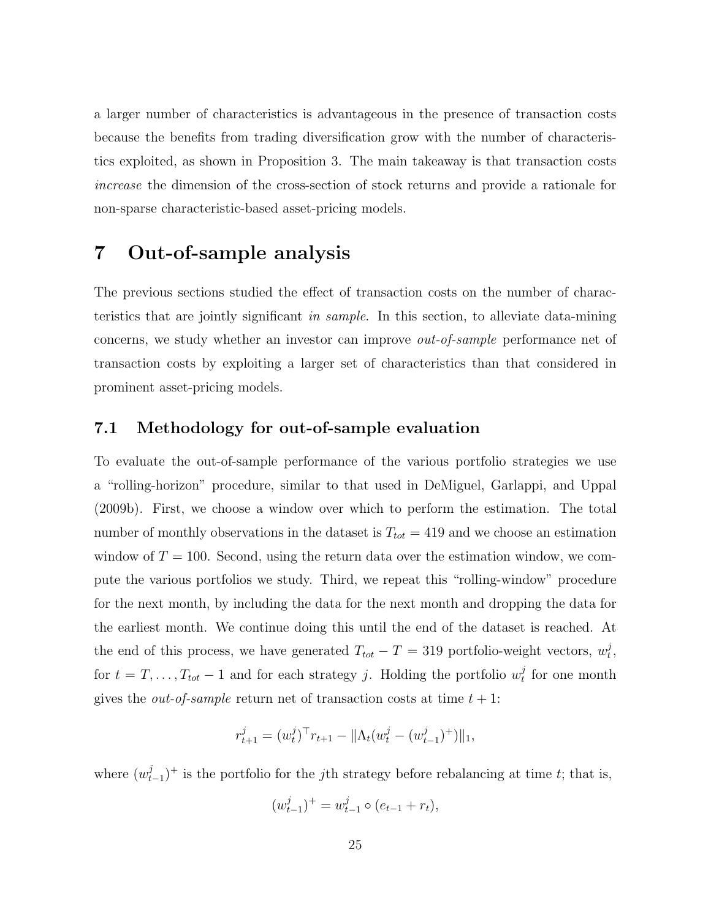a larger number of characteristics is advantageous in the presence of transaction costs because the benefits from trading diversification grow with the number of characteristics exploited, as shown in Proposition 3. The main takeaway is that transaction costs *increase* the dimension of the cross-section of stock returns and provide a rationale for non-sparse characteristic-based asset-pricing models.

# 7 Out-of-sample analysis

The previous sections studied the effect of transaction costs on the number of characteristics that are jointly significant *in sample*. In this section, to alleviate data-mining concerns, we study whether an investor can improve *out-of-sample* performance net of transaction costs by exploiting a larger set of characteristics than that considered in prominent asset-pricing models.

## 7.1 Methodology for out-of-sample evaluation

To evaluate the out-of-sample performance of the various portfolio strategies we use a "rolling-horizon" procedure, similar to that used in DeMiguel, Garlappi, and Uppal (2009b). First, we choose a window over which to perform the estimation. The total number of monthly observations in the dataset is $T_{tot} = 419$ and we choose an estimation window of $T = 100$. Second, using the return data over the estimation window, we compute the various portfolios we study. Third, we repeat this "rolling-window" procedure for the next month, by including the data for the next month and dropping the data for the earliest month. We continue doing this until the end of the dataset is reached. At the end of this process, we have generated $T_{tot} - T = 319$ portfolio-weight vectors, $w_t^j$, for $t = T, \ldots, T_{tot} - 1$ and for each strategy $j$. Holding the portfolio $w_t^j$ for one month gives the *out-of-sample* return net of transaction costs at time $t + 1$:

$$r_{t+1}^j = (w_t^j)^\top r_{t+1} - \|\Lambda_t (w_t^j - (w_{t-1}^j)^+)\|_1,$$

where $(w_{t-1}^j)^+$ is the portfolio for the $j$th strategy before rebalancing at time $t$; that is,

$$(w_{t-1}^j)^+ = w_{t-1}^j \circ (e_{t-1} + r_t),$$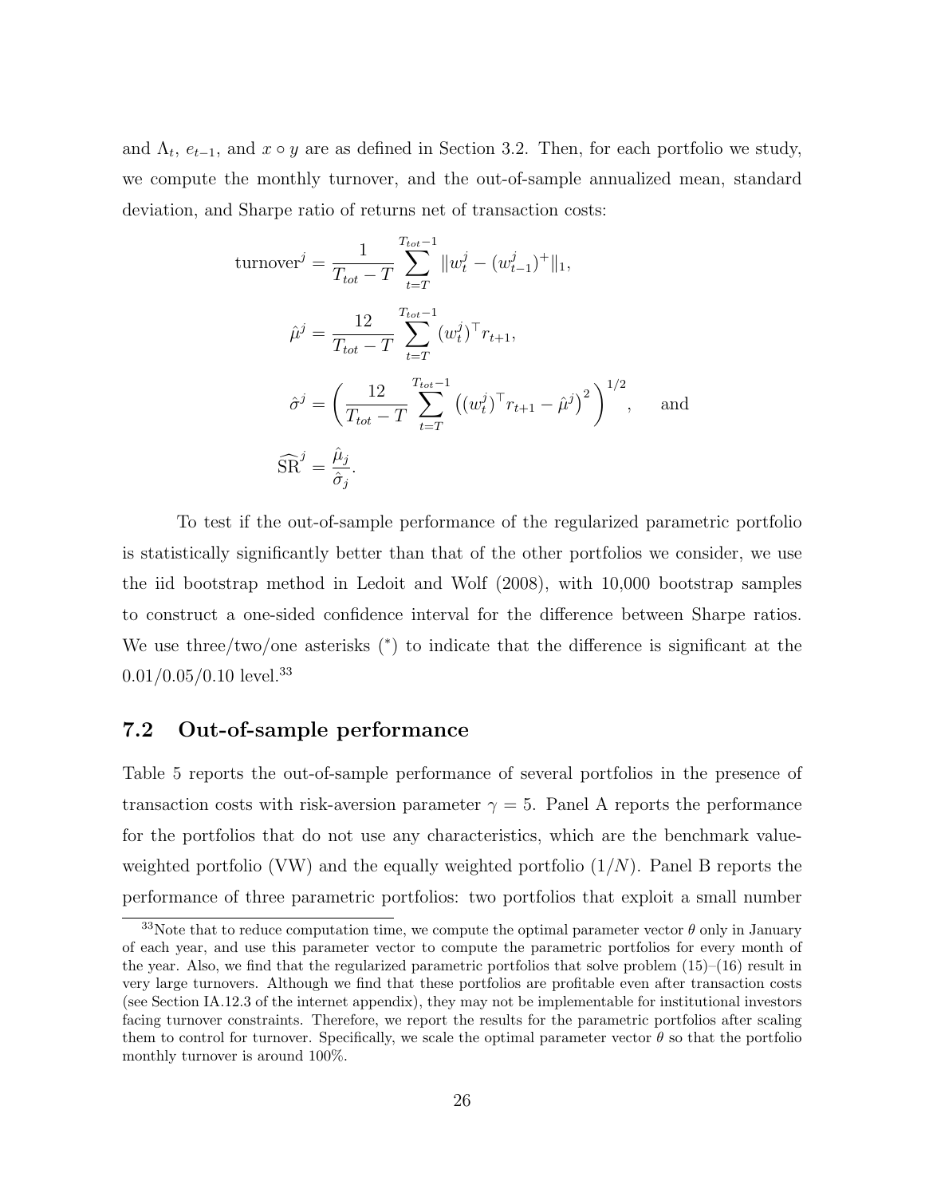and $\Lambda_t$, $e_{t-1}$, and $x \circ y$ are as defined in Section 3.2. Then, for each portfolio we study, we compute the monthly turnover, and the out-of-sample annualized mean, standard deviation, and Sharpe ratio of returns net of transaction costs:

$$\text{turnover}^j = \frac{1}{T_{tot} - T} \sum_{t=T}^{T_{tot}-1} \|w_t^j - (w_{t-1}^j)^+\|_1,$$

$$\hat{\mu}^j = \frac{12}{T_{tot} - T} \sum_{t=T}^{T_{tot}-1} (w_t^j)^\top r_{t+1},$$

$$\hat{\sigma}^j = \left( \frac{12}{T_{tot} - T} \sum_{t=T}^{T_{tot}-1} \left( (w_t^j)^\top r_{t+1} - \hat{\mu}^j \right)^2 \right)^{1/2}, \quad \text{and}$$

$$\widehat{\text{SR}}^j = \frac{\hat{\mu}_j}{\hat{\sigma}_j}.$$

To test if the out-of-sample performance of the regularized parametric portfolio is statistically significantly better than that of the other portfolios we consider, we use the iid bootstrap method in Ledoit and Wolf (2008), with 10,000 bootstrap samples to construct a one-sided confidence interval for the difference between Sharpe ratios. We use three/two/one asterisks (*) to indicate that the difference is significant at the 0.01/0.05/0.10 level.[33]

## 7.2 Out-of-sample performance

Table 5 reports the out-of-sample performance of several portfolios in the presence of transaction costs with risk-aversion parameter $\gamma = 5$. Panel A reports the performance for the portfolios that do not use any characteristics, which are the benchmark value-weighted portfolio (VW) and the equally weighted portfolio ($1/N$). Panel B reports the performance of three parametric portfolios: two portfolios that exploit a small number

[33] Note that to reduce computation time, we compute the optimal parameter vector $\theta$ only in January of each year, and use this parameter vector to compute the parametric portfolios for every month of the year. Also, we find that the regularized parametric portfolios that solve problem (15)–(16) result in very large turnovers. Although we find that these portfolios are profitable even after transaction costs (see Section IA.12.3 of the internet appendix), they may not be implementable for institutional investors facing turnover constraints. Therefore, we report the results for the parametric portfolios after scaling them to control for turnover. Specifically, we scale the optimal parameter vector $\theta$ so that the portfolio monthly turnover is around 100%.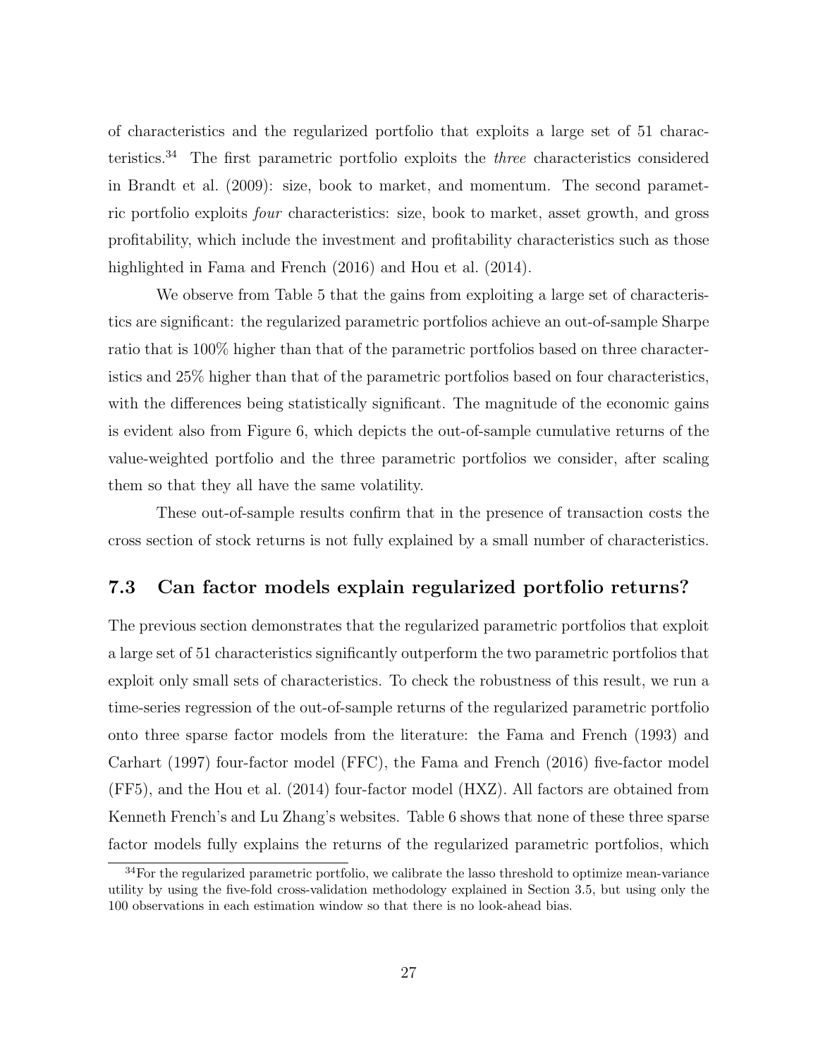of characteristics and the regularized portfolio that exploits a large set of 51 characteristics.[34] The first parametric portfolio exploits the *three* characteristics considered in Brandt et al. (2009): size, book to market, and momentum. The second parametric portfolio exploits *four* characteristics: size, book to market, asset growth, and gross profitability, which include the investment and profitability characteristics such as those highlighted in Fama and French (2016) and Hou et al. (2014).

We observe from Table 5 that the gains from exploiting a large set of characteristics are significant: the regularized parametric portfolios achieve an out-of-sample Sharpe ratio that is 100% higher than that of the parametric portfolios based on three characteristics and 25% higher than that of the parametric portfolios based on four characteristics, with the differences being statistically significant. The magnitude of the economic gains is evident also from Figure 6, which depicts the out-of-sample cumulative returns of the value-weighted portfolio and the three parametric portfolios we consider, after scaling them so that they all have the same volatility.

These out-of-sample results confirm that in the presence of transaction costs the cross section of stock returns is not fully explained by a small number of characteristics.

### 7.3 Can factor models explain regularized portfolio returns?

The previous section demonstrates that the regularized parametric portfolios that exploit a large set of 51 characteristics significantly outperform the two parametric portfolios that exploit only small sets of characteristics. To check the robustness of this result, we run a time-series regression of the out-of-sample returns of the regularized parametric portfolio onto three sparse factor models from the literature: the Fama and French (1993) and Carhart (1997) four-factor model (FFC), the Fama and French (2016) five-factor model (FF5), and the Hou et al. (2014) four-factor model (HXZ). All factors are obtained from Kenneth French's and Lu Zhang's websites. Table 6 shows that none of these three sparse factor models fully explains the returns of the regularized parametric portfolios, which

[34] For the regularized parametric portfolio, we calibrate the lasso threshold to optimize mean-variance utility by using the five-fold cross-validation methodology explained in Section 3.5, but using only the 100 observations in each estimation window so that there is no look-ahead bias.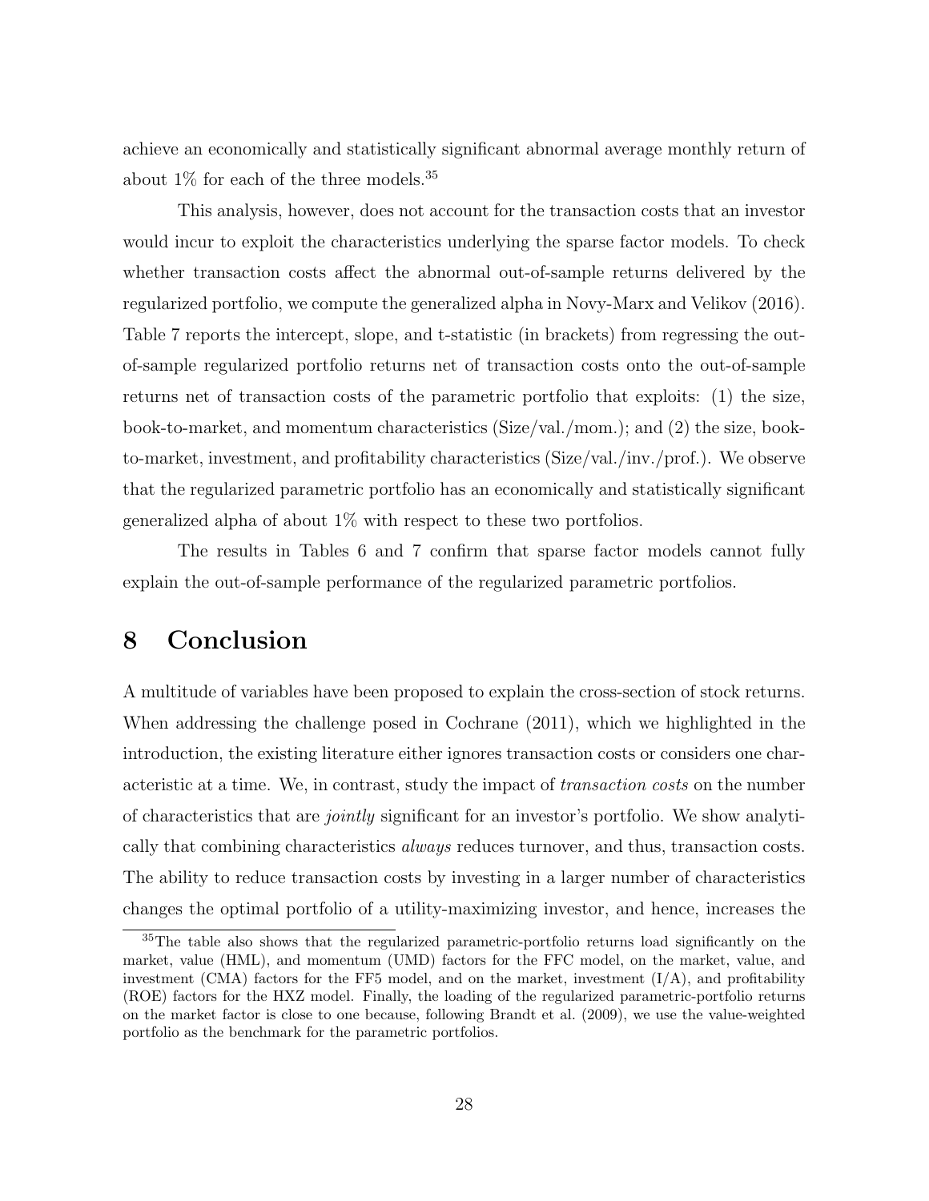achieve an economically and statistically significant abnormal average monthly return of about 1% for each of the three models.[35]

This analysis, however, does not account for the transaction costs that an investor would incur to exploit the characteristics underlying the sparse factor models. To check whether transaction costs affect the abnormal out-of-sample returns delivered by the regularized portfolio, we compute the generalized alpha in Novy-Marx and Velikov (2016). Table 7 reports the intercept, slope, and t-statistic (in brackets) from regressing the out-of-sample regularized portfolio returns net of transaction costs onto the out-of-sample returns net of transaction costs of the parametric portfolio that exploits: (1) the size, book-to-market, and momentum characteristics (Size/val./mom.); and (2) the size, book-to-market, investment, and profitability characteristics (Size/val./inv./prof.). We observe that the regularized parametric portfolio has an economically and statistically significant generalized alpha of about 1% with respect to these two portfolios.

The results in Tables 6 and 7 confirm that sparse factor models cannot fully explain the out-of-sample performance of the regularized parametric portfolios.

# 8 Conclusion

A multitude of variables have been proposed to explain the cross-section of stock returns. When addressing the challenge posed in Cochrane (2011), which we highlighted in the introduction, the existing literature either ignores transaction costs or considers one characteristic at a time. We, in contrast, study the impact of *transaction costs* on the number of characteristics that are *jointly* significant for an investor's portfolio. We show analytically that combining characteristics *always* reduces turnover, and thus, transaction costs. The ability to reduce transaction costs by investing in a larger number of characteristics changes the optimal portfolio of a utility-maximizing investor, and hence, increases the

[35] The table also shows that the regularized parametric-portfolio returns load significantly on the market, value (HML), and momentum (UMD) factors for the FFC model, on the market, value, and investment (CMA) factors for the FF5 model, and on the market, investment (I/A), and profitability (ROE) factors for the HXZ model. Finally, the loading of the regularized parametric-portfolio returns on the market factor is close to one because, following Brandt et al. (2009), we use the value-weighted portfolio as the benchmark for the parametric portfolios.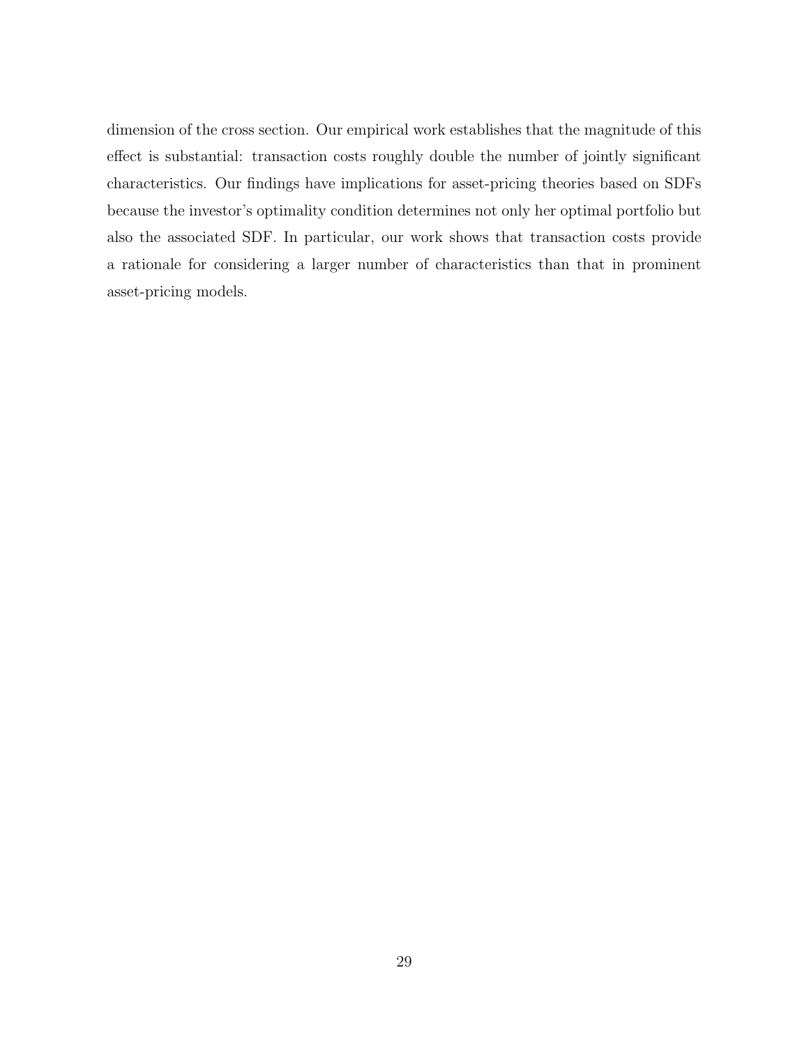dimension of the cross section. Our empirical work establishes that the magnitude of this effect is substantial: transaction costs roughly double the number of jointly significant characteristics. Our findings have implications for asset-pricing theories based on SDFs because the investor's optimality condition determines not only her optimal portfolio but also the associated SDF. In particular, our work shows that transaction costs provide a rationale for considering a larger number of characteristics than that in prominent asset-pricing models.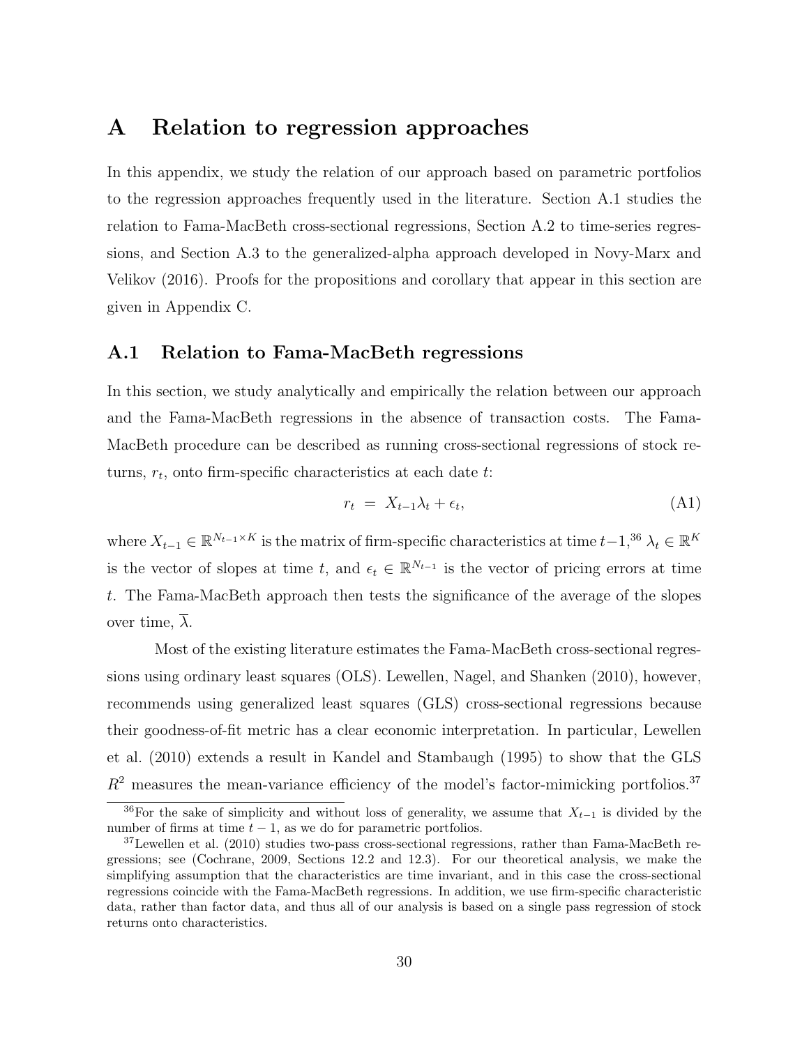# A Relation to regression approaches

In this appendix, we study the relation of our approach based on parametric portfolios to the regression approaches frequently used in the literature. Section A.1 studies the relation to Fama-MacBeth cross-sectional regressions, Section A.2 to time-series regressions, and Section A.3 to the generalized-alpha approach developed in Novy-Marx and Velikov (2016). Proofs for the propositions and corollary that appear in this section are given in Appendix C.

## A.1 Relation to Fama-MacBeth regressions

In this section, we study analytically and empirically the relation between our approach and the Fama-MacBeth regressions in the absence of transaction costs. The Fama-MacBeth procedure can be described as running cross-sectional regressions of stock returns, $r_t$, onto firm-specific characteristics at each date $t$:

$$r_t \ = \ X_{t-1}\lambda_t + \epsilon_t, \tag{A1}$$

where $X_{t-1} \in \mathbb{R}^{N_{t-1} \times K}$ is the matrix of firm-specific characteristics at time $t-1$,[36] $\lambda_t \in \mathbb{R}^K$ is the vector of slopes at time $t$, and $\epsilon_t \in \mathbb{R}^{N_{t-1}}$ is the vector of pricing errors at time $t$. The Fama-MacBeth approach then tests the significance of the average of the slopes over time, $\overline{\lambda}$.

Most of the existing literature estimates the Fama-MacBeth cross-sectional regressions using ordinary least squares (OLS). Lewellen, Nagel, and Shanken (2010), however, recommends using generalized least squares (GLS) cross-sectional regressions because their goodness-of-fit metric has a clear economic interpretation. In particular, Lewellen et al. (2010) extends a result in Kandel and Stambaugh (1995) to show that the GLS $R^2$ measures the mean-variance efficiency of the model's factor-mimicking portfolios.[37]

[36] For the sake of simplicity and without loss of generality, we assume that $X_{t-1}$ is divided by the number of firms at time $t-1$, as we do for parametric portfolios.

[37] Lewellen et al. (2010) studies two-pass cross-sectional regressions, rather than Fama-MacBeth regressions; see (Cochrane, 2009, Sections 12.2 and 12.3). For our theoretical analysis, we make the simplifying assumption that the characteristics are time invariant, and in this case the cross-sectional regressions coincide with the Fama-MacBeth regressions. In addition, we use firm-specific characteristic data, rather than factor data, and thus all of our analysis is based on a single pass regression of stock returns onto characteristics.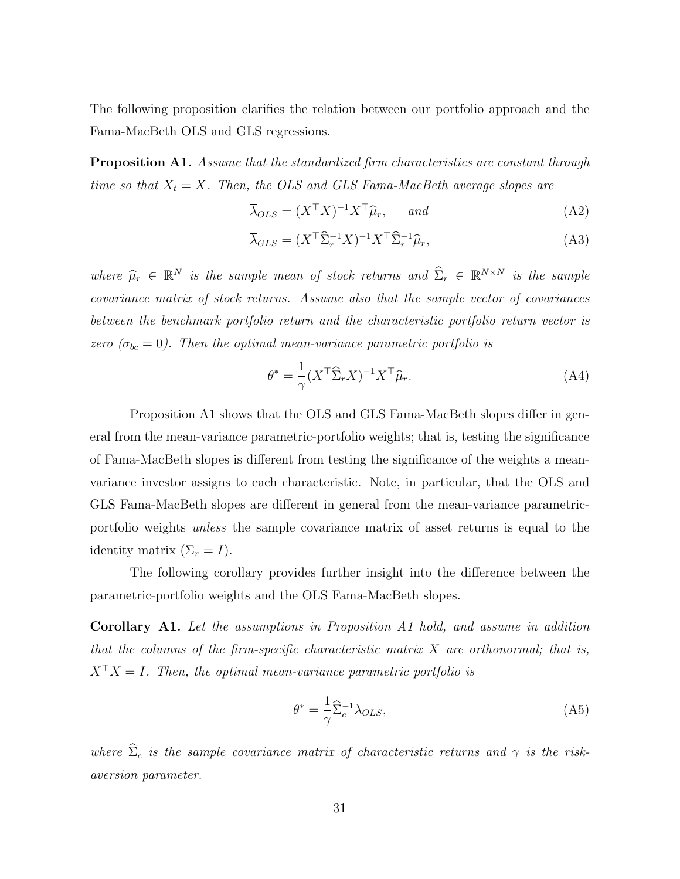The following proposition clarifies the relation between our portfolio approach and the Fama-MacBeth OLS and GLS regressions.

**Proposition A1.** *Assume that the standardized firm characteristics are constant through time so that $X_t = X$. Then, the OLS and GLS Fama-MacBeth average slopes are*

$$\overline{\lambda}_{OLS} = (X^\top X)^{-1} X^\top \widehat{\mu}_r, \quad \text{and} \tag{A2}$$

$$\overline{\lambda}_{GLS} = (X^\top \widehat{\Sigma}_r^{-1} X)^{-1} X^\top \widehat{\Sigma}_r^{-1} \widehat{\mu}_r, \tag{A3}$$

*where $\widehat{\mu}_r \in \mathbb{R}^N$ is the sample mean of stock returns and $\widehat{\Sigma}_r \in \mathbb{R}^{N \times N}$ is the sample covariance matrix of stock returns. Assume also that the sample vector of covariances between the benchmark portfolio return and the characteristic portfolio return vector is zero ($\sigma_{bc} = 0$). Then the optimal mean-variance parametric portfolio is*

$$\theta^* = \frac{1}{\gamma} (X^\top \widehat{\Sigma}_r X)^{-1} X^\top \widehat{\mu}_r. \tag{A4}$$

Proposition A1 shows that the OLS and GLS Fama-MacBeth slopes differ in general from the mean-variance parametric-portfolio weights; that is, testing the significance of Fama-MacBeth slopes is different from testing the significance of the weights a mean-variance investor assigns to each characteristic. Note, in particular, that the OLS and GLS Fama-MacBeth slopes are different in general from the mean-variance parametric-portfolio weights *unless* the sample covariance matrix of asset returns is equal to the identity matrix ($\Sigma_r = I$).

The following corollary provides further insight into the difference between the parametric-portfolio weights and the OLS Fama-MacBeth slopes.

**Corollary A1.** *Let the assumptions in Proposition A1 hold, and assume in addition that the columns of the firm-specific characteristic matrix $X$ are orthonormal; that is, $X^\top X = I$. Then, the optimal mean-variance parametric portfolio is*

$$\theta^* = \frac{1}{\gamma} \widehat{\Sigma}_c^{-1} \overline{\lambda}_{OLS}, \tag{A5}$$

*where $\widehat{\Sigma}_c$ is the sample covariance matrix of characteristic returns and $\gamma$ is the risk-aversion parameter.*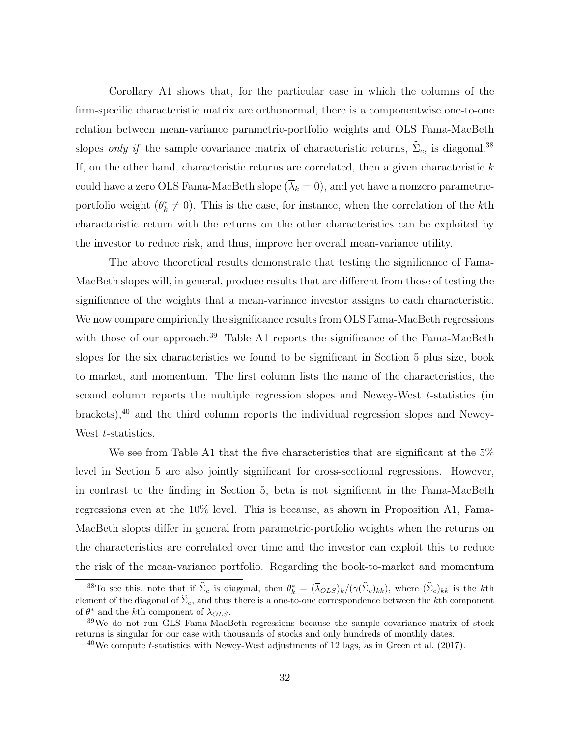Corollary A1 shows that, for the particular case in which the columns of the firm-specific characteristic matrix are orthonormal, there is a componentwise one-to-one relation between mean-variance parametric-portfolio weights and OLS Fama-MacBeth slopes *only if* the sample covariance matrix of characteristic returns, $\widehat{\Sigma}_c$, is diagonal.[38] If, on the other hand, characteristic returns are correlated, then a given characteristic $k$ could have a zero OLS Fama-MacBeth slope ($\overline{\lambda}_k = 0$), and yet have a nonzero parametric-portfolio weight ($\theta^*_k \neq 0$). This is the case, for instance, when the correlation of the $k$th characteristic return with the returns on the other characteristics can be exploited by the investor to reduce risk, and thus, improve her overall mean-variance utility.

The above theoretical results demonstrate that testing the significance of Fama-MacBeth slopes will, in general, produce results that are different from those of testing the significance of the weights that a mean-variance investor assigns to each characteristic. We now compare empirically the significance results from OLS Fama-MacBeth regressions with those of our approach.[39] Table A1 reports the significance of the Fama-MacBeth slopes for the six characteristics we found to be significant in Section 5 plus size, book to market, and momentum. The first column lists the name of the characteristics, the second column reports the multiple regression slopes and Newey-West $t$-statistics (in brackets),[40] and the third column reports the individual regression slopes and Newey-West $t$-statistics.

We see from Table A1 that the five characteristics that are significant at the 5% level in Section 5 are also jointly significant for cross-sectional regressions. However, in contrast to the finding in Section 5, beta is not significant in the Fama-MacBeth regressions even at the 10% level. This is because, as shown in Proposition A1, Fama-MacBeth slopes differ in general from parametric-portfolio weights when the returns on the characteristics are correlated over time and the investor can exploit this to reduce the risk of the mean-variance portfolio. Regarding the book-to-market and momentum

[38] To see this, note that if $\widehat{\Sigma}_c$ is diagonal, then $\theta^*_k = (\overline{\lambda}_{OLS})_k/(\gamma(\widehat{\Sigma}_c)_{kk})$, where $(\widehat{\Sigma}_c)_{kk}$ is the $k$th element of the diagonal of $\widehat{\Sigma}_c$, and thus there is a one-to-one correspondence between the $k$th component of $\theta^*$ and the $k$th component of $\overline{\lambda}_{OLS}$.

[39] We do not run GLS Fama-MacBeth regressions because the sample covariance matrix of stock returns is singular for our case with thousands of stocks and only hundreds of monthly dates.

[40] We compute $t$-statistics with Newey-West adjustments of 12 lags, as in Green et al. (2017).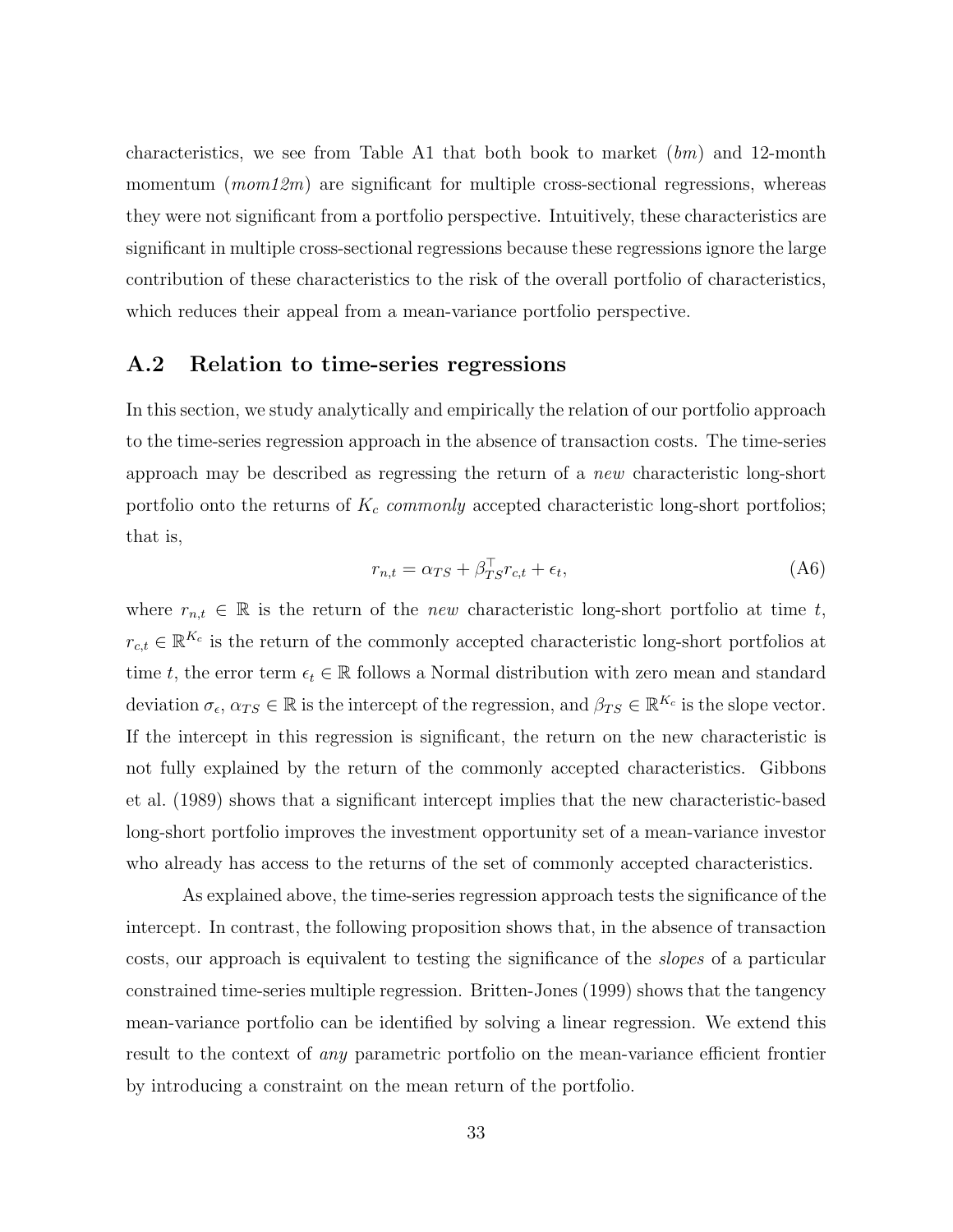characteristics, we see from Table A1 that both book to market (*bm*) and 12-month momentum (*mom12m*) are significant for multiple cross-sectional regressions, whereas they were not significant from a portfolio perspective. Intuitively, these characteristics are significant in multiple cross-sectional regressions because these regressions ignore the large contribution of these characteristics to the risk of the overall portfolio of characteristics, which reduces their appeal from a mean-variance portfolio perspective.

## A.2 Relation to time-series regressions

In this section, we study analytically and empirically the relation of our portfolio approach to the time-series regression approach in the absence of transaction costs. The time-series approach may be described as regressing the return of a *new* characteristic long-short portfolio onto the returns of $K_c$ *commonly* accepted characteristic long-short portfolios; that is,

$$r_{n,t} = \alpha_{TS} + \beta_{TS}^{\top} r_{c,t} + \epsilon_t, \tag{A6}$$

where $r_{n,t} \in \mathbb{R}$ is the return of the *new* characteristic long-short portfolio at time $t$, $r_{c,t} \in \mathbb{R}^{K_c}$ is the return of the commonly accepted characteristic long-short portfolios at time $t$, the error term $\epsilon_t \in \mathbb{R}$ follows a Normal distribution with zero mean and standard deviation $\sigma_\epsilon$, $\alpha_{TS} \in \mathbb{R}$ is the intercept of the regression, and $\beta_{TS} \in \mathbb{R}^{K_c}$ is the slope vector. If the intercept in this regression is significant, the return on the new characteristic is not fully explained by the return of the commonly accepted characteristics. Gibbons et al. (1989) shows that a significant intercept implies that the new characteristic-based long-short portfolio improves the investment opportunity set of a mean-variance investor who already has access to the returns of the set of commonly accepted characteristics.

As explained above, the time-series regression approach tests the significance of the intercept. In contrast, the following proposition shows that, in the absence of transaction costs, our approach is equivalent to testing the significance of the *slopes* of a particular constrained time-series multiple regression. Britten-Jones (1999) shows that the tangency mean-variance portfolio can be identified by solving a linear regression. We extend this result to the context of *any* parametric portfolio on the mean-variance efficient frontier by introducing a constraint on the mean return of the portfolio.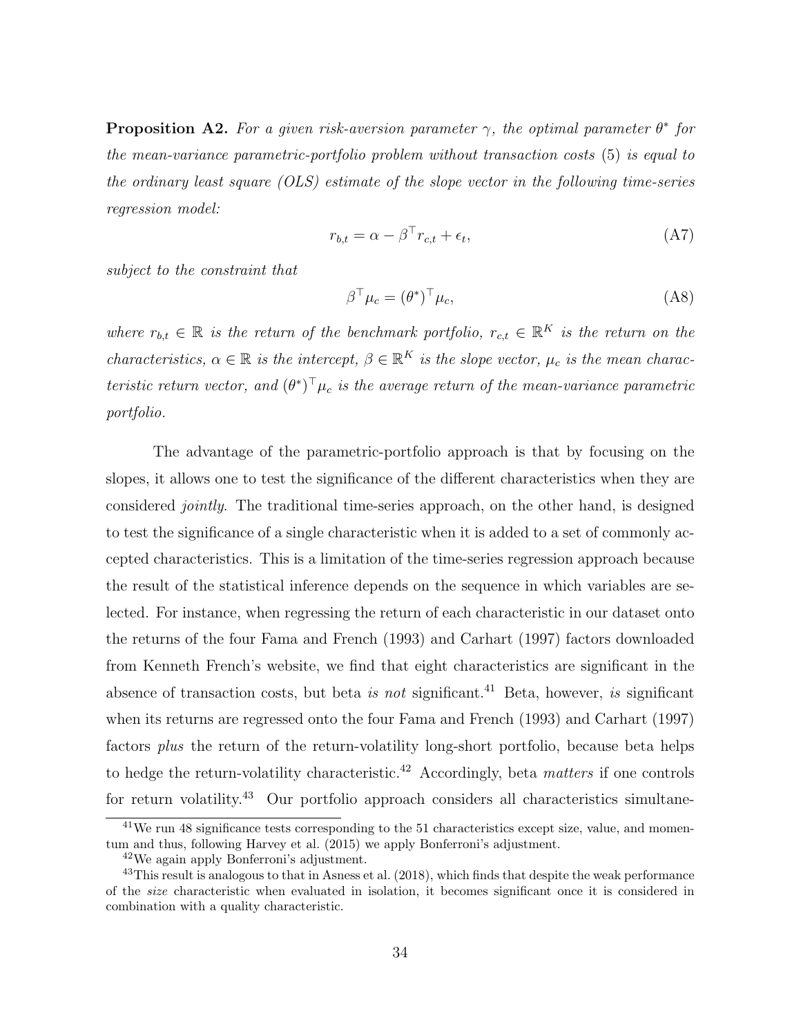**Proposition A2.** *For a given risk-aversion parameter $\gamma$, the optimal parameter $\theta^*$ for the mean-variance parametric-portfolio problem without transaction costs* (5) *is equal to the ordinary least square (OLS) estimate of the slope vector in the following time-series regression model:*

$$r_{b,t} = \alpha - \beta^\top r_{c,t} + \epsilon_t, \tag{A7}$$

*subject to the constraint that*

$$\beta^\top \mu_c = (\theta^*)^\top \mu_c, \tag{A8}$$

*where $r_{b,t} \in \mathbb{R}$ is the return of the benchmark portfolio, $r_{c,t} \in \mathbb{R}^K$ is the return on the characteristics, $\alpha \in \mathbb{R}$ is the intercept, $\beta \in \mathbb{R}^K$ is the slope vector, $\mu_c$ is the mean characteristic return vector, and $(\theta^*)^\top \mu_c$ is the average return of the mean-variance parametric portfolio.*

The advantage of the parametric-portfolio approach is that by focusing on the slopes, it allows one to test the significance of the different characteristics when they are considered *jointly*. The traditional time-series approach, on the other hand, is designed to test the significance of a single characteristic when it is added to a set of commonly accepted characteristics. This is a limitation of the time-series regression approach because the result of the statistical inference depends on the sequence in which variables are selected. For instance, when regressing the return of each characteristic in our dataset onto the returns of the four Fama and French (1993) and Carhart (1997) factors downloaded from Kenneth French's website, we find that eight characteristics are significant in the absence of transaction costs, but beta *is not* significant.[41] Beta, however, *is* significant when its returns are regressed onto the four Fama and French (1993) and Carhart (1997) factors *plus* the return of the return-volatility long-short portfolio, because beta helps to hedge the return-volatility characteristic.[42] Accordingly, beta *matters* if one controls for return volatility.[43] Our portfolio approach considers all characteristics simultane-

[41] We run 48 significance tests corresponding to the 51 characteristics except size, value, and momentum and thus, following Harvey et al. (2015) we apply Bonferroni's adjustment.

[42] We again apply Bonferroni's adjustment.

[43] This result is analogous to that in Asness et al. (2018), which finds that despite the weak performance of the *size* characteristic when evaluated in isolation, it becomes significant once it is considered in combination with a quality characteristic.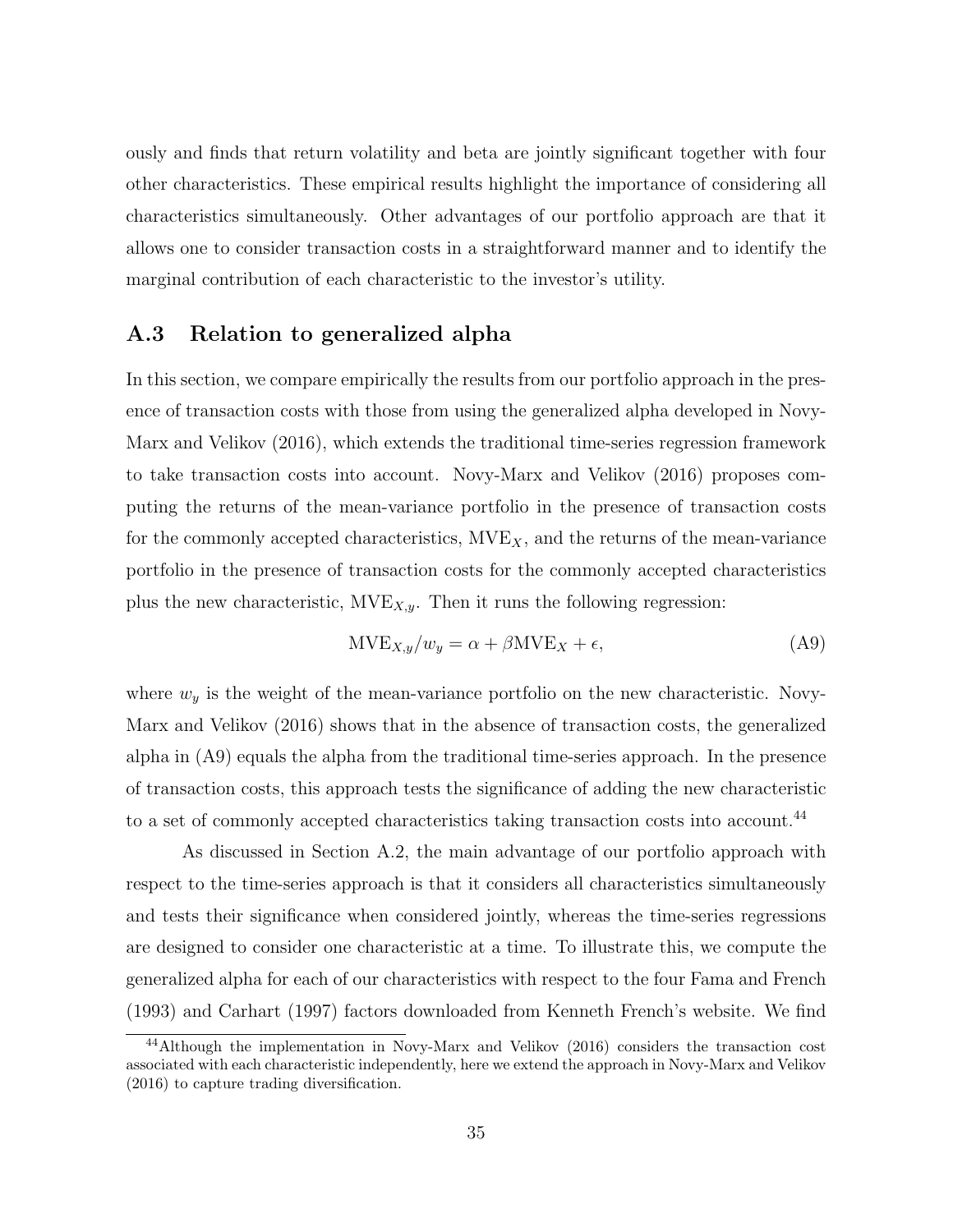ously and finds that return volatility and beta are jointly significant together with four other characteristics. These empirical results highlight the importance of considering all characteristics simultaneously. Other advantages of our portfolio approach are that it allows one to consider transaction costs in a straightforward manner and to identify the marginal contribution of each characteristic to the investor's utility.

## A.3 Relation to generalized alpha

In this section, we compare empirically the results from our portfolio approach in the presence of transaction costs with those from using the generalized alpha developed in Novy-Marx and Velikov (2016), which extends the traditional time-series regression framework to take transaction costs into account. Novy-Marx and Velikov (2016) proposes computing the returns of the mean-variance portfolio in the presence of transaction costs for the commonly accepted characteristics, $\text{MVE}_X$, and the returns of the mean-variance portfolio in the presence of transaction costs for the commonly accepted characteristics plus the new characteristic, $\text{MVE}_{X,y}$. Then it runs the following regression:

$$\text{MVE}_{X,y}/w_y = \alpha + \beta \text{MVE}_X + \epsilon, \tag{A9}$$

where $w_y$ is the weight of the mean-variance portfolio on the new characteristic. Novy-Marx and Velikov (2016) shows that in the absence of transaction costs, the generalized alpha in (A9) equals the alpha from the traditional time-series approach. In the presence of transaction costs, this approach tests the significance of adding the new characteristic to a set of commonly accepted characteristics taking transaction costs into account.[44]

As discussed in Section A.2, the main advantage of our portfolio approach with respect to the time-series approach is that it considers all characteristics simultaneously and tests their significance when considered jointly, whereas the time-series regressions are designed to consider one characteristic at a time. To illustrate this, we compute the generalized alpha for each of our characteristics with respect to the four Fama and French (1993) and Carhart (1997) factors downloaded from Kenneth French's website. We find

[44] Although the implementation in Novy-Marx and Velikov (2016) considers the transaction cost associated with each characteristic independently, here we extend the approach in Novy-Marx and Velikov (2016) to capture trading diversification.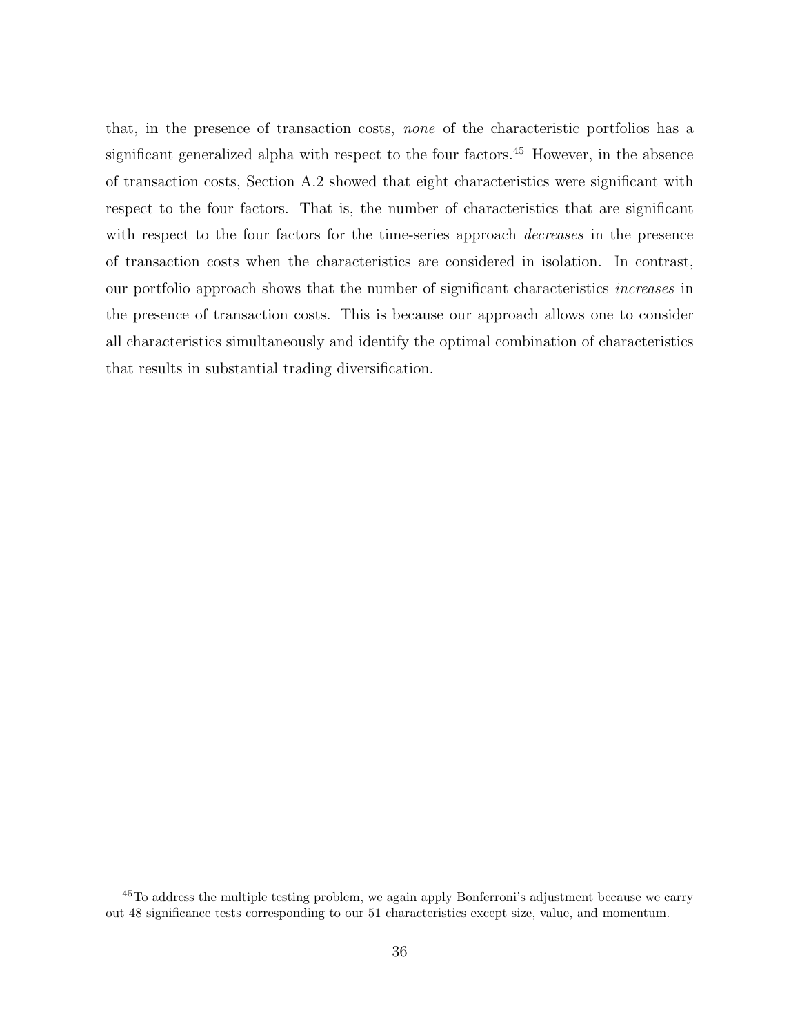that, in the presence of transaction costs, *none* of the characteristic portfolios has a significant generalized alpha with respect to the four factors.[45] However, in the absence of transaction costs, Section A.2 showed that eight characteristics were significant with respect to the four factors. That is, the number of characteristics that are significant with respect to the four factors for the time-series approach *decreases* in the presence of transaction costs when the characteristics are considered in isolation. In contrast, our portfolio approach shows that the number of significant characteristics *increases* in the presence of transaction costs. This is because our approach allows one to consider all characteristics simultaneously and identify the optimal combination of characteristics that results in substantial trading diversification.

[45] To address the multiple testing problem, we again apply Bonferroni's adjustment because we carry out 48 significance tests corresponding to our 51 characteristics except size, value, and momentum.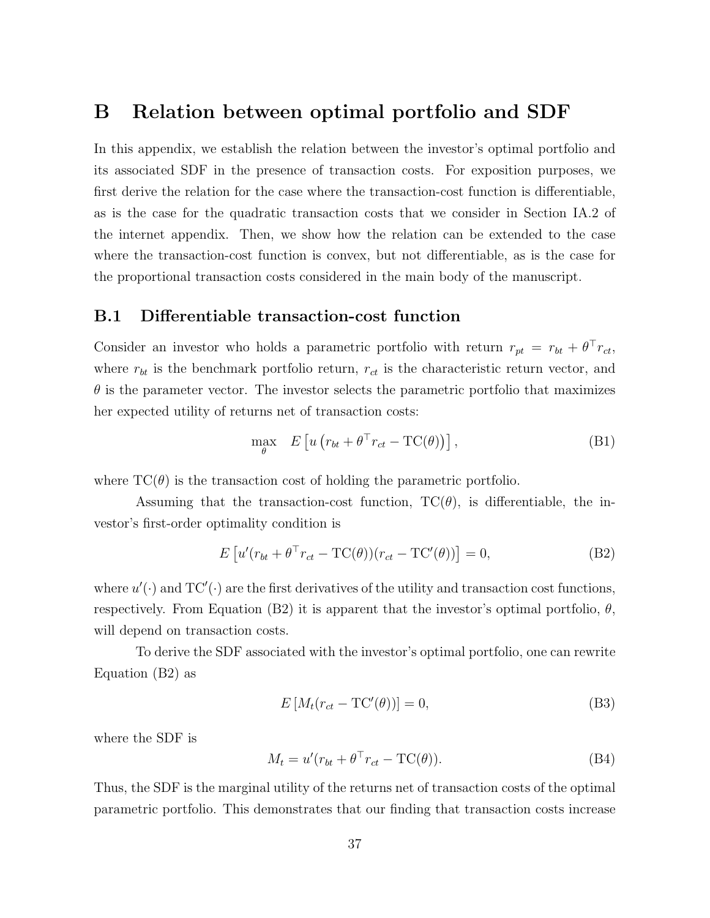# B Relation between optimal portfolio and SDF

In this appendix, we establish the relation between the investor's optimal portfolio and its associated SDF in the presence of transaction costs. For exposition purposes, we first derive the relation for the case where the transaction-cost function is differentiable, as is the case for the quadratic transaction costs that we consider in Section IA.2 of the internet appendix. Then, we show how the relation can be extended to the case where the transaction-cost function is convex, but not differentiable, as is the case for the proportional transaction costs considered in the main body of the manuscript.

## B.1 Differentiable transaction-cost function

Consider an investor who holds a parametric portfolio with return $r_{pt} = r_{bt} + \theta^\top r_{ct}$, where $r_{bt}$ is the benchmark portfolio return, $r_{ct}$ is the characteristic return vector, and $\theta$ is the parameter vector. The investor selects the parametric portfolio that maximizes her expected utility of returns net of transaction costs:

$$\max_{\theta} \quad E\left[u\left(r_{bt} + \theta^\top r_{ct} - \mathrm{TC}(\theta)\right)\right], \tag{B1}$$

where $\mathrm{TC}(\theta)$ is the transaction cost of holding the parametric portfolio.

Assuming that the transaction-cost function, $\mathrm{TC}(\theta)$, is differentiable, the investor's first-order optimality condition is

$$E\left[u'(r_{bt} + \theta^\top r_{ct} - \mathrm{TC}(\theta))(r_{ct} - \mathrm{TC}'(\theta))\right] = 0, \tag{B2}$$

where $u'(\cdot)$ and $\mathrm{TC}'(\cdot)$ are the first derivatives of the utility and transaction cost functions, respectively. From Equation (B2) it is apparent that the investor's optimal portfolio, $\theta$, will depend on transaction costs.

To derive the SDF associated with the investor's optimal portfolio, one can rewrite Equation (B2) as

$$E\left[M_t(r_{ct} - \mathrm{TC}'(\theta))\right] = 0, \tag{B3}$$

where the SDF is

$$M_t = u'(r_{bt} + \theta^\top r_{ct} - \mathrm{TC}(\theta)). \tag{B4}$$

Thus, the SDF is the marginal utility of the returns net of transaction costs of the optimal parametric portfolio. This demonstrates that our finding that transaction costs increase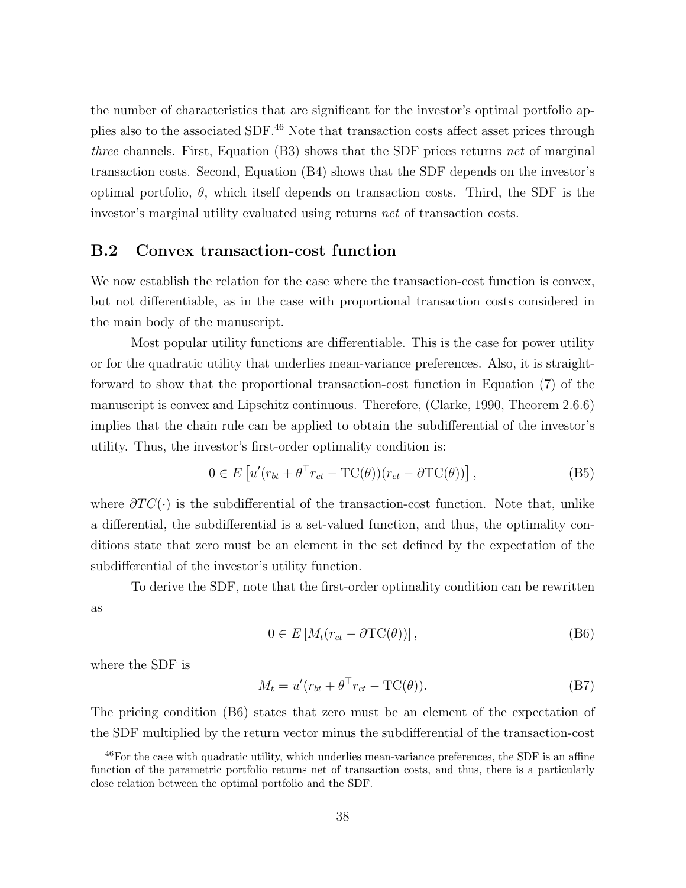the number of characteristics that are significant for the investor's optimal portfolio applies also to the associated SDF.[46] Note that transaction costs affect asset prices through *three* channels. First, Equation (B3) shows that the SDF prices returns *net* of marginal transaction costs. Second, Equation (B4) shows that the SDF depends on the investor's optimal portfolio, $\theta$, which itself depends on transaction costs. Third, the SDF is the investor's marginal utility evaluated using returns *net* of transaction costs.

## B.2 Convex transaction-cost function

We now establish the relation for the case where the transaction-cost function is convex, but not differentiable, as in the case with proportional transaction costs considered in the main body of the manuscript.

Most popular utility functions are differentiable. This is the case for power utility or for the quadratic utility that underlies mean-variance preferences. Also, it is straightforward to show that the proportional transaction-cost function in Equation (7) of the manuscript is convex and Lipschitz continuous. Therefore, (Clarke, 1990, Theorem 2.6.6) implies that the chain rule can be applied to obtain the subdifferential of the investor's utility. Thus, the investor's first-order optimality condition is:

$$0 \in E\left[u'(r_{bt} + \theta^\top r_{ct} - \mathrm{TC}(\theta))(r_{ct} - \partial \mathrm{TC}(\theta))\right], \tag{B5}$$

where $\partial TC(\cdot)$ is the subdifferential of the transaction-cost function. Note that, unlike a differential, the subdifferential is a set-valued function, and thus, the optimality conditions state that zero must be an element in the set defined by the expectation of the subdifferential of the investor's utility function.

To derive the SDF, note that the first-order optimality condition can be rewritten as

$$0 \in E\left[M_t(r_{ct} - \partial \mathrm{TC}(\theta))\right], \tag{B6}$$

where the SDF is

$$M_t = u'(r_{bt} + \theta^\top r_{ct} - \mathrm{TC}(\theta)). \tag{B7}$$

The pricing condition (B6) states that zero must be an element of the expectation of the SDF multiplied by the return vector minus the subdifferential of the transaction-cost

[46] For the case with quadratic utility, which underlies mean-variance preferences, the SDF is an affine function of the parametric portfolio returns net of transaction costs, and thus, there is a particularly close relation between the optimal portfolio and the SDF.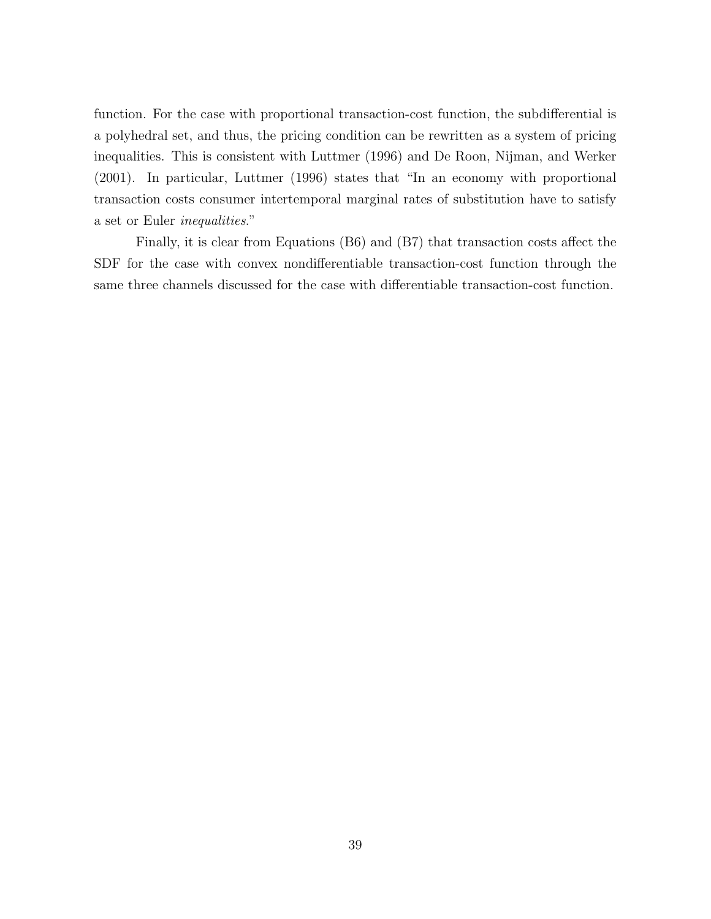function. For the case with proportional transaction-cost function, the subdifferential is a polyhedral set, and thus, the pricing condition can be rewritten as a system of pricing inequalities. This is consistent with Luttmer (1996) and De Roon, Nijman, and Werker (2001). In particular, Luttmer (1996) states that "In an economy with proportional transaction costs consumer intertemporal marginal rates of substitution have to satisfy a set or Euler *inequalities*."

Finally, it is clear from Equations (B6) and (B7) that transaction costs affect the SDF for the case with convex nondifferentiable transaction-cost function through the same three channels discussed for the case with differentiable transaction-cost function.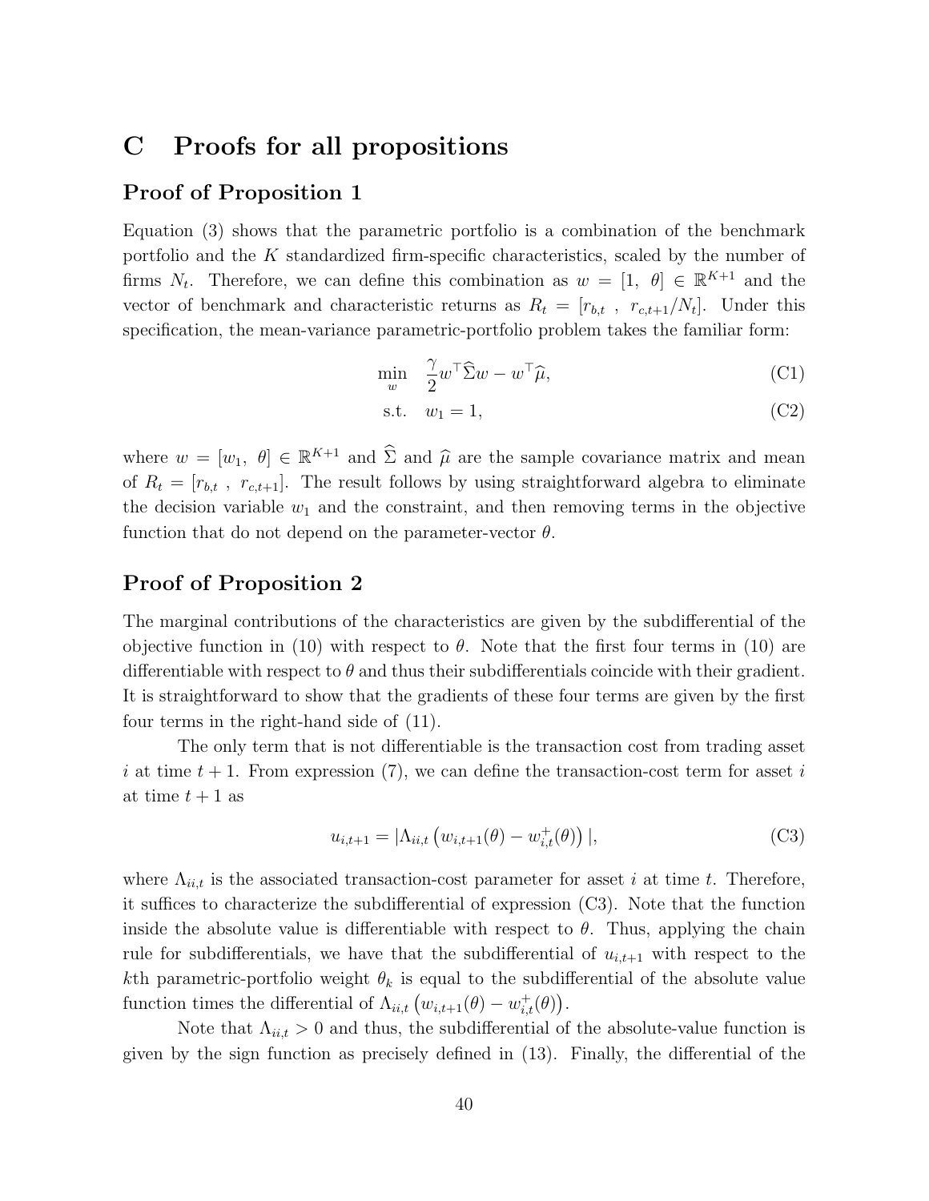# C Proofs for all propositions

## Proof of Proposition 1

Equation (3) shows that the parametric portfolio is a combination of the benchmark portfolio and the $K$ standardized firm-specific characteristics, scaled by the number of firms $N_t$. Therefore, we can define this combination as $w = [1,\ \theta] \in \mathbb{R}^{K+1}$ and the vector of benchmark and characteristic returns as $R_t = [r_{b,t}\ ,\ r_{c,t+1}/N_t]$. Under this specification, the mean-variance parametric-portfolio problem takes the familiar form:

$$\min_{w} \quad \frac{\gamma}{2} w^\top \widehat{\Sigma} w - w^\top \widehat{\mu}, \tag{C1}$$

$$\text{s.t.} \quad w_1 = 1, \tag{C2}$$

where $w = [w_1,\ \theta] \in \mathbb{R}^{K+1}$ and $\widehat{\Sigma}$ and $\widehat{\mu}$ are the sample covariance matrix and mean of $R_t = [r_{b,t}\ ,\ r_{c,t+1}]$. The result follows by using straightforward algebra to eliminate the decision variable $w_1$ and the constraint, and then removing terms in the objective function that do not depend on the parameter-vector $\theta$.

## Proof of Proposition 2

The marginal contributions of the characteristics are given by the subdifferential of the objective function in (10) with respect to $\theta$. Note that the first four terms in (10) are differentiable with respect to $\theta$ and thus their subdifferentials coincide with their gradient. It is straightforward to show that the gradients of these four terms are given by the first four terms in the right-hand side of (11).

The only term that is not differentiable is the transaction cost from trading asset $i$ at time $t+1$. From expression (7), we can define the transaction-cost term for asset $i$ at time $t+1$ as

$$u_{i,t+1} = |\Lambda_{ii,t} \left( w_{i,t+1}(\theta) - w_{i,t}^{+}(\theta) \right)|, \tag{C3}$$

where $\Lambda_{ii,t}$ is the associated transaction-cost parameter for asset $i$ at time $t$. Therefore, it suffices to characterize the subdifferential of expression (C3). Note that the function inside the absolute value is differentiable with respect to $\theta$. Thus, applying the chain rule for subdifferentials, we have that the subdifferential of $u_{i,t+1}$ with respect to the $k$th parametric-portfolio weight $\theta_k$ is equal to the subdifferential of the absolute value function times the differential of $\Lambda_{ii,t} \left( w_{i,t+1}(\theta) - w_{i,t}^{+}(\theta) \right)$.

Note that $\Lambda_{ii,t} > 0$ and thus, the subdifferential of the absolute-value function is given by the sign function as precisely defined in (13). Finally, the differential of the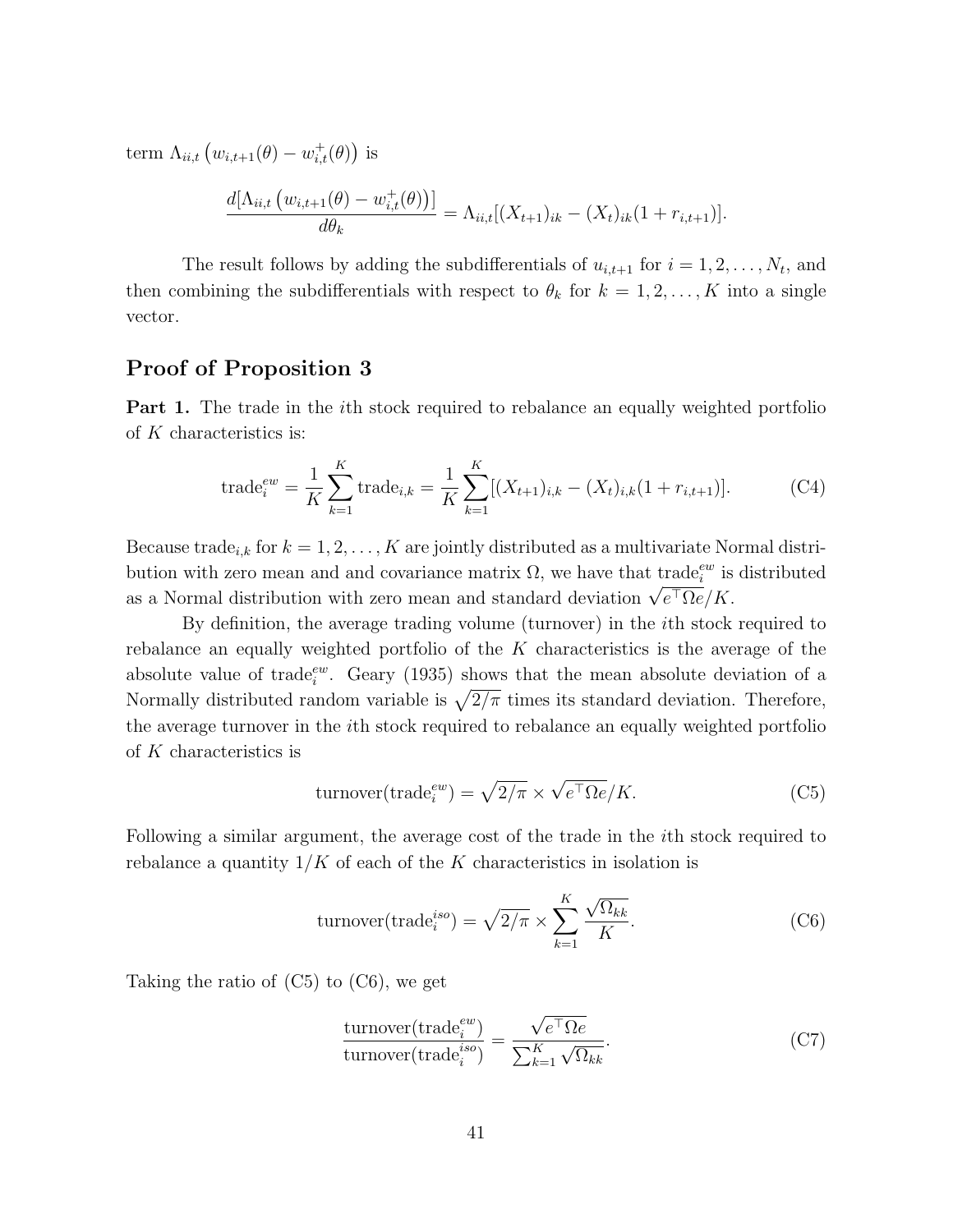term $\Lambda_{ii,t}\left(w_{i,t+1}(\theta) - w^{+}_{i,t}(\theta)\right)$ is

$$\frac{d[\Lambda_{ii,t}\left(w_{i,t+1}(\theta) - w^{+}_{i,t}(\theta)\right)]}{d\theta_k} = \Lambda_{ii,t}[(X_{t+1})_{ik} - (X_t)_{ik}(1 + r_{i,t+1})].$$

The result follows by adding the subdifferentials of $u_{i,t+1}$ for $i = 1, 2, \ldots, N_t$, and then combining the subdifferentials with respect to $\theta_k$ for $k = 1, 2, \ldots, K$ into a single vector.

## Proof of Proposition 3

**Part 1.** The trade in the $i$th stock required to rebalance an equally weighted portfolio of $K$ characteristics is:

$$\text{trade}^{ew}_i = \frac{1}{K}\sum_{k=1}^{K} \text{trade}_{i,k} = \frac{1}{K}\sum_{k=1}^{K}[(X_{t+1})_{i,k} - (X_t)_{i,k}(1 + r_{i,t+1})]. \tag{C4}$$

Because $\text{trade}_{i,k}$ for $k = 1, 2, \ldots, K$ are jointly distributed as a multivariate Normal distribution with zero mean and and covariance matrix $\Omega$, we have that $\text{trade}^{ew}_i$ is distributed as a Normal distribution with zero mean and standard deviation $\sqrt{e^{\top}\Omega e}/K$.

By definition, the average trading volume (turnover) in the $i$th stock required to rebalance an equally weighted portfolio of the $K$ characteristics is the average of the absolute value of $\text{trade}^{ew}_i$. Geary (1935) shows that the mean absolute deviation of a Normally distributed random variable is $\sqrt{2/\pi}$ times its standard deviation. Therefore, the average turnover in the $i$th stock required to rebalance an equally weighted portfolio of $K$ characteristics is

$$\text{turnover}(\text{trade}^{ew}_i) = \sqrt{2/\pi} \times \sqrt{e^{\top}\Omega e}/K. \tag{C5}$$

Following a similar argument, the average cost of the trade in the $i$th stock required to rebalance a quantity $1/K$ of each of the $K$ characteristics in isolation is

$$\text{turnover}(\text{trade}^{iso}_i) = \sqrt{2/\pi} \times \sum_{k=1}^{K}\frac{\sqrt{\Omega_{kk}}}{K}. \tag{C6}$$

Taking the ratio of (C5) to (C6), we get

$$\frac{\text{turnover}(\text{trade}^{ew}_i)}{\text{turnover}(\text{trade}^{iso}_i)} = \frac{\sqrt{e^{\top}\Omega e}}{\sum_{k=1}^{K}\sqrt{\Omega_{kk}}}. \tag{C7}$$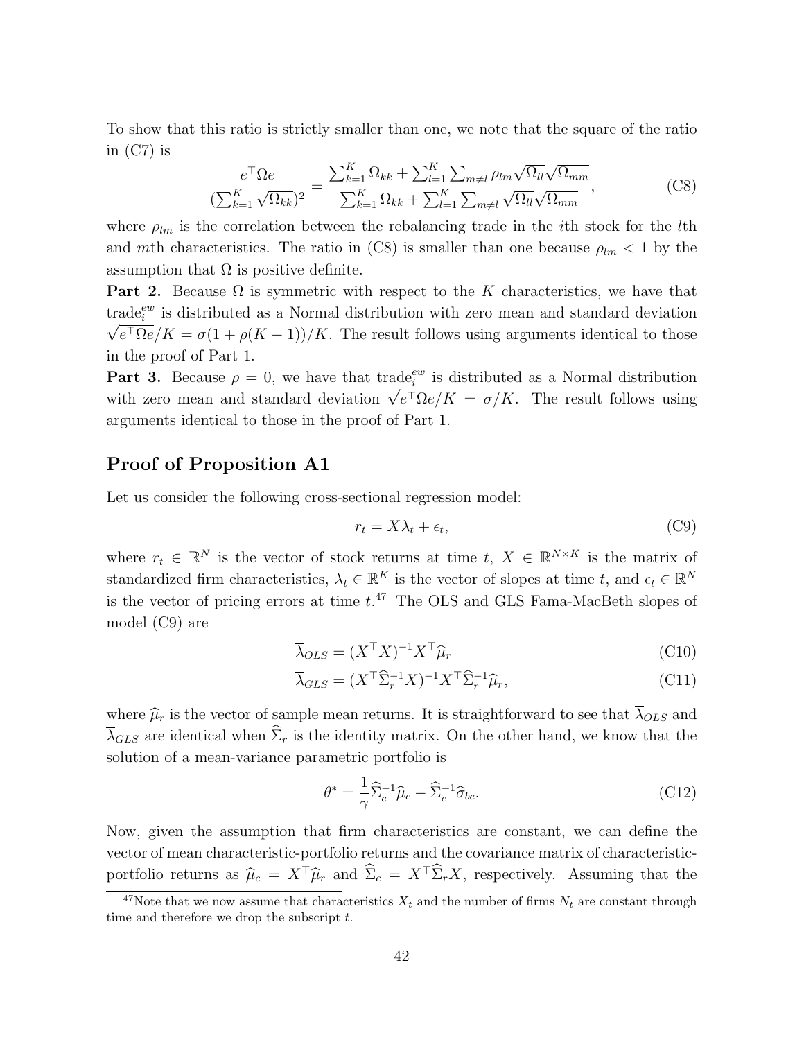To show that this ratio is strictly smaller than one, we note that the square of the ratio in (C7) is

$$\frac{e^\top \Omega e}{(\sum_{k=1}^K \sqrt{\Omega_{kk}})^2} = \frac{\sum_{k=1}^K \Omega_{kk} + \sum_{l=1}^K \sum_{m \neq l} \rho_{lm} \sqrt{\Omega_{ll}} \sqrt{\Omega_{mm}}}{\sum_{k=1}^K \Omega_{kk} + \sum_{l=1}^K \sum_{m \neq l} \sqrt{\Omega_{ll}} \sqrt{\Omega_{mm}}}, \tag{C8}$$

where $\rho_{lm}$ is the correlation between the rebalancing trade in the $i$th stock for the $l$th and $m$th characteristics. The ratio in (C8) is smaller than one because $\rho_{lm} < 1$ by the assumption that $\Omega$ is positive definite.

**Part 2.** Because $\Omega$ is symmetric with respect to the $K$ characteristics, we have that $\text{trade}_i^{ew}$ is distributed as a Normal distribution with zero mean and standard deviation $\sqrt{e^\top \Omega e}/K = \sigma(1 + \rho(K-1))/K$. The result follows using arguments identical to those in the proof of Part 1.

**Part 3.** Because $\rho = 0$, we have that $\text{trade}_i^{ew}$ is distributed as a Normal distribution with zero mean and standard deviation $\sqrt{e^\top \Omega e}/K = \sigma/K$. The result follows using arguments identical to those in the proof of Part 1.

## Proof of Proposition A1

Let us consider the following cross-sectional regression model:

$$r_t = X\lambda_t + \epsilon_t, \tag{C9}$$

where $r_t \in \mathbb{R}^N$ is the vector of stock returns at time $t$, $X \in \mathbb{R}^{N \times K}$ is the matrix of standardized firm characteristics, $\lambda_t \in \mathbb{R}^K$ is the vector of slopes at time $t$, and $\epsilon_t \in \mathbb{R}^N$ is the vector of pricing errors at time $t$.[47] The OLS and GLS Fama-MacBeth slopes of model (C9) are

$$\overline{\lambda}_{OLS} = (X^\top X)^{-1} X^\top \widehat{\mu}_r \tag{C10}$$

$$\overline{\lambda}_{GLS} = (X^\top \widehat{\Sigma}_r^{-1} X)^{-1} X^\top \widehat{\Sigma}_r^{-1} \widehat{\mu}_r, \tag{C11}$$

where $\widehat{\mu}_r$ is the vector of sample mean returns. It is straightforward to see that $\overline{\lambda}_{OLS}$ and $\overline{\lambda}_{GLS}$ are identical when $\widehat{\Sigma}_r$ is the identity matrix. On the other hand, we know that the solution of a mean-variance parametric portfolio is

$$\theta^* = \frac{1}{\gamma} \widehat{\Sigma}_c^{-1} \widehat{\mu}_c - \widehat{\Sigma}_c^{-1} \widehat{\sigma}_{bc}. \tag{C12}$$

Now, given the assumption that firm characteristics are constant, we can define the vector of mean characteristic-portfolio returns and the covariance matrix of characteristic-portfolio returns as $\widehat{\mu}_c = X^\top \widehat{\mu}_r$ and $\widehat{\Sigma}_c = X^\top \widehat{\Sigma}_r X$, respectively. Assuming that the

[47] Note that we now assume that characteristics $X_t$ and the number of firms $N_t$ are constant through time and therefore we drop the subscript $t$.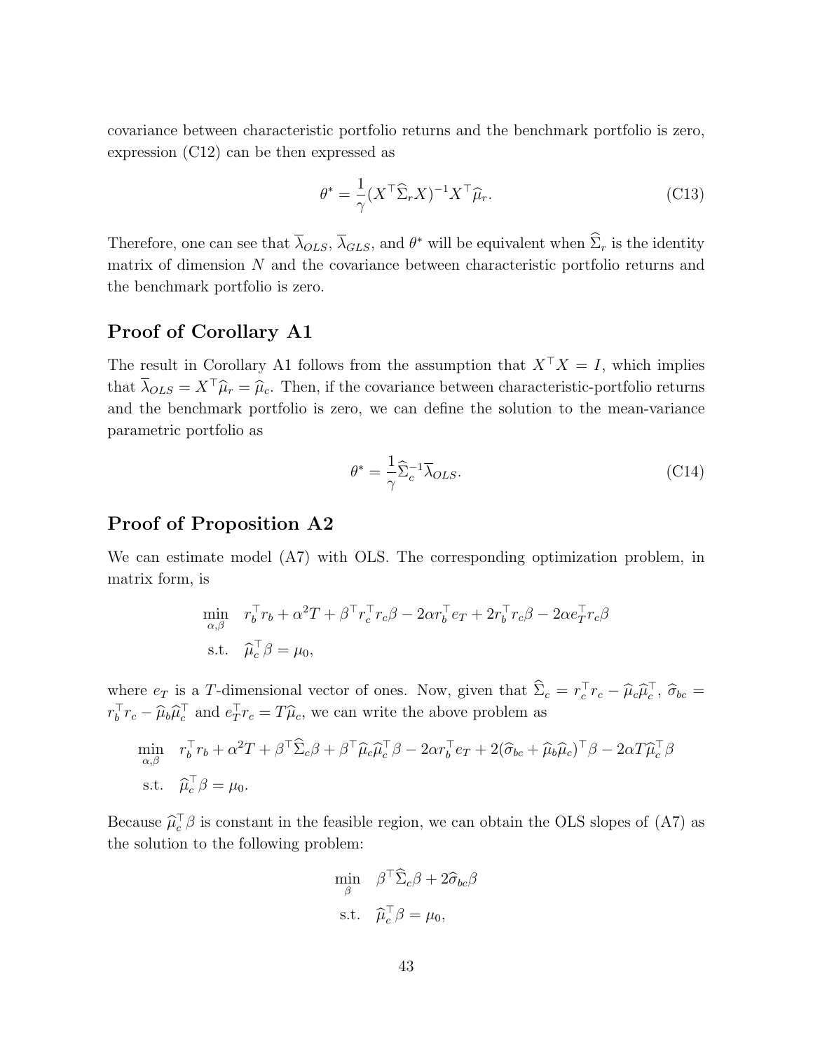covariance between characteristic portfolio returns and the benchmark portfolio is zero, expression (C12) can be then expressed as

$$\theta^* = \frac{1}{\gamma}(X^\top \widehat{\Sigma}_r X)^{-1} X^\top \widehat{\mu}_r. \tag{C13}$$

Therefore, one can see that $\overline{\lambda}_{OLS}$, $\overline{\lambda}_{GLS}$, and $\theta^*$ will be equivalent when $\widehat{\Sigma}_r$ is the identity matrix of dimension $N$ and the covariance between characteristic portfolio returns and the benchmark portfolio is zero.

## Proof of Corollary A1

The result in Corollary A1 follows from the assumption that $X^\top X = I$, which implies that $\overline{\lambda}_{OLS} = X^\top \widehat{\mu}_r = \widehat{\mu}_c$. Then, if the covariance between characteristic-portfolio returns and the benchmark portfolio is zero, we can define the solution to the mean-variance parametric portfolio as

$$\theta^* = \frac{1}{\gamma}\widehat{\Sigma}_c^{-1}\overline{\lambda}_{OLS}. \tag{C14}$$

## Proof of Proposition A2

We can estimate model (A7) with OLS. The corresponding optimization problem, in matrix form, is

$$\begin{aligned}
\min_{\alpha,\beta} \quad & r_b^\top r_b + \alpha^2 T + \beta^\top r_c^\top r_c \beta - 2\alpha r_b^\top e_T + 2 r_b^\top r_c \beta - 2\alpha e_T^\top r_c \beta \\
\text{s.t.} \quad & \widehat{\mu}_c^\top \beta = \mu_0,
\end{aligned}$$

where $e_T$ is a $T$-dimensional vector of ones. Now, given that $\widehat{\Sigma}_c = r_c^\top r_c - \widehat{\mu}_c \widehat{\mu}_c^\top$, $\widehat{\sigma}_{bc} = r_b^\top r_c - \widehat{\mu}_b \widehat{\mu}_c^\top$ and $e_T^\top r_c = T\widehat{\mu}_c$, we can write the above problem as

$$\begin{aligned}
\min_{\alpha,\beta} \quad & r_b^\top r_b + \alpha^2 T + \beta^\top \widehat{\Sigma}_c \beta + \beta^\top \widehat{\mu}_c \widehat{\mu}_c^\top \beta - 2\alpha r_b^\top e_T + 2(\widehat{\sigma}_{bc} + \widehat{\mu}_b \widehat{\mu}_c)^\top \beta - 2\alpha T \widehat{\mu}_c^\top \beta \\
\text{s.t.} \quad & \widehat{\mu}_c^\top \beta = \mu_0.
\end{aligned}$$

Because $\widehat{\mu}_c^\top \beta$ is constant in the feasible region, we can obtain the OLS slopes of (A7) as the solution to the following problem:

$$\begin{aligned}
\min_{\beta} \quad & \beta^\top \widehat{\Sigma}_c \beta + 2\widehat{\sigma}_{bc} \beta \\
\text{s.t.} \quad & \widehat{\mu}_c^\top \beta = \mu_0,
\end{aligned}$$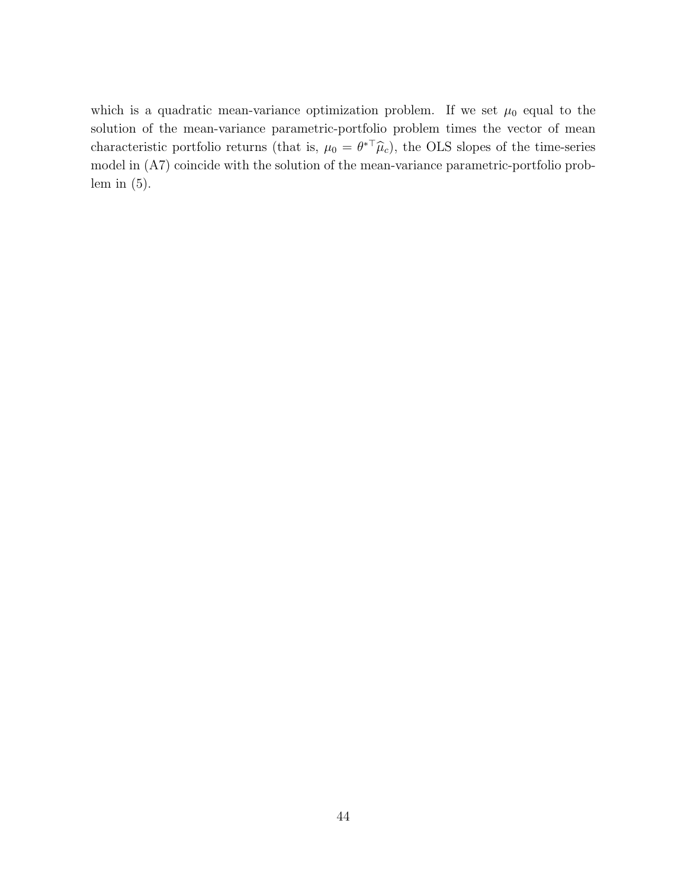which is a quadratic mean-variance optimization problem. If we set $\mu_0$ equal to the solution of the mean-variance parametric-portfolio problem times the vector of mean characteristic portfolio returns (that is, $\mu_0 = \theta^{*\top}\widehat{\mu}_c$), the OLS slopes of the time-series model in (A7) coincide with the solution of the mean-variance parametric-portfolio problem in (5).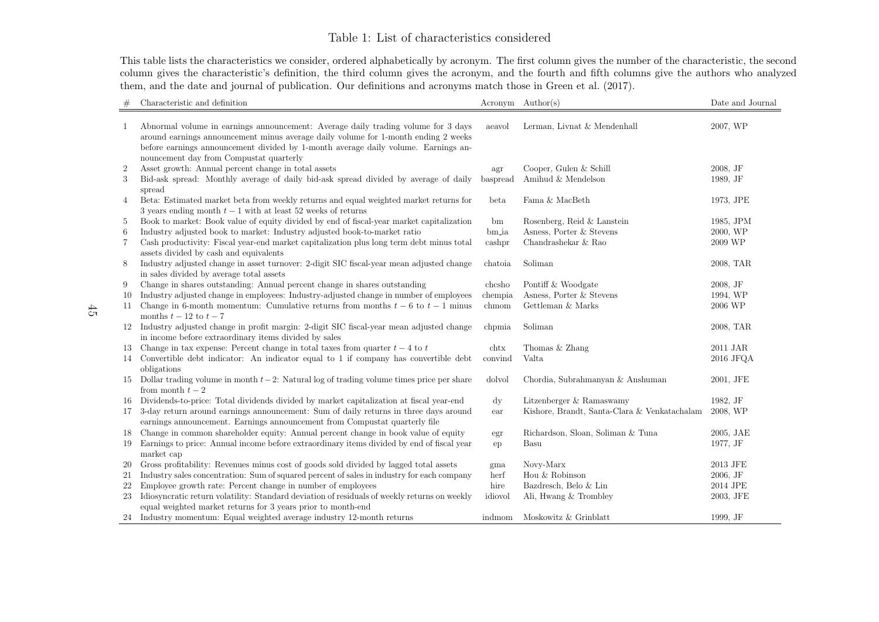Table 1: List of characteristics considered

This table lists the characteristics we consider, ordered alphabetically by acronym. The first column gives the number of the characteristic, the second column gives the characteristic's definition, the third column gives the acronym, and the fourth and fifth columns give the authors who analyzed them, and the date and journal of publication. Our definitions and acronyms match those in Green et al. (2017).

| # | Characteristic and definition | Acronym | Author(s) | Date and Journal |
|---|---|---|---|---|
| 1 | Abnormal volume in earnings announcement: Average daily trading volume for 3 days around earnings announcement minus average daily volume for 1-month ending 2 weeks before earnings announcement divided by 1-month average daily volume. Earnings announcement day from Compustat quarterly | aeavol | Lerman, Livnat & Mendenhall | 2007, WP |
| 2 | Asset growth: Annual percent change in total assets | agr | Cooper, Gulen & Schill | 2008, JF |
| 3 | Bid-ask spread: Monthly average of daily bid-ask spread divided by average of daily spread | baspread | Amihud & Mendelson | 1989, JF |
| 4 | Beta: Estimated market beta from weekly returns and equal weighted market returns for 3 years ending month $t-1$ with at least 52 weeks of returns | beta | Fama & MacBeth | 1973, JPE |
| 5 | Book to market: Book value of equity divided by end of fiscal-year market capitalization | bm | Rosenberg, Reid & Lanstein | 1985, JPM |
| 6 | Industry adjusted book to market: Industry adjusted book-to-market ratio | bm_ia | Asness, Porter & Stevens | 2000, WP |
| 7 | Cash productivity: Fiscal year-end market capitalization plus long term debt minus total assets divided by cash and equivalents | cashpr | Chandrashekar & Rao | 2009 WP |
| 8 | Industry adjusted change in asset turnover: 2-digit SIC fiscal-year mean adjusted change in sales divided by average total assets | chatoia | Soliman | 2008, TAR |
| 9 | Change in shares outstanding: Annual percent change in shares outstanding | chcsho | Pontiff & Woodgate | 2008, JF |
| 10 | Industry adjusted change in employees: Industry-adjusted change in number of employees | chempia | Asness, Porter & Stevens | 1994, WP |
| 11 | Change in 6-month momentum: Cumulative returns from months $t-6$ to $t-1$ minus months $t-12$ to $t-7$ | chmom | Gettleman & Marks | 2006 WP |
| 12 | Industry adjusted change in profit margin: 2-digit SIC fiscal-year mean adjusted change in income before extraordinary items divided by sales | chpmia | Soliman | 2008, TAR |
| 13 | Change in tax expense: Percent change in total taxes from quarter $t-4$ to $t$ | chtx | Thomas & Zhang | 2011 JAR |
| 14 | Convertible debt indicator: An indicator equal to 1 if company has convertible debt obligations | convind | Valta | 2016 JFQA |
| 15 | Dollar trading volume in month $t-2$: Natural log of trading volume times price per share from month $t-2$ | dolvol | Chordia, Subrahmanyan & Anshuman | 2001, JFE |
| 16 | Dividends-to-price: Total dividends divided by market capitalization at fiscal year-end | dy | Litzenberger & Ramaswamy | 1982, JF |
| 17 | 3-day return around earnings announcement: Sum of daily returns in three days around earnings announcement. Earnings announcement from Compustat quarterly file | ear | Kishore, Brandt, Santa-Clara & Venkatachalam | 2008, WP |
| 18 | Change in common shareholder equity: Annual percent change in book value of equity | egr | Richardson, Sloan, Soliman & Tuna | 2005, JAE |
| 19 | Earnings to price: Annual income before extraordinary items divided by end of fiscal year market cap | ep | Basu | 1977, JF |
| 20 | Gross profitability: Revenues minus cost of goods sold divided by lagged total assets | gma | Novy-Marx | 2013 JFE |
| 21 | Industry sales concentration: Sum of squared percent of sales in industry for each company | herf | Hou & Robinson | 2006, JF |
| 22 | Employee growth rate: Percent change in number of employees | hire | Bazdresch, Belo & Lin | 2014 JPE |
| 23 | Idiosyncratic return volatility: Standard deviation of residuals of weekly returns on weekly equal weighted market returns for 3 years prior to month-end | idiovol | Ali, Hwang & Trombley | 2003, JFE |
| 24 | Industry momentum: Equal weighted average industry 12-month returns | indmom | Moskowitz & Grinblatt | 1999, JF |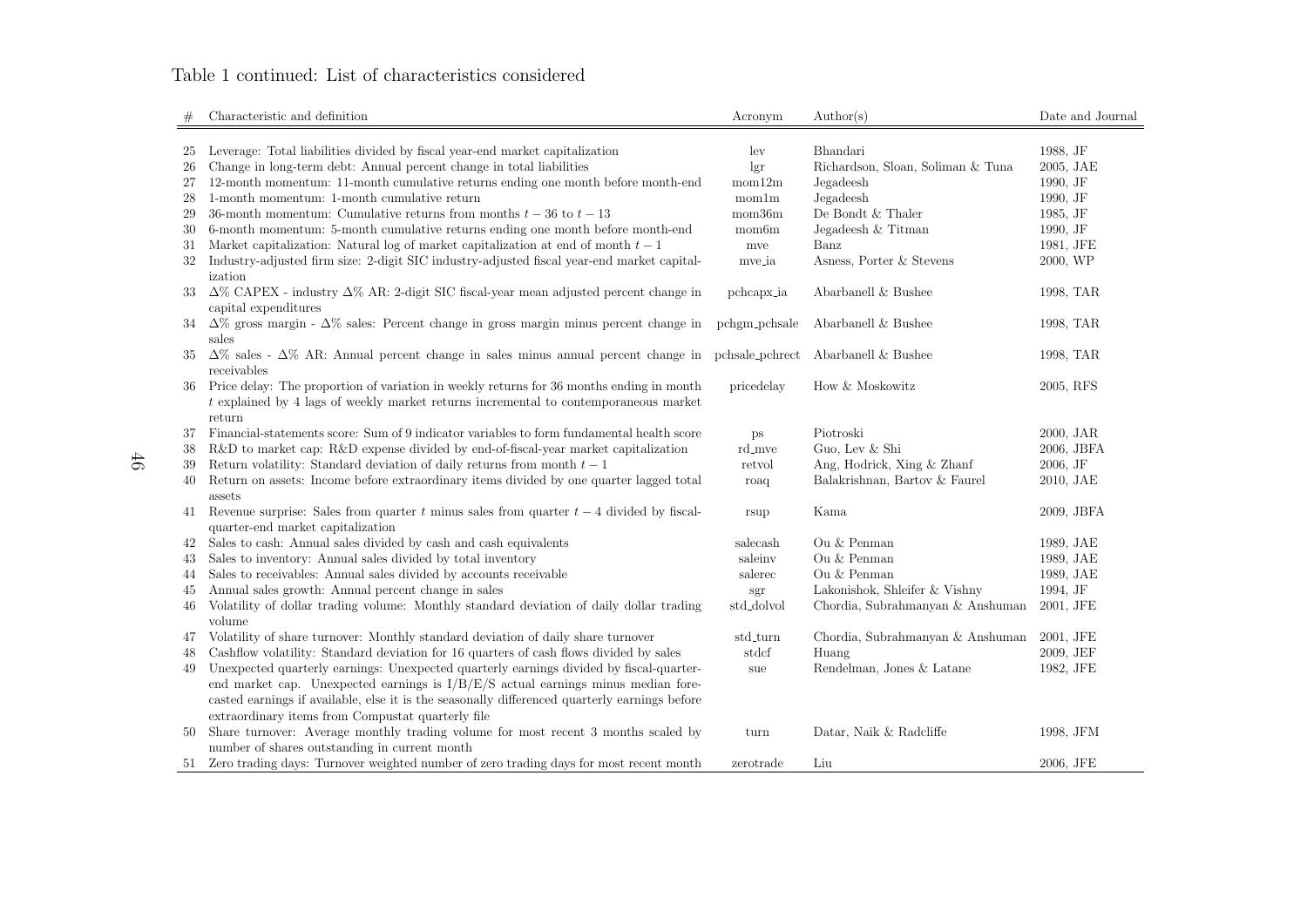Table 1 continued: List of characteristics considered

| # | Characteristic and definition | Acronym | Author(s) | Date and Journal |
|---|---|---|---|---|
| 25 | Leverage: Total liabilities divided by fiscal year-end market capitalization | lev | Bhandari | 1988, JF |
| 26 | Change in long-term debt: Annual percent change in total liabilities | lgr | Richardson, Sloan, Soliman & Tuna | 2005, JAE |
| 27 | 12-month momentum: 11-month cumulative returns ending one month before month-end | mom12m | Jegadeesh | 1990, JF |
| 28 | 1-month momentum: 1-month cumulative return | mom1m | Jegadeesh | 1990, JF |
| 29 | 36-month momentum: Cumulative returns from months $t-36$ to $t-13$ | mom36m | De Bondt & Thaler | 1985, JF |
| 30 | 6-month momentum: 5-month cumulative returns ending one month before month-end | mom6m | Jegadeesh & Titman | 1990, JF |
| 31 | Market capitalization: Natural log of market capitalization at end of month $t-1$ | mve | Banz | 1981, JFE |
| 32 | Industry-adjusted firm size: 2-digit SIC industry-adjusted fiscal year-end market capitalization | mve_ia | Asness, Porter & Stevens | 2000, WP |
| 33 | $\Delta$% CAPEX - industry $\Delta$% AR: 2-digit SIC fiscal-year mean adjusted percent change in capital expenditures | pchcapx_ia | Abarbanell & Bushee | 1998, TAR |
| 34 | $\Delta$% gross margin - $\Delta$% sales: Percent change in gross margin minus percent change in sales | pchgm_pchsale | Abarbanell & Bushee | 1998, TAR |
| 35 | $\Delta$% sales - $\Delta$% AR: Annual percent change in sales minus annual percent change in receivables | pchsale_pchrect | Abarbanell & Bushee | 1998, TAR |
| 36 | Price delay: The proportion of variation in weekly returns for 36 months ending in month $t$ explained by 4 lags of weekly market returns incremental to contemporaneous market return | pricedelay | How & Moskowitz | 2005, RFS |
| 37 | Financial-statements score: Sum of 9 indicator variables to form fundamental health score | ps | Piotroski | 2000, JAR |
| 38 | R&D to market cap: R&D expense divided by end-of-fiscal-year market capitalization | rd_mve | Guo, Lev & Shi | 2006, JBFA |
| 39 | Return volatility: Standard deviation of daily returns from month $t-1$ | retvol | Ang, Hodrick, Xing & Zhanf | 2006, JF |
| 40 | Return on assets: Income before extraordinary items divided by one quarter lagged total assets | roaq | Balakrishnan, Bartov & Faurel | 2010, JAE |
| 41 | Revenue surprise: Sales from quarter $t$ minus sales from quarter $t-4$ divided by fiscal-quarter-end market capitalization | rsup | Kama | 2009, JBFA |
| 42 | Sales to cash: Annual sales divided by cash and cash equivalents | salecash | Ou & Penman | 1989, JAE |
| 43 | Sales to inventory: Annual sales divided by total inventory | saleinv | Ou & Penman | 1989, JAE |
| 44 | Sales to receivables: Annual sales divided by accounts receivable | salerec | Ou & Penman | 1989, JAE |
| 45 | Annual sales growth: Annual percent change in sales | sgr | Lakonishok, Shleifer & Vishny | 1994, JF |
| 46 | Volatility of dollar trading volume: Monthly standard deviation of daily dollar trading volume | std_dolvol | Chordia, Subrahmanyan & Anshuman | 2001, JFE |
| 47 | Volatility of share turnover: Monthly standard deviation of daily share turnover | std_turn | Chordia, Subrahmanyan & Anshuman | 2001, JFE |
| 48 | Cashflow volatility: Standard deviation for 16 quarters of cash flows divided by sales | stdcf | Huang | 2009, JEF |
| 49 | Unexpected quarterly earnings: Unexpected quarterly earnings divided by fiscal-quarter-end market cap. Unexpected earnings is I/B/E/S actual earnings minus median forecasted earnings if available, else it is the seasonally differenced quarterly earnings before extraordinary items from Compustat quarterly file | sue | Rendelman, Jones & Latane | 1982, JFE |
| 50 | Share turnover: Average monthly trading volume for most recent 3 months scaled by number of shares outstanding in current month | turn | Datar, Naik & Radcliffe | 1998, JFM |
| 51 | Zero trading days: Turnover weighted number of zero trading days for most recent month | zerotrade | Liu | 2006, JFE |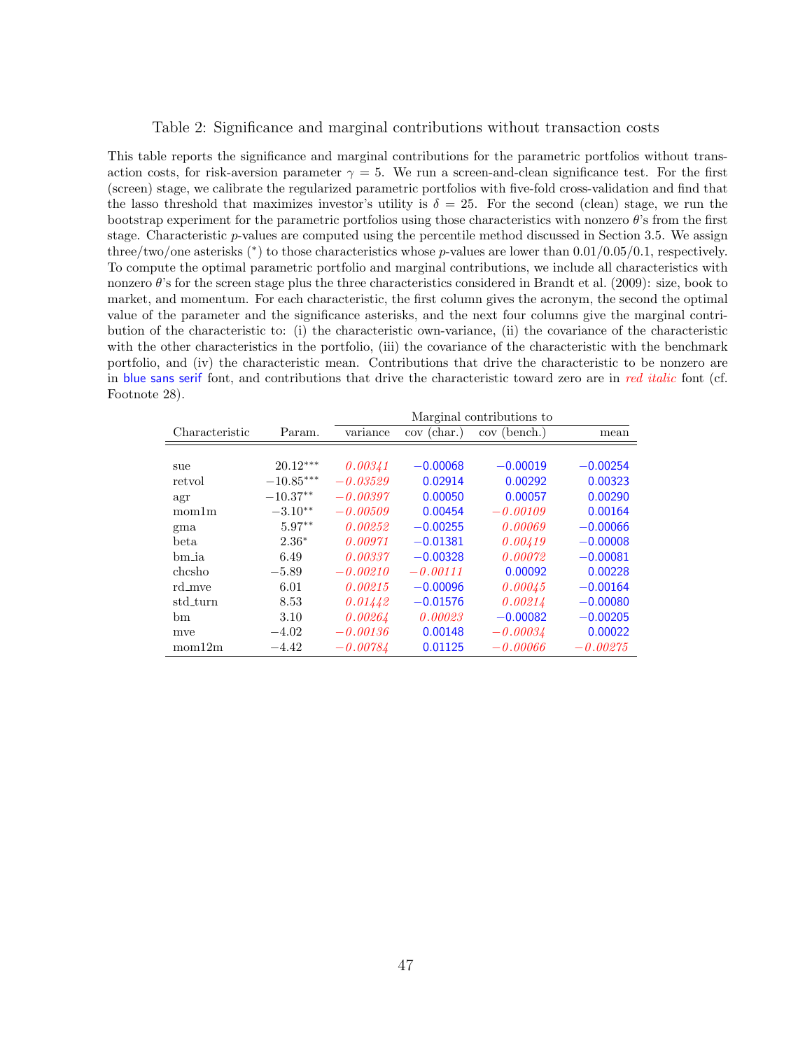Table 2: Significance and marginal contributions without transaction costs

This table reports the significance and marginal contributions for the parametric portfolios without transaction costs, for risk-aversion parameter $\gamma = 5$. We run a screen-and-clean significance test. For the first (screen) stage, we calibrate the regularized parametric portfolios with five-fold cross-validation and find that the lasso threshold that maximizes investor's utility is $\delta = 25$. For the second (clean) stage, we run the bootstrap experiment for the parametric portfolios using those characteristics with nonzero $\theta$'s from the first stage. Characteristic $p$-values are computed using the percentile method discussed in Section 3.5. We assign three/two/one asterisks (*) to those characteristics whose $p$-values are lower than 0.01/0.05/0.1, respectively. To compute the optimal parametric portfolio and marginal contributions, we include all characteristics with nonzero $\theta$'s for the screen stage plus the three characteristics considered in Brandt et al. (2009): size, book to market, and momentum. For each characteristic, the first column gives the acronym, the second the optimal value of the parameter and the significance asterisks, and the next four columns give the marginal contribution of the characteristic to: (i) the characteristic own-variance, (ii) the covariance of the characteristic with the other characteristics in the portfolio, (iii) the covariance of the characteristic with the benchmark portfolio, and (iv) the characteristic mean. Contributions that drive the characteristic to be nonzero are in blue sans serif font, and contributions that drive the characteristic toward zero are in *red italic* font (cf. Footnote 28).

| | | Marginal contributions to | | | |
|---|---|---|---|---|---|
| Characteristic | Param. | variance | cov (char.) | cov (bench.) | mean |
| sue | 20.12*** | *0.00341* | −0.00068 | −0.00019 | −0.00254 |
| retvol | −10.85*** | *−0.03529* | 0.02914 | 0.00292 | 0.00323 |
| agr | −10.37** | *−0.00397* | 0.00050 | 0.00057 | 0.00290 |
| mom1m | −3.10** | *−0.00509* | 0.00454 | *−0.00109* | 0.00164 |
| gma | 5.97** | *0.00252* | −0.00255 | *0.00069* | −0.00066 |
| beta | 2.36* | *0.00971* | −0.01381 | *0.00419* | −0.00008 |
| bm_ia | 6.49 | *0.00337* | −0.00328 | *0.00072* | −0.00081 |
| chcsho | −5.89 | *−0.00210* | *−0.00111* | 0.00092 | 0.00228 |
| rd_mve | 6.01 | *0.00215* | −0.00096 | *0.00045* | −0.00164 |
| std_turn | 8.53 | *0.01442* | −0.01576 | *0.00214* | −0.00080 |
| bm | 3.10 | *0.00264* | *0.00023* | −0.00082 | −0.00205 |
| mve | −4.02 | *−0.00136* | 0.00148 | *−0.00034* | 0.00022 |
| mom12m | −4.42 | *−0.00784* | 0.01125 | *−0.00066* | *−0.00275* |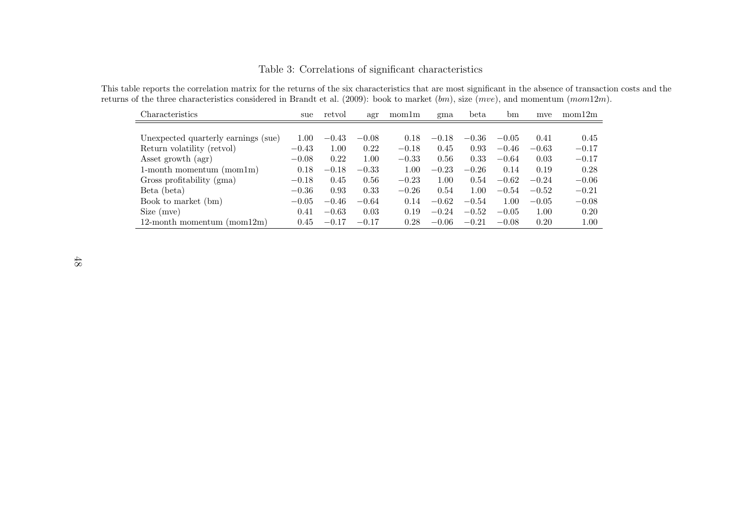Table 3: Correlations of significant characteristics

This table reports the correlation matrix for the returns of the six characteristics that are most significant in the absence of transaction costs and the returns of the three characteristics considered in Brandt et al. (2009): book to market (*bm*), size (*mve*), and momentum (*mom*12*m*).

| Characteristics | sue | retvol | agr | mom1m | gma | beta | bm | mve | mom12m |
|---|---|---|---|---|---|---|---|---|---|
| Unexpected quarterly earnings (sue) | 1.00 | −0.43 | −0.08 | 0.18 | −0.18 | −0.36 | −0.05 | 0.41 | 0.45 |
| Return volatility (retvol) | −0.43 | 1.00 | 0.22 | −0.18 | 0.45 | 0.93 | −0.46 | −0.63 | −0.17 |
| Asset growth (agr) | −0.08 | 0.22 | 1.00 | −0.33 | 0.56 | 0.33 | −0.64 | 0.03 | −0.17 |
| 1-month momentum (mom1m) | 0.18 | −0.18 | −0.33 | 1.00 | −0.23 | −0.26 | 0.14 | 0.19 | 0.28 |
| Gross profitability (gma) | −0.18 | 0.45 | 0.56 | −0.23 | 1.00 | 0.54 | −0.62 | −0.24 | −0.06 |
| Beta (beta) | −0.36 | 0.93 | 0.33 | −0.26 | 0.54 | 1.00 | −0.54 | −0.52 | −0.21 |
| Book to market (bm) | −0.05 | −0.46 | −0.64 | 0.14 | −0.62 | −0.54 | 1.00 | −0.05 | −0.08 |
| Size (mve) | 0.41 | −0.63 | 0.03 | 0.19 | −0.24 | −0.52 | −0.05 | 1.00 | 0.20 |
| 12-month momentum (mom12m) | 0.45 | −0.17 | −0.17 | 0.28 | −0.06 | −0.21 | −0.08 | 0.20 | 1.00 |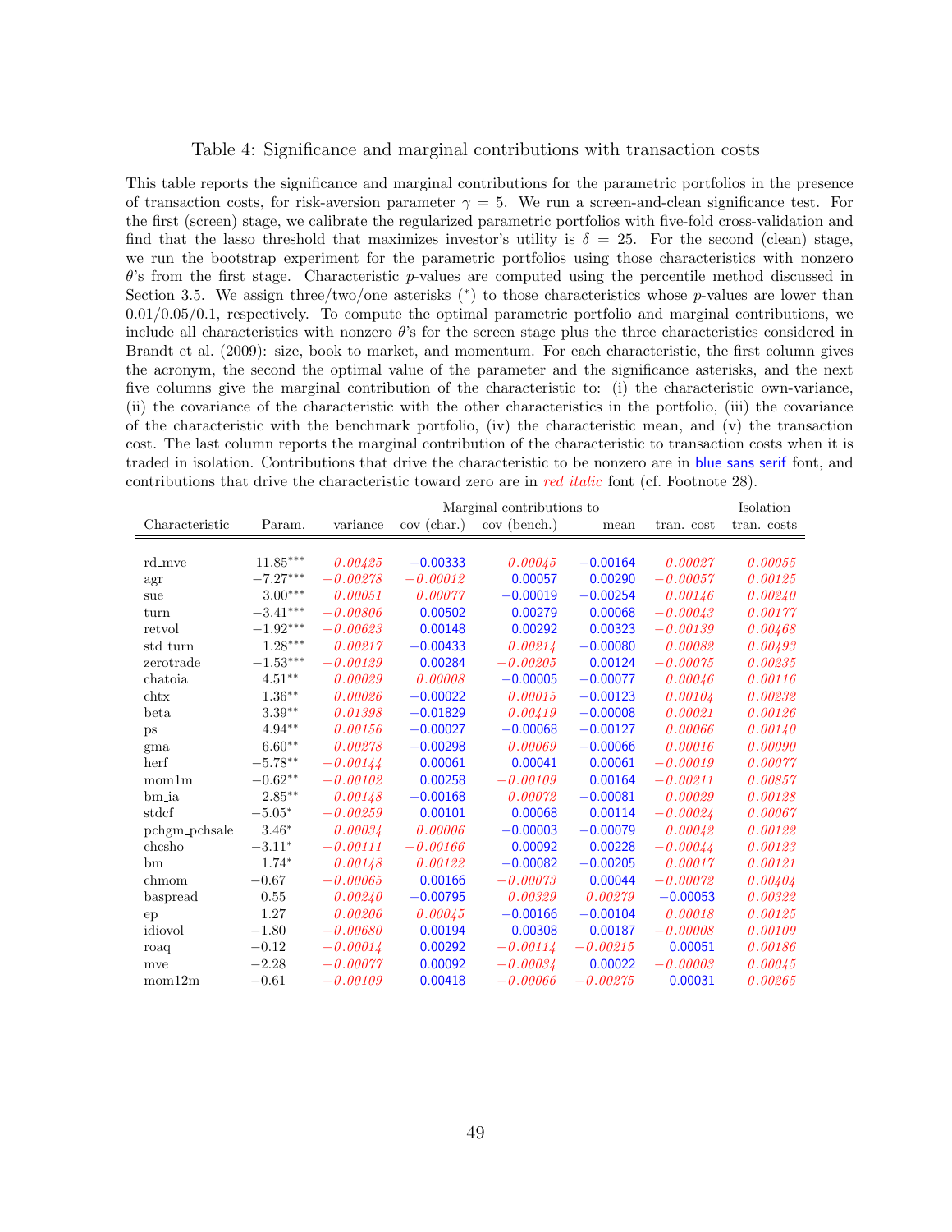Table 4: Significance and marginal contributions with transaction costs

This table reports the significance and marginal contributions for the parametric portfolios in the presence of transaction costs, for risk-aversion parameter $\gamma = 5$. We run a screen-and-clean significance test. For the first (screen) stage, we calibrate the regularized parametric portfolios with five-fold cross-validation and find that the lasso threshold that maximizes investor's utility is $\delta = 25$. For the second (clean) stage, we run the bootstrap experiment for the parametric portfolios using those characteristics with nonzero $\theta$'s from the first stage. Characteristic $p$-values are computed using the percentile method discussed in Section 3.5. We assign three/two/one asterisks (*) to those characteristics whose $p$-values are lower than 0.01/0.05/0.1, respectively. To compute the optimal parametric portfolio and marginal contributions, we include all characteristics with nonzero $\theta$'s for the screen stage plus the three characteristics considered in Brandt et al. (2009): size, book to market, and momentum. For each characteristic, the first column gives the acronym, the second the optimal value of the parameter and the significance asterisks, and the next five columns give the marginal contribution of the characteristic to: (i) the characteristic own-variance, (ii) the covariance of the characteristic with the other characteristics in the portfolio, (iii) the covariance of the characteristic with the benchmark portfolio, (iv) the characteristic mean, and (v) the transaction cost. The last column reports the marginal contribution of the characteristic to transaction costs when it is traded in isolation. Contributions that drive the characteristic to be nonzero are in blue sans serif font, and contributions that drive the characteristic toward zero are in *red italic* font (cf. Footnote 28).

| Characteristic | Param. | Marginal contributions to | | | | | Isolation |
|---|---|---|---|---|---|---|---|
| | | variance | cov (char.) | cov (bench.) | mean | tran. cost | tran. costs |
| rd_mve | 11.85*** | *0.00425* | −0.00333 | *0.00045* | −0.00164 | *0.00027* | *0.00055* |
| agr | −7.27*** | *−0.00278* | *−0.00012* | 0.00057 | 0.00290 | *−0.00057* | *0.00125* |
| sue | 3.00*** | *0.00051* | *0.00077* | −0.00019 | −0.00254 | *0.00146* | *0.00240* |
| turn | −3.41*** | *−0.00806* | 0.00502 | 0.00279 | 0.00068 | *−0.00043* | *0.00177* |
| retvol | −1.92*** | *−0.00623* | 0.00148 | 0.00292 | 0.00323 | *−0.00139* | *0.00468* |
| std_turn | 1.28*** | *0.00217* | −0.00433 | *0.00214* | −0.00080 | *0.00082* | *0.00493* |
| zerotrade | −1.53*** | *−0.00129* | 0.00284 | *−0.00205* | 0.00124 | *−0.00075* | *0.00235* |
| chatoia | 4.51** | *0.00029* | *0.00008* | −0.00005 | −0.00077 | *0.00046* | *0.00116* |
| chtx | 1.36** | *0.00026* | −0.00022 | *0.00015* | −0.00123 | *0.00104* | *0.00232* |
| beta | 3.39** | *0.01398* | −0.01829 | *0.00419* | −0.00008 | *0.00021* | *0.00126* |
| ps | 4.94** | *0.00156* | −0.00027 | −0.00068 | −0.00127 | *0.00066* | *0.00140* |
| gma | 6.60** | *0.00278* | −0.00298 | *0.00069* | −0.00066 | *0.00016* | *0.00090* |
| herf | −5.78** | *−0.00144* | 0.00061 | 0.00041 | 0.00061 | *−0.00019* | *0.00077* |
| mom1m | −0.62** | *−0.00102* | 0.00258 | *−0.00109* | 0.00164 | *−0.00211* | *0.00857* |
| bm_ia | 2.85** | *0.00148* | −0.00168 | *0.00072* | −0.00081 | *0.00029* | *0.00128* |
| stdcf | −5.05* | *−0.00259* | 0.00101 | 0.00068 | 0.00114 | *−0.00024* | *0.00067* |
| pchgm_pchsale | 3.46* | *0.00034* | *0.00006* | −0.00003 | −0.00079 | *0.00042* | *0.00122* |
| chcsho | −3.11* | *−0.00111* | *−0.00166* | 0.00092 | 0.00228 | *−0.00044* | *0.00123* |
| bm | 1.74* | *0.00148* | *0.00122* | −0.00082 | −0.00205 | *0.00017* | *0.00121* |
| chmom | −0.67 | *−0.00065* | 0.00166 | *−0.00073* | 0.00044 | *−0.00072* | *0.00404* |
| baspread | 0.55 | *0.00240* | −0.00795 | *0.00329* | *0.00279* | −0.00053 | *0.00322* |
| ep | 1.27 | *0.00206* | *0.00045* | −0.00166 | −0.00104 | *0.00018* | *0.00125* |
| idiovol | −1.80 | *−0.00680* | 0.00194 | 0.00308 | 0.00187 | *−0.00008* | *0.00109* |
| roaq | −0.12 | *−0.00014* | 0.00292 | *−0.00114* | *−0.00215* | 0.00051 | *0.00186* |
| mve | −2.28 | *−0.00077* | 0.00092 | *−0.00034* | 0.00022 | *−0.00003* | *0.00045* |
| mom12m | −0.61 | *−0.00109* | 0.00418 | *−0.00066* | *−0.00275* | 0.00031 | *0.00265* |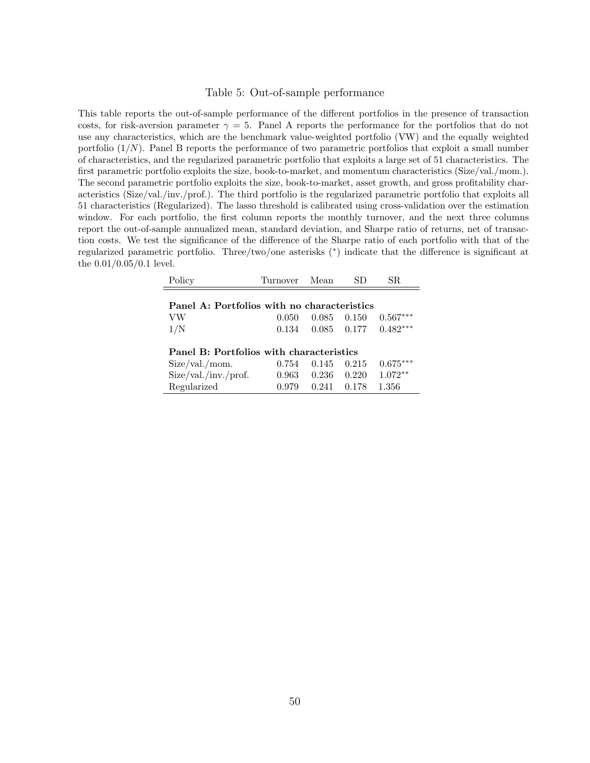Table 5: Out-of-sample performance

This table reports the out-of-sample performance of the different portfolios in the presence of transaction costs, for risk-aversion parameter $\gamma = 5$. Panel A reports the performance for the portfolios that do not use any characteristics, which are the benchmark value-weighted portfolio (VW) and the equally weighted portfolio ($1/N$). Panel B reports the performance of two parametric portfolios that exploit a small number of characteristics, and the regularized parametric portfolio that exploits a large set of 51 characteristics. The first parametric portfolio exploits the size, book-to-market, and momentum characteristics (Size/val./mom.). The second parametric portfolio exploits the size, book-to-market, asset growth, and gross profitability characteristics (Size/val./inv./prof.). The third portfolio is the regularized parametric portfolio that exploits all 51 characteristics (Regularized). The lasso threshold is calibrated using cross-validation over the estimation window. For each portfolio, the first column reports the monthly turnover, and the next three columns report the out-of-sample annualized mean, standard deviation, and Sharpe ratio of returns, net of transaction costs. We test the significance of the difference of the Sharpe ratio of each portfolio with that of the regularized parametric portfolio. Three/two/one asterisks (*) indicate that the difference is significant at the 0.01/0.05/0.1 level.

| Policy | Turnover | Mean | SD | SR |
|---|---|---|---|---|
| **Panel A: Portfolios with no characteristics** | | | | |
| VW | 0.050 | 0.085 | 0.150 | $0.567^{***}$ |
| 1/N | 0.134 | 0.085 | 0.177 | $0.482^{***}$ |
| **Panel B: Portfolios with characteristics** | | | | |
| Size/val./mom. | 0.754 | 0.145 | 0.215 | $0.675^{***}$ |
| Size/val./inv./prof. | 0.963 | 0.236 | 0.220 | $1.072^{**}$ |
| Regularized | 0.979 | 0.241 | 0.178 | 1.356 |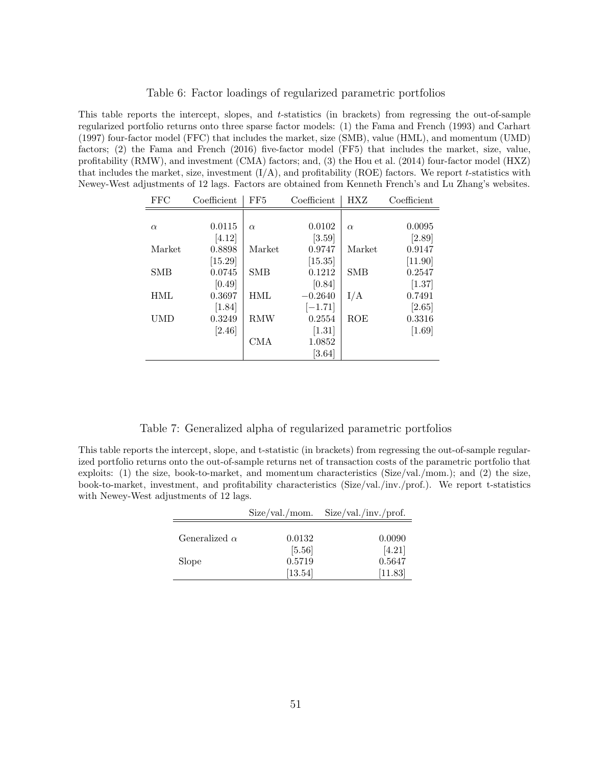Table 6: Factor loadings of regularized parametric portfolios

This table reports the intercept, slopes, and $t$-statistics (in brackets) from regressing the out-of-sample regularized portfolio returns onto three sparse factor models: (1) the Fama and French (1993) and Carhart (1997) four-factor model (FFC) that includes the market, size (SMB), value (HML), and momentum (UMD) factors; (2) the Fama and French (2016) five-factor model (FF5) that includes the market, size, value, profitability (RMW), and investment (CMA) factors; and, (3) the Hou et al. (2014) four-factor model (HXZ) that includes the market, size, investment (I/A), and profitability (ROE) factors. We report $t$-statistics with Newey-West adjustments of 12 lags. Factors are obtained from Kenneth French's and Lu Zhang's websites.

| FFC | Coefficient | FF5 | Coefficient | HXZ | Coefficient |
|---|---|---|---|---|---|
| $\alpha$ | 0.0115 | $\alpha$ | 0.0102 | $\alpha$ | 0.0095 |
| | [4.12] | | [3.59] | | [2.89] |
| Market | 0.8898 | Market | 0.9747 | Market | 0.9147 |
| | [15.29] | | [15.35] | | [11.90] |
| SMB | 0.0745 | SMB | 0.1212 | SMB | 0.2547 |
| | [0.49] | | [0.84] | | [1.37] |
| HML | 0.3697 | HML | −0.2640 | I/A | 0.7491 |
| | [1.84] | | [−1.71] | | [2.65] |
| UMD | 0.3249 | RMW | 0.2554 | ROE | 0.3316 |
| | [2.46] | | [1.31] | | [1.69] |
| | | CMA | 1.0852 | | |
| | | | [3.64] | | |

Table 7: Generalized alpha of regularized parametric portfolios

This table reports the intercept, slope, and t-statistic (in brackets) from regressing the out-of-sample regularized portfolio returns onto the out-of-sample returns net of transaction costs of the parametric portfolio that exploits: (1) the size, book-to-market, and momentum characteristics (Size/val./mom.); and (2) the size, book-to-market, investment, and profitability characteristics (Size/val./inv./prof.). We report t-statistics with Newey-West adjustments of 12 lags.

| | Size/val./mom. | Size/val./inv./prof. |
|---|---|---|
| Generalized $\alpha$ | 0.0132 | 0.0090 |
| | [5.56] | [4.21] |
| Slope | 0.5719 | 0.5647 |
| | [13.54] | [11.83] |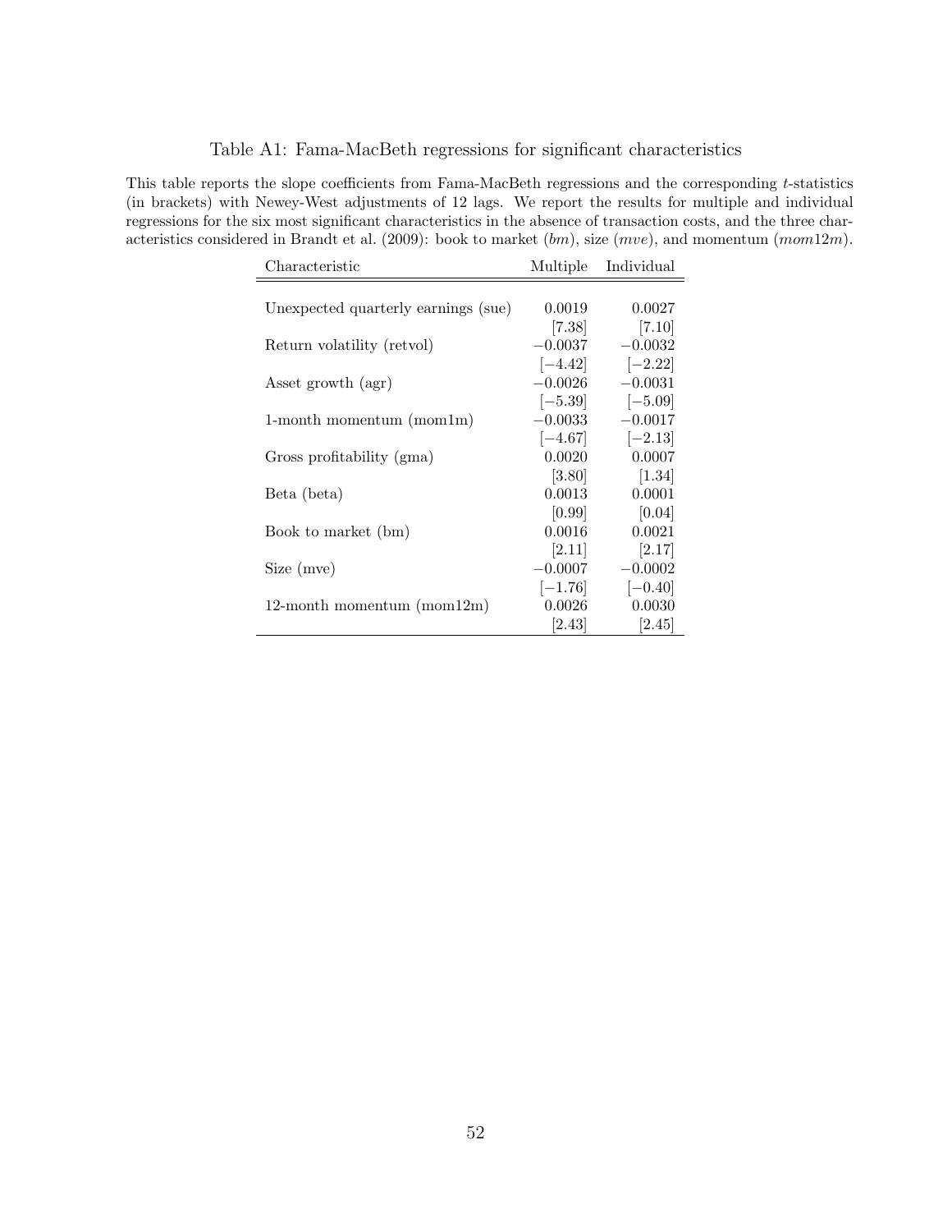Table A1: Fama-MacBeth regressions for significant characteristics

This table reports the slope coefficients from Fama-MacBeth regressions and the corresponding $t$-statistics (in brackets) with Newey-West adjustments of 12 lags. We report the results for multiple and individual regressions for the six most significant characteristics in the absence of transaction costs, and the three characteristics considered in Brandt et al. (2009): book to market ($bm$), size ($mve$), and momentum ($mom12m$).

| Characteristic | Multiple | Individual |
|---|---|---|
| Unexpected quarterly earnings (sue) | 0.0019 | 0.0027 |
| | [7.38] | [7.10] |
| Return volatility (retvol) | −0.0037 | −0.0032 |
| | [−4.42] | [−2.22] |
| Asset growth (agr) | −0.0026 | −0.0031 |
| | [−5.39] | [−5.09] |
| 1-month momentum (mom1m) | −0.0033 | −0.0017 |
| | [−4.67] | [−2.13] |
| Gross profitability (gma) | 0.0020 | 0.0007 |
| | [3.80] | [1.34] |
| Beta (beta) | 0.0013 | 0.0001 |
| | [0.99] | [0.04] |
| Book to market (bm) | 0.0016 | 0.0021 |
| | [2.11] | [2.17] |
| Size (mve) | −0.0007 | −0.0002 |
| | [−1.76] | [−0.40] |
| 12-month momentum (mom12m) | 0.0026 | 0.0030 |
| | [2.43] | [2.45] |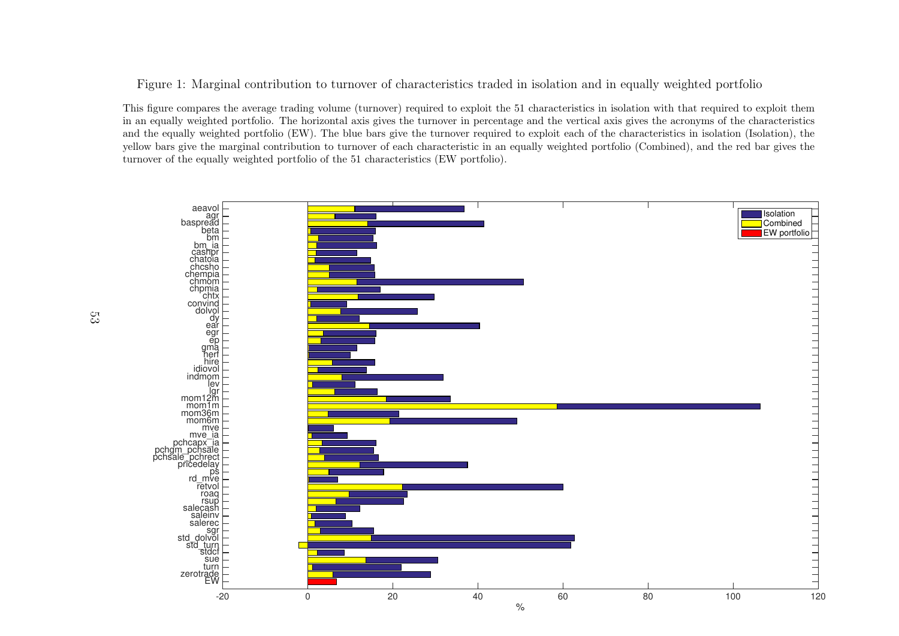Figure 1: Marginal contribution to turnover of characteristics traded in isolation and in equally weighted portfolio

This figure compares the average trading volume (turnover) required to exploit the 51 characteristics in isolation with that required to exploit them in an equally weighted portfolio. The horizontal axis gives the turnover in percentage and the vertical axis gives the acronyms of the characteristics and the equally weighted portfolio (EW). The blue bars give the turnover required to exploit each of the characteristics in isolation (Isolation), the yellow bars give the marginal contribution to turnover of each characteristic in an equally weighted portfolio (Combined), and the red bar gives the turnover of the equally weighted portfolio of the 51 characteristics (EW portfolio).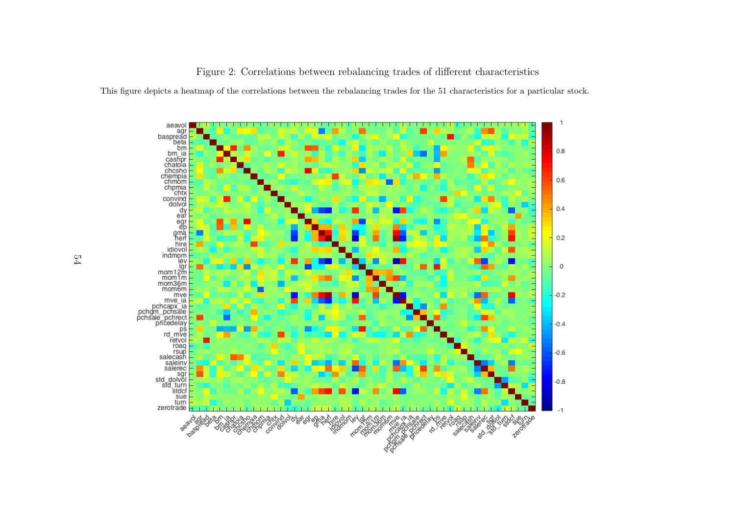Figure 2: Correlations between rebalancing trades of different characteristics

This figure depicts a heatmap of the correlations between the rebalancing trades for the 51 characteristics for a particular stock.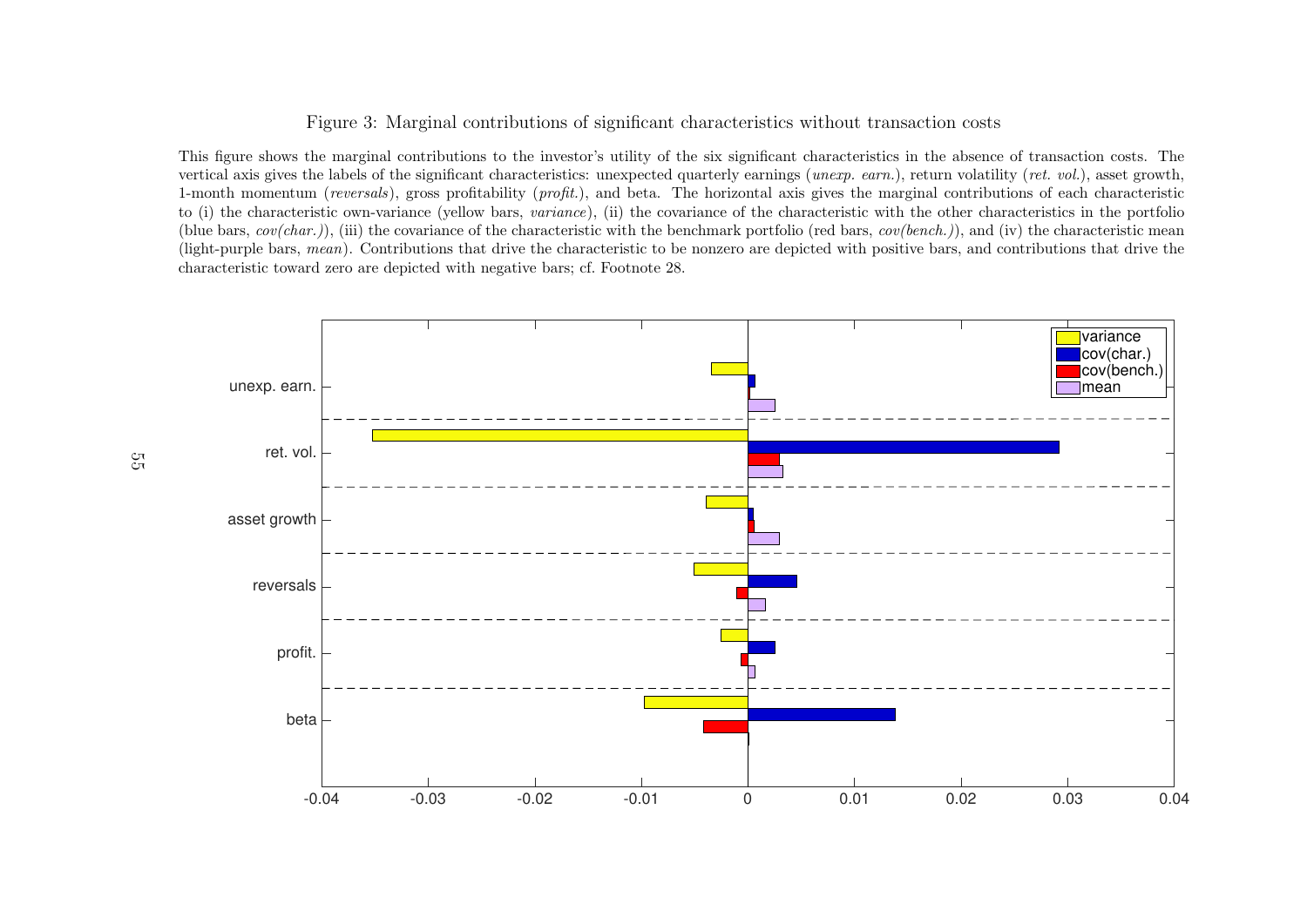Figure 3: Marginal contributions of significant characteristics without transaction costs

This figure shows the marginal contributions to the investor's utility of the six significant characteristics in the absence of transaction costs. The vertical axis gives the labels of the significant characteristics: unexpected quarterly earnings (*unexp. earn.*), return volatility (*ret. vol.*), asset growth, 1-month momentum (*reversals*), gross profitability (*profit.*), and beta. The horizontal axis gives the marginal contributions of each characteristic to (i) the characteristic own-variance (yellow bars, *variance*), (ii) the covariance of the characteristic with the other characteristics in the portfolio (blue bars, *cov(char.)*), (iii) the covariance of the characteristic with the benchmark portfolio (red bars, *cov(bench.)*), and (iv) the characteristic mean (light-purple bars, *mean*). Contributions that drive the characteristic to be nonzero are depicted with positive bars, and contributions that drive the characteristic toward zero are depicted with negative bars; cf. Footnote 28.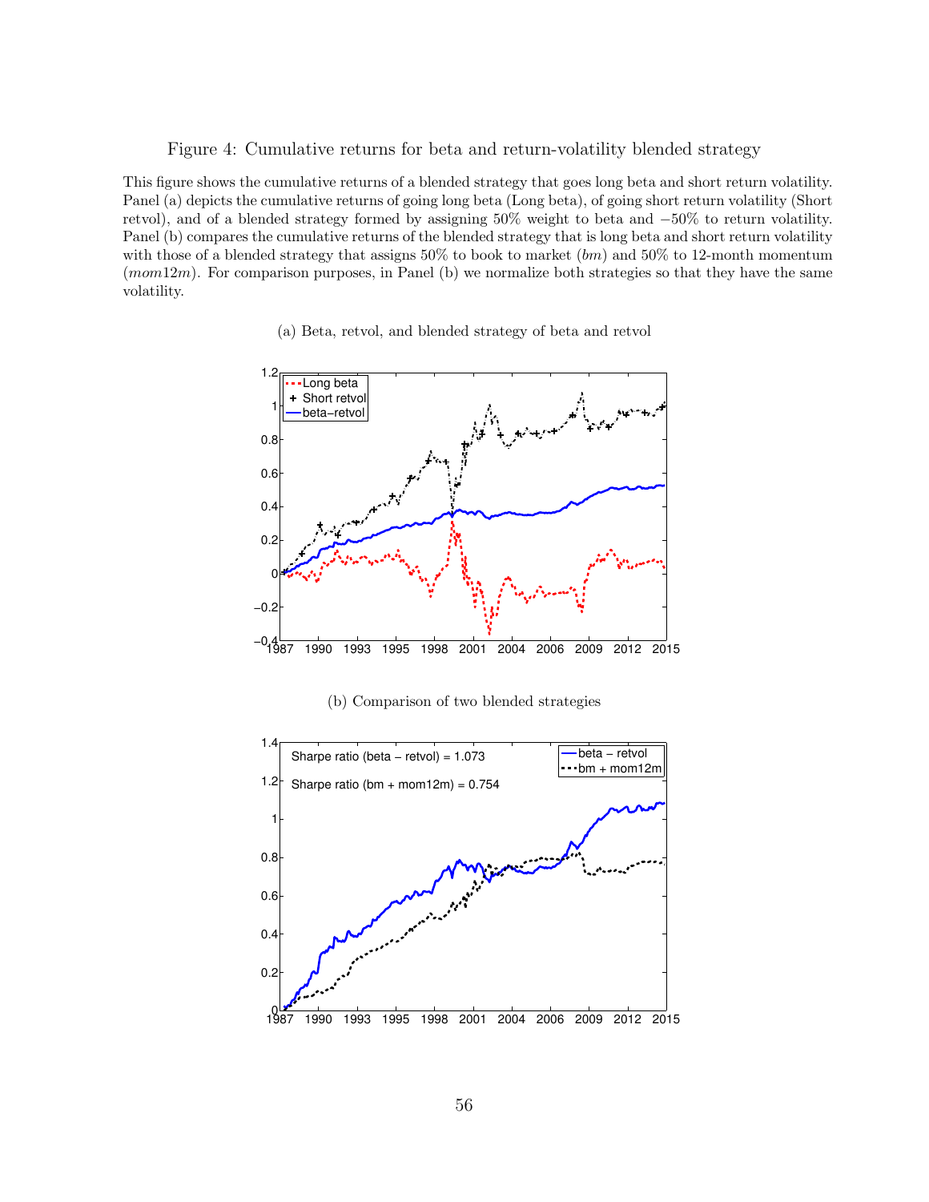Figure 4: Cumulative returns for beta and return-volatility blended strategy

This figure shows the cumulative returns of a blended strategy that goes long beta and short return volatility. Panel (a) depicts the cumulative returns of going long beta (Long beta), of going short return volatility (Short retvol), and of a blended strategy formed by assigning 50% weight to beta and −50% to return volatility. Panel (b) compares the cumulative returns of the blended strategy that is long beta and short return volatility with those of a blended strategy that assigns 50% to book to market (*bm*) and 50% to 12-month momentum (*mom*12*m*). For comparison purposes, in Panel (b) we normalize both strategies so that they have the same volatility.

(a) Beta, retvol, and blended strategy of beta and retvol

(b) Comparison of two blended strategies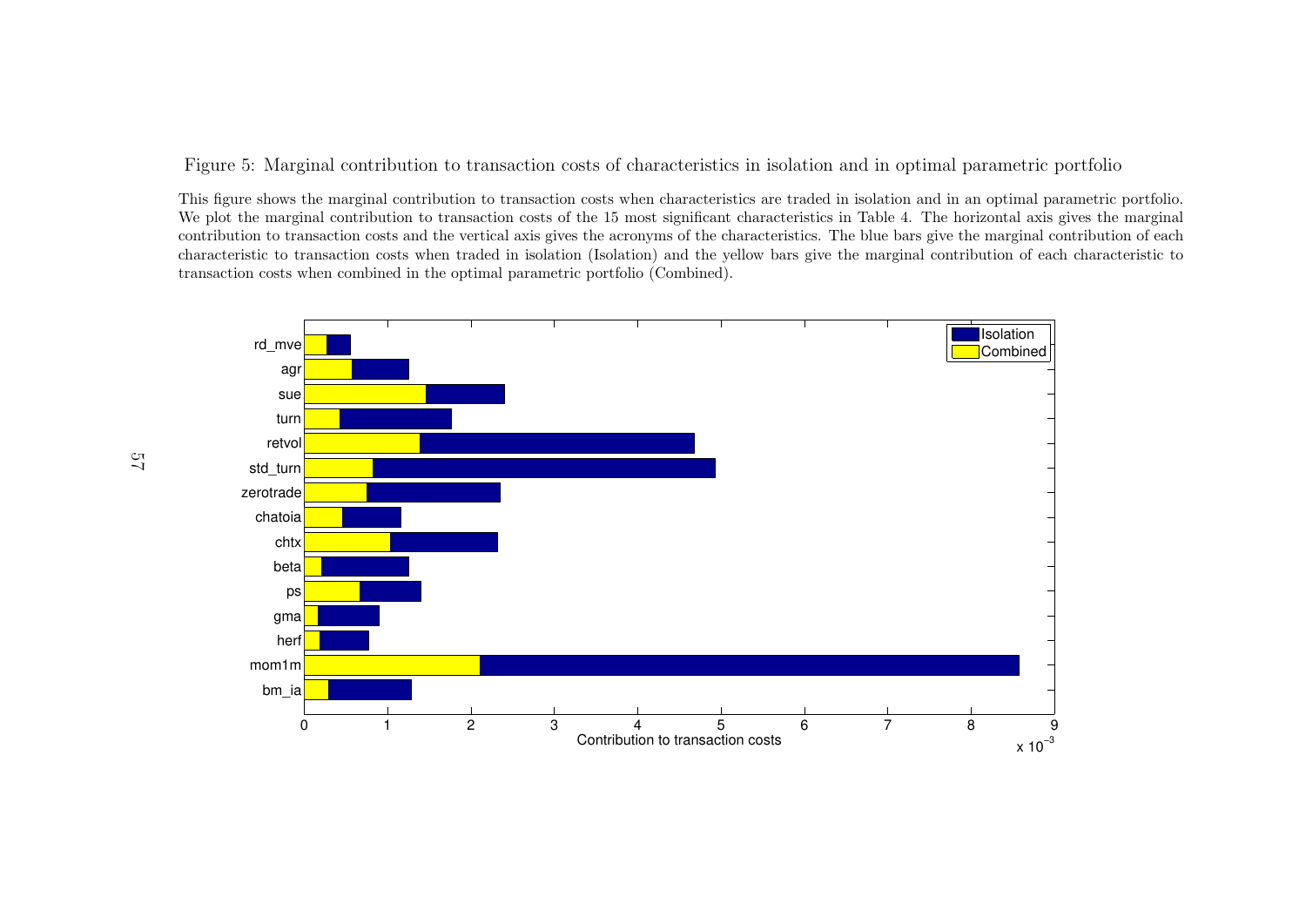Figure 5: Marginal contribution to transaction costs of characteristics in isolation and in optimal parametric portfolio

This figure shows the marginal contribution to transaction costs when characteristics are traded in isolation and in an optimal parametric portfolio. We plot the marginal contribution to transaction costs of the 15 most significant characteristics in Table 4. The horizontal axis gives the marginal contribution to transaction costs and the vertical axis gives the acronyms of the characteristics. The blue bars give the marginal contribution of each characteristic to transaction costs when traded in isolation (Isolation) and the yellow bars give the marginal contribution of each characteristic to transaction costs when combined in the optimal parametric portfolio (Combined).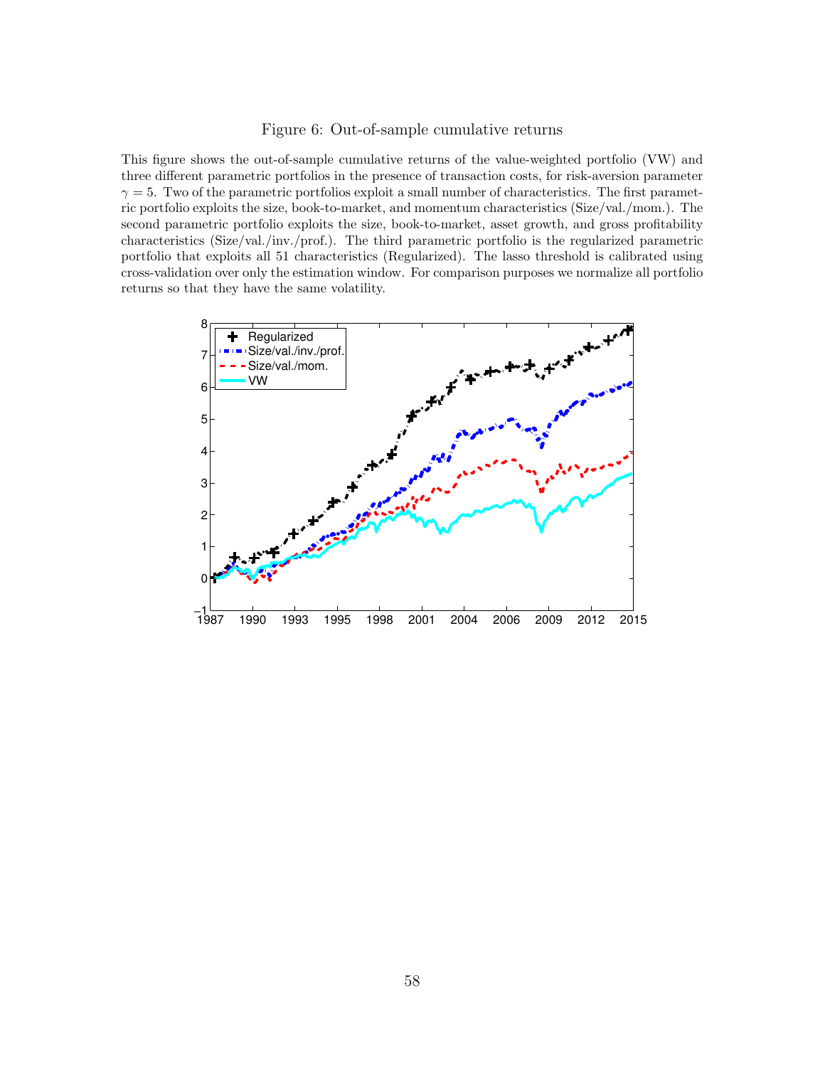Figure 6: Out-of-sample cumulative returns

This figure shows the out-of-sample cumulative returns of the value-weighted portfolio (VW) and three different parametric portfolios in the presence of transaction costs, for risk-aversion parameter $\gamma = 5$. Two of the parametric portfolios exploit a small number of characteristics. The first parametric portfolio exploits the size, book-to-market, and momentum characteristics (Size/val./mom.). The second parametric portfolio exploits the size, book-to-market, asset growth, and gross profitability characteristics (Size/val./inv./prof.). The third parametric portfolio is the regularized parametric portfolio that exploits all 51 characteristics (Regularized). The lasso threshold is calibrated using cross-validation over only the estimation window. For comparison purposes we normalize all portfolio returns so that they have the same volatility.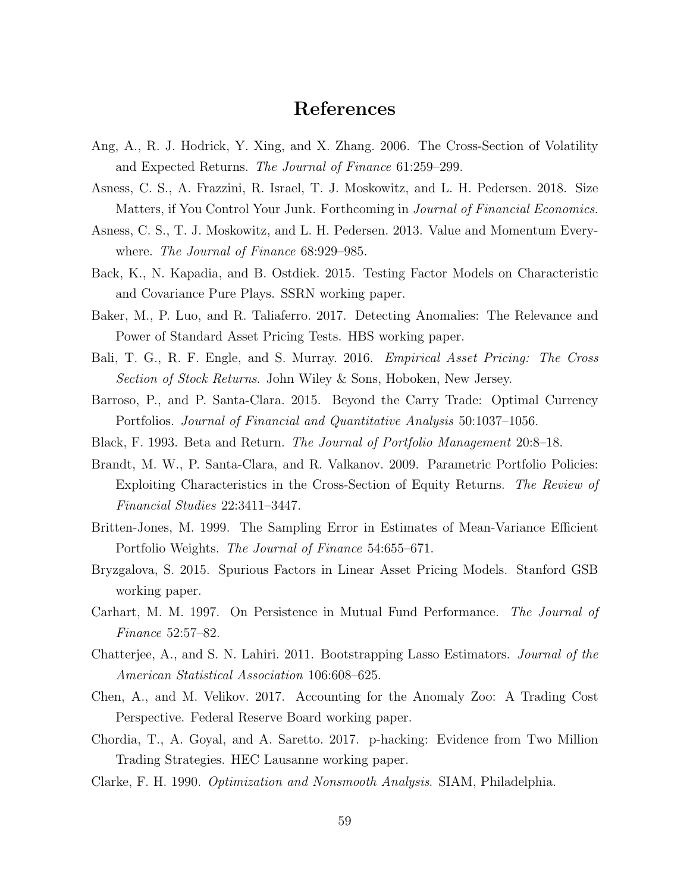# References

Ang, A., R. J. Hodrick, Y. Xing, and X. Zhang. 2006. The Cross-Section of Volatility and Expected Returns. *The Journal of Finance* 61:259–299.

Asness, C. S., A. Frazzini, R. Israel, T. J. Moskowitz, and L. H. Pedersen. 2018. Size Matters, if You Control Your Junk. Forthcoming in *Journal of Financial Economics*.

Asness, C. S., T. J. Moskowitz, and L. H. Pedersen. 2013. Value and Momentum Everywhere. *The Journal of Finance* 68:929–985.

Back, K., N. Kapadia, and B. Ostdiek. 2015. Testing Factor Models on Characteristic and Covariance Pure Plays. SSRN working paper.

Baker, M., P. Luo, and R. Taliaferro. 2017. Detecting Anomalies: The Relevance and Power of Standard Asset Pricing Tests. HBS working paper.

Bali, T. G., R. F. Engle, and S. Murray. 2016. *Empirical Asset Pricing: The Cross Section of Stock Returns*. John Wiley & Sons, Hoboken, New Jersey.

Barroso, P., and P. Santa-Clara. 2015. Beyond the Carry Trade: Optimal Currency Portfolios. *Journal of Financial and Quantitative Analysis* 50:1037–1056.

Black, F. 1993. Beta and Return. *The Journal of Portfolio Management* 20:8–18.

Brandt, M. W., P. Santa-Clara, and R. Valkanov. 2009. Parametric Portfolio Policies: Exploiting Characteristics in the Cross-Section of Equity Returns. *The Review of Financial Studies* 22:3411–3447.

Britten-Jones, M. 1999. The Sampling Error in Estimates of Mean-Variance Efficient Portfolio Weights. *The Journal of Finance* 54:655–671.

Bryzgalova, S. 2015. Spurious Factors in Linear Asset Pricing Models. Stanford GSB working paper.

Carhart, M. M. 1997. On Persistence in Mutual Fund Performance. *The Journal of Finance* 52:57–82.

Chatterjee, A., and S. N. Lahiri. 2011. Bootstrapping Lasso Estimators. *Journal of the American Statistical Association* 106:608–625.

Chen, A., and M. Velikov. 2017. Accounting for the Anomaly Zoo: A Trading Cost Perspective. Federal Reserve Board working paper.

Chordia, T., A. Goyal, and A. Saretto. 2017. p-hacking: Evidence from Two Million Trading Strategies. HEC Lausanne working paper.

Clarke, F. H. 1990. *Optimization and Nonsmooth Analysis*. SIAM, Philadelphia.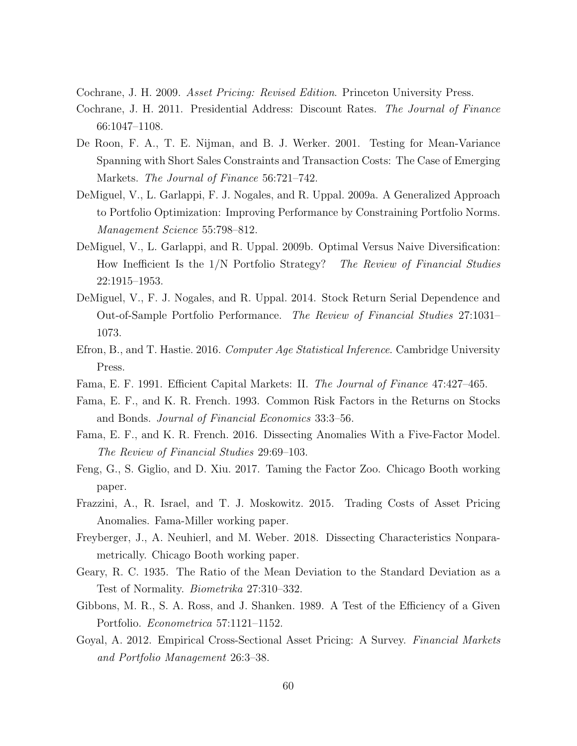Cochrane, J. H. 2009. *Asset Pricing: Revised Edition*. Princeton University Press.

Cochrane, J. H. 2011. Presidential Address: Discount Rates. *The Journal of Finance* 66:1047–1108.

De Roon, F. A., T. E. Nijman, and B. J. Werker. 2001. Testing for Mean-Variance Spanning with Short Sales Constraints and Transaction Costs: The Case of Emerging Markets. *The Journal of Finance* 56:721–742.

DeMiguel, V., L. Garlappi, F. J. Nogales, and R. Uppal. 2009a. A Generalized Approach to Portfolio Optimization: Improving Performance by Constraining Portfolio Norms. *Management Science* 55:798–812.

DeMiguel, V., L. Garlappi, and R. Uppal. 2009b. Optimal Versus Naive Diversification: How Inefficient Is the 1/N Portfolio Strategy? *The Review of Financial Studies* 22:1915–1953.

DeMiguel, V., F. J. Nogales, and R. Uppal. 2014. Stock Return Serial Dependence and Out-of-Sample Portfolio Performance. *The Review of Financial Studies* 27:1031–1073.

Efron, B., and T. Hastie. 2016. *Computer Age Statistical Inference*. Cambridge University Press.

Fama, E. F. 1991. Efficient Capital Markets: II. *The Journal of Finance* 47:427–465.

Fama, E. F., and K. R. French. 1993. Common Risk Factors in the Returns on Stocks and Bonds. *Journal of Financial Economics* 33:3–56.

Fama, E. F., and K. R. French. 2016. Dissecting Anomalies With a Five-Factor Model. *The Review of Financial Studies* 29:69–103.

Feng, G., S. Giglio, and D. Xiu. 2017. Taming the Factor Zoo. Chicago Booth working paper.

Frazzini, A., R. Israel, and T. J. Moskowitz. 2015. Trading Costs of Asset Pricing Anomalies. Fama-Miller working paper.

Freyberger, J., A. Neuhierl, and M. Weber. 2018. Dissecting Characteristics Nonparametrically. Chicago Booth working paper.

Geary, R. C. 1935. The Ratio of the Mean Deviation to the Standard Deviation as a Test of Normality. *Biometrika* 27:310–332.

Gibbons, M. R., S. A. Ross, and J. Shanken. 1989. A Test of the Efficiency of a Given Portfolio. *Econometrica* 57:1121–1152.

Goyal, A. 2012. Empirical Cross-Sectional Asset Pricing: A Survey. *Financial Markets and Portfolio Management* 26:3–38.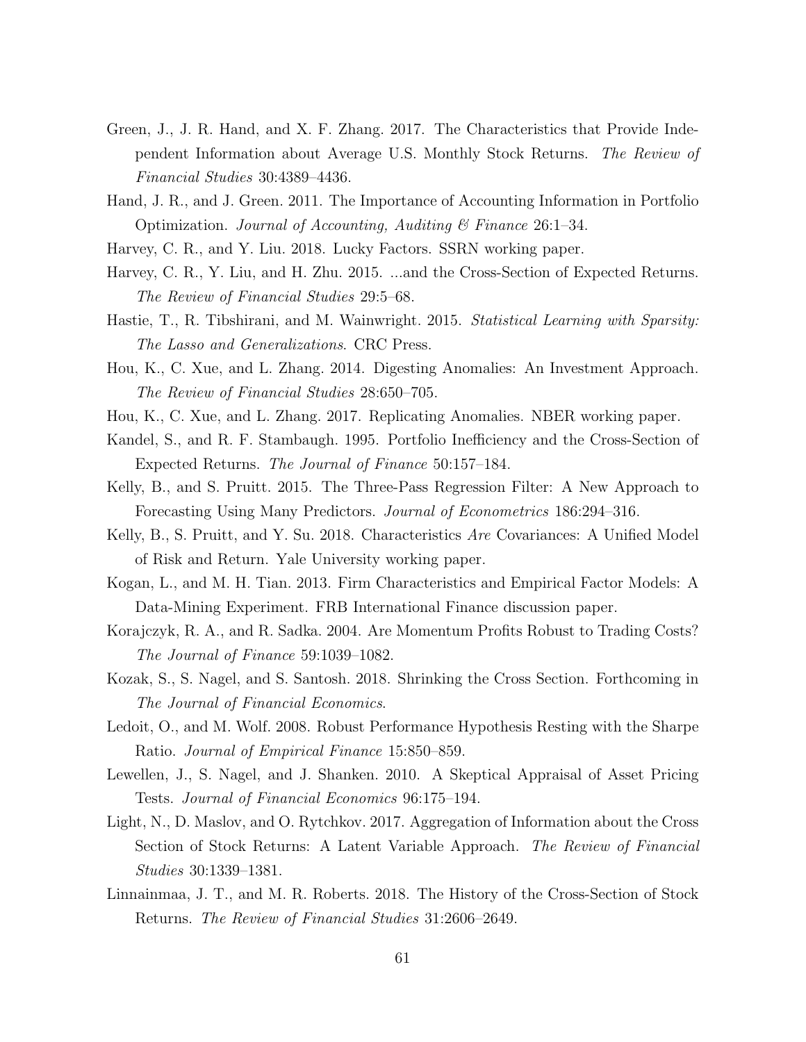Green, J., J. R. Hand, and X. F. Zhang. 2017. The Characteristics that Provide Independent Information about Average U.S. Monthly Stock Returns. *The Review of Financial Studies* 30:4389–4436.

Hand, J. R., and J. Green. 2011. The Importance of Accounting Information in Portfolio Optimization. *Journal of Accounting, Auditing & Finance* 26:1–34.

Harvey, C. R., and Y. Liu. 2018. Lucky Factors. SSRN working paper.

Harvey, C. R., Y. Liu, and H. Zhu. 2015. ...and the Cross-Section of Expected Returns. *The Review of Financial Studies* 29:5–68.

Hastie, T., R. Tibshirani, and M. Wainwright. 2015. *Statistical Learning with Sparsity: The Lasso and Generalizations*. CRC Press.

Hou, K., C. Xue, and L. Zhang. 2014. Digesting Anomalies: An Investment Approach. *The Review of Financial Studies* 28:650–705.

Hou, K., C. Xue, and L. Zhang. 2017. Replicating Anomalies. NBER working paper.

Kandel, S., and R. F. Stambaugh. 1995. Portfolio Inefficiency and the Cross-Section of Expected Returns. *The Journal of Finance* 50:157–184.

Kelly, B., and S. Pruitt. 2015. The Three-Pass Regression Filter: A New Approach to Forecasting Using Many Predictors. *Journal of Econometrics* 186:294–316.

Kelly, B., S. Pruitt, and Y. Su. 2018. Characteristics *Are* Covariances: A Unified Model of Risk and Return. Yale University working paper.

Kogan, L., and M. H. Tian. 2013. Firm Characteristics and Empirical Factor Models: A Data-Mining Experiment. FRB International Finance discussion paper.

Korajczyk, R. A., and R. Sadka. 2004. Are Momentum Profits Robust to Trading Costs? *The Journal of Finance* 59:1039–1082.

Kozak, S., S. Nagel, and S. Santosh. 2018. Shrinking the Cross Section. Forthcoming in *The Journal of Financial Economics*.

Ledoit, O., and M. Wolf. 2008. Robust Performance Hypothesis Resting with the Sharpe Ratio. *Journal of Empirical Finance* 15:850–859.

Lewellen, J., S. Nagel, and J. Shanken. 2010. A Skeptical Appraisal of Asset Pricing Tests. *Journal of Financial Economics* 96:175–194.

Light, N., D. Maslov, and O. Rytchkov. 2017. Aggregation of Information about the Cross Section of Stock Returns: A Latent Variable Approach. *The Review of Financial Studies* 30:1339–1381.

Linnainmaa, J. T., and M. R. Roberts. 2018. The History of the Cross-Section of Stock Returns. *The Review of Financial Studies* 31:2606–2649.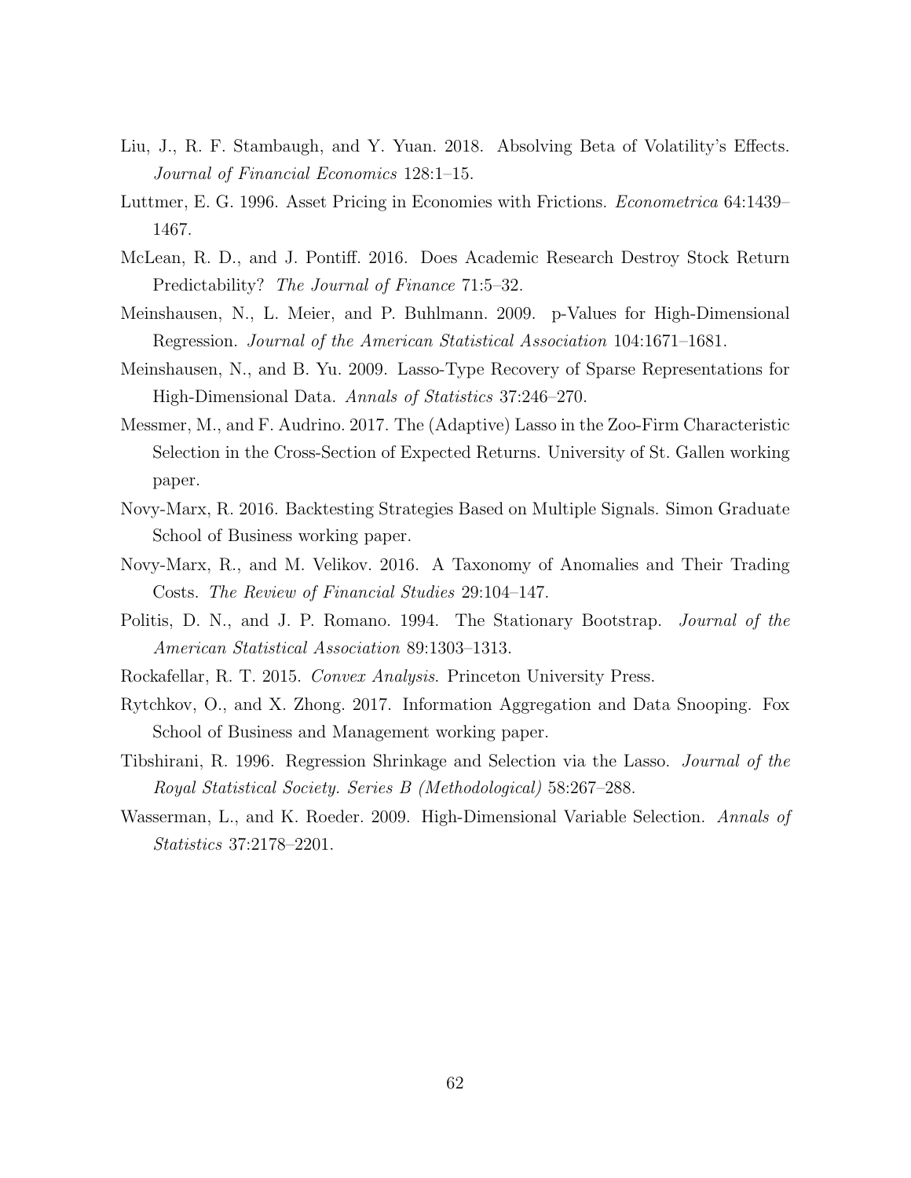Liu, J., R. F. Stambaugh, and Y. Yuan. 2018. Absolving Beta of Volatility's Effects. *Journal of Financial Economics* 128:1–15.

Luttmer, E. G. 1996. Asset Pricing in Economies with Frictions. *Econometrica* 64:1439–1467.

McLean, R. D., and J. Pontiff. 2016. Does Academic Research Destroy Stock Return Predictability? *The Journal of Finance* 71:5–32.

Meinshausen, N., L. Meier, and P. Buhlmann. 2009. p-Values for High-Dimensional Regression. *Journal of the American Statistical Association* 104:1671–1681.

Meinshausen, N., and B. Yu. 2009. Lasso-Type Recovery of Sparse Representations for High-Dimensional Data. *Annals of Statistics* 37:246–270.

Messmer, M., and F. Audrino. 2017. The (Adaptive) Lasso in the Zoo-Firm Characteristic Selection in the Cross-Section of Expected Returns. University of St. Gallen working paper.

Novy-Marx, R. 2016. Backtesting Strategies Based on Multiple Signals. Simon Graduate School of Business working paper.

Novy-Marx, R., and M. Velikov. 2016. A Taxonomy of Anomalies and Their Trading Costs. *The Review of Financial Studies* 29:104–147.

Politis, D. N., and J. P. Romano. 1994. The Stationary Bootstrap. *Journal of the American Statistical Association* 89:1303–1313.

Rockafellar, R. T. 2015. *Convex Analysis*. Princeton University Press.

Rytchkov, O., and X. Zhong. 2017. Information Aggregation and Data Snooping. Fox School of Business and Management working paper.

Tibshirani, R. 1996. Regression Shrinkage and Selection via the Lasso. *Journal of the Royal Statistical Society. Series B (Methodological)* 58:267–288.

Wasserman, L., and K. Roeder. 2009. High-Dimensional Variable Selection. *Annals of Statistics* 37:2178–2201.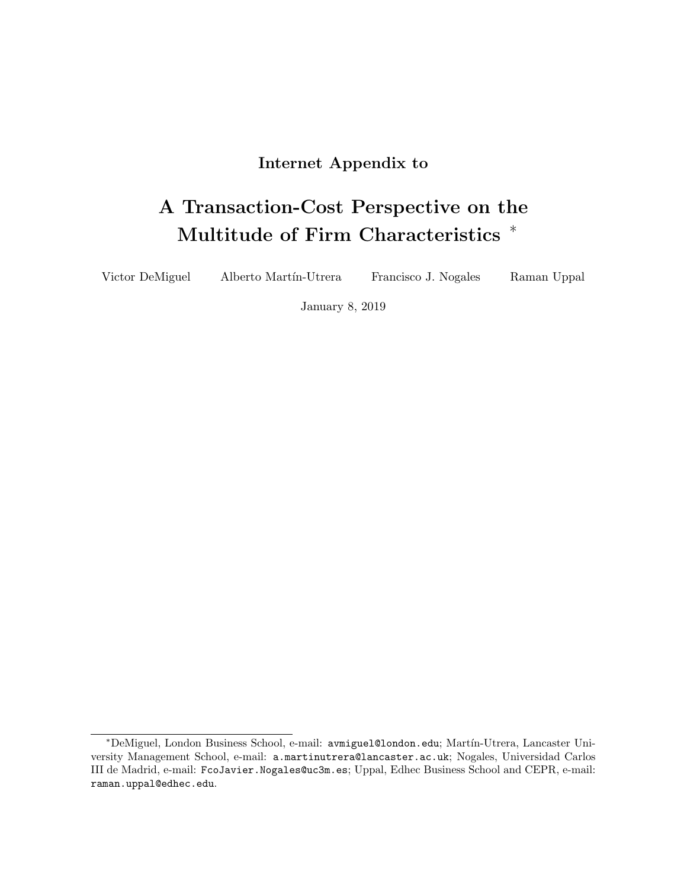**Internet Appendix to**

# A Transaction-Cost Perspective on the Multitude of Firm Characteristics *

Victor DeMiguel     Alberto Martín-Utrera     Francisco J. Nogales     Raman Uppal

January 8, 2019

*DeMiguel, London Business School, e-mail: avmiguel@london.edu; Martín-Utrera, Lancaster University Management School, e-mail: a.martinutrera@lancaster.ac.uk; Nogales, Universidad Carlos III de Madrid, e-mail: FcoJavier.Nogales@uc3m.es; Uppal, Edhec Business School and CEPR, e-mail: raman.uppal@edhec.edu.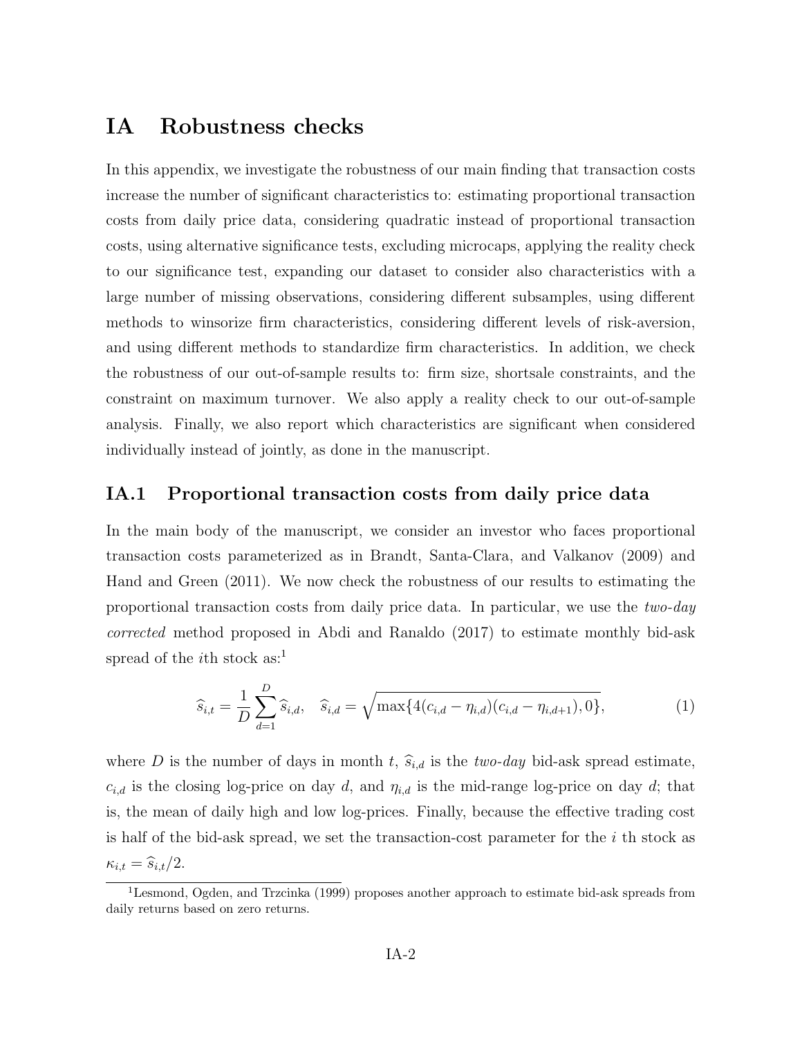# IA Robustness checks

In this appendix, we investigate the robustness of our main finding that transaction costs increase the number of significant characteristics to: estimating proportional transaction costs from daily price data, considering quadratic instead of proportional transaction costs, using alternative significance tests, excluding microcaps, applying the reality check to our significance test, expanding our dataset to consider also characteristics with a large number of missing observations, considering different subsamples, using different methods to winsorize firm characteristics, considering different levels of risk-aversion, and using different methods to standardize firm characteristics. In addition, we check the robustness of our out-of-sample results to: firm size, shortsale constraints, and the constraint on maximum turnover. We also apply a reality check to our out-of-sample analysis. Finally, we also report which characteristics are significant when considered individually instead of jointly, as done in the manuscript.

## IA.1 Proportional transaction costs from daily price data

In the main body of the manuscript, we consider an investor who faces proportional transaction costs parameterized as in Brandt, Santa-Clara, and Valkanov (2009) and Hand and Green (2011). We now check the robustness of our results to estimating the proportional transaction costs from daily price data. In particular, we use the *two-day corrected* method proposed in Abdi and Ranaldo (2017) to estimate monthly bid-ask spread of the $i$th stock as:[1]

$$\widehat{s}_{i,t} = \frac{1}{D}\sum_{d=1}^{D}\widehat{s}_{i,d}, \quad \widehat{s}_{i,d} = \sqrt{\max\{4(c_{i,d} - \eta_{i,d})(c_{i,d} - \eta_{i,d+1}), 0\}}, \tag{1}$$

where $D$ is the number of days in month $t$, $\widehat{s}_{i,d}$ is the *two-day* bid-ask spread estimate, $c_{i,d}$ is the closing log-price on day $d$, and $\eta_{i,d}$ is the mid-range log-price on day $d$; that is, the mean of daily high and low log-prices. Finally, because the effective trading cost is half of the bid-ask spread, we set the transaction-cost parameter for the $i$ th stock as $\kappa_{i,t} = \widehat{s}_{i,t}/2$.

[1] Lesmond, Ogden, and Trzcinka (1999) proposes another approach to estimate bid-ask spreads from daily returns based on zero returns.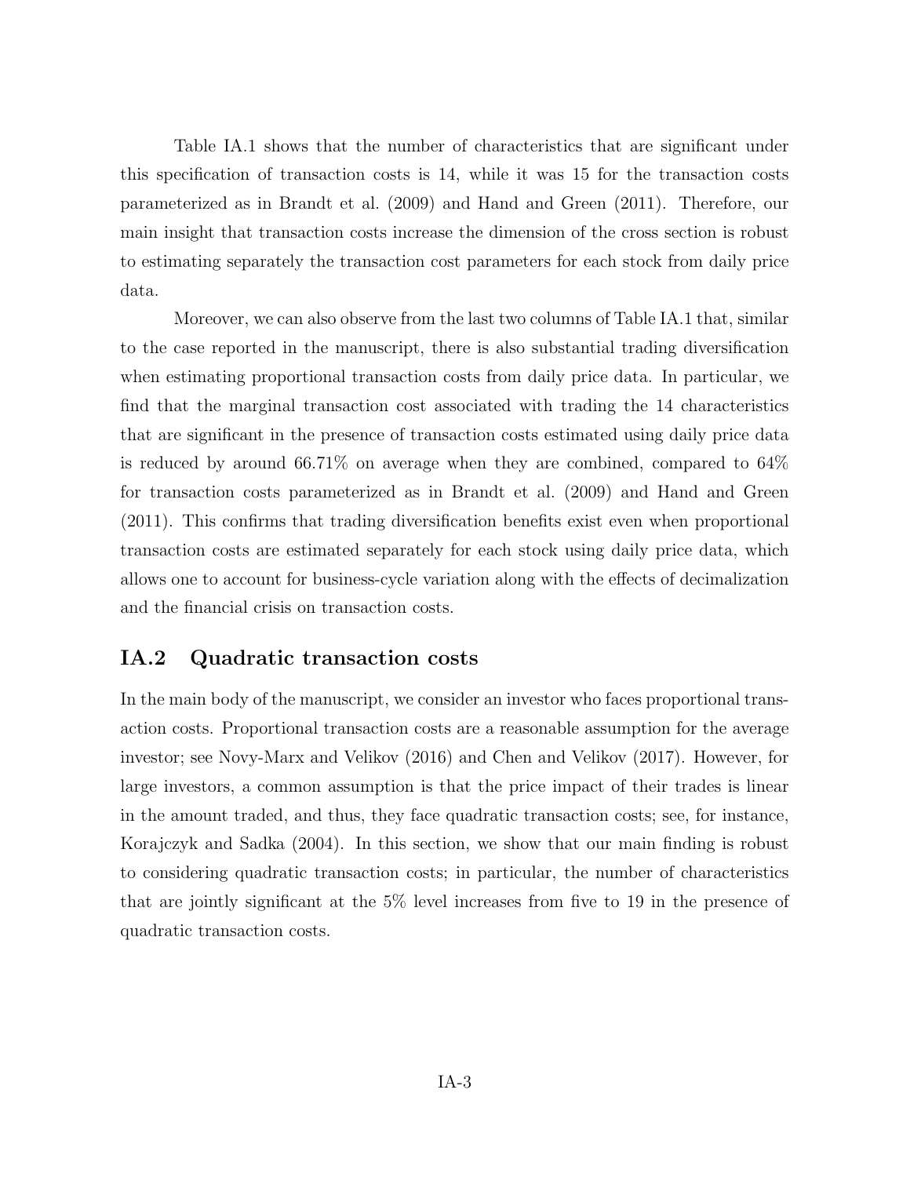Table IA.1 shows that the number of characteristics that are significant under this specification of transaction costs is 14, while it was 15 for the transaction costs parameterized as in Brandt et al. (2009) and Hand and Green (2011). Therefore, our main insight that transaction costs increase the dimension of the cross section is robust to estimating separately the transaction cost parameters for each stock from daily price data.

Moreover, we can also observe from the last two columns of Table IA.1 that, similar to the case reported in the manuscript, there is also substantial trading diversification when estimating proportional transaction costs from daily price data. In particular, we find that the marginal transaction cost associated with trading the 14 characteristics that are significant in the presence of transaction costs estimated using daily price data is reduced by around 66.71% on average when they are combined, compared to 64% for transaction costs parameterized as in Brandt et al. (2009) and Hand and Green (2011). This confirms that trading diversification benefits exist even when proportional transaction costs are estimated separately for each stock using daily price data, which allows one to account for business-cycle variation along with the effects of decimalization and the financial crisis on transaction costs.

## IA.2 Quadratic transaction costs

In the main body of the manuscript, we consider an investor who faces proportional transaction costs. Proportional transaction costs are a reasonable assumption for the average investor; see Novy-Marx and Velikov (2016) and Chen and Velikov (2017). However, for large investors, a common assumption is that the price impact of their trades is linear in the amount traded, and thus, they face quadratic transaction costs; see, for instance, Korajczyk and Sadka (2004). In this section, we show that our main finding is robust to considering quadratic transaction costs; in particular, the number of characteristics that are jointly significant at the 5% level increases from five to 19 in the presence of quadratic transaction costs.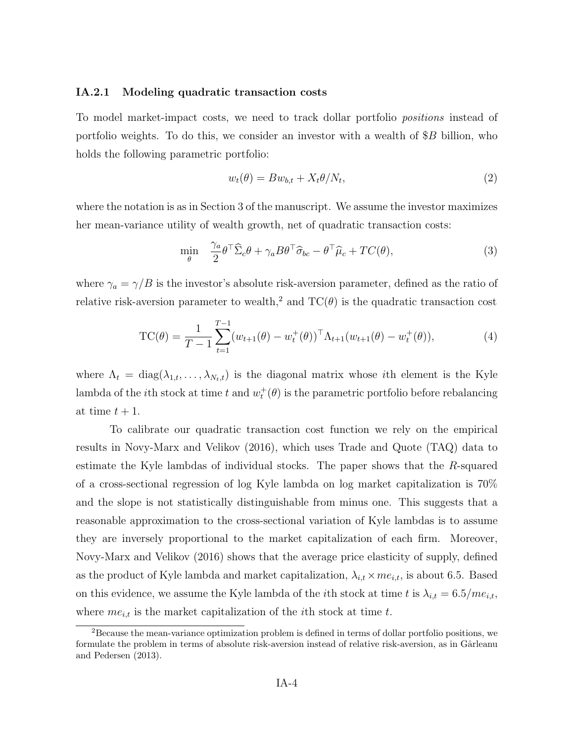### IA.2.1 Modeling quadratic transaction costs

To model market-impact costs, we need to track dollar portfolio *positions* instead of portfolio weights. To do this, we consider an investor with a wealth of $B billion, who holds the following parametric portfolio:

$$w_t(\theta) = Bw_{b,t} + X_t\theta/N_t, \tag{2}$$

where the notation is as in Section 3 of the manuscript. We assume the investor maximizes her mean-variance utility of wealth growth, net of quadratic transaction costs:

$$\min_{\theta} \quad \frac{\gamma_a}{2}\theta^\top \widehat{\Sigma}_c \theta + \gamma_a B \theta^\top \widehat{\sigma}_{bc} - \theta^\top \widehat{\mu}_c + TC(\theta), \tag{3}$$

where $\gamma_a = \gamma/B$ is the investor's absolute risk-aversion parameter, defined as the ratio of relative risk-aversion parameter to wealth,[2] and $\text{TC}(\theta)$ is the quadratic transaction cost

$$\text{TC}(\theta) = \frac{1}{T-1}\sum_{t=1}^{T-1}(w_{t+1}(\theta) - w_t^+(\theta))^\top \Lambda_{t+1}(w_{t+1}(\theta) - w_t^+(\theta)), \tag{4}$$

where $\Lambda_t = \text{diag}(\lambda_{1,t}, \ldots, \lambda_{N_t,t})$ is the diagonal matrix whose $i$th element is the Kyle lambda of the $i$th stock at time $t$ and $w_t^+(\theta)$ is the parametric portfolio before rebalancing at time $t+1$.

To calibrate our quadratic transaction cost function we rely on the empirical results in Novy-Marx and Velikov (2016), which uses Trade and Quote (TAQ) data to estimate the Kyle lambdas of individual stocks. The paper shows that the $R$-squared of a cross-sectional regression of log Kyle lambda on log market capitalization is 70% and the slope is not statistically distinguishable from minus one. This suggests that a reasonable approximation to the cross-sectional variation of Kyle lambdas is to assume they are inversely proportional to the market capitalization of each firm. Moreover, Novy-Marx and Velikov (2016) shows that the average price elasticity of supply, defined as the product of Kyle lambda and market capitalization, $\lambda_{i,t} \times me_{i,t}$, is about 6.5. Based on this evidence, we assume the Kyle lambda of the $i$th stock at time $t$ is $\lambda_{i,t} = 6.5/me_{i,t}$, where $me_{i,t}$ is the market capitalization of the $i$th stock at time $t$.

[2] Because the mean-variance optimization problem is defined in terms of dollar portfolio positions, we formulate the problem in terms of absolute risk-aversion instead of relative risk-aversion, as in Gârleanu and Pedersen (2013).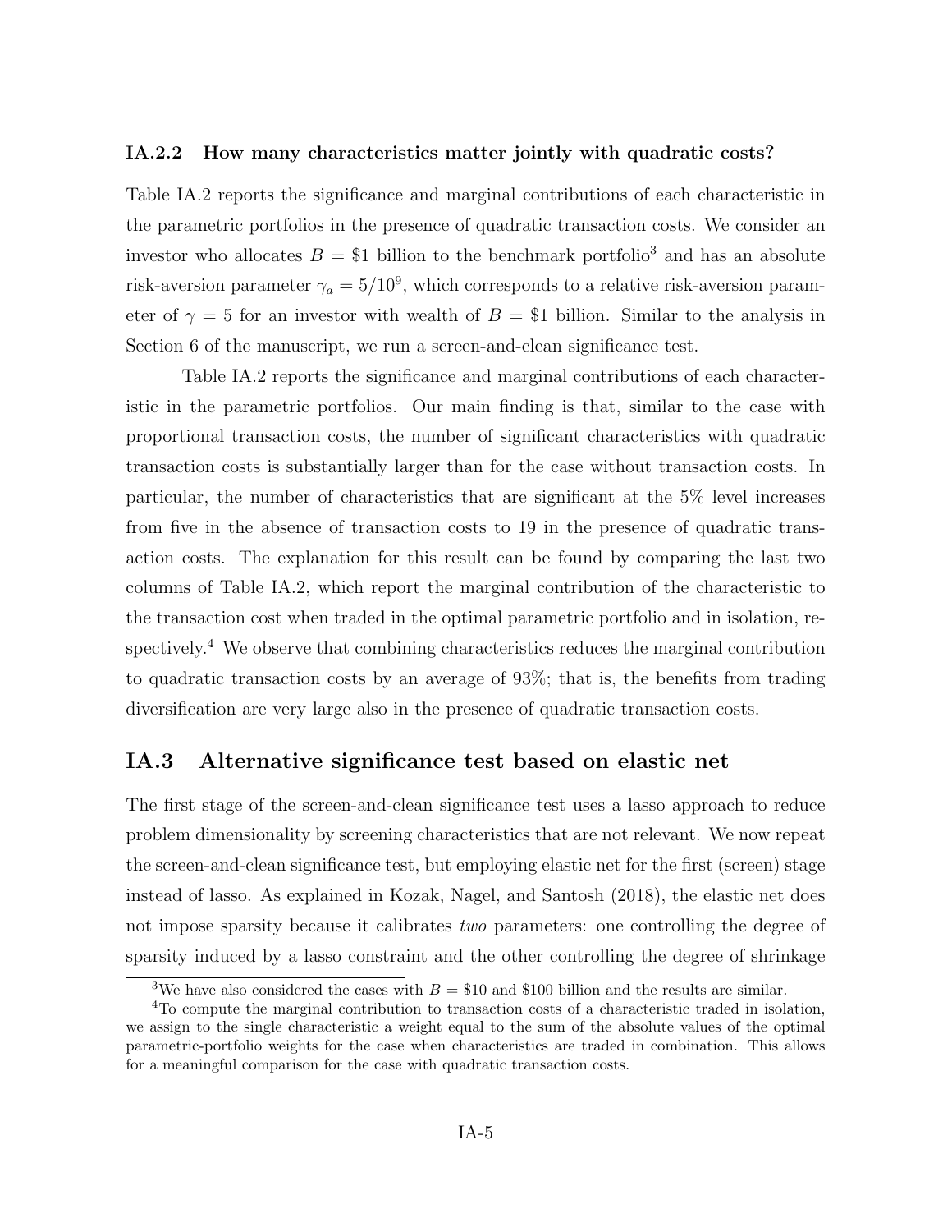### IA.2.2 How many characteristics matter jointly with quadratic costs?

Table IA.2 reports the significance and marginal contributions of each characteristic in the parametric portfolios in the presence of quadratic transaction costs. We consider an investor who allocates $B = \$1$ billion to the benchmark portfolio[3] and has an absolute risk-aversion parameter $\gamma_a = 5/10^9$, which corresponds to a relative risk-aversion parameter of $\gamma = 5$ for an investor with wealth of $B = \$1$ billion. Similar to the analysis in Section 6 of the manuscript, we run a screen-and-clean significance test.

Table IA.2 reports the significance and marginal contributions of each characteristic in the parametric portfolios. Our main finding is that, similar to the case with proportional transaction costs, the number of significant characteristics with quadratic transaction costs is substantially larger than for the case without transaction costs. In particular, the number of characteristics that are significant at the 5% level increases from five in the absence of transaction costs to 19 in the presence of quadratic transaction costs. The explanation for this result can be found by comparing the last two columns of Table IA.2, which report the marginal contribution of the characteristic to the transaction cost when traded in the optimal parametric portfolio and in isolation, respectively.[4] We observe that combining characteristics reduces the marginal contribution to quadratic transaction costs by an average of 93%; that is, the benefits from trading diversification are very large also in the presence of quadratic transaction costs.

## IA.3 Alternative significance test based on elastic net

The first stage of the screen-and-clean significance test uses a lasso approach to reduce problem dimensionality by screening characteristics that are not relevant. We now repeat the screen-and-clean significance test, but employing elastic net for the first (screen) stage instead of lasso. As explained in Kozak, Nagel, and Santosh (2018), the elastic net does not impose sparsity because it calibrates *two* parameters: one controlling the degree of sparsity induced by a lasso constraint and the other controlling the degree of shrinkage

[3] We have also considered the cases with $B = \$10$ and $\$100$ billion and the results are similar.

[4] To compute the marginal contribution to transaction costs of a characteristic traded in isolation, we assign to the single characteristic a weight equal to the sum of the absolute values of the optimal parametric-portfolio weights for the case when characteristics are traded in combination. This allows for a meaningful comparison for the case with quadratic transaction costs.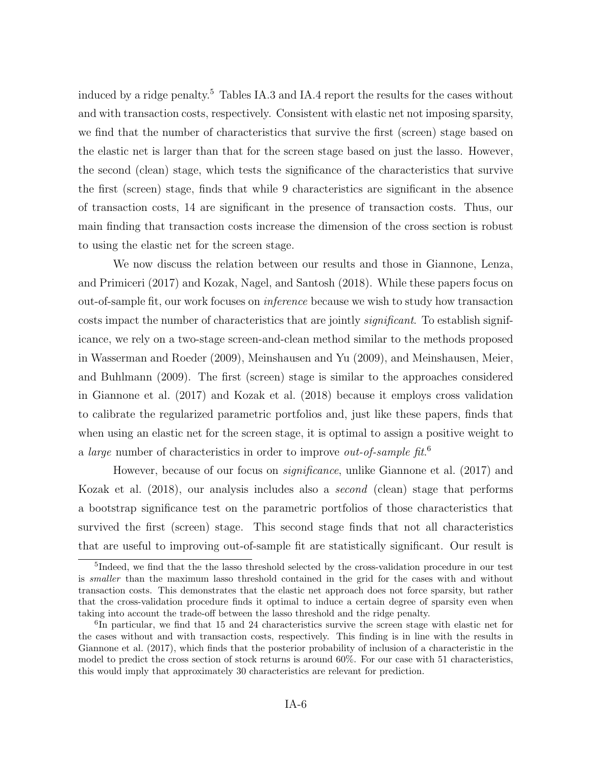induced by a ridge penalty.[5] Tables IA.3 and IA.4 report the results for the cases without and with transaction costs, respectively. Consistent with elastic net not imposing sparsity, we find that the number of characteristics that survive the first (screen) stage based on the elastic net is larger than that for the screen stage based on just the lasso. However, the second (clean) stage, which tests the significance of the characteristics that survive the first (screen) stage, finds that while 9 characteristics are significant in the absence of transaction costs, 14 are significant in the presence of transaction costs. Thus, our main finding that transaction costs increase the dimension of the cross section is robust to using the elastic net for the screen stage.

We now discuss the relation between our results and those in Giannone, Lenza, and Primiceri (2017) and Kozak, Nagel, and Santosh (2018). While these papers focus on out-of-sample fit, our work focuses on *inference* because we wish to study how transaction costs impact the number of characteristics that are jointly *significant*. To establish significance, we rely on a two-stage screen-and-clean method similar to the methods proposed in Wasserman and Roeder (2009), Meinshausen and Yu (2009), and Meinshausen, Meier, and Buhlmann (2009). The first (screen) stage is similar to the approaches considered in Giannone et al. (2017) and Kozak et al. (2018) because it employs cross validation to calibrate the regularized parametric portfolios and, just like these papers, finds that when using an elastic net for the screen stage, it is optimal to assign a positive weight to a *large* number of characteristics in order to improve *out-of-sample fit*.[6]

However, because of our focus on *significance*, unlike Giannone et al. (2017) and Kozak et al. (2018), our analysis includes also a *second* (clean) stage that performs a bootstrap significance test on the parametric portfolios of those characteristics that survived the first (screen) stage. This second stage finds that not all characteristics that are useful to improving out-of-sample fit are statistically significant. Our result is

---

[5]Indeed, we find that the the lasso threshold selected by the cross-validation procedure in our test is *smaller* than the maximum lasso threshold contained in the grid for the cases with and without transaction costs. This demonstrates that the elastic net approach does not force sparsity, but rather that the cross-validation procedure finds it optimal to induce a certain degree of sparsity even when taking into account the trade-off between the lasso threshold and the ridge penalty.

[6]In particular, we find that 15 and 24 characteristics survive the screen stage with elastic net for the cases without and with transaction costs, respectively. This finding is in line with the results in Giannone et al. (2017), which finds that the posterior probability of inclusion of a characteristic in the model to predict the cross section of stock returns is around 60%. For our case with 51 characteristics, this would imply that approximately 30 characteristics are relevant for prediction.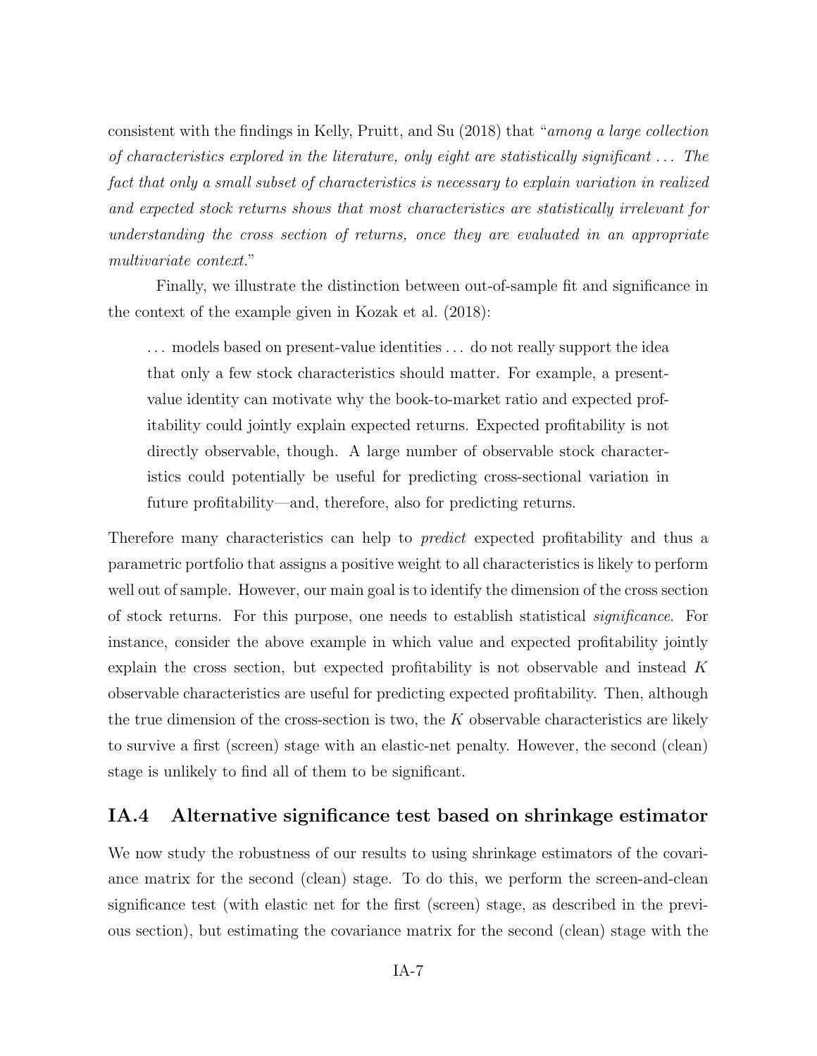consistent with the findings in Kelly, Pruitt, and Su (2018) that "*among a large collection of characteristics explored in the literature, only eight are statistically significant ... The fact that only a small subset of characteristics is necessary to explain variation in realized and expected stock returns shows that most characteristics are statistically irrelevant for understanding the cross section of returns, once they are evaluated in an appropriate multivariate context.*"

Finally, we illustrate the distinction between out-of-sample fit and significance in the context of the example given in Kozak et al. (2018):

> ... models based on present-value identities ... do not really support the idea that only a few stock characteristics should matter. For example, a present-value identity can motivate why the book-to-market ratio and expected profitability could jointly explain expected returns. Expected profitability is not directly observable, though. A large number of observable stock characteristics could potentially be useful for predicting cross-sectional variation in future profitability—and, therefore, also for predicting returns.

Therefore many characteristics can help to *predict* expected profitability and thus a parametric portfolio that assigns a positive weight to all characteristics is likely to perform well out of sample. However, our main goal is to identify the dimension of the cross section of stock returns. For this purpose, one needs to establish statistical *significance*. For instance, consider the above example in which value and expected profitability jointly explain the cross section, but expected profitability is not observable and instead $K$ observable characteristics are useful for predicting expected profitability. Then, although the true dimension of the cross-section is two, the $K$ observable characteristics are likely to survive a first (screen) stage with an elastic-net penalty. However, the second (clean) stage is unlikely to find all of them to be significant.

## IA.4 Alternative significance test based on shrinkage estimator

We now study the robustness of our results to using shrinkage estimators of the covariance matrix for the second (clean) stage. To do this, we perform the screen-and-clean significance test (with elastic net for the first (screen) stage, as described in the previous section), but estimating the covariance matrix for the second (clean) stage with the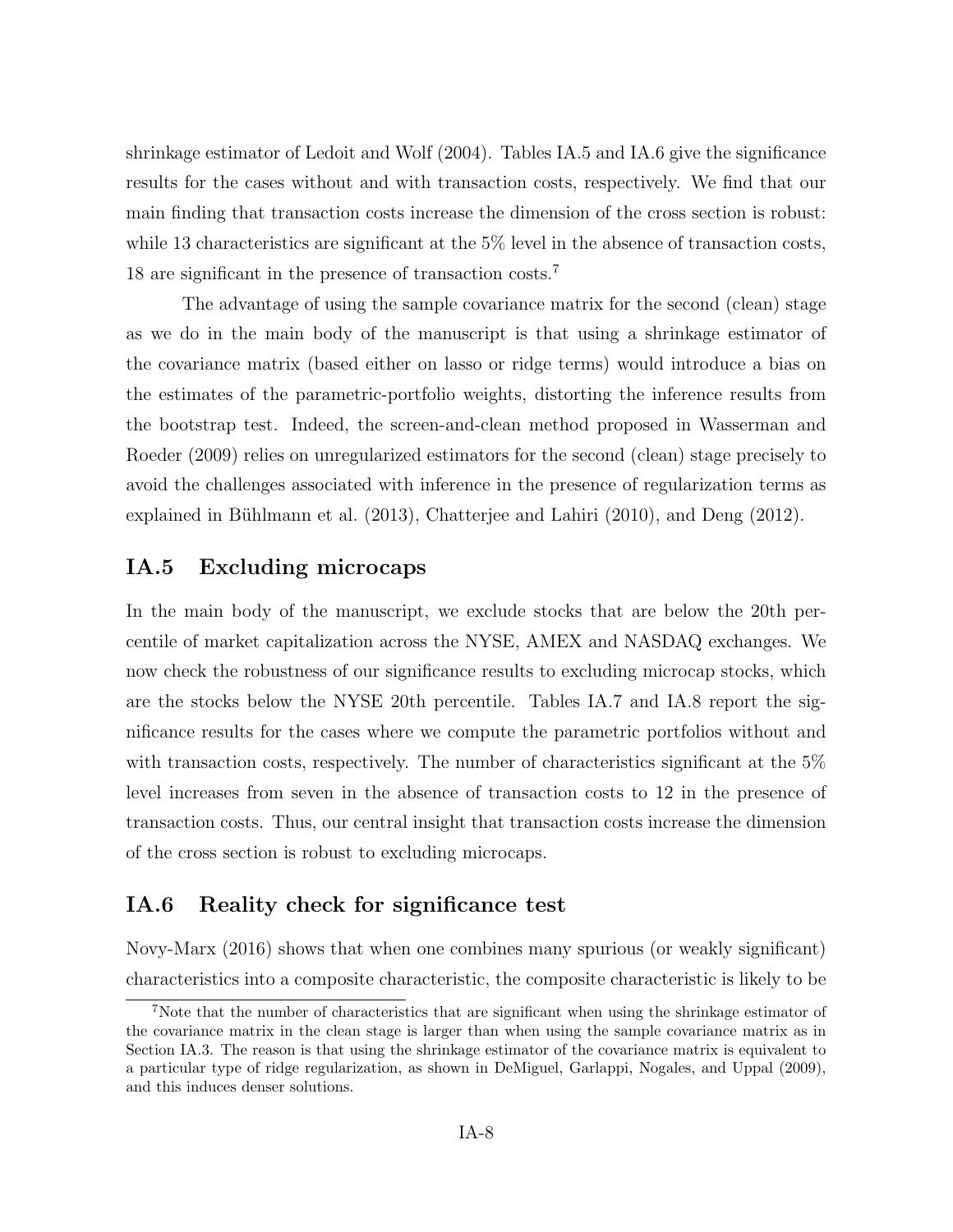shrinkage estimator of Ledoit and Wolf (2004). Tables IA.5 and IA.6 give the significance results for the cases without and with transaction costs, respectively. We find that our main finding that transaction costs increase the dimension of the cross section is robust: while 13 characteristics are significant at the 5% level in the absence of transaction costs, 18 are significant in the presence of transaction costs.[7]

The advantage of using the sample covariance matrix for the second (clean) stage as we do in the main body of the manuscript is that using a shrinkage estimator of the covariance matrix (based either on lasso or ridge terms) would introduce a bias on the estimates of the parametric-portfolio weights, distorting the inference results from the bootstrap test. Indeed, the screen-and-clean method proposed in Wasserman and Roeder (2009) relies on unregularized estimators for the second (clean) stage precisely to avoid the challenges associated with inference in the presence of regularization terms as explained in Bühlmann et al. (2013), Chatterjee and Lahiri (2010), and Deng (2012).

## IA.5 Excluding microcaps

In the main body of the manuscript, we exclude stocks that are below the 20th percentile of market capitalization across the NYSE, AMEX and NASDAQ exchanges. We now check the robustness of our significance results to excluding microcap stocks, which are the stocks below the NYSE 20th percentile. Tables IA.7 and IA.8 report the significance results for the cases where we compute the parametric portfolios without and with transaction costs, respectively. The number of characteristics significant at the 5% level increases from seven in the absence of transaction costs to 12 in the presence of transaction costs. Thus, our central insight that transaction costs increase the dimension of the cross section is robust to excluding microcaps.

## IA.6 Reality check for significance test

Novy-Marx (2016) shows that when one combines many spurious (or weakly significant) characteristics into a composite characteristic, the composite characteristic is likely to be

[7] Note that the number of characteristics that are significant when using the shrinkage estimator of the covariance matrix in the clean stage is larger than when using the sample covariance matrix as in Section IA.3. The reason is that using the shrinkage estimator of the covariance matrix is equivalent to a particular type of ridge regularization, as shown in DeMiguel, Garlappi, Nogales, and Uppal (2009), and this induces denser solutions.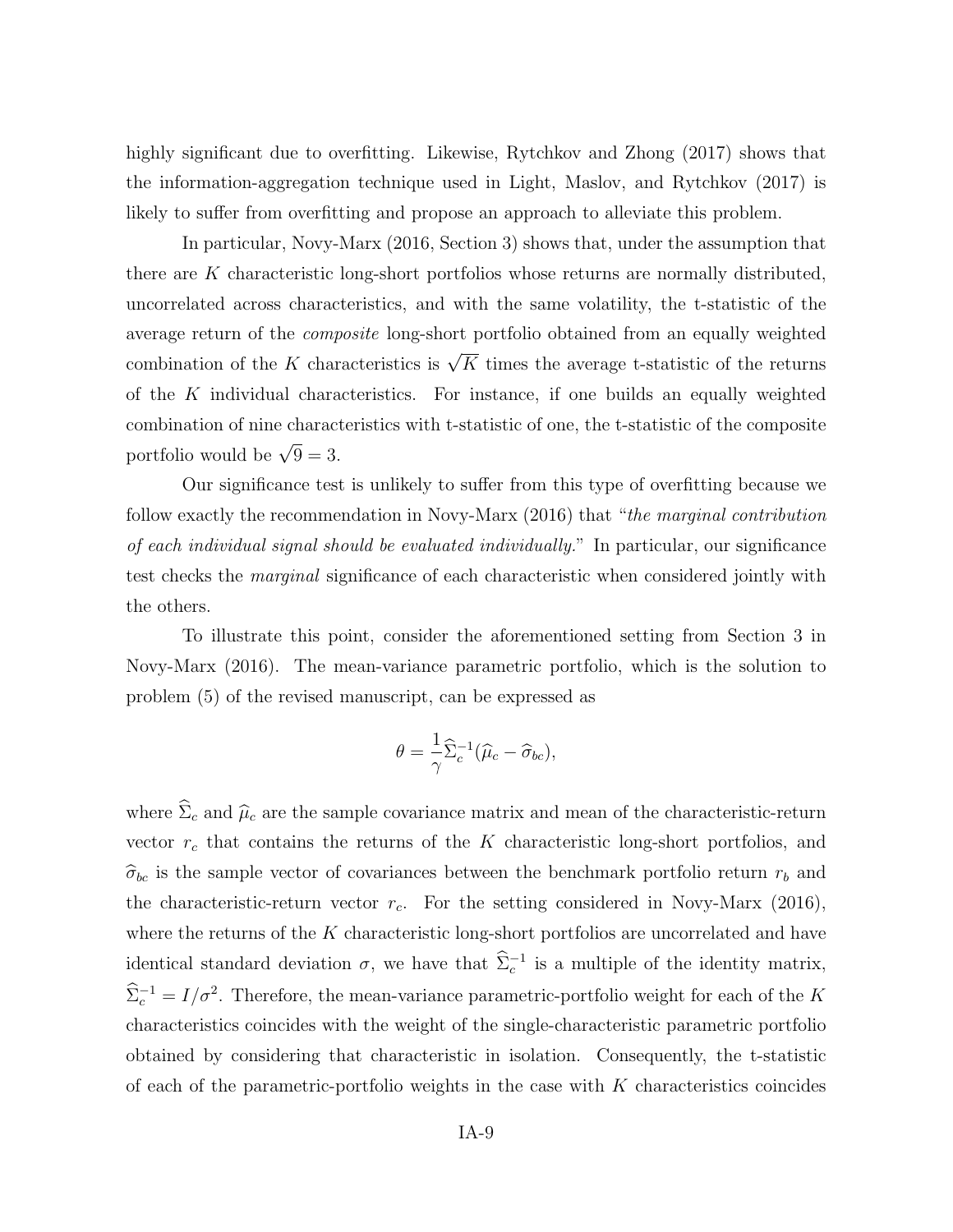highly significant due to overfitting. Likewise, Rytchkov and Zhong (2017) shows that the information-aggregation technique used in Light, Maslov, and Rytchkov (2017) is likely to suffer from overfitting and propose an approach to alleviate this problem.

In particular, Novy-Marx (2016, Section 3) shows that, under the assumption that there are $K$ characteristic long-short portfolios whose returns are normally distributed, uncorrelated across characteristics, and with the same volatility, the t-statistic of the average return of the *composite* long-short portfolio obtained from an equally weighted combination of the $K$ characteristics is $\sqrt{K}$ times the average t-statistic of the returns of the $K$ individual characteristics. For instance, if one builds an equally weighted combination of nine characteristics with t-statistic of one, the t-statistic of the composite portfolio would be $\sqrt{9} = 3$.

Our significance test is unlikely to suffer from this type of overfitting because we follow exactly the recommendation in Novy-Marx (2016) that "*the marginal contribution of each individual signal should be evaluated individually.*" In particular, our significance test checks the *marginal* significance of each characteristic when considered jointly with the others.

To illustrate this point, consider the aforementioned setting from Section 3 in Novy-Marx (2016). The mean-variance parametric portfolio, which is the solution to problem (5) of the revised manuscript, can be expressed as

$$\theta = \frac{1}{\gamma}\widehat{\Sigma}_c^{-1}(\widehat{\mu}_c - \widehat{\sigma}_{bc}),$$

where $\widehat{\Sigma}_c$ and $\widehat{\mu}_c$ are the sample covariance matrix and mean of the characteristic-return vector $r_c$ that contains the returns of the $K$ characteristic long-short portfolios, and $\widehat{\sigma}_{bc}$ is the sample vector of covariances between the benchmark portfolio return $r_b$ and the characteristic-return vector $r_c$. For the setting considered in Novy-Marx (2016), where the returns of the $K$ characteristic long-short portfolios are uncorrelated and have identical standard deviation $\sigma$, we have that $\widehat{\Sigma}_c^{-1}$ is a multiple of the identity matrix, $\widehat{\Sigma}_c^{-1} = I/\sigma^2$. Therefore, the mean-variance parametric-portfolio weight for each of the $K$ characteristics coincides with the weight of the single-characteristic parametric portfolio obtained by considering that characteristic in isolation. Consequently, the t-statistic of each of the parametric-portfolio weights in the case with $K$ characteristics coincides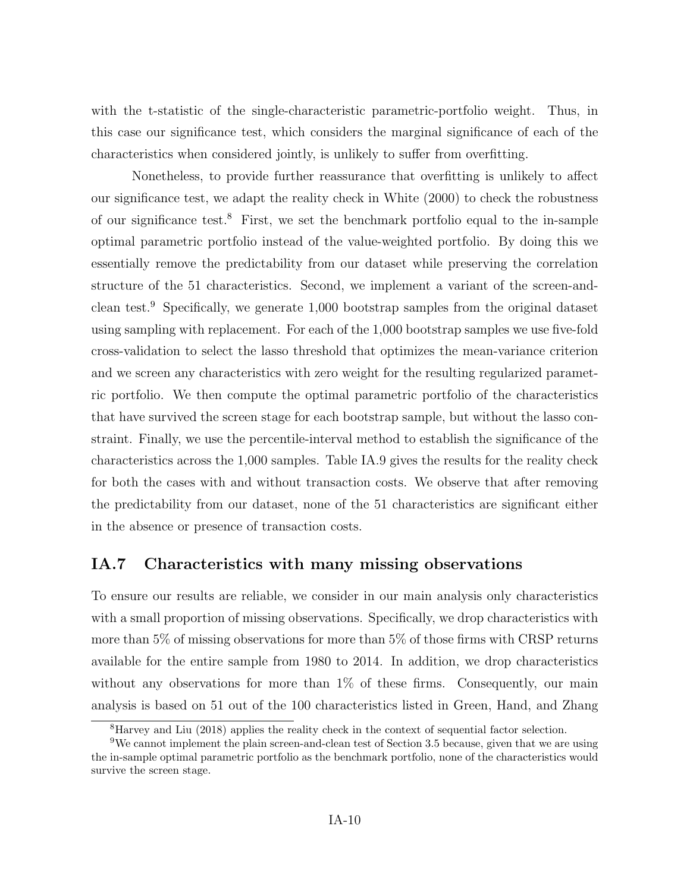with the t-statistic of the single-characteristic parametric-portfolio weight. Thus, in this case our significance test, which considers the marginal significance of each of the characteristics when considered jointly, is unlikely to suffer from overfitting.

Nonetheless, to provide further reassurance that overfitting is unlikely to affect our significance test, we adapt the reality check in White (2000) to check the robustness of our significance test.[8] First, we set the benchmark portfolio equal to the in-sample optimal parametric portfolio instead of the value-weighted portfolio. By doing this we essentially remove the predictability from our dataset while preserving the correlation structure of the 51 characteristics. Second, we implement a variant of the screen-and-clean test.[9] Specifically, we generate 1,000 bootstrap samples from the original dataset using sampling with replacement. For each of the 1,000 bootstrap samples we use five-fold cross-validation to select the lasso threshold that optimizes the mean-variance criterion and we screen any characteristics with zero weight for the resulting regularized parametric portfolio. We then compute the optimal parametric portfolio of the characteristics that have survived the screen stage for each bootstrap sample, but without the lasso constraint. Finally, we use the percentile-interval method to establish the significance of the characteristics across the 1,000 samples. Table IA.9 gives the results for the reality check for both the cases with and without transaction costs. We observe that after removing the predictability from our dataset, none of the 51 characteristics are significant either in the absence or presence of transaction costs.

## IA.7 Characteristics with many missing observations

To ensure our results are reliable, we consider in our main analysis only characteristics with a small proportion of missing observations. Specifically, we drop characteristics with more than 5% of missing observations for more than 5% of those firms with CRSP returns available for the entire sample from 1980 to 2014. In addition, we drop characteristics without any observations for more than 1% of these firms. Consequently, our main analysis is based on 51 out of the 100 characteristics listed in Green, Hand, and Zhang

[8] Harvey and Liu (2018) applies the reality check in the context of sequential factor selection.

[9] We cannot implement the plain screen-and-clean test of Section 3.5 because, given that we are using the in-sample optimal parametric portfolio as the benchmark portfolio, none of the characteristics would survive the screen stage.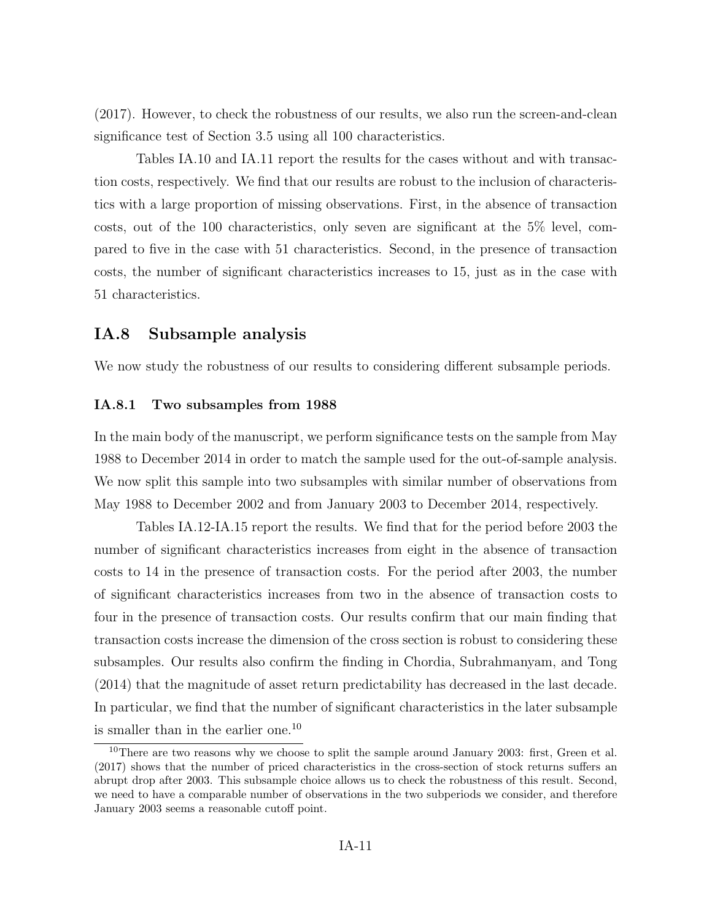(2017). However, to check the robustness of our results, we also run the screen-and-clean significance test of Section 3.5 using all 100 characteristics.

Tables IA.10 and IA.11 report the results for the cases without and with transaction costs, respectively. We find that our results are robust to the inclusion of characteristics with a large proportion of missing observations. First, in the absence of transaction costs, out of the 100 characteristics, only seven are significant at the 5% level, compared to five in the case with 51 characteristics. Second, in the presence of transaction costs, the number of significant characteristics increases to 15, just as in the case with 51 characteristics.

## IA.8 Subsample analysis

We now study the robustness of our results to considering different subsample periods.

### IA.8.1 Two subsamples from 1988

In the main body of the manuscript, we perform significance tests on the sample from May 1988 to December 2014 in order to match the sample used for the out-of-sample analysis. We now split this sample into two subsamples with similar number of observations from May 1988 to December 2002 and from January 2003 to December 2014, respectively.

Tables IA.12-IA.15 report the results. We find that for the period before 2003 the number of significant characteristics increases from eight in the absence of transaction costs to 14 in the presence of transaction costs. For the period after 2003, the number of significant characteristics increases from two in the absence of transaction costs to four in the presence of transaction costs. Our results confirm that our main finding that transaction costs increase the dimension of the cross section is robust to considering these subsamples. Our results also confirm the finding in Chordia, Subrahmanyam, and Tong (2014) that the magnitude of asset return predictability has decreased in the last decade. In particular, we find that the number of significant characteristics in the later subsample is smaller than in the earlier one.[10]

[10] There are two reasons why we choose to split the sample around January 2003: first, Green et al. (2017) shows that the number of priced characteristics in the cross-section of stock returns suffers an abrupt drop after 2003. This subsample choice allows us to check the robustness of this result. Second, we need to have a comparable number of observations in the two subperiods we consider, and therefore January 2003 seems a reasonable cutoff point.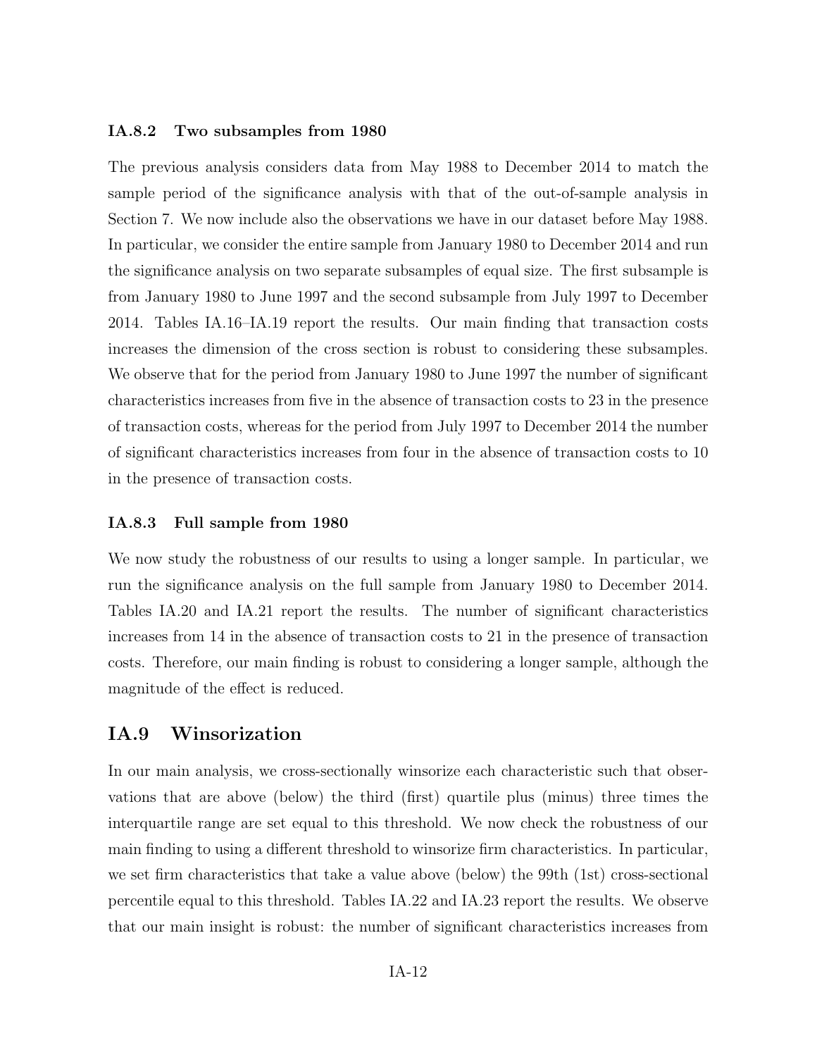### IA.8.2 Two subsamples from 1980

The previous analysis considers data from May 1988 to December 2014 to match the sample period of the significance analysis with that of the out-of-sample analysis in Section 7. We now include also the observations we have in our dataset before May 1988. In particular, we consider the entire sample from January 1980 to December 2014 and run the significance analysis on two separate subsamples of equal size. The first subsample is from January 1980 to June 1997 and the second subsample from July 1997 to December 2014. Tables IA.16–IA.19 report the results. Our main finding that transaction costs increases the dimension of the cross section is robust to considering these subsamples. We observe that for the period from January 1980 to June 1997 the number of significant characteristics increases from five in the absence of transaction costs to 23 in the presence of transaction costs, whereas for the period from July 1997 to December 2014 the number of significant characteristics increases from four in the absence of transaction costs to 10 in the presence of transaction costs.

### IA.8.3 Full sample from 1980

We now study the robustness of our results to using a longer sample. In particular, we run the significance analysis on the full sample from January 1980 to December 2014. Tables IA.20 and IA.21 report the results. The number of significant characteristics increases from 14 in the absence of transaction costs to 21 in the presence of transaction costs. Therefore, our main finding is robust to considering a longer sample, although the magnitude of the effect is reduced.

## IA.9 Winsorization

In our main analysis, we cross-sectionally winsorize each characteristic such that observations that are above (below) the third (first) quartile plus (minus) three times the interquartile range are set equal to this threshold. We now check the robustness of our main finding to using a different threshold to winsorize firm characteristics. In particular, we set firm characteristics that take a value above (below) the 99th (1st) cross-sectional percentile equal to this threshold. Tables IA.22 and IA.23 report the results. We observe that our main insight is robust: the number of significant characteristics increases from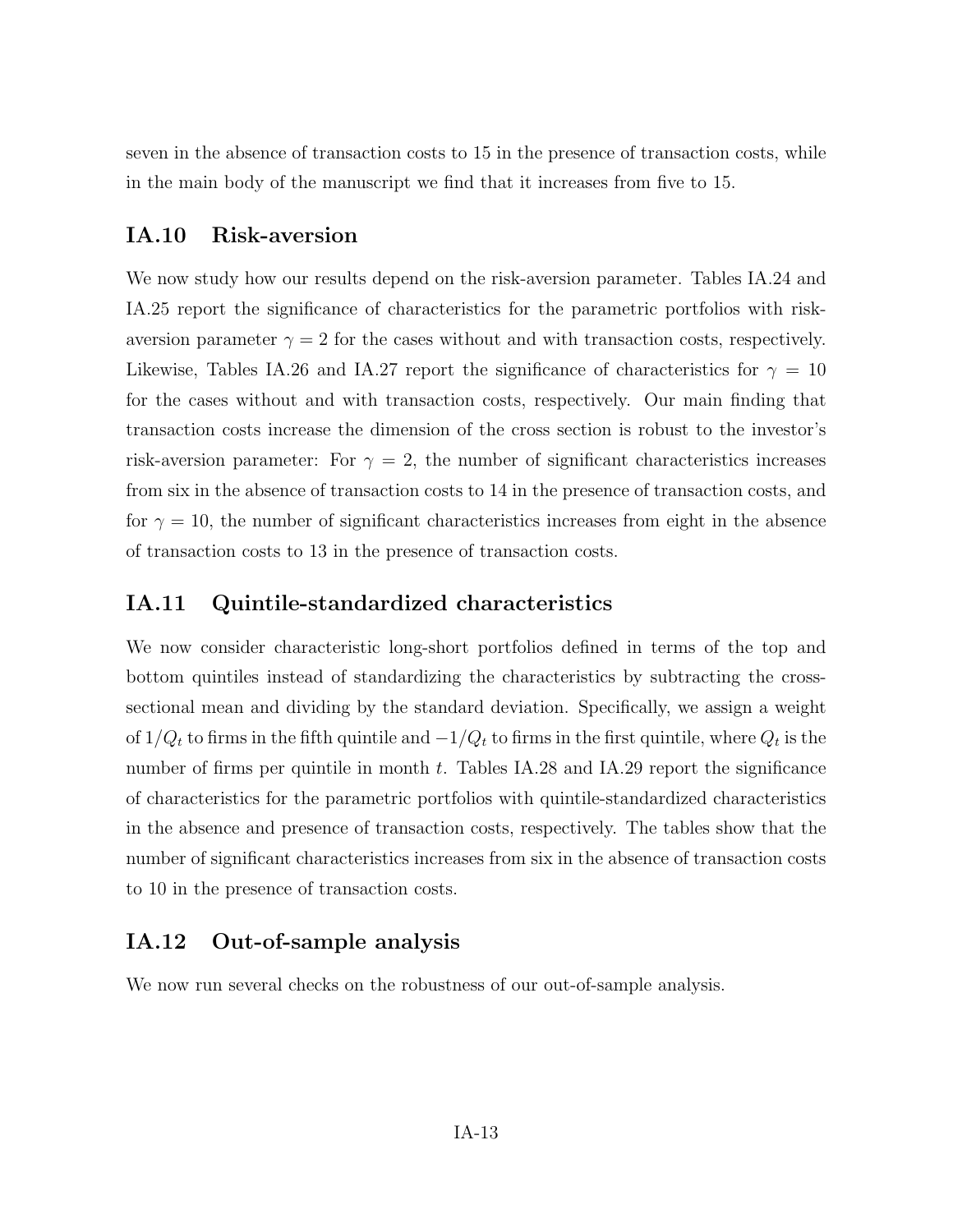seven in the absence of transaction costs to 15 in the presence of transaction costs, while in the main body of the manuscript we find that it increases from five to 15.

## IA.10 Risk-aversion

We now study how our results depend on the risk-aversion parameter. Tables IA.24 and IA.25 report the significance of characteristics for the parametric portfolios with risk-aversion parameter $\gamma = 2$ for the cases without and with transaction costs, respectively. Likewise, Tables IA.26 and IA.27 report the significance of characteristics for $\gamma = 10$ for the cases without and with transaction costs, respectively. Our main finding that transaction costs increase the dimension of the cross section is robust to the investor's risk-aversion parameter: For $\gamma = 2$, the number of significant characteristics increases from six in the absence of transaction costs to 14 in the presence of transaction costs, and for $\gamma = 10$, the number of significant characteristics increases from eight in the absence of transaction costs to 13 in the presence of transaction costs.

## IA.11 Quintile-standardized characteristics

We now consider characteristic long-short portfolios defined in terms of the top and bottom quintiles instead of standardizing the characteristics by subtracting the cross-sectional mean and dividing by the standard deviation. Specifically, we assign a weight of $1/Q_t$ to firms in the fifth quintile and $-1/Q_t$ to firms in the first quintile, where $Q_t$ is the number of firms per quintile in month $t$. Tables IA.28 and IA.29 report the significance of characteristics for the parametric portfolios with quintile-standardized characteristics in the absence and presence of transaction costs, respectively. The tables show that the number of significant characteristics increases from six in the absence of transaction costs to 10 in the presence of transaction costs.

## IA.12 Out-of-sample analysis

We now run several checks on the robustness of our out-of-sample analysis.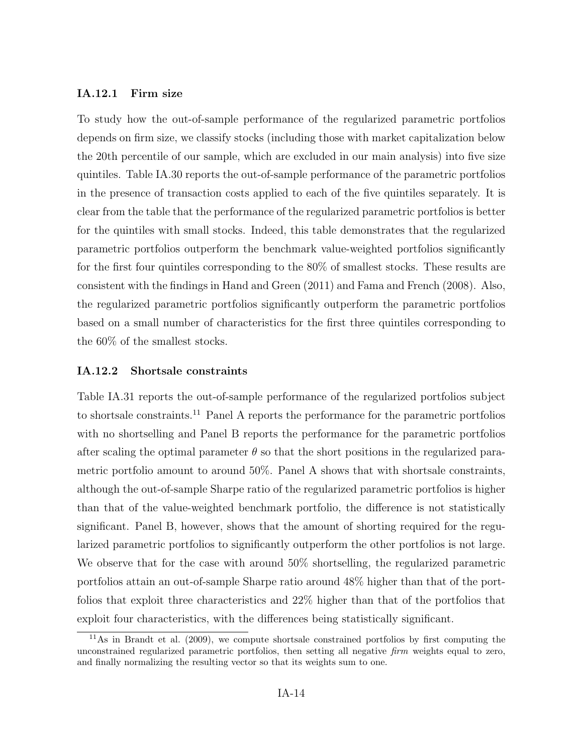### IA.12.1 Firm size

To study how the out-of-sample performance of the regularized parametric portfolios depends on firm size, we classify stocks (including those with market capitalization below the 20th percentile of our sample, which are excluded in our main analysis) into five size quintiles. Table IA.30 reports the out-of-sample performance of the parametric portfolios in the presence of transaction costs applied to each of the five quintiles separately. It is clear from the table that the performance of the regularized parametric portfolios is better for the quintiles with small stocks. Indeed, this table demonstrates that the regularized parametric portfolios outperform the benchmark value-weighted portfolios significantly for the first four quintiles corresponding to the 80% of smallest stocks. These results are consistent with the findings in Hand and Green (2011) and Fama and French (2008). Also, the regularized parametric portfolios significantly outperform the parametric portfolios based on a small number of characteristics for the first three quintiles corresponding to the 60% of the smallest stocks.

### IA.12.2 Shortsale constraints

Table IA.31 reports the out-of-sample performance of the regularized portfolios subject to shortsale constraints.[11] Panel A reports the performance for the parametric portfolios with no shortselling and Panel B reports the performance for the parametric portfolios after scaling the optimal parameter $\theta$ so that the short positions in the regularized parametric portfolio amount to around 50%. Panel A shows that with shortsale constraints, although the out-of-sample Sharpe ratio of the regularized parametric portfolios is higher than that of the value-weighted benchmark portfolio, the difference is not statistically significant. Panel B, however, shows that the amount of shorting required for the regularized parametric portfolios to significantly outperform the other portfolios is not large. We observe that for the case with around 50% shortselling, the regularized parametric portfolios attain an out-of-sample Sharpe ratio around 48% higher than that of the portfolios that exploit three characteristics and 22% higher than that of the portfolios that exploit four characteristics, with the differences being statistically significant.

[11] As in Brandt et al. (2009), we compute shortsale constrained portfolios by first computing the unconstrained regularized parametric portfolios, then setting all negative *firm* weights equal to zero, and finally normalizing the resulting vector so that its weights sum to one.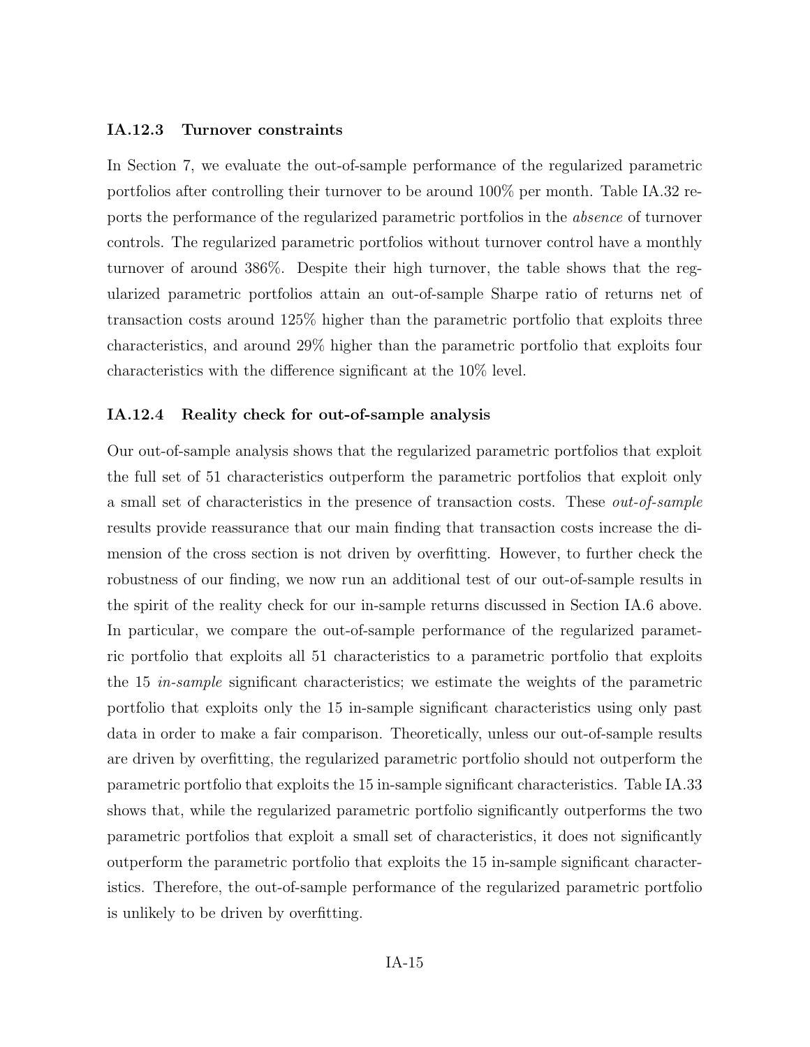### IA.12.3 Turnover constraints

In Section 7, we evaluate the out-of-sample performance of the regularized parametric portfolios after controlling their turnover to be around 100% per month. Table IA.32 reports the performance of the regularized parametric portfolios in the *absence* of turnover controls. The regularized parametric portfolios without turnover control have a monthly turnover of around 386%. Despite their high turnover, the table shows that the regularized parametric portfolios attain an out-of-sample Sharpe ratio of returns net of transaction costs around 125% higher than the parametric portfolio that exploits three characteristics, and around 29% higher than the parametric portfolio that exploits four characteristics with the difference significant at the 10% level.

### IA.12.4 Reality check for out-of-sample analysis

Our out-of-sample analysis shows that the regularized parametric portfolios that exploit the full set of 51 characteristics outperform the parametric portfolios that exploit only a small set of characteristics in the presence of transaction costs. These *out-of-sample* results provide reassurance that our main finding that transaction costs increase the dimension of the cross section is not driven by overfitting. However, to further check the robustness of our finding, we now run an additional test of our out-of-sample results in the spirit of the reality check for our in-sample returns discussed in Section IA.6 above. In particular, we compare the out-of-sample performance of the regularized parametric portfolio that exploits all 51 characteristics to a parametric portfolio that exploits the 15 *in-sample* significant characteristics; we estimate the weights of the parametric portfolio that exploits only the 15 in-sample significant characteristics using only past data in order to make a fair comparison. Theoretically, unless our out-of-sample results are driven by overfitting, the regularized parametric portfolio should not outperform the parametric portfolio that exploits the 15 in-sample significant characteristics. Table IA.33 shows that, while the regularized parametric portfolio significantly outperforms the two parametric portfolios that exploit a small set of characteristics, it does not significantly outperform the parametric portfolio that exploits the 15 in-sample significant characteristics. Therefore, the out-of-sample performance of the regularized parametric portfolio is unlikely to be driven by overfitting.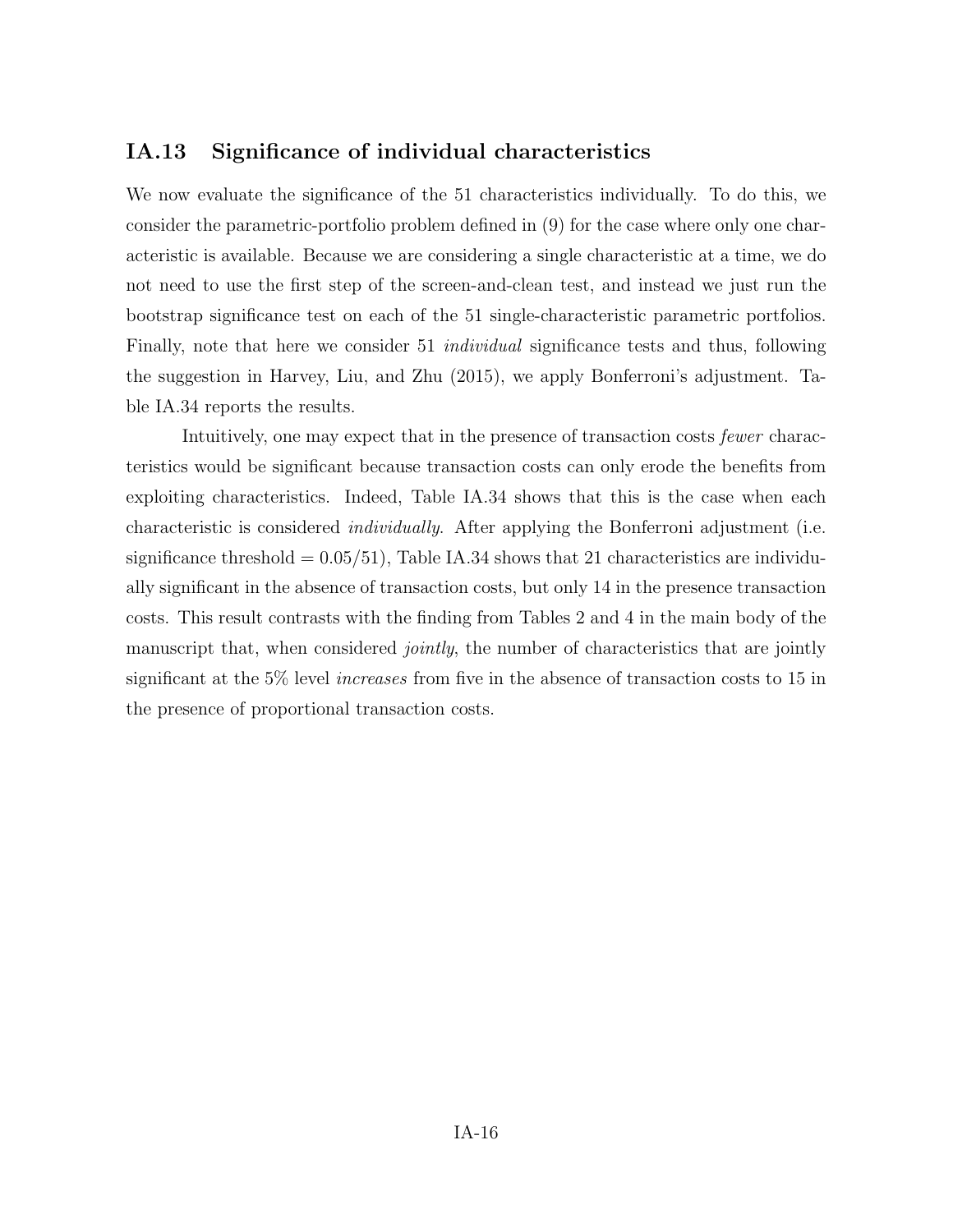## IA.13 Significance of individual characteristics

We now evaluate the significance of the 51 characteristics individually. To do this, we consider the parametric-portfolio problem defined in (9) for the case where only one characteristic is available. Because we are considering a single characteristic at a time, we do not need to use the first step of the screen-and-clean test, and instead we just run the bootstrap significance test on each of the 51 single-characteristic parametric portfolios. Finally, note that here we consider 51 *individual* significance tests and thus, following the suggestion in Harvey, Liu, and Zhu (2015), we apply Bonferroni's adjustment. Table IA.34 reports the results.

Intuitively, one may expect that in the presence of transaction costs *fewer* characteristics would be significant because transaction costs can only erode the benefits from exploiting characteristics. Indeed, Table IA.34 shows that this is the case when each characteristic is considered *individually*. After applying the Bonferroni adjustment (i.e. significance threshold = 0.05/51), Table IA.34 shows that 21 characteristics are individually significant in the absence of transaction costs, but only 14 in the presence transaction costs. This result contrasts with the finding from Tables 2 and 4 in the main body of the manuscript that, when considered *jointly*, the number of characteristics that are jointly significant at the 5% level *increases* from five in the absence of transaction costs to 15 in the presence of proportional transaction costs.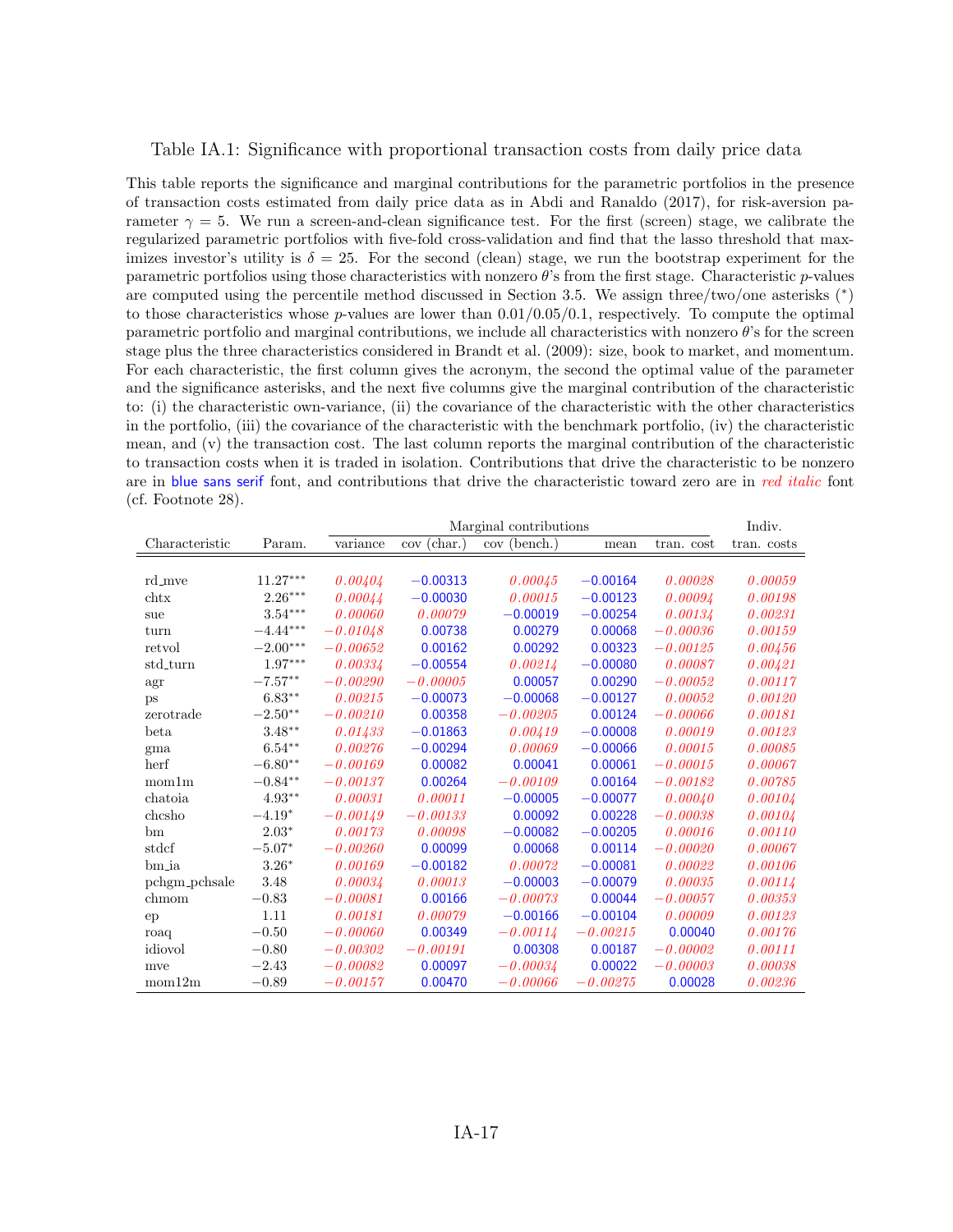Table IA.1: Significance with proportional transaction costs from daily price data

This table reports the significance and marginal contributions for the parametric portfolios in the presence of transaction costs estimated from daily price data as in Abdi and Ranaldo (2017), for risk-aversion parameter $\gamma = 5$. We run a screen-and-clean significance test. For the first (screen) stage, we calibrate the regularized parametric portfolios with five-fold cross-validation and find that the lasso threshold that maximizes investor's utility is $\delta = 25$. For the second (clean) stage, we run the bootstrap experiment for the parametric portfolios using those characteristics with nonzero $\theta$'s from the first stage. Characteristic $p$-values are computed using the percentile method discussed in Section 3.5. We assign three/two/one asterisks ($^*$) to those characteristics whose $p$-values are lower than 0.01/0.05/0.1, respectively. To compute the optimal parametric portfolio and marginal contributions, we include all characteristics with nonzero $\theta$'s for the screen stage plus the three characteristics considered in Brandt et al. (2009): size, book to market, and momentum. For each characteristic, the first column gives the acronym, the second the optimal value of the parameter and the significance asterisks, and the next five columns give the marginal contribution of the characteristic to: (i) the characteristic own-variance, (ii) the covariance of the characteristic with the other characteristics in the portfolio, (iii) the covariance of the characteristic with the benchmark portfolio, (iv) the characteristic mean, and (v) the transaction cost. The last column reports the marginal contribution of the characteristic to transaction costs when it is traded in isolation. Contributions that drive the characteristic to be nonzero are in blue sans serif font, and contributions that drive the characteristic toward zero are in *red italic* font (cf. Footnote 28).

| | | Marginal contributions | | | | | Indiv. |
|---|---|---|---|---|---|---|---|
| Characteristic | Param. | variance | cov (char.) | cov (bench.) | mean | tran. cost | tran. costs |
| rd_mve | 11.27*** | *0.00404* | −0.00313 | *0.00045* | −0.00164 | *0.00028* | *0.00059* |
| chtx | 2.26*** | *0.00044* | −0.00030 | *0.00015* | −0.00123 | *0.00094* | *0.00198* |
| sue | 3.54*** | *0.00060* | *0.00079* | −0.00019 | −0.00254 | *0.00134* | *0.00231* |
| turn | −4.44*** | *−0.01048* | 0.00738 | 0.00279 | 0.00068 | *−0.00036* | *0.00159* |
| retvol | −2.00*** | *−0.00652* | 0.00162 | 0.00292 | 0.00323 | *−0.00125* | *0.00456* |
| std_turn | 1.97*** | *0.00334* | −0.00554 | *0.00214* | −0.00080 | *0.00087* | *0.00421* |
| agr | −7.57** | *−0.00290* | *−0.00005* | 0.00057 | 0.00290 | *−0.00052* | *0.00117* |
| ps | 6.83** | *0.00215* | −0.00073 | −0.00068 | −0.00127 | *0.00052* | *0.00120* |
| zerotrade | −2.50** | *−0.00210* | 0.00358 | *−0.00205* | 0.00124 | *−0.00066* | *0.00181* |
| beta | 3.48** | *0.01433* | −0.01863 | *0.00419* | −0.00008 | *0.00019* | *0.00123* |
| gma | 6.54** | *0.00276* | −0.00294 | *0.00069* | −0.00066 | *0.00015* | *0.00085* |
| herf | −6.80** | *−0.00169* | 0.00082 | 0.00041 | 0.00061 | *−0.00015* | *0.00067* |
| mom1m | −0.84** | *−0.00137* | 0.00264 | *−0.00109* | 0.00164 | *−0.00182* | *0.00785* |
| chatoia | 4.93** | *0.00031* | *0.00011* | −0.00005 | −0.00077 | *0.00040* | *0.00104* |
| chcsho | −4.19* | *−0.00149* | *−0.00133* | 0.00092 | 0.00228 | *−0.00038* | *0.00104* |
| bm | 2.03* | *0.00173* | *0.00098* | −0.00082 | −0.00205 | *0.00016* | *0.00110* |
| stdcf | −5.07* | *−0.00260* | 0.00099 | 0.00068 | 0.00114 | *−0.00020* | *0.00067* |
| bm_ia | 3.26* | *0.00169* | −0.00182 | *0.00072* | −0.00081 | *0.00022* | *0.00106* |
| pchgm_pchsale | 3.48 | *0.00034* | *0.00013* | −0.00003 | −0.00079 | *0.00035* | *0.00114* |
| chmom | −0.83 | *−0.00081* | 0.00166 | *−0.00073* | 0.00044 | *−0.00057* | *0.00353* |
| ep | 1.11 | *0.00181* | *0.00079* | −0.00166 | −0.00104 | *0.00009* | *0.00123* |
| roaq | −0.50 | *−0.00060* | 0.00349 | *−0.00114* | *−0.00215* | 0.00040 | *0.00176* |
| idiovol | −0.80 | *−0.00302* | *−0.00191* | 0.00308 | 0.00187 | *−0.00002* | *0.00111* |
| mve | −2.43 | *−0.00082* | 0.00097 | *−0.00034* | 0.00022 | *−0.00003* | *0.00038* |
| mom12m | −0.89 | *−0.00157* | 0.00470 | *−0.00066* | *−0.00275* | 0.00028 | *0.00236* |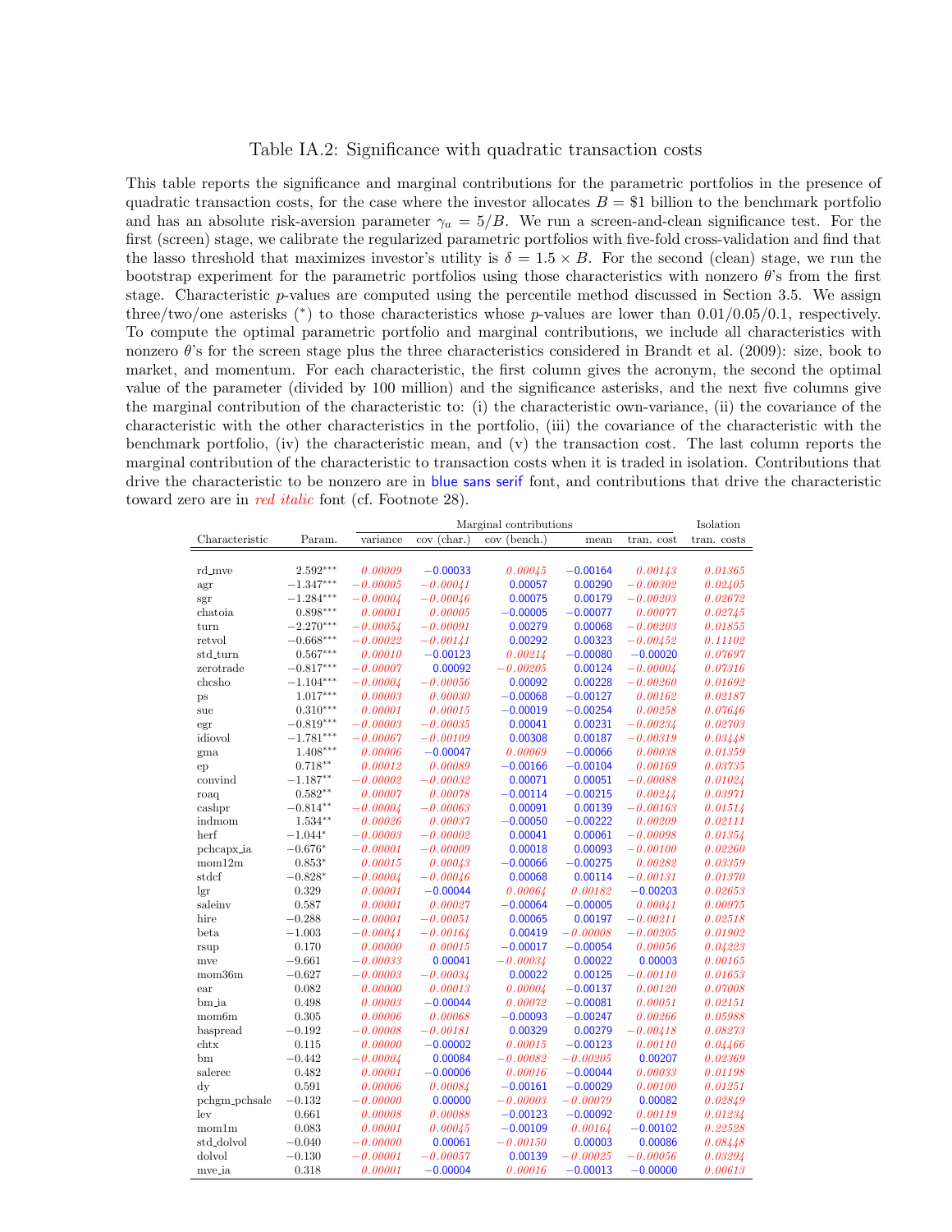# Table IA.2: Significance with quadratic transaction costs

This table reports the significance and marginal contributions for the parametric portfolios in the presence of quadratic transaction costs, for the case where the investor allocates $B = \$1$ billion to the benchmark portfolio and has an absolute risk-aversion parameter $\gamma_a = 5/B$. We run a screen-and-clean significance test. For the first (screen) stage, we calibrate the regularized parametric portfolios with five-fold cross-validation and find that the lasso threshold that maximizes investor's utility is $\delta = 1.5 \times B$. For the second (clean) stage, we run the bootstrap experiment for the parametric portfolios using those characteristics with nonzero $\theta$'s from the first stage. Characteristic $p$-values are computed using the percentile method discussed in Section 3.5. We assign three/two/one asterisks (*) to those characteristics whose $p$-values are lower than 0.01/0.05/0.1, respectively. To compute the optimal parametric portfolio and marginal contributions, we include all characteristics with nonzero $\theta$'s for the screen stage plus the three characteristics considered in Brandt et al. (2009): size, book to market, and momentum. For each characteristic, the first column gives the acronym, the second the optimal value of the parameter (divided by 100 million) and the significance asterisks, and the next five columns give the marginal contribution of the characteristic to: (i) the characteristic own-variance, (ii) the covariance of the characteristic with the other characteristics in the portfolio, (iii) the covariance of the characteristic with the benchmark portfolio, (iv) the characteristic mean, and (v) the transaction cost. The last column reports the marginal contribution of the characteristic to transaction costs when it is traded in isolation. Contributions that drive the characteristic to be nonzero are in blue sans serif font, and contributions that drive the characteristic toward zero are in *red italic* font (cf. Footnote 28).

| Characteristic | Param. | Marginal contributions | | | | | Isolation |
|---|---|---|---|---|---|---|---|
| | | variance | cov (char.) | cov (bench.) | mean | tran. cost | tran. costs |
| rd_mve | 2.592*** | *0.00009* | −0.00033 | *0.00045* | −0.00164 | *0.00143* | *0.01365* |
| agr | −1.347*** | *−0.00005* | *−0.00041* | 0.00057 | 0.00290 | *−0.00302* | *0.02405* |
| sgr | −1.284*** | *−0.00004* | *−0.00046* | 0.00075 | 0.00179 | *−0.00203* | *0.02672* |
| chatoia | 0.898*** | *0.00001* | *0.00005* | −0.00005 | −0.00077 | *0.00077* | *0.02745* |
| turn | −2.270*** | *−0.00054* | *−0.00091* | 0.00279 | 0.00068 | *−0.00203* | *0.01855* |
| retvol | −0.668*** | *−0.00022* | *−0.00141* | 0.00292 | 0.00323 | *−0.00452* | *0.11102* |
| std_turn | 0.567*** | *0.00010* | −0.00123 | *0.00214* | −0.00080 | −0.00020 | *0.07697* |
| zerotrade | −0.817*** | *−0.00007* | 0.00092 | *−0.00205* | 0.00124 | *−0.00004* | *0.07316* |
| chcsho | −1.104*** | *−0.00004* | *−0.00056* | 0.00092 | 0.00228 | *−0.00260* | *0.01692* |
| ps | 1.017*** | *0.00003* | *0.00030* | −0.00068 | −0.00127 | *0.00162* | *0.02187* |
| sue | 0.310*** | *0.00001* | *0.00015* | −0.00019 | −0.00254 | *0.00258* | *0.07646* |
| egr | −0.819*** | *−0.00003* | *−0.00035* | 0.00041 | 0.00231 | *−0.00234* | *0.02703* |
| idiovol | −1.781*** | *−0.00067* | *−0.00109* | 0.00308 | 0.00187 | *−0.00319* | *0.03448* |
| gma | 1.408*** | *0.00006* | −0.00047 | *0.00069* | −0.00066 | *0.00038* | *0.01359* |
| ep | 0.718** | *0.00012* | *0.00089* | −0.00166 | −0.00104 | *0.00169* | *0.03735* |
| convind | −1.187** | *−0.00002* | *−0.00032* | 0.00071 | 0.00051 | *−0.00088* | *0.01024* |
| roaq | 0.582** | *0.00007* | *0.00078* | −0.00114 | −0.00215 | *0.00244* | *0.03971* |
| cashpr | −0.814** | *−0.00004* | *−0.00063* | 0.00091 | 0.00139 | *−0.00163* | *0.01514* |
| indmom | 1.534** | *0.00026* | *0.00037* | −0.00050 | −0.00222 | *0.00209* | *0.02111* |
| herf | −1.044* | *−0.00003* | *−0.00002* | 0.00041 | 0.00061 | *−0.00098* | *0.01354* |
| pchcapx_ia | −0.676* | *−0.00001* | *−0.00009* | 0.00018 | 0.00093 | *−0.00100* | *0.02260* |
| mom12m | 0.853* | *0.00015* | *0.00043* | −0.00066 | −0.00275 | *0.00282* | *0.03359* |
| stdcf | −0.828* | *−0.00004* | *−0.00046* | 0.00068 | 0.00114 | *−0.00131* | *0.01370* |
| lgr | 0.329 | *0.00001* | −0.00044 | *0.00064* | *0.00182* | −0.00203 | *0.02653* |
| saleinv | 0.587 | *0.00001* | *0.00027* | −0.00064 | −0.00005 | *0.00041* | *0.00975* |
| hire | −0.288 | *−0.00001* | *−0.00051* | 0.00065 | 0.00197 | *−0.00211* | *0.02518* |
| beta | −1.003 | *−0.00041* | *−0.00164* | 0.00419 | *−0.00008* | *−0.00205* | *0.01902* |
| rsup | 0.170 | *0.00000* | *0.00015* | −0.00017 | −0.00054 | *0.00056* | *0.04223* |
| mve | −9.661 | *−0.00033* | 0.00041 | *−0.00034* | 0.00022 | 0.00003 | *0.00165* |
| mom36m | −0.627 | *−0.00003* | *−0.00034* | 0.00022 | 0.00125 | *−0.00110* | *0.01653* |
| ear | 0.082 | *0.00000* | *0.00013* | *0.00004* | −0.00137 | *0.00120* | *0.07008* |
| bm_ia | 0.498 | *0.00003* | −0.00044 | *0.00072* | −0.00081 | *0.00051* | *0.02151* |
| mom6m | 0.305 | *0.00006* | *0.00068* | −0.00093 | −0.00247 | *0.00266* | *0.05988* |
| baspread | −0.192 | *−0.00008* | *−0.00181* | 0.00329 | 0.00279 | *−0.00418* | *0.08273* |
| chtx | 0.115 | *0.00000* | −0.00002 | *0.00015* | −0.00123 | *0.00110* | *0.04466* |
| bm | −0.442 | *−0.00004* | 0.00084 | *−0.00082* | *−0.00205* | 0.00207 | *0.02369* |
| salerec | 0.482 | *0.00001* | −0.00006 | *0.00016* | −0.00044 | *0.00033* | *0.01198* |
| dy | 0.591 | *0.00006* | *0.00084* | −0.00161 | −0.00029 | *0.00100* | *0.01251* |
| pchgm_pchsale | −0.132 | *−0.00000* | 0.00000 | *−0.00003* | *−0.00079* | 0.00082 | *0.02849* |
| lev | 0.661 | *0.00008* | *0.00088* | −0.00123 | −0.00092 | *0.00119* | *0.01234* |
| mom1m | 0.083 | *0.00001* | *0.00045* | −0.00109 | *0.00164* | −0.00102 | *0.22528* |
| std_dolvol | −0.040 | *−0.00000* | 0.00061 | *−0.00150* | 0.00003 | 0.00086 | *0.08448* |
| dolvol | −0.130 | *−0.00001* | *−0.00057* | 0.00139 | *−0.00025* | *−0.00056* | *0.03294* |
| mve_ia | 0.318 | *0.00001* | −0.00004 | *0.00016* | −0.00013 | −0.00000 | *0.00613* |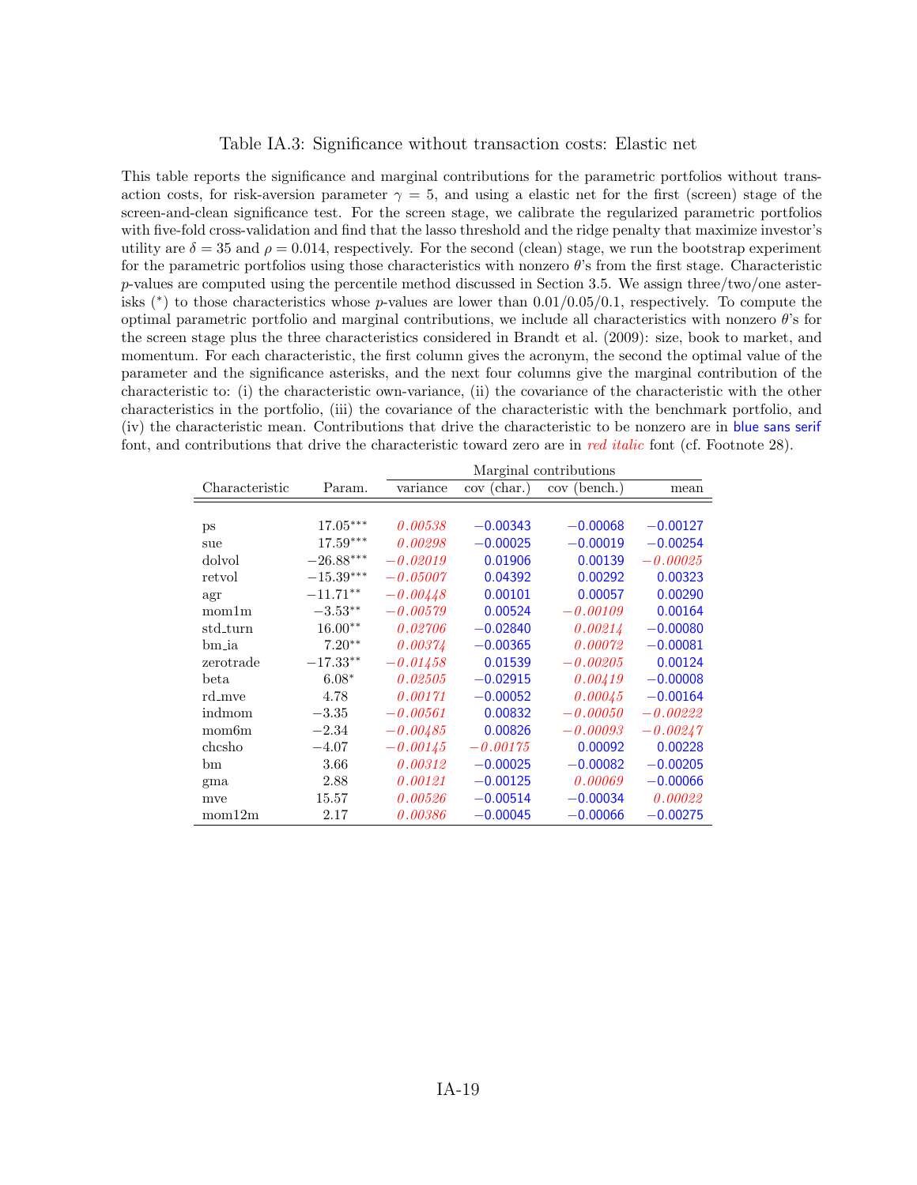Table IA.3: Significance without transaction costs: Elastic net

This table reports the significance and marginal contributions for the parametric portfolios without transaction costs, for risk-aversion parameter $\gamma = 5$, and using a elastic net for the first (screen) stage of the screen-and-clean significance test. For the screen stage, we calibrate the regularized parametric portfolios with five-fold cross-validation and find that the lasso threshold and the ridge penalty that maximize investor's utility are $\delta = 35$ and $\rho = 0.014$, respectively. For the second (clean) stage, we run the bootstrap experiment for the parametric portfolios using those characteristics with nonzero $\theta$'s from the first stage. Characteristic $p$-values are computed using the percentile method discussed in Section 3.5. We assign three/two/one asterisks (*) to those characteristics whose $p$-values are lower than 0.01/0.05/0.1, respectively. To compute the optimal parametric portfolio and marginal contributions, we include all characteristics with nonzero $\theta$'s for the screen stage plus the three characteristics considered in Brandt et al. (2009): size, book to market, and momentum. For each characteristic, the first column gives the acronym, the second the optimal value of the parameter and the significance asterisks, and the next four columns give the marginal contribution of the characteristic to: (i) the characteristic own-variance, (ii) the covariance of the characteristic with the other characteristics in the portfolio, (iii) the covariance of the characteristic with the benchmark portfolio, and (iv) the characteristic mean. Contributions that drive the characteristic to be nonzero are in blue sans serif font, and contributions that drive the characteristic toward zero are in *red italic* font (cf. Footnote 28).

| Characteristic | Param. | Marginal contributions | | | |
|---|---|---|---|---|---|
| | | variance | cov (char.) | cov (bench.) | mean |
| ps | 17.05*** | *0.00538* | −0.00343 | −0.00068 | −0.00127 |
| sue | 17.59*** | *0.00298* | −0.00025 | −0.00019 | −0.00254 |
| dolvol | −26.88*** | *−0.02019* | 0.01906 | 0.00139 | *−0.00025* |
| retvol | −15.39*** | *−0.05007* | 0.04392 | 0.00292 | 0.00323 |
| agr | −11.71** | *−0.00448* | 0.00101 | 0.00057 | 0.00290 |
| mom1m | −3.53** | *−0.00579* | 0.00524 | *−0.00109* | 0.00164 |
| std_turn | 16.00** | *0.02706* | −0.02840 | *0.00214* | −0.00080 |
| bm_ia | 7.20** | *0.00374* | −0.00365 | *0.00072* | −0.00081 |
| zerotrade | −17.33** | *−0.01458* | 0.01539 | *−0.00205* | 0.00124 |
| beta | 6.08* | *0.02505* | −0.02915 | *0.00419* | −0.00008 |
| rd_mve | 4.78 | *0.00171* | −0.00052 | *0.00045* | −0.00164 |
| indmom | −3.35 | *−0.00561* | 0.00832 | *−0.00050* | *−0.00222* |
| mom6m | −2.34 | *−0.00485* | 0.00826 | *−0.00093* | *−0.00247* |
| chcsho | −4.07 | *−0.00145* | *−0.00175* | 0.00092 | 0.00228 |
| bm | 3.66 | *0.00312* | −0.00025 | −0.00082 | −0.00205 |
| gma | 2.88 | *0.00121* | −0.00125 | *0.00069* | −0.00066 |
| mve | 15.57 | *0.00526* | −0.00514 | −0.00034 | *0.00022* |
| mom12m | 2.17 | *0.00386* | −0.00045 | −0.00066 | −0.00275 |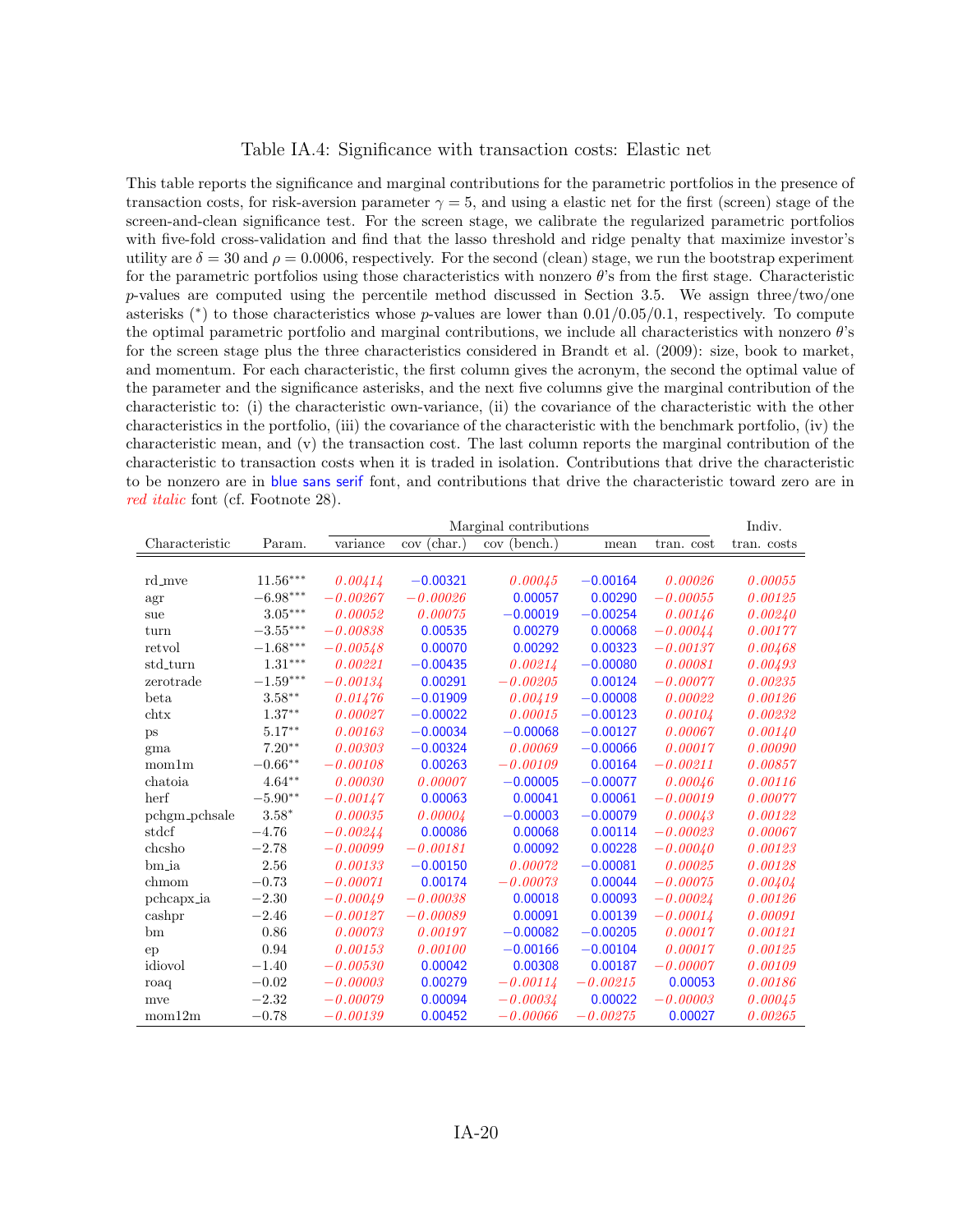Table IA.4: Significance with transaction costs: Elastic net

This table reports the significance and marginal contributions for the parametric portfolios in the presence of transaction costs, for risk-aversion parameter $\gamma = 5$, and using a elastic net for the first (screen) stage of the screen-and-clean significance test. For the screen stage, we calibrate the regularized parametric portfolios with five-fold cross-validation and find that the lasso threshold and ridge penalty that maximize investor's utility are $\delta = 30$ and $\rho = 0.0006$, respectively. For the second (clean) stage, we run the bootstrap experiment for the parametric portfolios using those characteristics with nonzero $\theta$'s from the first stage. Characteristic $p$-values are computed using the percentile method discussed in Section 3.5. We assign three/two/one asterisks (*) to those characteristics whose $p$-values are lower than 0.01/0.05/0.1, respectively. To compute the optimal parametric portfolio and marginal contributions, we include all characteristics with nonzero $\theta$'s for the screen stage plus the three characteristics considered in Brandt et al. (2009): size, book to market, and momentum. For each characteristic, the first column gives the acronym, the second the optimal value of the parameter and the significance asterisks, and the next five columns give the marginal contribution of the characteristic to: (i) the characteristic own-variance, (ii) the covariance of the characteristic with the other characteristics in the portfolio, (iii) the covariance of the characteristic with the benchmark portfolio, (iv) the characteristic mean, and (v) the transaction cost. The last column reports the marginal contribution of the characteristic to transaction costs when it is traded in isolation. Contributions that drive the characteristic to be nonzero are in blue sans serif font, and contributions that drive the characteristic toward zero are in *red italic* font (cf. Footnote 28).

| Characteristic | Param. | Marginal contributions | | | | | Indiv. |
|---|---|---|---|---|---|---|---|
| | | variance | cov (char.) | cov (bench.) | mean | tran. cost | tran. costs |
| rd_mve | 11.56*** | *0.00414* | −0.00321 | *0.00045* | −0.00164 | *0.00026* | *0.00055* |
| agr | −6.98*** | *−0.00267* | *−0.00026* | 0.00057 | 0.00290 | *−0.00055* | *0.00125* |
| sue | 3.05*** | *0.00052* | *0.00075* | −0.00019 | −0.00254 | *0.00146* | *0.00240* |
| turn | −3.55*** | *−0.00838* | 0.00535 | 0.00279 | 0.00068 | *−0.00044* | *0.00177* |
| retvol | −1.68*** | *−0.00548* | 0.00070 | 0.00292 | 0.00323 | *−0.00137* | *0.00468* |
| std_turn | 1.31*** | *0.00221* | −0.00435 | *0.00214* | −0.00080 | *0.00081* | *0.00493* |
| zerotrade | −1.59*** | *−0.00134* | 0.00291 | *−0.00205* | 0.00124 | *−0.00077* | *0.00235* |
| beta | 3.58** | *0.01476* | −0.01909 | *0.00419* | −0.00008 | *0.00022* | *0.00126* |
| chtx | 1.37** | *0.00027* | −0.00022 | *0.00015* | −0.00123 | *0.00104* | *0.00232* |
| ps | 5.17** | *0.00163* | −0.00034 | −0.00068 | −0.00127 | *0.00067* | *0.00140* |
| gma | 7.20** | *0.00303* | −0.00324 | *0.00069* | −0.00066 | *0.00017* | *0.00090* |
| mom1m | −0.66** | *−0.00108* | 0.00263 | *−0.00109* | 0.00164 | *−0.00211* | *0.00857* |
| chatoia | 4.64** | *0.00030* | *0.00007* | −0.00005 | −0.00077 | *0.00046* | *0.00116* |
| herf | −5.90** | *−0.00147* | 0.00063 | 0.00041 | 0.00061 | *−0.00019* | *0.00077* |
| pchgm_pchsale | 3.58* | *0.00035* | *0.00004* | −0.00003 | −0.00079 | *0.00043* | *0.00122* |
| stdcf | −4.76 | *−0.00244* | 0.00086 | 0.00068 | 0.00114 | *−0.00023* | *0.00067* |
| chcsho | −2.78 | *−0.00099* | *−0.00181* | 0.00092 | 0.00228 | *−0.00040* | *0.00123* |
| bm_ia | 2.56 | *0.00133* | −0.00150 | *0.00072* | −0.00081 | *0.00025* | *0.00128* |
| chmom | −0.73 | *−0.00071* | 0.00174 | *−0.00073* | 0.00044 | *−0.00075* | *0.00404* |
| pchcapx_ia | −2.30 | *−0.00049* | *−0.00038* | 0.00018 | 0.00093 | *−0.00024* | *0.00126* |
| cashpr | −2.46 | *−0.00127* | *−0.00089* | 0.00091 | 0.00139 | *−0.00014* | *0.00091* |
| bm | 0.86 | *0.00073* | *0.00197* | −0.00082 | −0.00205 | *0.00017* | *0.00121* |
| ep | 0.94 | *0.00153* | *0.00100* | −0.00166 | −0.00104 | *0.00017* | *0.00125* |
| idiovol | −1.40 | *−0.00530* | 0.00042 | 0.00308 | 0.00187 | *−0.00007* | *0.00109* |
| roaq | −0.02 | *−0.00003* | 0.00279 | *−0.00114* | *−0.00215* | 0.00053 | *0.00186* |
| mve | −2.32 | *−0.00079* | 0.00094 | *−0.00034* | 0.00022 | *−0.00003* | *0.00045* |
| mom12m | −0.78 | *−0.00139* | 0.00452 | *−0.00066* | *−0.00275* | 0.00027 | *0.00265* |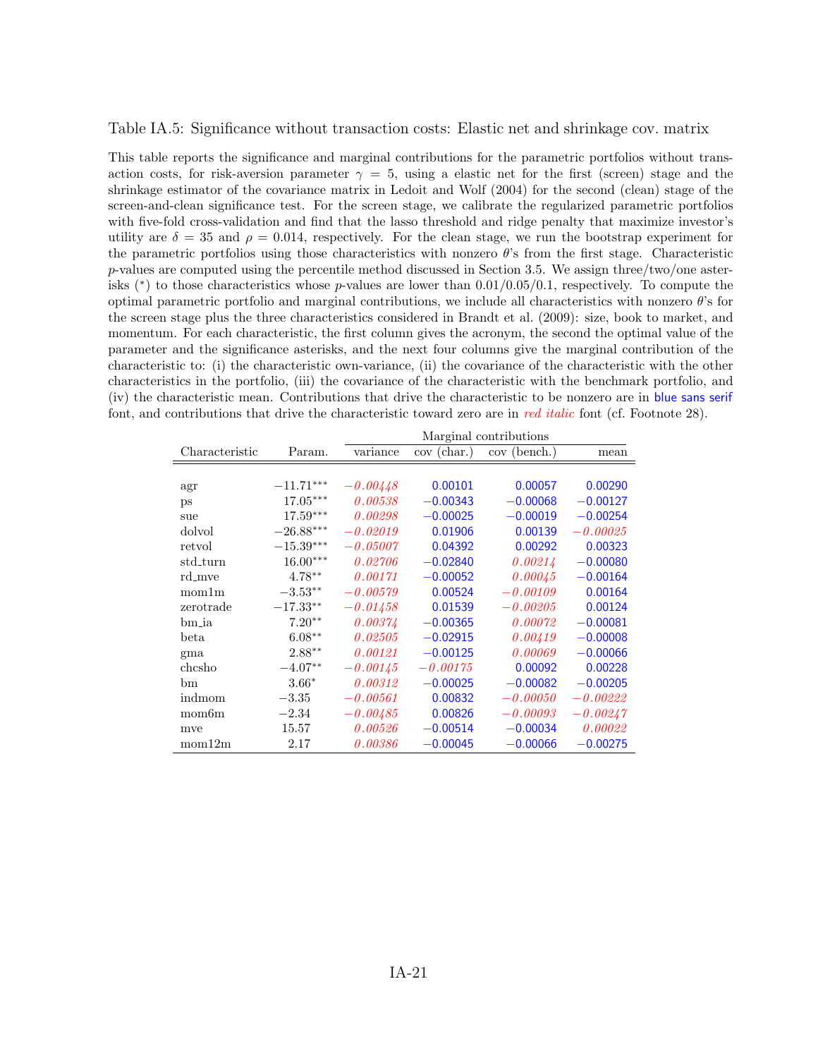Table IA.5: Significance without transaction costs: Elastic net and shrinkage cov. matrix

This table reports the significance and marginal contributions for the parametric portfolios without transaction costs, for risk-aversion parameter $\gamma = 5$, using a elastic net for the first (screen) stage and the shrinkage estimator of the covariance matrix in Ledoit and Wolf (2004) for the second (clean) stage of the screen-and-clean significance test. For the screen stage, we calibrate the regularized parametric portfolios with five-fold cross-validation and find that the lasso threshold and ridge penalty that maximize investor's utility are $\delta = 35$ and $\rho = 0.014$, respectively. For the clean stage, we run the bootstrap experiment for the parametric portfolios using those characteristics with nonzero $\theta$'s from the first stage. Characteristic $p$-values are computed using the percentile method discussed in Section 3.5. We assign three/two/one asterisks (*) to those characteristics whose $p$-values are lower than 0.01/0.05/0.1, respectively. To compute the optimal parametric portfolio and marginal contributions, we include all characteristics with nonzero $\theta$'s for the screen stage plus the three characteristics considered in Brandt et al. (2009): size, book to market, and momentum. For each characteristic, the first column gives the acronym, the second the optimal value of the parameter and the significance asterisks, and the next four columns give the marginal contribution of the characteristic to: (i) the characteristic own-variance, (ii) the covariance of the characteristic with the other characteristics in the portfolio, (iii) the covariance of the characteristic with the benchmark portfolio, and (iv) the characteristic mean. Contributions that drive the characteristic to be nonzero are in blue sans serif font, and contributions that drive the characteristic toward zero are in *red italic* font (cf. Footnote 28).

| Characteristic | Param. | Marginal contributions | | | |
|---|---|---|---|---|---|
| | | variance | cov (char.) | cov (bench.) | mean |
| agr | −11.71*** | *−0.00448* | 0.00101 | 0.00057 | 0.00290 |
| ps | 17.05*** | *0.00538* | −0.00343 | −0.00068 | −0.00127 |
| sue | 17.59*** | *0.00298* | −0.00025 | −0.00019 | −0.00254 |
| dolvol | −26.88*** | *−0.02019* | 0.01906 | 0.00139 | *−0.00025* |
| retvol | −15.39*** | *−0.05007* | 0.04392 | 0.00292 | 0.00323 |
| std_turn | 16.00*** | *0.02706* | −0.02840 | *0.00214* | −0.00080 |
| rd_mve | 4.78** | *0.00171* | −0.00052 | *0.00045* | −0.00164 |
| mom1m | −3.53** | *−0.00579* | 0.00524 | *−0.00109* | 0.00164 |
| zerotrade | −17.33** | *−0.01458* | 0.01539 | *−0.00205* | 0.00124 |
| bm_ia | 7.20** | *0.00374* | −0.00365 | *0.00072* | −0.00081 |
| beta | 6.08** | *0.02505* | −0.02915 | *0.00419* | −0.00008 |
| gma | 2.88** | *0.00121* | −0.00125 | *0.00069* | −0.00066 |
| chcsho | −4.07** | *−0.00145* | *−0.00175* | 0.00092 | 0.00228 |
| bm | 3.66* | *0.00312* | −0.00025 | −0.00082 | −0.00205 |
| indmom | −3.35 | *−0.00561* | 0.00832 | *−0.00050* | *−0.00222* |
| mom6m | −2.34 | *−0.00485* | 0.00826 | *−0.00093* | *−0.00247* |
| mve | 15.57 | *0.00526* | −0.00514 | −0.00034 | *0.00022* |
| mom12m | 2.17 | *0.00386* | −0.00045 | −0.00066 | −0.00275 |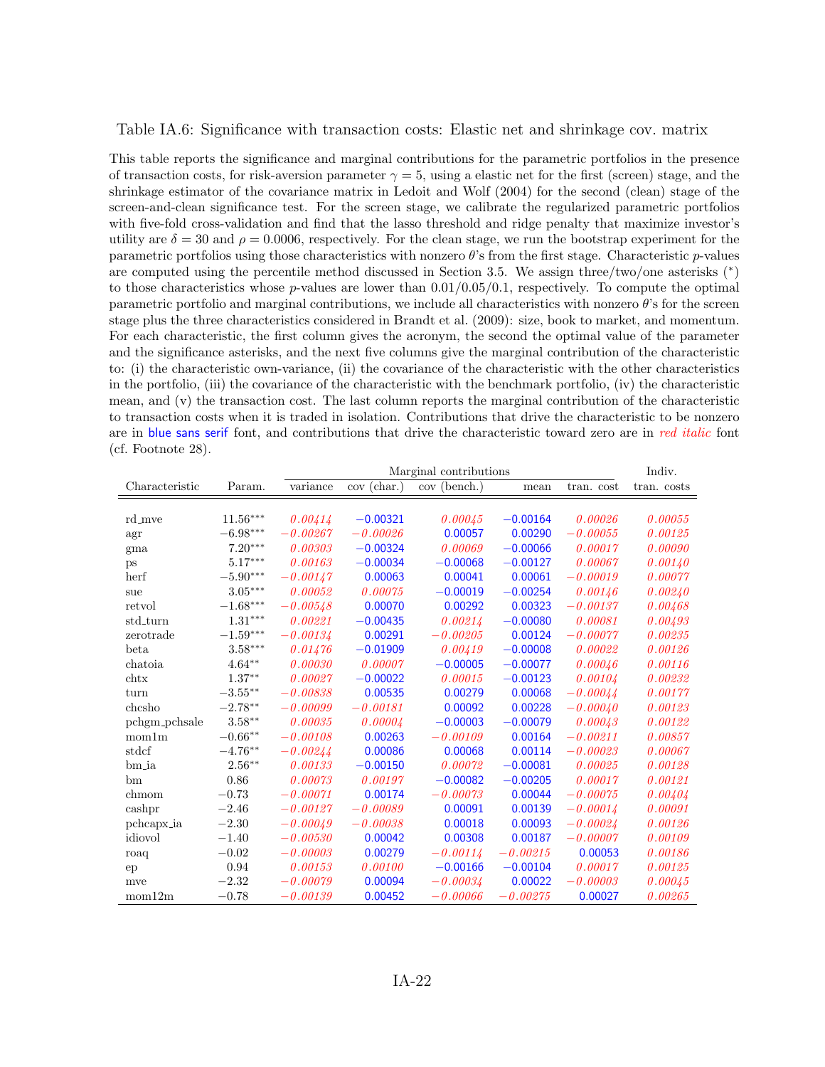Table IA.6: Significance with transaction costs: Elastic net and shrinkage cov. matrix

This table reports the significance and marginal contributions for the parametric portfolios in the presence of transaction costs, for risk-aversion parameter $\gamma = 5$, using a elastic net for the first (screen) stage, and the shrinkage estimator of the covariance matrix in Ledoit and Wolf (2004) for the second (clean) stage of the screen-and-clean significance test. For the screen stage, we calibrate the regularized parametric portfolios with five-fold cross-validation and find that the lasso threshold and ridge penalty that maximize investor's utility are $\delta = 30$ and $\rho = 0.0006$, respectively. For the clean stage, we run the bootstrap experiment for the parametric portfolios using those characteristics with nonzero $\theta$'s from the first stage. Characteristic $p$-values are computed using the percentile method discussed in Section 3.5. We assign three/two/one asterisks (*) to those characteristics whose $p$-values are lower than 0.01/0.05/0.1, respectively. To compute the optimal parametric portfolio and marginal contributions, we include all characteristics with nonzero $\theta$'s for the screen stage plus the three characteristics considered in Brandt et al. (2009): size, book to market, and momentum. For each characteristic, the first column gives the acronym, the second the optimal value of the parameter and the significance asterisks, and the next five columns give the marginal contribution of the characteristic to: (i) the characteristic own-variance, (ii) the covariance of the characteristic with the other characteristics in the portfolio, (iii) the covariance of the characteristic with the benchmark portfolio, (iv) the characteristic mean, and (v) the transaction cost. The last column reports the marginal contribution of the characteristic to transaction costs when it is traded in isolation. Contributions that drive the characteristic to be nonzero are in blue sans serif font, and contributions that drive the characteristic toward zero are in *red italic* font (cf. Footnote 28).

| Characteristic | Param. | Marginal contributions | | | | | Indiv. |
|---|---|---|---|---|---|---|---|
| | | variance | cov (char.) | cov (bench.) | mean | tran. cost | tran. costs |
| rd_mve | 11.56*** | *0.00414* | −0.00321 | *0.00045* | −0.00164 | *0.00026* | *0.00055* |
| agr | −6.98*** | *−0.00267* | *−0.00026* | 0.00057 | 0.00290 | *−0.00055* | *0.00125* |
| gma | 7.20*** | *0.00303* | −0.00324 | *0.00069* | −0.00066 | *0.00017* | *0.00090* |
| ps | 5.17*** | *0.00163* | −0.00034 | −0.00068 | −0.00127 | *0.00067* | *0.00140* |
| herf | −5.90*** | *−0.00147* | 0.00063 | 0.00041 | 0.00061 | *−0.00019* | *0.00077* |
| sue | 3.05*** | *0.00052* | *0.00075* | −0.00019 | −0.00254 | *0.00146* | *0.00240* |
| retvol | −1.68*** | *−0.00548* | 0.00070 | 0.00292 | 0.00323 | *−0.00137* | *0.00468* |
| std_turn | 1.31*** | *0.00221* | −0.00435 | *0.00214* | −0.00080 | *0.00081* | *0.00493* |
| zerotrade | −1.59*** | *−0.00134* | 0.00291 | *−0.00205* | 0.00124 | *−0.00077* | *0.00235* |
| beta | 3.58*** | *0.01476* | −0.01909 | *0.00419* | −0.00008 | *0.00022* | *0.00126* |
| chatoia | 4.64** | *0.00030* | *0.00007* | −0.00005 | −0.00077 | *0.00046* | *0.00116* |
| chtx | 1.37** | *0.00027* | −0.00022 | *0.00015* | −0.00123 | *0.00104* | *0.00232* |
| turn | −3.55** | *−0.00838* | 0.00535 | 0.00279 | 0.00068 | *−0.00044* | *0.00177* |
| chcsho | −2.78** | *−0.00099* | *−0.00181* | 0.00092 | 0.00228 | *−0.00040* | *0.00123* |
| pchgm_pchsale | 3.58** | *0.00035* | *0.00004* | −0.00003 | −0.00079 | *0.00043* | *0.00122* |
| mom1m | −0.66** | *−0.00108* | 0.00263 | *−0.00109* | 0.00164 | *−0.00211* | *0.00857* |
| stdcf | −4.76** | *−0.00244* | 0.00086 | 0.00068 | 0.00114 | *−0.00023* | *0.00067* |
| bm_ia | 2.56** | *0.00133* | −0.00150 | *0.00072* | −0.00081 | *0.00025* | *0.00128* |
| bm | 0.86 | *0.00073* | *0.00197* | −0.00082 | −0.00205 | *0.00017* | *0.00121* |
| chmom | −0.73 | *−0.00071* | 0.00174 | *−0.00073* | 0.00044 | *−0.00075* | *0.00404* |
| cashpr | −2.46 | *−0.00127* | *−0.00089* | 0.00091 | 0.00139 | *−0.00014* | *0.00091* |
| pchcapx_ia | −2.30 | *−0.00049* | *−0.00038* | 0.00018 | 0.00093 | *−0.00024* | *0.00126* |
| idiovol | −1.40 | *−0.00530* | 0.00042 | 0.00308 | 0.00187 | *−0.00007* | *0.00109* |
| roaq | −0.02 | *−0.00003* | 0.00279 | *−0.00114* | *−0.00215* | 0.00053 | *0.00186* |
| ep | 0.94 | *0.00153* | *0.00100* | −0.00166 | −0.00104 | *0.00017* | *0.00125* |
| mve | −2.32 | *−0.00079* | 0.00094 | *−0.00034* | 0.00022 | *−0.00003* | *0.00045* |
| mom12m | −0.78 | *−0.00139* | 0.00452 | *−0.00066* | *−0.00275* | 0.00027 | *0.00265* |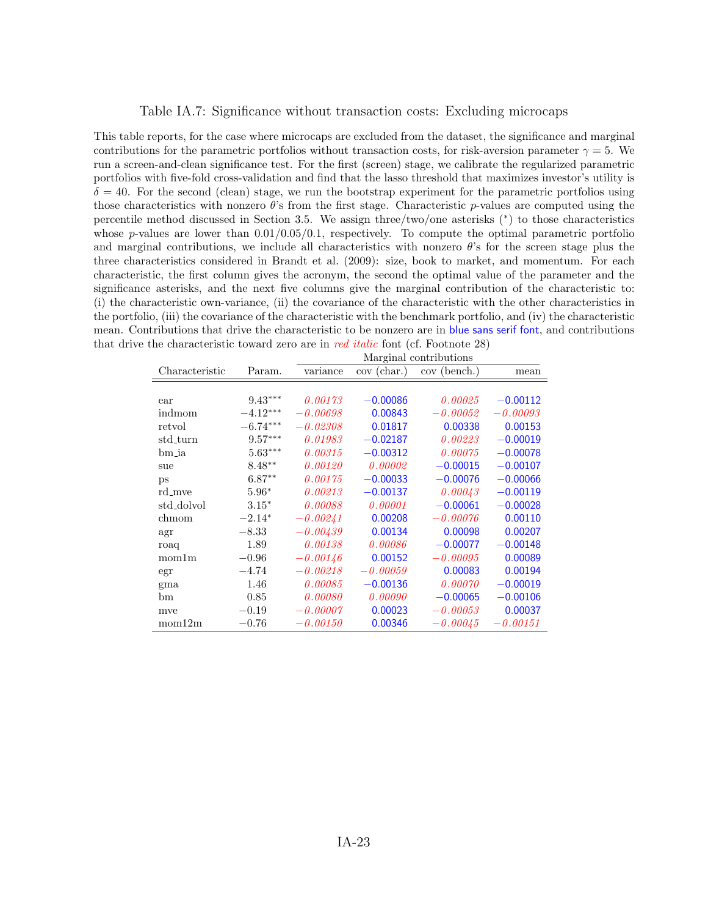Table IA.7: Significance without transaction costs: Excluding microcaps

This table reports, for the case where microcaps are excluded from the dataset, the significance and marginal contributions for the parametric portfolios without transaction costs, for risk-aversion parameter $\gamma = 5$. We run a screen-and-clean significance test. For the first (screen) stage, we calibrate the regularized parametric portfolios with five-fold cross-validation and find that the lasso threshold that maximizes investor's utility is $\delta = 40$. For the second (clean) stage, we run the bootstrap experiment for the parametric portfolios using those characteristics with nonzero $\theta$'s from the first stage. Characteristic $p$-values are computed using the percentile method discussed in Section 3.5. We assign three/two/one asterisks (*) to those characteristics whose $p$-values are lower than 0.01/0.05/0.1, respectively. To compute the optimal parametric portfolio and marginal contributions, we include all characteristics with nonzero $\theta$'s for the screen stage plus the three characteristics considered in Brandt et al. (2009): size, book to market, and momentum. For each characteristic, the first column gives the acronym, the second the optimal value of the parameter and the significance asterisks, and the next five columns give the marginal contribution of the characteristic to: (i) the characteristic own-variance, (ii) the covariance of the characteristic with the other characteristics in the portfolio, (iii) the covariance of the characteristic with the benchmark portfolio, and (iv) the characteristic mean. Contributions that drive the characteristic to be nonzero are in blue sans serif font, and contributions that drive the characteristic toward zero are in *red italic* font (cf. Footnote 28)

| Characteristic | Param. | Marginal contributions | | | |
|---|---|---|---|---|---|
| | | variance | cov (char.) | cov (bench.) | mean |
| ear | 9.43*** | *0.00173* | −0.00086 | *0.00025* | −0.00112 |
| indmom | −4.12*** | *−0.00698* | 0.00843 | *−0.00052* | *−0.00093* |
| retvol | −6.74*** | *−0.02308* | 0.01817 | 0.00338 | 0.00153 |
| std_turn | 9.57*** | *0.01983* | −0.02187 | *0.00223* | −0.00019 |
| bm_ia | 5.63*** | *0.00315* | −0.00312 | *0.00075* | −0.00078 |
| sue | 8.48** | *0.00120* | *0.00002* | −0.00015 | −0.00107 |
| ps | 6.87** | *0.00175* | −0.00033 | −0.00076 | −0.00066 |
| rd_mve | 5.96* | *0.00213* | −0.00137 | *0.00043* | −0.00119 |
| std_dolvol | 3.15* | *0.00088* | *0.00001* | −0.00061 | −0.00028 |
| chmom | −2.14* | *−0.00241* | 0.00208 | *−0.00076* | 0.00110 |
| agr | −8.33 | *−0.00439* | 0.00134 | 0.00098 | 0.00207 |
| roaq | 1.89 | *0.00138* | *0.00086* | −0.00077 | −0.00148 |
| mom1m | −0.96 | *−0.00146* | 0.00152 | *−0.00095* | 0.00089 |
| egr | −4.74 | *−0.00218* | *−0.00059* | 0.00083 | 0.00194 |
| gma | 1.46 | *0.00085* | −0.00136 | *0.00070* | −0.00019 |
| bm | 0.85 | *0.00080* | *0.00090* | −0.00065 | −0.00106 |
| mve | −0.19 | *−0.00007* | 0.00023 | *−0.00053* | 0.00037 |
| mom12m | −0.76 | *−0.00150* | 0.00346 | *−0.00045* | *−0.00151* |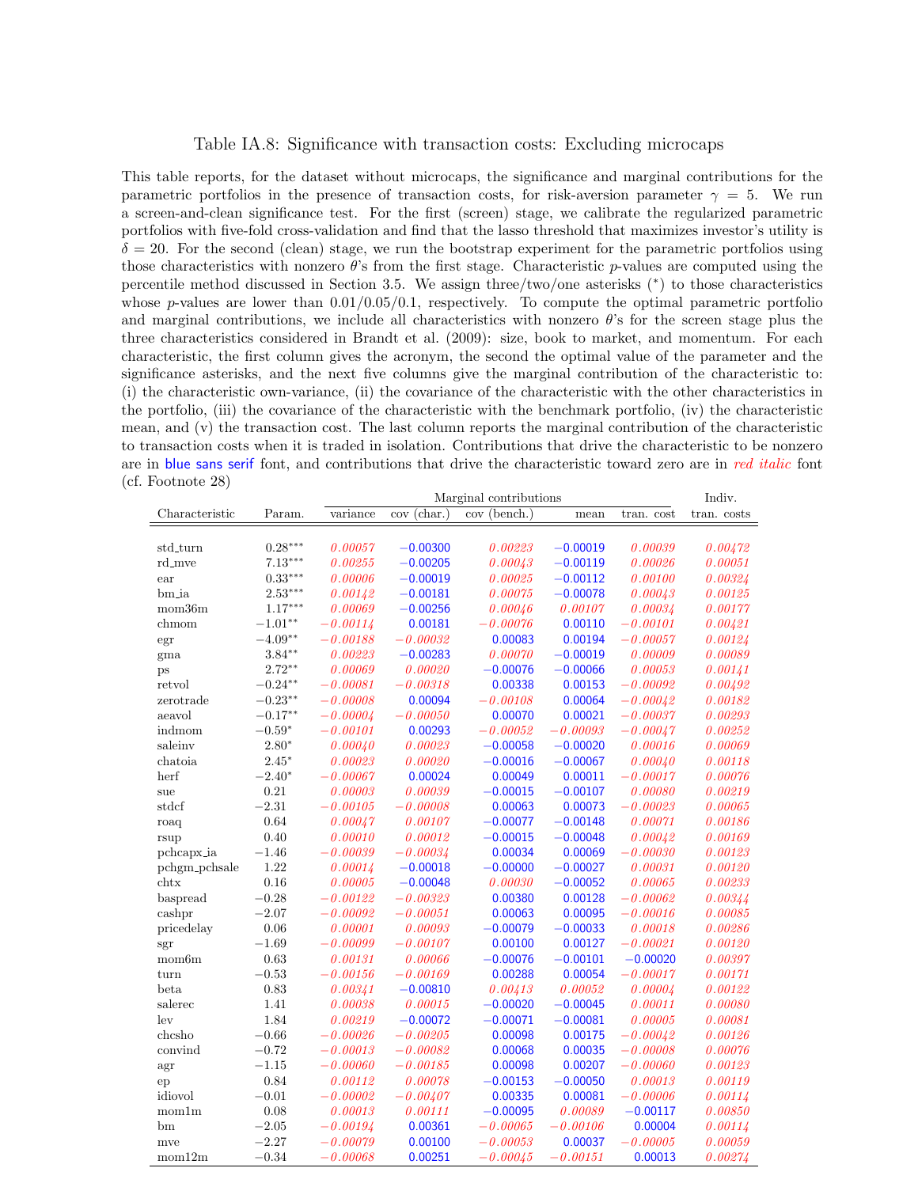# Table IA.8: Significance with transaction costs: Excluding microcaps

This table reports, for the dataset without microcaps, the significance and marginal contributions for the parametric portfolios in the presence of transaction costs, for risk-aversion parameter $\gamma = 5$. We run a screen-and-clean significance test. For the first (screen) stage, we calibrate the regularized parametric portfolios with five-fold cross-validation and find that the lasso threshold that maximizes investor's utility is $\delta = 20$. For the second (clean) stage, we run the bootstrap experiment for the parametric portfolios using those characteristics with nonzero $\theta$'s from the first stage. Characteristic $p$-values are computed using the percentile method discussed in Section 3.5. We assign three/two/one asterisks (*) to those characteristics whose $p$-values are lower than 0.01/0.05/0.1, respectively. To compute the optimal parametric portfolio and marginal contributions, we include all characteristics with nonzero $\theta$'s for the screen stage plus the three characteristics considered in Brandt et al. (2009): size, book to market, and momentum. For each characteristic, the first column gives the acronym, the second the optimal value of the parameter and the significance asterisks, and the next five columns give the marginal contribution of the characteristic to: (i) the characteristic own-variance, (ii) the covariance of the characteristic with the other characteristics in the portfolio, (iii) the covariance of the characteristic with the benchmark portfolio, (iv) the characteristic mean, and (v) the transaction cost. The last column reports the marginal contribution of the characteristic to transaction costs when it is traded in isolation. Contributions that drive the characteristic to be nonzero are in blue sans serif font, and contributions that drive the characteristic toward zero are in *red italic* font (cf. Footnote 28)

| Characteristic | Param. | Marginal contributions | | | | | Indiv. |
|---|---|---|---|---|---|---|---|
| | | variance | cov (char.) | cov (bench.) | mean | tran. cost | tran. costs |
| std_turn | 0.28*** | *0.00057* | −0.00300 | *0.00223* | −0.00019 | *0.00039* | *0.00472* |
| rd_mve | 7.13*** | *0.00255* | −0.00205 | *0.00043* | −0.00119 | *0.00026* | *0.00051* |
| ear | 0.33*** | *0.00006* | −0.00019 | *0.00025* | −0.00112 | *0.00100* | *0.00324* |
| bm_ia | 2.53*** | *0.00142* | −0.00181 | *0.00075* | −0.00078 | *0.00043* | *0.00125* |
| mom36m | 1.17*** | *0.00069* | −0.00256 | *0.00046* | *0.00107* | *0.00034* | *0.00177* |
| chmom | −1.01** | *−0.00114* | 0.00181 | *−0.00076* | 0.00110 | *−0.00101* | *0.00421* |
| egr | −4.09** | *−0.00188* | *−0.00032* | 0.00083 | 0.00194 | *−0.00057* | *0.00124* |
| gma | 3.84** | *0.00223* | −0.00283 | *0.00070* | −0.00019 | *0.00009* | *0.00089* |
| ps | 2.72** | *0.00069* | *0.00020* | −0.00076 | −0.00066 | *0.00053* | *0.00141* |
| retvol | −0.24** | *−0.00081* | *−0.00318* | 0.00338 | 0.00153 | *−0.00092* | *0.00492* |
| zerotrade | −0.23** | *−0.00008* | 0.00094 | *−0.00108* | 0.00064 | *−0.00042* | *0.00182* |
| aeavol | −0.17** | *−0.00004* | *−0.00050* | 0.00070 | 0.00021 | *−0.00037* | *0.00293* |
| indmom | −0.59* | *−0.00101* | 0.00293 | *−0.00052* | *−0.00093* | *−0.00047* | *0.00252* |
| saleinv | 2.80* | *0.00040* | *0.00023* | −0.00058 | −0.00020 | *0.00016* | *0.00069* |
| chatoia | 2.45* | *0.00023* | *0.00020* | −0.00016 | −0.00067 | *0.00040* | *0.00118* |
| herf | −2.40* | *−0.00067* | 0.00024 | 0.00049 | 0.00011 | *−0.00017* | *0.00076* |
| sue | 0.21 | *0.00003* | *0.00039* | −0.00015 | −0.00107 | *0.00080* | *0.00219* |
| stdcf | −2.31 | *−0.00105* | *−0.00008* | 0.00063 | 0.00073 | *−0.00023* | *0.00065* |
| roaq | 0.64 | *0.00047* | *0.00107* | −0.00077 | −0.00148 | *0.00071* | *0.00186* |
| rsup | 0.40 | *0.00010* | *0.00012* | −0.00015 | −0.00048 | *0.00042* | *0.00169* |
| pchcapx_ia | −1.46 | *−0.00039* | *−0.00034* | 0.00034 | 0.00069 | *−0.00030* | *0.00123* |
| pchgm_pchsale | 1.22 | *0.00014* | −0.00018 | −0.00000 | −0.00027 | *0.00031* | *0.00120* |
| chtx | 0.16 | *0.00005* | −0.00048 | *0.00030* | −0.00052 | *0.00065* | *0.00233* |
| baspread | −0.28 | *−0.00122* | *−0.00323* | 0.00380 | 0.00128 | *−0.00062* | *0.00344* |
| cashpr | −2.07 | *−0.00092* | *−0.00051* | 0.00063 | 0.00095 | *−0.00016* | *0.00085* |
| pricedelay | 0.06 | *0.00001* | *0.00093* | −0.00079 | −0.00033 | *0.00018* | *0.00286* |
| sgr | −1.69 | *−0.00099* | *−0.00107* | 0.00100 | 0.00127 | *−0.00021* | *0.00120* |
| mom6m | 0.63 | *0.00131* | *0.00066* | −0.00076 | −0.00101 | −0.00020 | *0.00397* |
| turn | −0.53 | *−0.00156* | *−0.00169* | 0.00288 | 0.00054 | *−0.00017* | *0.00171* |
| beta | 0.83 | *0.00341* | −0.00810 | *0.00413* | *0.00052* | *0.00004* | *0.00122* |
| salerec | 1.41 | *0.00038* | *0.00015* | −0.00020 | −0.00045 | *0.00011* | *0.00080* |
| lev | 1.84 | *0.00219* | −0.00072 | −0.00071 | −0.00081 | *0.00005* | *0.00081* |
| chcsho | −0.66 | *−0.00026* | *−0.00205* | 0.00098 | 0.00175 | *−0.00042* | *0.00126* |
| convind | −0.72 | *−0.00013* | *−0.00082* | 0.00068 | 0.00035 | *−0.00008* | *0.00076* |
| agr | −1.15 | *−0.00060* | *−0.00185* | 0.00098 | 0.00207 | *−0.00060* | *0.00123* |
| ep | 0.84 | *0.00112* | *0.00078* | −0.00153 | −0.00050 | *0.00013* | *0.00119* |
| idiovol | −0.01 | *−0.00002* | *−0.00407* | 0.00335 | 0.00081 | *−0.00006* | *0.00114* |
| mom1m | 0.08 | *0.00013* | *0.00111* | −0.00095 | *0.00089* | −0.00117 | *0.00850* |
| bm | −2.05 | *−0.00194* | 0.00361 | *−0.00065* | *−0.00106* | 0.00004 | *0.00114* |
| mve | −2.27 | *−0.00079* | 0.00100 | *−0.00053* | 0.00037 | *−0.00005* | *0.00059* |
| mom12m | −0.34 | *−0.00068* | 0.00251 | *−0.00045* | *−0.00151* | 0.00013 | *0.00274* |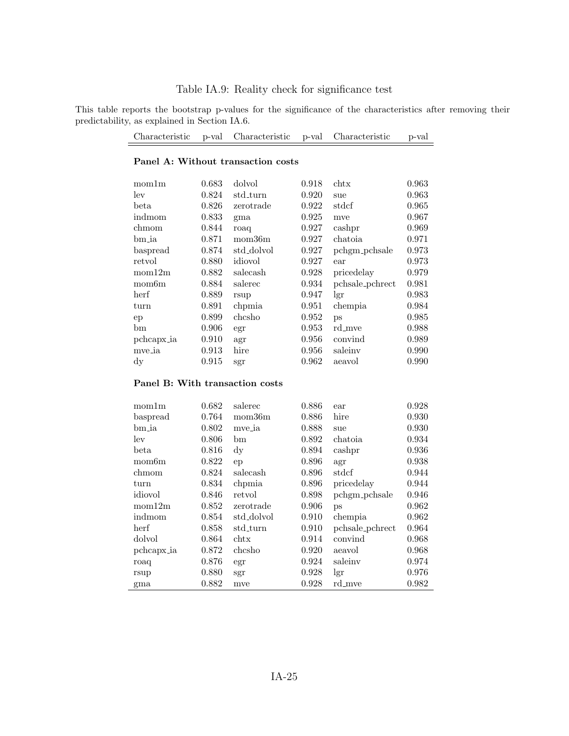Table IA.9: Reality check for significance test

This table reports the bootstrap p-values for the significance of the characteristics after removing their predictability, as explained in Section IA.6.

| Characteristic | p-val | Characteristic | p-val | Characteristic | p-val |
|---|---|---|---|---|---|
| **Panel A: Without transaction costs** | | | | | |
| mom1m | 0.683 | dolvol | 0.918 | chtx | 0.963 |
| lev | 0.824 | std_turn | 0.920 | sue | 0.963 |
| beta | 0.826 | zerotrade | 0.922 | stdcf | 0.965 |
| indmom | 0.833 | gma | 0.925 | mve | 0.967 |
| chmom | 0.844 | roaq | 0.927 | cashpr | 0.969 |
| bm_ia | 0.871 | mom36m | 0.927 | chatoia | 0.971 |
| baspread | 0.874 | std_dolvol | 0.927 | pchgm_pchsale | 0.973 |
| retvol | 0.880 | idiovol | 0.927 | ear | 0.973 |
| mom12m | 0.882 | salecash | 0.928 | pricedelay | 0.979 |
| mom6m | 0.884 | salerec | 0.934 | pchsale_pchrect | 0.981 |
| herf | 0.889 | rsup | 0.947 | lgr | 0.983 |
| turn | 0.891 | chpmia | 0.951 | chempia | 0.984 |
| ep | 0.899 | chcsho | 0.952 | ps | 0.985 |
| bm | 0.906 | egr | 0.953 | rd_mve | 0.988 |
| pchcapx_ia | 0.910 | agr | 0.956 | convind | 0.989 |
| mve_ia | 0.913 | hire | 0.956 | saleinv | 0.990 |
| dy | 0.915 | sgr | 0.962 | aeavol | 0.990 |
| **Panel B: With transaction costs** | | | | | |
| mom1m | 0.682 | salerec | 0.886 | ear | 0.928 |
| baspread | 0.764 | mom36m | 0.886 | hire | 0.930 |
| bm_ia | 0.802 | mve_ia | 0.888 | sue | 0.930 |
| lev | 0.806 | bm | 0.892 | chatoia | 0.934 |
| beta | 0.816 | dy | 0.894 | cashpr | 0.936 |
| mom6m | 0.822 | ep | 0.896 | agr | 0.938 |
| chmom | 0.824 | salecash | 0.896 | stdcf | 0.944 |
| turn | 0.834 | chpmia | 0.896 | pricedelay | 0.944 |
| idiovol | 0.846 | retvol | 0.898 | pchgm_pchsale | 0.946 |
| mom12m | 0.852 | zerotrade | 0.906 | ps | 0.962 |
| indmom | 0.854 | std_dolvol | 0.910 | chempia | 0.962 |
| herf | 0.858 | std_turn | 0.910 | pchsale_pchrect | 0.964 |
| dolvol | 0.864 | chtx | 0.914 | convind | 0.968 |
| pchcapx_ia | 0.872 | chcsho | 0.920 | aeavol | 0.968 |
| roaq | 0.876 | egr | 0.924 | saleinv | 0.974 |
| rsup | 0.880 | sgr | 0.928 | lgr | 0.976 |
| gma | 0.882 | mve | 0.928 | rd_mve | 0.982 |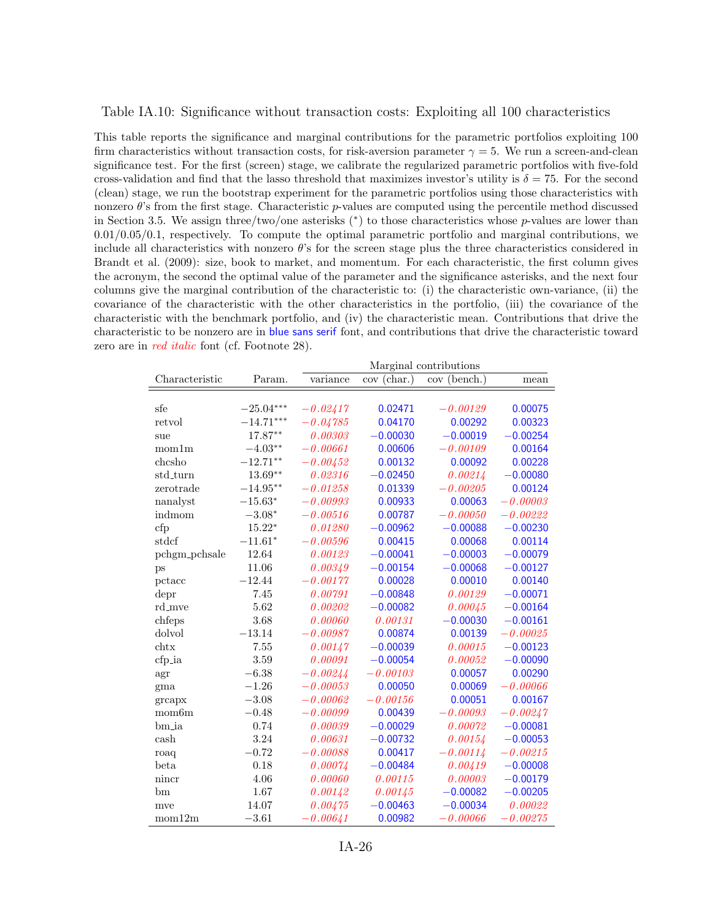Table IA.10: Significance without transaction costs: Exploiting all 100 characteristics

This table reports the significance and marginal contributions for the parametric portfolios exploiting 100 firm characteristics without transaction costs, for risk-aversion parameter $\gamma = 5$. We run a screen-and-clean significance test. For the first (screen) stage, we calibrate the regularized parametric portfolios with five-fold cross-validation and find that the lasso threshold that maximizes investor's utility is $\delta = 75$. For the second (clean) stage, we run the bootstrap experiment for the parametric portfolios using those characteristics with nonzero $\theta$'s from the first stage. Characteristic $p$-values are computed using the percentile method discussed in Section 3.5. We assign three/two/one asterisks (*) to those characteristics whose $p$-values are lower than 0.01/0.05/0.1, respectively. To compute the optimal parametric portfolio and marginal contributions, we include all characteristics with nonzero $\theta$'s for the screen stage plus the three characteristics considered in Brandt et al. (2009): size, book to market, and momentum. For each characteristic, the first column gives the acronym, the second the optimal value of the parameter and the significance asterisks, and the next four columns give the marginal contribution of the characteristic to: (i) the characteristic own-variance, (ii) the covariance of the characteristic with the other characteristics in the portfolio, (iii) the covariance of the characteristic with the benchmark portfolio, and (iv) the characteristic mean. Contributions that drive the characteristic to be nonzero are in blue sans serif font, and contributions that drive the characteristic toward zero are in *red italic* font (cf. Footnote 28).

| | | Marginal contributions | | | |
|---|---|---|---|---|---|
| Characteristic | Param. | variance | cov (char.) | cov (bench.) | mean |
| sfe | −25.04*** | *−0.02417* | 0.02471 | *−0.00129* | 0.00075 |
| retvol | −14.71*** | *−0.04785* | 0.04170 | 0.00292 | 0.00323 |
| sue | 17.87** | *0.00303* | −0.00030 | −0.00019 | −0.00254 |
| mom1m | −4.03** | *−0.00661* | 0.00606 | *−0.00109* | 0.00164 |
| chcsho | −12.71** | *−0.00452* | 0.00132 | 0.00092 | 0.00228 |
| std_turn | 13.69** | *0.02316* | −0.02450 | *0.00214* | −0.00080 |
| zerotrade | −14.95** | *−0.01258* | 0.01339 | *−0.00205* | 0.00124 |
| nanalyst | −15.63* | *−0.00993* | 0.00933 | 0.00063 | *−0.00003* |
| indmom | −3.08* | *−0.00516* | 0.00787 | *−0.00050* | *−0.00222* |
| cfp | 15.22* | *0.01280* | −0.00962 | −0.00088 | −0.00230 |
| stdcf | −11.61* | *−0.00596* | 0.00415 | 0.00068 | 0.00114 |
| pchgm_pchsale | 12.64 | *0.00123* | −0.00041 | −0.00003 | −0.00079 |
| ps | 11.06 | *0.00349* | −0.00154 | −0.00068 | −0.00127 |
| pctacc | −12.44 | *−0.00177* | 0.00028 | 0.00010 | 0.00140 |
| depr | 7.45 | *0.00791* | −0.00848 | *0.00129* | −0.00071 |
| rd_mve | 5.62 | *0.00202* | −0.00082 | *0.00045* | −0.00164 |
| chfeps | 3.68 | *0.00060* | *0.00131* | −0.00030 | −0.00161 |
| dolvol | −13.14 | *−0.00987* | 0.00874 | 0.00139 | *−0.00025* |
| chtx | 7.55 | *0.00147* | −0.00039 | *0.00015* | −0.00123 |
| cfp_ia | 3.59 | *0.00091* | −0.00054 | *0.00052* | −0.00090 |
| agr | −6.38 | *−0.00244* | *−0.00103* | 0.00057 | 0.00290 |
| gma | −1.26 | *−0.00053* | 0.00050 | 0.00069 | *−0.00066* |
| grcapx | −3.08 | *−0.00062* | *−0.00156* | 0.00051 | 0.00167 |
| mom6m | −0.48 | *−0.00099* | 0.00439 | *−0.00093* | *−0.00247* |
| bm_ia | 0.74 | *0.00039* | −0.00029 | *0.00072* | −0.00081 |
| cash | 3.24 | *0.00631* | −0.00732 | *0.00154* | −0.00053 |
| roaq | −0.72 | *−0.00088* | 0.00417 | *−0.00114* | *−0.00215* |
| beta | 0.18 | *0.00074* | −0.00484 | *0.00419* | −0.00008 |
| nincr | 4.06 | *0.00060* | *0.00115* | *0.00003* | −0.00179 |
| bm | 1.67 | *0.00142* | *0.00145* | −0.00082 | −0.00205 |
| mve | 14.07 | *0.00475* | −0.00463 | −0.00034 | *0.00022* |
| mom12m | −3.61 | *−0.00641* | 0.00982 | *−0.00066* | *−0.00275* |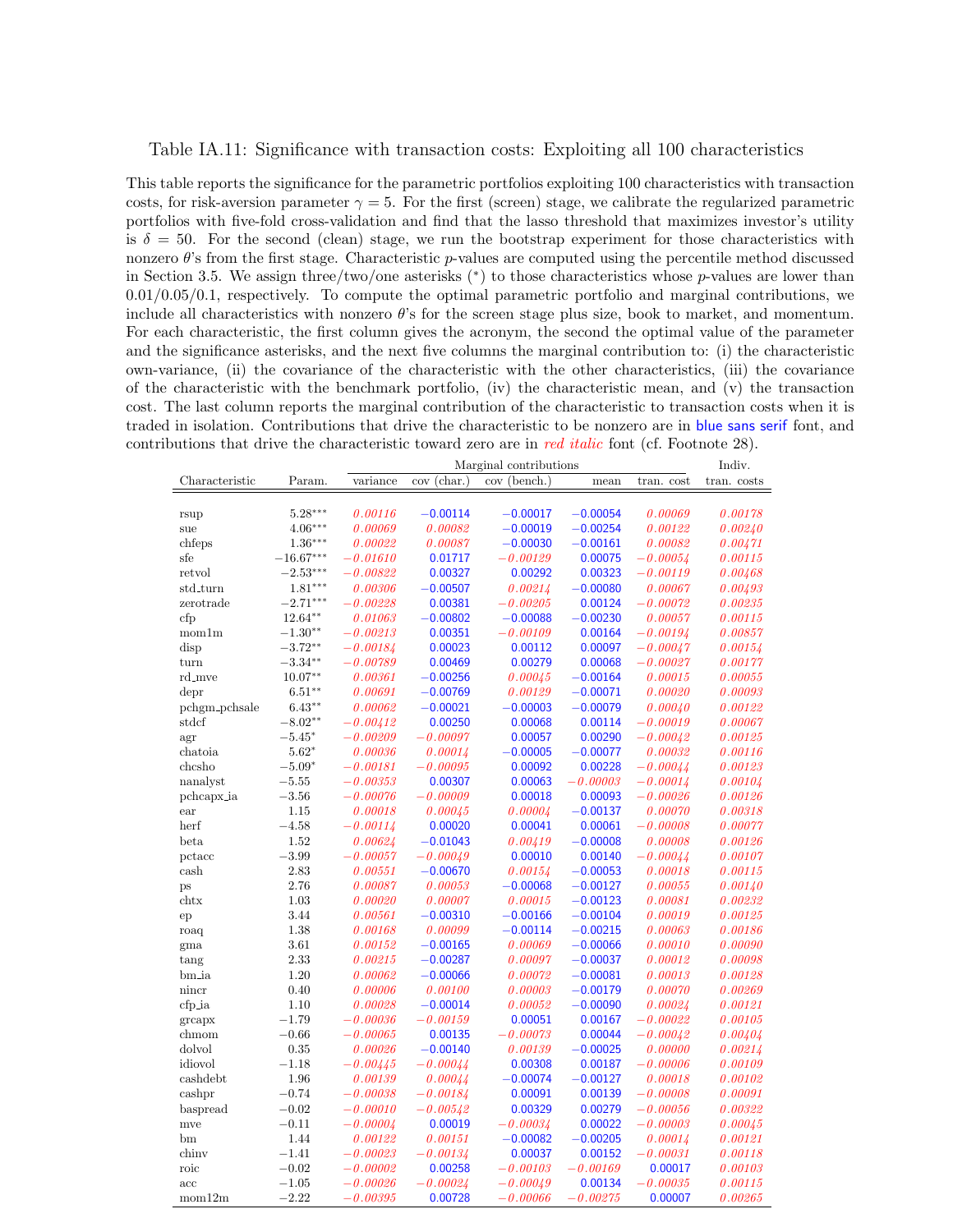Table IA.11: Significance with transaction costs: Exploiting all 100 characteristics

This table reports the significance for the parametric portfolios exploiting 100 characteristics with transaction costs, for risk-aversion parameter $\gamma = 5$. For the first (screen) stage, we calibrate the regularized parametric portfolios with five-fold cross-validation and find that the lasso threshold that maximizes investor's utility is $\delta = 50$. For the second (clean) stage, we run the bootstrap experiment for those characteristics with nonzero $\theta$'s from the first stage. Characteristic $p$-values are computed using the percentile method discussed in Section 3.5. We assign three/two/one asterisks (*) to those characteristics whose $p$-values are lower than 0.01/0.05/0.1, respectively. To compute the optimal parametric portfolio and marginal contributions, we include all characteristics with nonzero $\theta$'s for the screen stage plus size, book to market, and momentum. For each characteristic, the first column gives the acronym, the second the optimal value of the parameter and the significance asterisks, and the next five columns the marginal contribution to: (i) the characteristic own-variance, (ii) the covariance of the characteristic with the other characteristics, (iii) the covariance of the characteristic with the benchmark portfolio, (iv) the characteristic mean, and (v) the transaction cost. The last column reports the marginal contribution of the characteristic to transaction costs when it is traded in isolation. Contributions that drive the characteristic to be nonzero are in blue sans serif font, and contributions that drive the characteristic toward zero are in *red italic* font (cf. Footnote 28).

| | | Marginal contributions | | | | | Indiv. |
|---|---|---|---|---|---|---|---|
| Characteristic | Param. | variance | cov (char.) | cov (bench.) | mean | tran. cost | tran. costs |
| rsup | 5.28*** | *0.00116* | −0.00114 | −0.00017 | −0.00054 | *0.00069* | *0.00178* |
| sue | 4.06*** | *0.00069* | *0.00082* | −0.00019 | −0.00254 | *0.00122* | *0.00240* |
| chfeps | 1.36*** | *0.00022* | *0.00087* | −0.00030 | −0.00161 | *0.00082* | *0.00471* |
| sfe | −16.67*** | *−0.01610* | 0.01717 | *−0.00129* | 0.00075 | *−0.00054* | *0.00115* |
| retvol | −2.53*** | *−0.00822* | 0.00327 | 0.00292 | 0.00323 | *−0.00119* | *0.00468* |
| std_turn | 1.81*** | *0.00306* | −0.00507 | *0.00214* | −0.00080 | *0.00067* | *0.00493* |
| zerotrade | −2.71*** | *−0.00228* | 0.00381 | *−0.00205* | 0.00124 | *−0.00072* | *0.00235* |
| cfp | 12.64** | *0.01063* | −0.00802 | −0.00088 | −0.00230 | *0.00057* | *0.00115* |
| mom1m | −1.30** | *−0.00213* | 0.00351 | *−0.00109* | 0.00164 | *−0.00194* | *0.00857* |
| disp | −3.72** | *−0.00184* | 0.00023 | 0.00112 | 0.00097 | *−0.00047* | *0.00154* |
| turn | −3.34** | *−0.00789* | 0.00469 | 0.00279 | 0.00068 | *−0.00027* | *0.00177* |
| rd_mve | 10.07** | *0.00361* | −0.00256 | *0.00045* | −0.00164 | *0.00015* | *0.00055* |
| depr | 6.51** | *0.00691* | −0.00769 | *0.00129* | −0.00071 | *0.00020* | *0.00093* |
| pchgm_pchsale | 6.43** | *0.00062* | −0.00021 | −0.00003 | −0.00079 | *0.00040* | *0.00122* |
| stdcf | −8.02** | *−0.00412* | 0.00250 | 0.00068 | 0.00114 | *−0.00019* | *0.00067* |
| agr | −5.45* | *−0.00209* | *−0.00097* | 0.00057 | 0.00290 | *−0.00042* | *0.00125* |
| chatoia | 5.62* | *0.00036* | *0.00014* | −0.00005 | −0.00077 | *0.00032* | *0.00116* |
| chcsho | −5.09* | *−0.00181* | *−0.00095* | 0.00092 | 0.00228 | *−0.00044* | *0.00123* |
| nanalyst | −5.55 | *−0.00353* | 0.00307 | 0.00063 | *−0.00003* | *−0.00014* | *0.00104* |
| pchcapx_ia | −3.56 | *−0.00076* | *−0.00009* | 0.00018 | 0.00093 | *−0.00026* | *0.00126* |
| ear | 1.15 | *0.00018* | *0.00045* | *0.00004* | −0.00137 | *0.00070* | *0.00318* |
| herf | −4.58 | *−0.00114* | 0.00020 | 0.00041 | 0.00061 | *−0.00008* | *0.00077* |
| beta | 1.52 | *0.00624* | −0.01043 | *0.00419* | −0.00008 | *0.00008* | *0.00126* |
| pctacc | −3.99 | *−0.00057* | *−0.00049* | 0.00010 | 0.00140 | *−0.00044* | *0.00107* |
| cash | 2.83 | *0.00551* | −0.00670 | *0.00154* | −0.00053 | *0.00018* | *0.00115* |
| ps | 2.76 | *0.00087* | *0.00053* | −0.00068 | −0.00127 | *0.00055* | *0.00140* |
| chtx | 1.03 | *0.00020* | *0.00007* | *0.00015* | −0.00123 | *0.00081* | *0.00232* |
| ep | 3.44 | *0.00561* | −0.00310 | −0.00166 | −0.00104 | *0.00019* | *0.00125* |
| roaq | 1.38 | *0.00168* | *0.00099* | −0.00114 | −0.00215 | *0.00063* | *0.00186* |
| gma | 3.61 | *0.00152* | −0.00165 | *0.00069* | −0.00066 | *0.00010* | *0.00090* |
| tang | 2.33 | *0.00215* | −0.00287 | *0.00097* | −0.00037 | *0.00012* | *0.00098* |
| bm_ia | 1.20 | *0.00062* | −0.00066 | *0.00072* | −0.00081 | *0.00013* | *0.00128* |
| nincr | 0.40 | *0.00006* | *0.00100* | *0.00003* | −0.00179 | *0.00070* | *0.00269* |
| cfp_ia | 1.10 | *0.00028* | −0.00014 | *0.00052* | −0.00090 | *0.00024* | *0.00121* |
| grcapx | −1.79 | *−0.00036* | *−0.00159* | 0.00051 | 0.00167 | *−0.00022* | *0.00105* |
| chmom | −0.66 | *−0.00065* | 0.00135 | *−0.00073* | 0.00044 | *−0.00042* | *0.00404* |
| dolvol | 0.35 | *0.00026* | −0.00140 | *0.00139* | −0.00025 | *0.00000* | *0.00214* |
| idiovol | −1.18 | *−0.00445* | *−0.00044* | 0.00308 | 0.00187 | *−0.00006* | *0.00109* |
| cashdebt | 1.96 | *0.00139* | *0.00044* | −0.00074 | −0.00127 | *0.00018* | *0.00102* |
| cashpr | −0.74 | *−0.00038* | *−0.00184* | 0.00091 | 0.00139 | *−0.00008* | *0.00091* |
| baspread | −0.02 | *−0.00010* | *−0.00542* | 0.00329 | 0.00279 | *−0.00056* | *0.00322* |
| mve | −0.11 | *−0.00004* | 0.00019 | *−0.00034* | 0.00022 | *−0.00003* | *0.00045* |
| bm | 1.44 | *0.00122* | *0.00151* | −0.00082 | −0.00205 | *0.00014* | *0.00121* |
| chinv | −1.41 | *−0.00023* | *−0.00134* | 0.00037 | 0.00152 | *−0.00031* | *0.00118* |
| roic | −0.02 | *−0.00002* | 0.00258 | *−0.00103* | *−0.00169* | 0.00017 | *0.00103* |
| acc | −1.05 | *−0.00026* | *−0.00024* | *−0.00049* | 0.00134 | *−0.00035* | *0.00115* |
| mom12m | −2.22 | *−0.00395* | 0.00728 | *−0.00066* | *−0.00275* | 0.00007 | *0.00265* |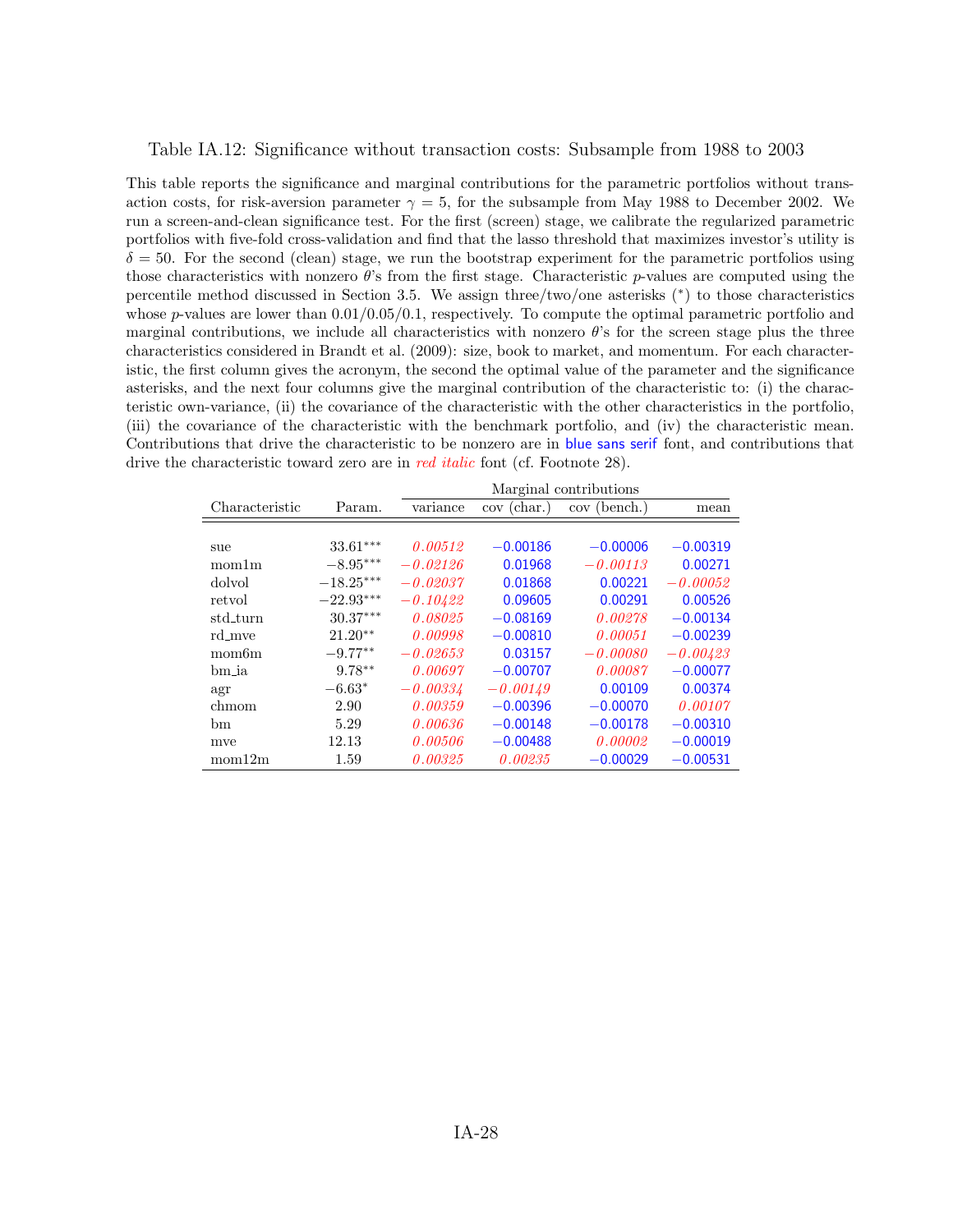Table IA.12: Significance without transaction costs: Subsample from 1988 to 2003

This table reports the significance and marginal contributions for the parametric portfolios without transaction costs, for risk-aversion parameter $\gamma = 5$, for the subsample from May 1988 to December 2002. We run a screen-and-clean significance test. For the first (screen) stage, we calibrate the regularized parametric portfolios with five-fold cross-validation and find that the lasso threshold that maximizes investor's utility is $\delta = 50$. For the second (clean) stage, we run the bootstrap experiment for the parametric portfolios using those characteristics with nonzero $\theta$'s from the first stage. Characteristic $p$-values are computed using the percentile method discussed in Section 3.5. We assign three/two/one asterisks (*) to those characteristics whose $p$-values are lower than 0.01/0.05/0.1, respectively. To compute the optimal parametric portfolio and marginal contributions, we include all characteristics with nonzero $\theta$'s for the screen stage plus the three characteristics considered in Brandt et al. (2009): size, book to market, and momentum. For each characteristic, the first column gives the acronym, the second the optimal value of the parameter and the significance asterisks, and the next four columns give the marginal contribution of the characteristic to: (i) the characteristic own-variance, (ii) the covariance of the characteristic with the other characteristics in the portfolio, (iii) the covariance of the characteristic with the benchmark portfolio, and (iv) the characteristic mean. Contributions that drive the characteristic to be nonzero are in blue sans serif font, and contributions that drive the characteristic toward zero are in *red italic* font (cf. Footnote 28).

| Characteristic | Param. | Marginal contributions | | | |
|---|---|---|---|---|---|
| | | variance | cov (char.) | cov (bench.) | mean |
| sue | 33.61*** | *0.00512* | −0.00186 | −0.00006 | −0.00319 |
| mom1m | −8.95*** | *−0.02126* | 0.01968 | *−0.00113* | 0.00271 |
| dolvol | −18.25*** | *−0.02037* | 0.01868 | 0.00221 | *−0.00052* |
| retvol | −22.93*** | *−0.10422* | 0.09605 | 0.00291 | 0.00526 |
| std_turn | 30.37*** | *0.08025* | −0.08169 | *0.00278* | −0.00134 |
| rd_mve | 21.20** | *0.00998* | −0.00810 | *0.00051* | −0.00239 |
| mom6m | −9.77** | *−0.02653* | 0.03157 | *−0.00080* | *−0.00423* |
| bm_ia | 9.78** | *0.00697* | −0.00707 | *0.00087* | −0.00077 |
| agr | −6.63* | *−0.00334* | *−0.00149* | 0.00109 | 0.00374 |
| chmom | 2.90 | *0.00359* | −0.00396 | −0.00070 | *0.00107* |
| bm | 5.29 | *0.00636* | −0.00148 | −0.00178 | −0.00310 |
| mve | 12.13 | *0.00506* | −0.00488 | *0.00002* | −0.00019 |
| mom12m | 1.59 | *0.00325* | *0.00235* | −0.00029 | −0.00531 |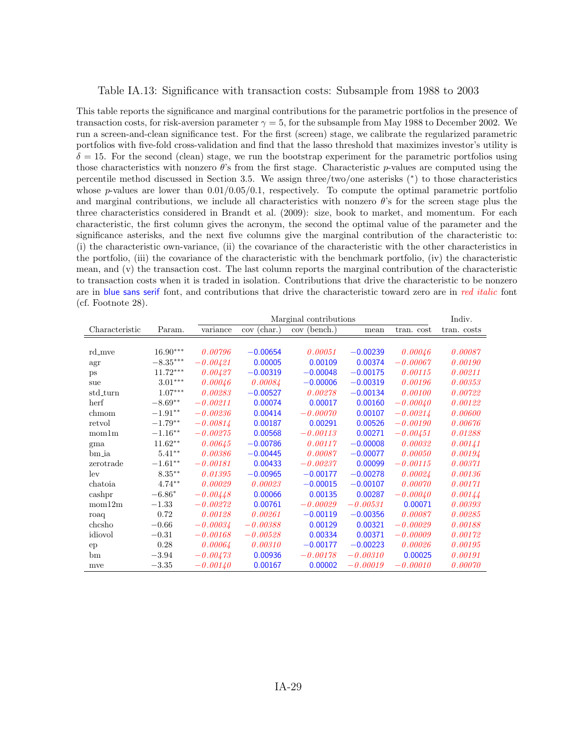Table IA.13: Significance with transaction costs: Subsample from 1988 to 2003

This table reports the significance and marginal contributions for the parametric portfolios in the presence of transaction costs, for risk-aversion parameter $\gamma = 5$, for the subsample from May 1988 to December 2002. We run a screen-and-clean significance test. For the first (screen) stage, we calibrate the regularized parametric portfolios with five-fold cross-validation and find that the lasso threshold that maximizes investor's utility is $\delta = 15$. For the second (clean) stage, we run the bootstrap experiment for the parametric portfolios using those characteristics with nonzero $\theta$'s from the first stage. Characteristic $p$-values are computed using the percentile method discussed in Section 3.5. We assign three/two/one asterisks (*) to those characteristics whose $p$-values are lower than 0.01/0.05/0.1, respectively. To compute the optimal parametric portfolio and marginal contributions, we include all characteristics with nonzero $\theta$'s for the screen stage plus the three characteristics considered in Brandt et al. (2009): size, book to market, and momentum. For each characteristic, the first column gives the acronym, the second the optimal value of the parameter and the significance asterisks, and the next five columns give the marginal contribution of the characteristic to: (i) the characteristic own-variance, (ii) the covariance of the characteristic with the other characteristics in the portfolio, (iii) the covariance of the characteristic with the benchmark portfolio, (iv) the characteristic mean, and (v) the transaction cost. The last column reports the marginal contribution of the characteristic to transaction costs when it is traded in isolation. Contributions that drive the characteristic to be nonzero are in blue sans serif font, and contributions that drive the characteristic toward zero are in *red italic* font (cf. Footnote 28).

| | | Marginal contributions | | | | | Indiv. |
|---|---|---|---|---|---|---|---|
| Characteristic | Param. | variance | cov (char.) | cov (bench.) | mean | tran. cost | tran. costs |
| rd_mve | 16.90*** | *0.00796* | −0.00654 | *0.00051* | −0.00239 | *0.00046* | *0.00087* |
| agr | −8.35*** | *−0.00421* | 0.00005 | 0.00109 | 0.00374 | *−0.00067* | *0.00190* |
| ps | 11.72*** | *0.00427* | −0.00319 | −0.00048 | −0.00175 | *0.00115* | *0.00211* |
| sue | 3.01*** | *0.00046* | *0.00084* | −0.00006 | −0.00319 | *0.00196* | *0.00353* |
| std_turn | 1.07*** | *0.00283* | −0.00527 | *0.00278* | −0.00134 | *0.00100* | *0.00722* |
| herf | −8.69** | *−0.00211* | 0.00074 | 0.00017 | 0.00160 | *−0.00040* | *0.00122* |
| chmom | −1.91** | *−0.00236* | 0.00414 | *−0.00070* | 0.00107 | *−0.00214* | *0.00600* |
| retvol | −1.79** | *−0.00814* | 0.00187 | 0.00291 | 0.00526 | *−0.00190* | *0.00676* |
| mom1m | −1.16** | *−0.00275* | 0.00568 | *−0.00113* | 0.00271 | *−0.00451* | *0.01288* |
| gma | 11.62** | *0.00645* | −0.00786 | *0.00117* | −0.00008 | *0.00032* | *0.00141* |
| bm_ia | 5.41** | *0.00386* | −0.00445 | *0.00087* | −0.00077 | *0.00050* | *0.00194* |
| zerotrade | −1.61** | *−0.00181* | 0.00433 | *−0.00237* | 0.00099 | *−0.00115* | *0.00371* |
| lev | 8.35** | *0.01395* | −0.00965 | −0.00177 | −0.00278 | *0.00024* | *0.00136* |
| chatoia | 4.74** | *0.00029* | *0.00023* | −0.00015 | −0.00107 | *0.00070* | *0.00171* |
| cashpr | −6.86* | *−0.00448* | 0.00066 | 0.00135 | 0.00287 | *−0.00040* | *0.00144* |
| mom12m | −1.33 | *−0.00272* | 0.00761 | *−0.00029* | *−0.00531* | 0.00071 | *0.00393* |
| roaq | 0.72 | *0.00128* | *0.00261* | −0.00119 | −0.00356 | *0.00087* | *0.00285* |
| chcsho | −0.66 | *−0.00034* | *−0.00388* | 0.00129 | 0.00321 | *−0.00029* | *0.00188* |
| idiovol | −0.31 | *−0.00168* | *−0.00528* | 0.00334 | 0.00371 | *−0.00009* | *0.00172* |
| ep | 0.28 | *0.00064* | *0.00310* | −0.00177 | −0.00223 | *0.00026* | *0.00195* |
| bm | −3.94 | *−0.00473* | 0.00936 | *−0.00178* | *−0.00310* | 0.00025 | *0.00191* |
| mve | −3.35 | *−0.00140* | 0.00167 | 0.00002 | *−0.00019* | *−0.00010* | *0.00070* |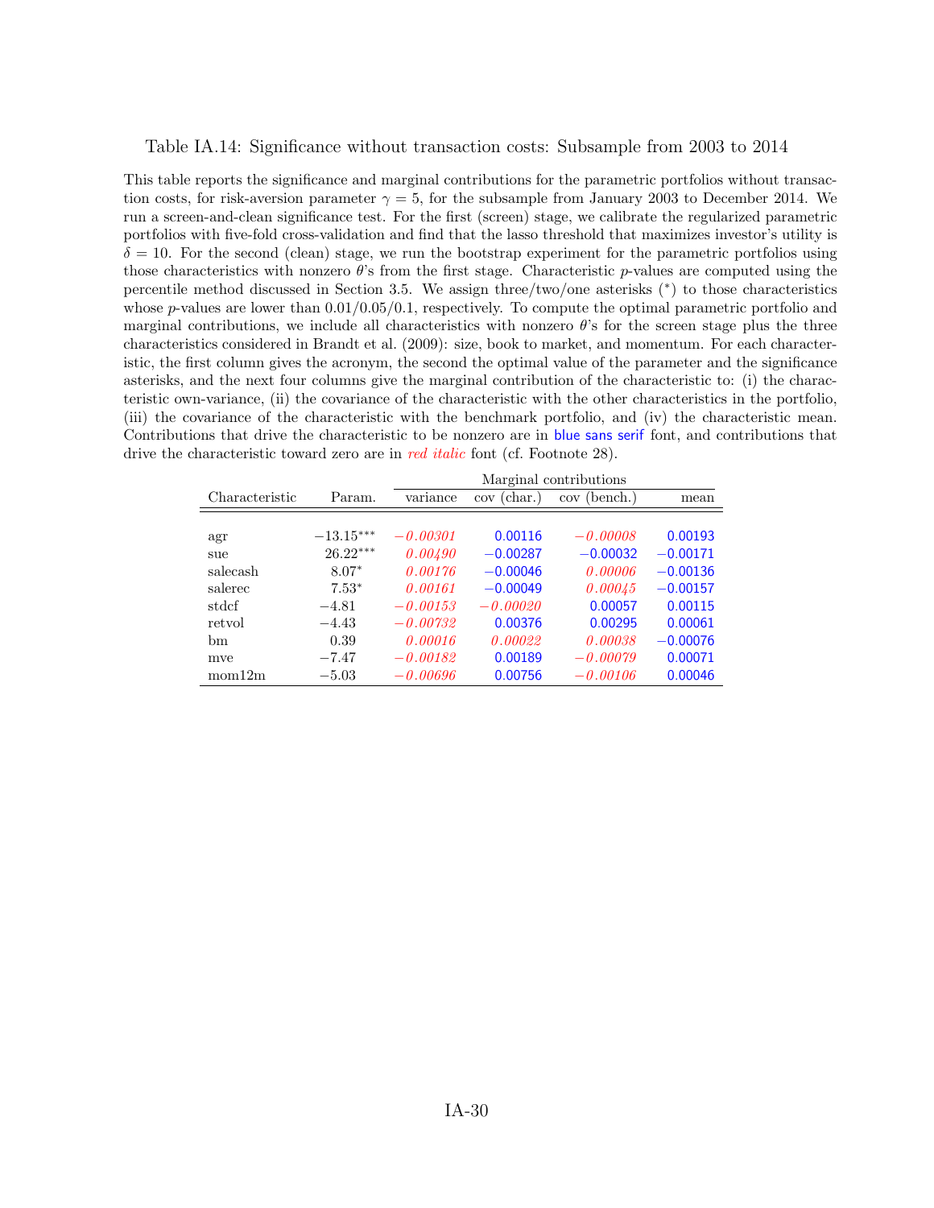Table IA.14: Significance without transaction costs: Subsample from 2003 to 2014

This table reports the significance and marginal contributions for the parametric portfolios without transaction costs, for risk-aversion parameter $\gamma = 5$, for the subsample from January 2003 to December 2014. We run a screen-and-clean significance test. For the first (screen) stage, we calibrate the regularized parametric portfolios with five-fold cross-validation and find that the lasso threshold that maximizes investor's utility is $\delta = 10$. For the second (clean) stage, we run the bootstrap experiment for the parametric portfolios using those characteristics with nonzero $\theta$'s from the first stage. Characteristic $p$-values are computed using the percentile method discussed in Section 3.5. We assign three/two/one asterisks (*) to those characteristics whose $p$-values are lower than 0.01/0.05/0.1, respectively. To compute the optimal parametric portfolio and marginal contributions, we include all characteristics with nonzero $\theta$'s for the screen stage plus the three characteristics considered in Brandt et al. (2009): size, book to market, and momentum. For each characteristic, the first column gives the acronym, the second the optimal value of the parameter and the significance asterisks, and the next four columns give the marginal contribution of the characteristic to: (i) the characteristic own-variance, (ii) the covariance of the characteristic with the other characteristics in the portfolio, (iii) the covariance of the characteristic with the benchmark portfolio, and (iv) the characteristic mean. Contributions that drive the characteristic to be nonzero are in blue sans serif font, and contributions that drive the characteristic toward zero are in *red italic* font (cf. Footnote 28).

| | | Marginal contributions | | | |
|---|---|---|---|---|---|
| Characteristic | Param. | variance | cov (char.) | cov (bench.) | mean |
| agr | $-13.15^{***}$ | *−0.00301* | 0.00116 | *−0.00008* | 0.00193 |
| sue | $26.22^{***}$ | *0.00490* | −0.00287 | −0.00032 | −0.00171 |
| salecash | $8.07^{*}$ | *0.00176* | −0.00046 | *0.00006* | −0.00136 |
| salerec | $7.53^{*}$ | *0.00161* | −0.00049 | *0.00045* | −0.00157 |
| stdcf | −4.81 | *−0.00153* | *−0.00020* | 0.00057 | 0.00115 |
| retvol | −4.43 | *−0.00732* | 0.00376 | 0.00295 | 0.00061 |
| bm | 0.39 | *0.00016* | *0.00022* | *0.00038* | −0.00076 |
| mve | −7.47 | *−0.00182* | 0.00189 | *−0.00079* | 0.00071 |
| mom12m | −5.03 | *−0.00696* | 0.00756 | *−0.00106* | 0.00046 |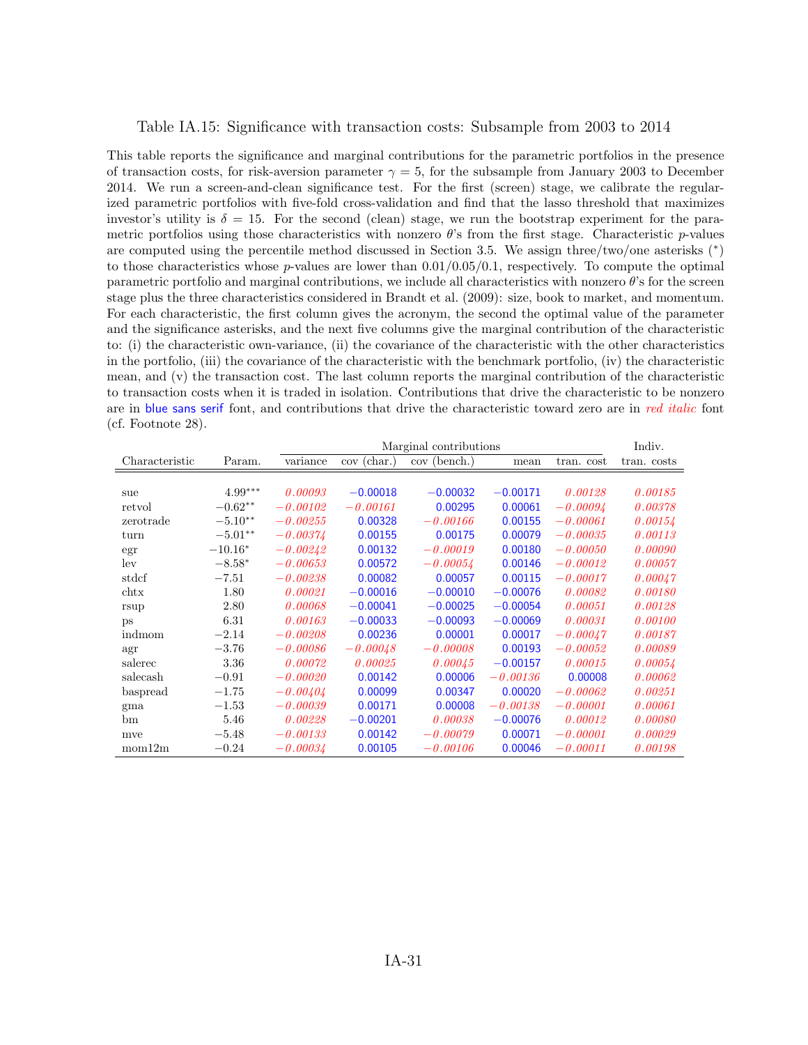Table IA.15: Significance with transaction costs: Subsample from 2003 to 2014

This table reports the significance and marginal contributions for the parametric portfolios in the presence of transaction costs, for risk-aversion parameter $\gamma = 5$, for the subsample from January 2003 to December 2014. We run a screen-and-clean significance test. For the first (screen) stage, we calibrate the regularized parametric portfolios with five-fold cross-validation and find that the lasso threshold that maximizes investor's utility is $\delta = 15$. For the second (clean) stage, we run the bootstrap experiment for the parametric portfolios using those characteristics with nonzero $\theta$'s from the first stage. Characteristic $p$-values are computed using the percentile method discussed in Section 3.5. We assign three/two/one asterisks (*) to those characteristics whose $p$-values are lower than 0.01/0.05/0.1, respectively. To compute the optimal parametric portfolio and marginal contributions, we include all characteristics with nonzero $\theta$'s for the screen stage plus the three characteristics considered in Brandt et al. (2009): size, book to market, and momentum. For each characteristic, the first column gives the acronym, the second the optimal value of the parameter and the significance asterisks, and the next five columns give the marginal contribution of the characteristic to: (i) the characteristic own-variance, (ii) the covariance of the characteristic with the other characteristics in the portfolio, (iii) the covariance of the characteristic with the benchmark portfolio, (iv) the characteristic mean, and (v) the transaction cost. The last column reports the marginal contribution of the characteristic to transaction costs when it is traded in isolation. Contributions that drive the characteristic to be nonzero are in blue sans serif font, and contributions that drive the characteristic toward zero are in *red italic* font (cf. Footnote 28).

| | | Marginal contributions | | | | | Indiv. |
|---|---|---|---|---|---|---|---|
| Characteristic | Param. | variance | cov (char.) | cov (bench.) | mean | tran. cost | tran. costs |
| sue | 4.99*** | *0.00093* | −0.00018 | −0.00032 | −0.00171 | *0.00128* | *0.00185* |
| retvol | −0.62** | *−0.00102* | *−0.00161* | 0.00295 | 0.00061 | *−0.00094* | *0.00378* |
| zerotrade | −5.10** | *−0.00255* | 0.00328 | *−0.00166* | 0.00155 | *−0.00061* | *0.00154* |
| turn | −5.01** | *−0.00374* | 0.00155 | 0.00175 | 0.00079 | *−0.00035* | *0.00113* |
| egr | −10.16* | *−0.00242* | 0.00132 | *−0.00019* | 0.00180 | *−0.00050* | *0.00090* |
| lev | −8.58* | *−0.00653* | 0.00572 | *−0.00054* | 0.00146 | *−0.00012* | *0.00057* |
| stdcf | −7.51 | *−0.00238* | 0.00082 | 0.00057 | 0.00115 | *−0.00017* | *0.00047* |
| chtx | 1.80 | *0.00021* | −0.00016 | −0.00010 | −0.00076 | *0.00082* | *0.00180* |
| rsup | 2.80 | *0.00068* | −0.00041 | −0.00025 | −0.00054 | *0.00051* | *0.00128* |
| ps | 6.31 | *0.00163* | −0.00033 | −0.00093 | −0.00069 | *0.00031* | *0.00100* |
| indmom | −2.14 | *−0.00208* | 0.00236 | 0.00001 | 0.00017 | *−0.00047* | *0.00187* |
| agr | −3.76 | *−0.00086* | *−0.00048* | *−0.00008* | 0.00193 | *−0.00052* | *0.00089* |
| salerec | 3.36 | *0.00072* | *0.00025* | *0.00045* | −0.00157 | *0.00015* | *0.00054* |
| salecash | −0.91 | *−0.00020* | 0.00142 | 0.00006 | *−0.00136* | 0.00008 | *0.00062* |
| baspread | −1.75 | *−0.00404* | 0.00099 | 0.00347 | 0.00020 | *−0.00062* | *0.00251* |
| gma | −1.53 | *−0.00039* | 0.00171 | 0.00008 | *−0.00138* | *−0.00001* | *0.00061* |
| bm | 5.46 | *0.00228* | −0.00201 | *0.00038* | −0.00076 | *0.00012* | *0.00080* |
| mve | −5.48 | *−0.00133* | 0.00142 | *−0.00079* | 0.00071 | *−0.00001* | *0.00029* |
| mom12m | −0.24 | *−0.00034* | 0.00105 | *−0.00106* | 0.00046 | *−0.00011* | *0.00198* |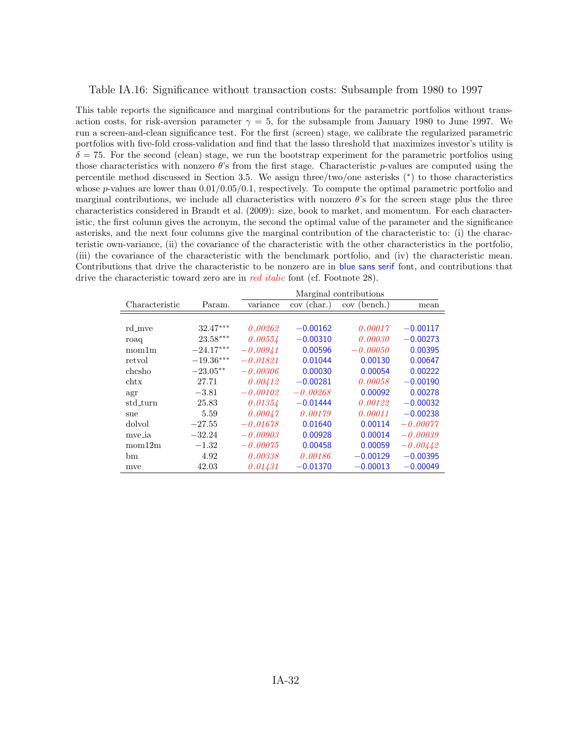Table IA.16: Significance without transaction costs: Subsample from 1980 to 1997

This table reports the significance and marginal contributions for the parametric portfolios without transaction costs, for risk-aversion parameter $\gamma = 5$, for the subsample from January 1980 to June 1997. We run a screen-and-clean significance test. For the first (screen) stage, we calibrate the regularized parametric portfolios with five-fold cross-validation and find that the lasso threshold that maximizes investor's utility is $\delta = 75$. For the second (clean) stage, we run the bootstrap experiment for the parametric portfolios using those characteristics with nonzero $\theta$'s from the first stage. Characteristic $p$-values are computed using the percentile method discussed in Section 3.5. We assign three/two/one asterisks (*) to those characteristics whose $p$-values are lower than 0.01/0.05/0.1, respectively. To compute the optimal parametric portfolio and marginal contributions, we include all characteristics with nonzero $\theta$'s for the screen stage plus the three characteristics considered in Brandt et al. (2009): size, book to market, and momentum. For each characteristic, the first column gives the acronym, the second the optimal value of the parameter and the significance asterisks, and the next four columns give the marginal contribution of the characteristic to: (i) the characteristic own-variance, (ii) the covariance of the characteristic with the other characteristics in the portfolio, (iii) the covariance of the characteristic with the benchmark portfolio, and (iv) the characteristic mean. Contributions that drive the characteristic to be nonzero are in blue sans serif font, and contributions that drive the characteristic toward zero are in *red italic* font (cf. Footnote 28).

| | | Marginal contributions | | | |
|---|---|---|---|---|---|
| Characteristic | Param. | variance | cov (char.) | cov (bench.) | mean |
| rd_mve | 32.47*** | *0.00262* | −0.00162 | *0.00017* | −0.00117 |
| roaq | 23.58*** | *0.00554* | −0.00310 | *0.00030* | −0.00273 |
| mom1m | −24.17*** | *−0.00941* | 0.00596 | *−0.00050* | 0.00395 |
| retvol | −19.36*** | *−0.01821* | 0.01044 | 0.00130 | 0.00647 |
| chcsho | −23.05** | *−0.00306* | 0.00030 | 0.00054 | 0.00222 |
| chtx | 27.71 | *0.00412* | −0.00281 | *0.00058* | −0.00190 |
| agr | −3.81 | *−0.00102* | *−0.00268* | 0.00092 | 0.00278 |
| std_turn | 25.83 | *0.01354* | −0.01444 | *0.00122* | −0.00032 |
| sue | 5.59 | *0.00047* | *0.00179* | *0.00011* | −0.00238 |
| dolvol | −27.55 | *−0.01678* | 0.01640 | 0.00114 | *−0.00077* |
| mve_ia | −32.24 | *−0.00903* | 0.00928 | 0.00014 | *−0.00039* |
| mom12m | −1.32 | *−0.00075* | 0.00458 | 0.00059 | *−0.00442* |
| bm | 4.92 | *0.00338* | *0.00186* | −0.00129 | −0.00395 |
| mve | 42.03 | *0.01431* | −0.01370 | −0.00013 | −0.00049 |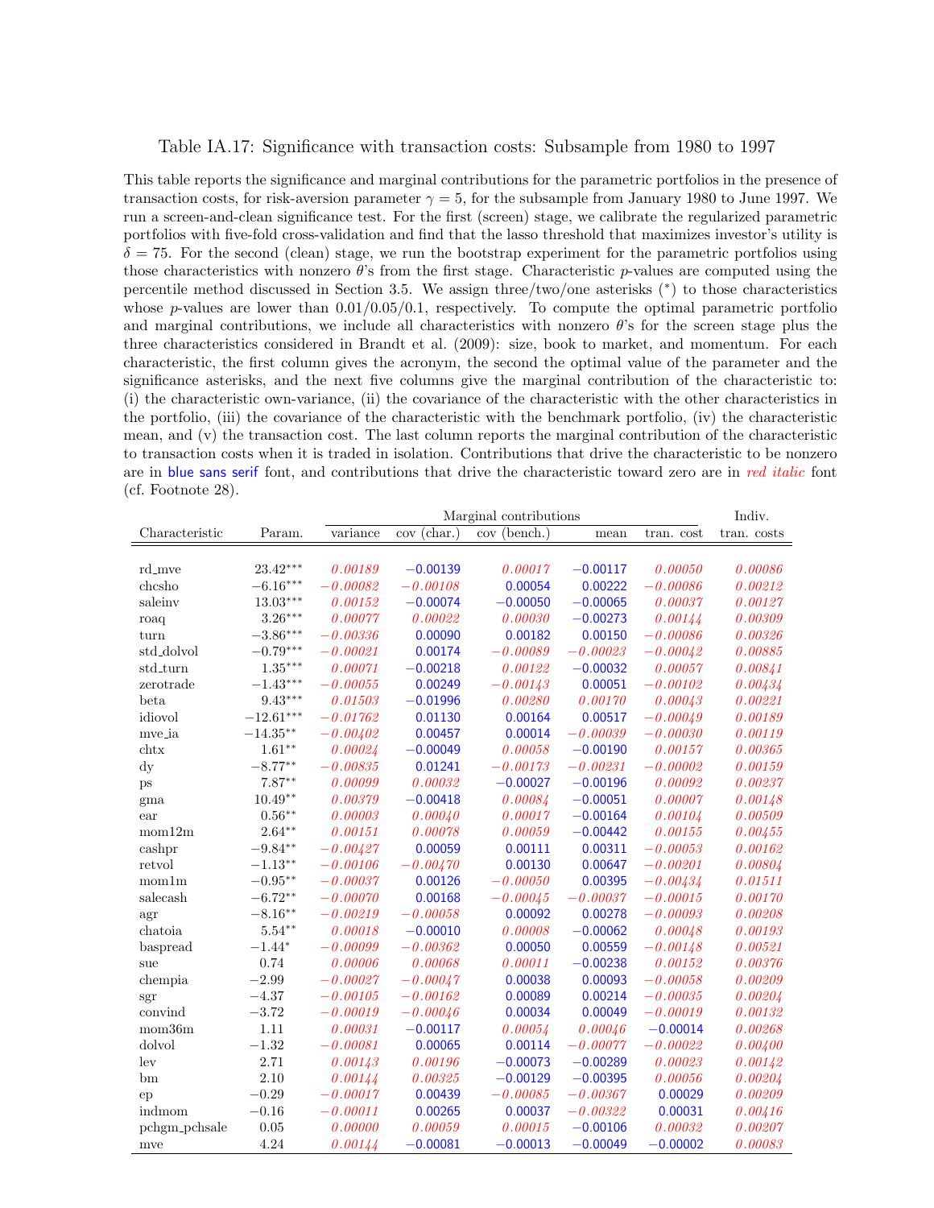# Table IA.17: Significance with transaction costs: Subsample from 1980 to 1997

This table reports the significance and marginal contributions for the parametric portfolios in the presence of transaction costs, for risk-aversion parameter $\gamma = 5$, for the subsample from January 1980 to June 1997. We run a screen-and-clean significance test. For the first (screen) stage, we calibrate the regularized parametric portfolios with five-fold cross-validation and find that the lasso threshold that maximizes investor's utility is $\delta = 75$. For the second (clean) stage, we run the bootstrap experiment for the parametric portfolios using those characteristics with nonzero $\theta$'s from the first stage. Characteristic $p$-values are computed using the percentile method discussed in Section 3.5. We assign three/two/one asterisks (*) to those characteristics whose $p$-values are lower than 0.01/0.05/0.1, respectively. To compute the optimal parametric portfolio and marginal contributions, we include all characteristics with nonzero $\theta$'s for the screen stage plus the three characteristics considered in Brandt et al. (2009): size, book to market, and momentum. For each characteristic, the first column gives the acronym, the second the optimal value of the parameter and the significance asterisks, and the next five columns give the marginal contribution of the characteristic to: (i) the characteristic own-variance, (ii) the covariance of the characteristic with the other characteristics in the portfolio, (iii) the covariance of the characteristic with the benchmark portfolio, (iv) the characteristic mean, and (v) the transaction cost. The last column reports the marginal contribution of the characteristic to transaction costs when it is traded in isolation. Contributions that drive the characteristic to be nonzero are in blue sans serif font, and contributions that drive the characteristic toward zero are in *red italic* font (cf. Footnote 28).

| Characteristic | Param. | Marginal contributions | | | | | Indiv. |
|---|---|---|---|---|---|---|---|
| | | variance | cov (char.) | cov (bench.) | mean | tran. cost | tran. costs |
| rd_mve | 23.42*** | *0.00189* | −0.00139 | *0.00017* | −0.00117 | *0.00050* | *0.00086* |
| chcsho | −6.16*** | *−0.00082* | *−0.00108* | 0.00054 | 0.00222 | *−0.00086* | *0.00212* |
| saleinv | 13.03*** | *0.00152* | −0.00074 | −0.00050 | −0.00065 | *0.00037* | *0.00127* |
| roaq | 3.26*** | *0.00077* | *0.00022* | *0.00030* | −0.00273 | *0.00144* | *0.00309* |
| turn | −3.86*** | *−0.00336* | 0.00090 | 0.00182 | 0.00150 | *−0.00086* | *0.00326* |
| std_dolvol | −0.79*** | *−0.00021* | 0.00174 | *−0.00089* | *−0.00023* | *−0.00042* | *0.00885* |
| std_turn | 1.35*** | *0.00071* | −0.00218 | *0.00122* | −0.00032 | *0.00057* | *0.00841* |
| zerotrade | −1.43*** | *−0.00055* | 0.00249 | *−0.00143* | 0.00051 | *−0.00102* | *0.00434* |
| beta | 9.43*** | *0.01503* | −0.01996 | *0.00280* | *0.00170* | *0.00043* | *0.00221* |
| idiovol | −12.61*** | *−0.01762* | 0.01130 | 0.00164 | 0.00517 | *−0.00049* | *0.00189* |
| mve_ia | −14.35** | *−0.00402* | 0.00457 | 0.00014 | *−0.00039* | *−0.00030* | *0.00119* |
| chtx | 1.61** | *0.00024* | −0.00049 | *0.00058* | −0.00190 | *0.00157* | *0.00365* |
| dy | −8.77** | *−0.00835* | 0.01241 | *−0.00173* | *−0.00231* | *−0.00002* | *0.00159* |
| ps | 7.87** | *0.00099* | *0.00032* | −0.00027 | −0.00196 | *0.00092* | *0.00237* |
| gma | 10.49** | *0.00379* | −0.00418 | *0.00084* | −0.00051 | *0.00007* | *0.00148* |
| ear | 0.56** | *0.00003* | *0.00040* | *0.00017* | −0.00164 | *0.00104* | *0.00509* |
| mom12m | 2.64** | *0.00151* | *0.00078* | *0.00059* | −0.00442 | *0.00155* | *0.00455* |
| cashpr | −9.84** | *−0.00427* | 0.00059 | 0.00111 | 0.00311 | *−0.00053* | *0.00162* |
| retvol | −1.13** | *−0.00106* | *−0.00470* | 0.00130 | 0.00647 | *−0.00201* | *0.00804* |
| mom1m | −0.95** | *−0.00037* | 0.00126 | *−0.00050* | 0.00395 | *−0.00434* | *0.01511* |
| salecash | −6.72** | *−0.00070* | 0.00168 | *−0.00045* | *−0.00037* | *−0.00015* | *0.00170* |
| agr | −8.16** | *−0.00219* | *−0.00058* | 0.00092 | 0.00278 | *−0.00093* | *0.00208* |
| chatoia | 5.54** | *0.00018* | −0.00010 | *0.00008* | −0.00062 | *0.00048* | *0.00193* |
| baspread | −1.44* | *−0.00099* | *−0.00362* | 0.00050 | 0.00559 | *−0.00148* | *0.00521* |
| sue | 0.74 | *0.00006* | *0.00068* | *0.00011* | −0.00238 | *0.00152* | *0.00376* |
| chempia | −2.99 | *−0.00027* | *−0.00047* | 0.00038 | 0.00093 | *−0.00058* | *0.00209* |
| sgr | −4.37 | *−0.00105* | *−0.00162* | 0.00089 | 0.00214 | *−0.00035* | *0.00204* |
| convind | −3.72 | *−0.00019* | *−0.00046* | 0.00034 | 0.00049 | *−0.00019* | *0.00132* |
| mom36m | 1.11 | *0.00031* | −0.00117 | *0.00054* | *0.00046* | −0.00014 | *0.00268* |
| dolvol | −1.32 | *−0.00081* | 0.00065 | 0.00114 | *−0.00077* | *−0.00022* | *0.00400* |
| lev | 2.71 | *0.00143* | *0.00196* | −0.00073 | −0.00289 | *0.00023* | *0.00142* |
| bm | 2.10 | *0.00144* | *0.00325* | −0.00129 | −0.00395 | *0.00056* | *0.00204* |
| ep | −0.29 | *−0.00017* | 0.00439 | *−0.00085* | *−0.00367* | 0.00029 | *0.00209* |
| indmom | −0.16 | *−0.00011* | 0.00265 | 0.00037 | *−0.00322* | 0.00031 | *0.00416* |
| pchgm_pchsale | 0.05 | *0.00000* | *0.00059* | *0.00015* | −0.00106 | *0.00032* | *0.00207* |
| mve | 4.24 | *0.00144* | −0.00081 | −0.00013 | −0.00049 | −0.00002 | *0.00083* |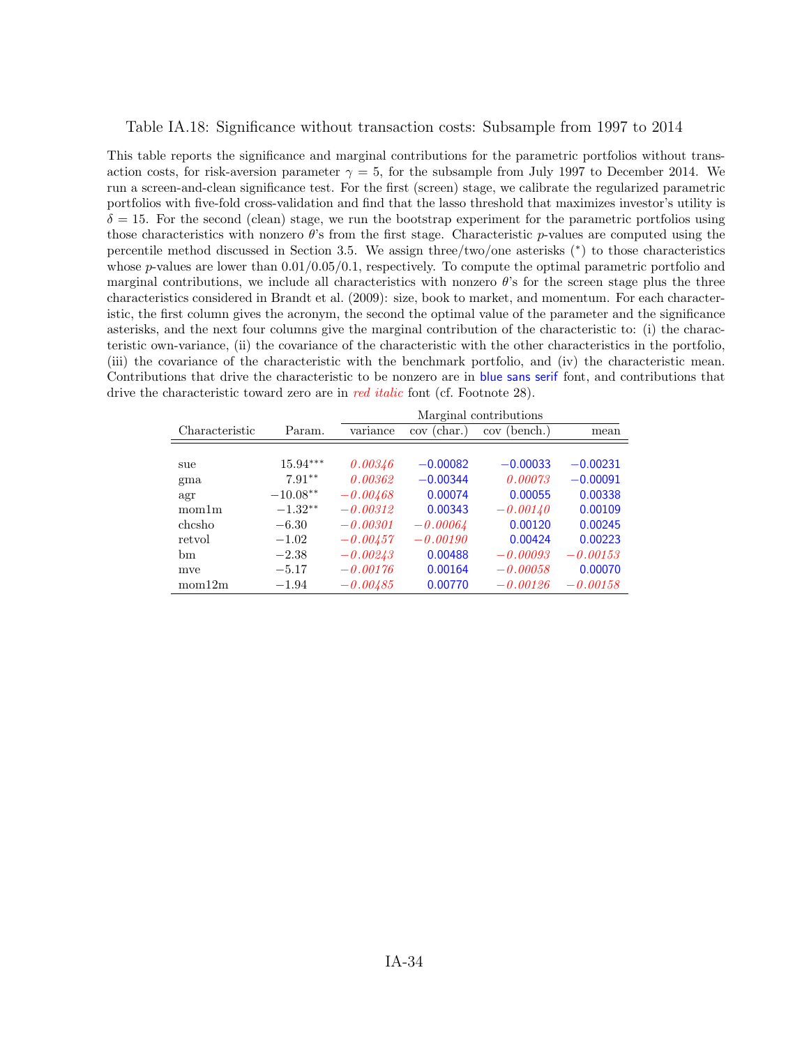Table IA.18: Significance without transaction costs: Subsample from 1997 to 2014

This table reports the significance and marginal contributions for the parametric portfolios without transaction costs, for risk-aversion parameter $\gamma = 5$, for the subsample from July 1997 to December 2014. We run a screen-and-clean significance test. For the first (screen) stage, we calibrate the regularized parametric portfolios with five-fold cross-validation and find that the lasso threshold that maximizes investor's utility is $\delta = 15$. For the second (clean) stage, we run the bootstrap experiment for the parametric portfolios using those characteristics with nonzero $\theta$'s from the first stage. Characteristic $p$-values are computed using the percentile method discussed in Section 3.5. We assign three/two/one asterisks (*) to those characteristics whose $p$-values are lower than 0.01/0.05/0.1, respectively. To compute the optimal parametric portfolio and marginal contributions, we include all characteristics with nonzero $\theta$'s for the screen stage plus the three characteristics considered in Brandt et al. (2009): size, book to market, and momentum. For each characteristic, the first column gives the acronym, the second the optimal value of the parameter and the significance asterisks, and the next four columns give the marginal contribution of the characteristic to: (i) the characteristic own-variance, (ii) the covariance of the characteristic with the other characteristics in the portfolio, (iii) the covariance of the characteristic with the benchmark portfolio, and (iv) the characteristic mean. Contributions that drive the characteristic to be nonzero are in blue sans serif font, and contributions that drive the characteristic toward zero are in *red italic* font (cf. Footnote 28).

| | | Marginal contributions | | | |
|---|---|---|---|---|---|
| Characteristic | Param. | variance | cov (char.) | cov (bench.) | mean |
| sue | 15.94*** | *0.00346* | −0.00082 | −0.00033 | −0.00231 |
| gma | 7.91** | *0.00362* | −0.00344 | *0.00073* | −0.00091 |
| agr | −10.08** | *−0.00468* | 0.00074 | 0.00055 | 0.00338 |
| mom1m | −1.32** | *−0.00312* | 0.00343 | *−0.00140* | 0.00109 |
| chcsho | −6.30 | *−0.00301* | *−0.00064* | 0.00120 | 0.00245 |
| retvol | −1.02 | *−0.00457* | *−0.00190* | 0.00424 | 0.00223 |
| bm | −2.38 | *−0.00243* | 0.00488 | *−0.00093* | *−0.00153* |
| mve | −5.17 | *−0.00176* | 0.00164 | *−0.00058* | 0.00070 |
| mom12m | −1.94 | *−0.00485* | 0.00770 | *−0.00126* | *−0.00158* |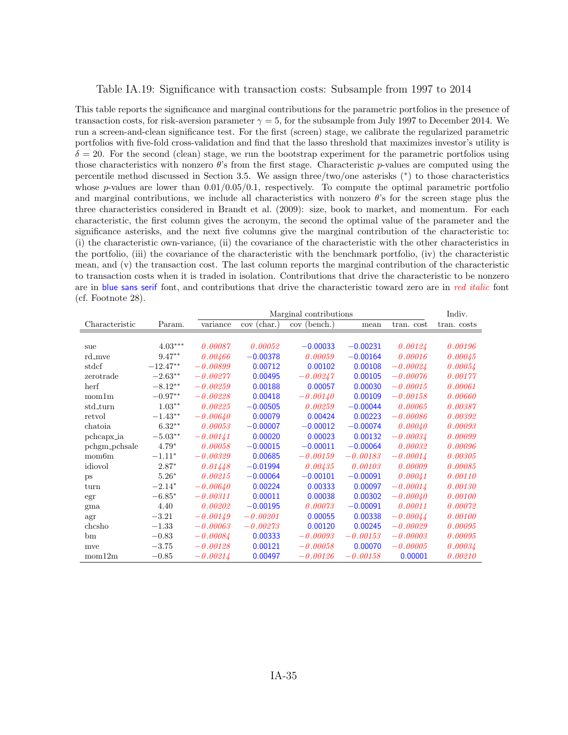Table IA.19: Significance with transaction costs: Subsample from 1997 to 2014

This table reports the significance and marginal contributions for the parametric portfolios in the presence of transaction costs, for risk-aversion parameter $\gamma = 5$, for the subsample from July 1997 to December 2014. We run a screen-and-clean significance test. For the first (screen) stage, we calibrate the regularized parametric portfolios with five-fold cross-validation and find that the lasso threshold that maximizes investor's utility is $\delta = 20$. For the second (clean) stage, we run the bootstrap experiment for the parametric portfolios using those characteristics with nonzero $\theta$'s from the first stage. Characteristic $p$-values are computed using the percentile method discussed in Section 3.5. We assign three/two/one asterisks (*) to those characteristics whose $p$-values are lower than 0.01/0.05/0.1, respectively. To compute the optimal parametric portfolio and marginal contributions, we include all characteristics with nonzero $\theta$'s for the screen stage plus the three characteristics considered in Brandt et al. (2009): size, book to market, and momentum. For each characteristic, the first column gives the acronym, the second the optimal value of the parameter and the significance asterisks, and the next five columns give the marginal contribution of the characteristic to: (i) the characteristic own-variance, (ii) the covariance of the characteristic with the other characteristics in the portfolio, (iii) the covariance of the characteristic with the benchmark portfolio, (iv) the characteristic mean, and (v) the transaction cost. The last column reports the marginal contribution of the characteristic to transaction costs when it is traded in isolation. Contributions that drive the characteristic to be nonzero are in blue sans serif font, and contributions that drive the characteristic toward zero are in *red italic* font (cf. Footnote 28).

| | | Marginal contributions | | | | | Indiv. |
|---|---|---|---|---|---|---|---|
| Characteristic | Param. | variance | cov (char.) | cov (bench.) | mean | tran. cost | tran. costs |
| sue | $4.03^{***}$ | *0.00087* | *0.00052* | −0.00033 | −0.00231 | *0.00124* | *0.00196* |
| rd_mve | $9.47^{**}$ | *0.00466* | −0.00378 | *0.00059* | −0.00164 | *0.00016* | *0.00045* |
| stdcf | $-12.47^{**}$ | *−0.00899* | 0.00712 | 0.00102 | 0.00108 | *−0.00024* | *0.00054* |
| zerotrade | $-2.63^{**}$ | *−0.00277* | 0.00495 | *−0.00247* | 0.00105 | *−0.00076* | *0.00177* |
| herf | $-8.12^{**}$ | *−0.00259* | 0.00188 | 0.00057 | 0.00030 | *−0.00015* | *0.00061* |
| mom1m | $-0.97^{**}$ | *−0.00228* | 0.00418 | *−0.00140* | 0.00109 | *−0.00158* | *0.00660* |
| std_turn | $1.03^{**}$ | *0.00225* | −0.00505 | *0.00259* | −0.00044 | *0.00065* | *0.00387* |
| retvol | $-1.43^{**}$ | *−0.00640* | 0.00079 | 0.00424 | 0.00223 | *−0.00086* | *0.00392* |
| chatoia | $6.32^{**}$ | *0.00053* | −0.00007 | −0.00012 | −0.00074 | *0.00040* | *0.00093* |
| pchcapx_ia | $-5.03^{**}$ | *−0.00141* | 0.00020 | 0.00023 | 0.00132 | *−0.00034* | *0.00099* |
| pchgm_pchsale | $4.79^{*}$ | *0.00058* | −0.00015 | −0.00011 | −0.00064 | *0.00032* | *0.00096* |
| mom6m | $-1.11^{*}$ | *−0.00329* | 0.00685 | *−0.00159* | *−0.00183* | *−0.00014* | *0.00305* |
| idiovol | $2.87^{*}$ | *0.01448* | −0.01994 | *0.00435* | *0.00103* | *0.00009* | *0.00085* |
| ps | $5.26^{*}$ | *0.00215* | −0.00064 | −0.00101 | −0.00091 | *0.00041* | *0.00110* |
| turn | $-2.14^{*}$ | *−0.00640* | 0.00224 | 0.00333 | 0.00097 | *−0.00014* | *0.00130* |
| egr | $-6.85^{*}$ | *−0.00311* | 0.00011 | 0.00038 | 0.00302 | *−0.00040* | *0.00100* |
| gma | 4.40 | *0.00202* | −0.00195 | *0.00073* | −0.00091 | *0.00011* | *0.00072* |
| agr | −3.21 | *−0.00149* | *−0.00201* | 0.00055 | 0.00338 | *−0.00044* | *0.00100* |
| chcsho | −1.33 | *−0.00063* | *−0.00273* | 0.00120 | 0.00245 | *−0.00029* | *0.00095* |
| bm | −0.83 | *−0.00084* | 0.00333 | *−0.00093* | *−0.00153* | *−0.00003* | *0.00095* |
| mve | −3.75 | *−0.00128* | 0.00121 | *−0.00058* | 0.00070 | *−0.00005* | *0.00034* |
| mom12m | −0.85 | *−0.00214* | 0.00497 | *−0.00126* | *−0.00158* | 0.00001 | *0.00210* |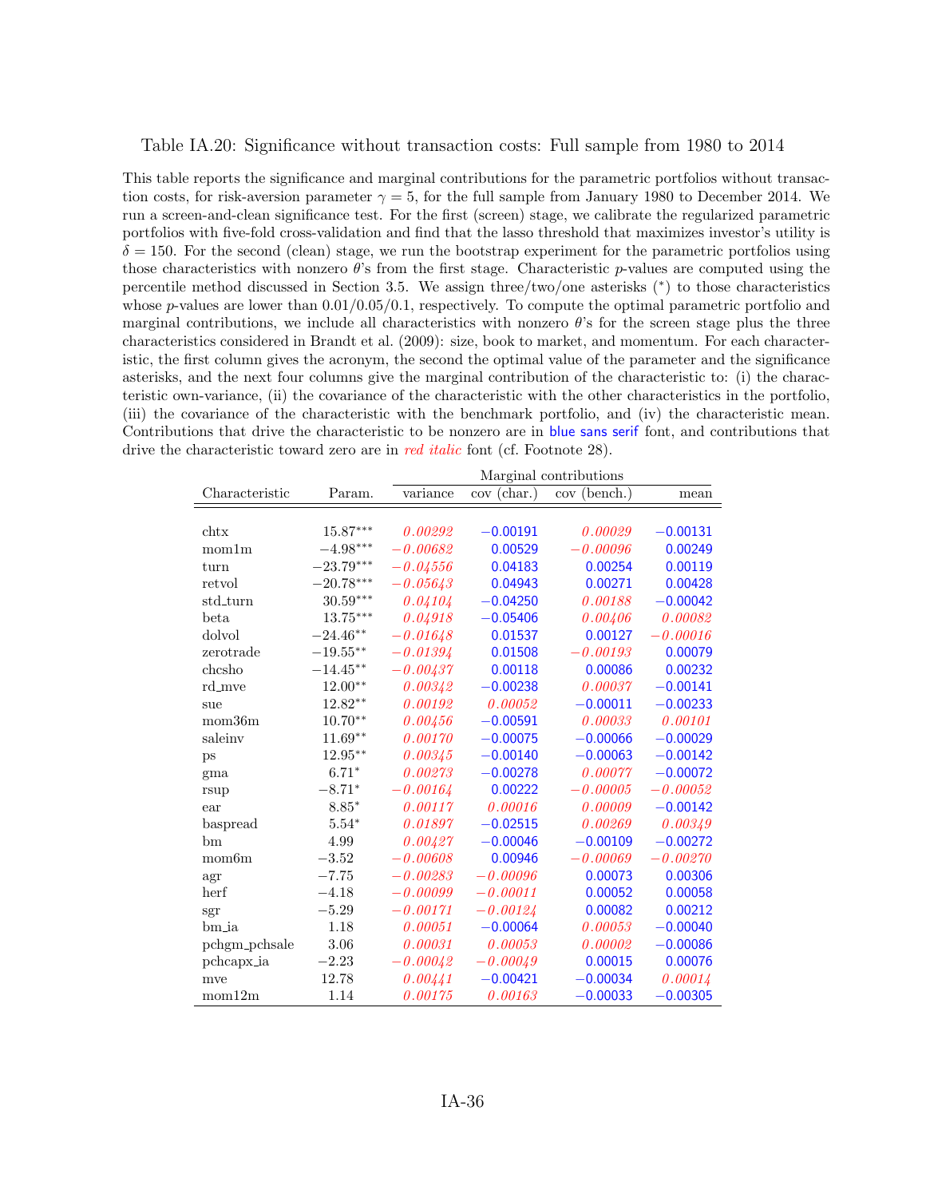Table IA.20: Significance without transaction costs: Full sample from 1980 to 2014

This table reports the significance and marginal contributions for the parametric portfolios without transaction costs, for risk-aversion parameter $\gamma = 5$, for the full sample from January 1980 to December 2014. We run a screen-and-clean significance test. For the first (screen) stage, we calibrate the regularized parametric portfolios with five-fold cross-validation and find that the lasso threshold that maximizes investor's utility is $\delta = 150$. For the second (clean) stage, we run the bootstrap experiment for the parametric portfolios using those characteristics with nonzero $\theta$'s from the first stage. Characteristic $p$-values are computed using the percentile method discussed in Section 3.5. We assign three/two/one asterisks (*) to those characteristics whose $p$-values are lower than 0.01/0.05/0.1, respectively. To compute the optimal parametric portfolio and marginal contributions, we include all characteristics with nonzero $\theta$'s for the screen stage plus the three characteristics considered in Brandt et al. (2009): size, book to market, and momentum. For each characteristic, the first column gives the acronym, the second the optimal value of the parameter and the significance asterisks, and the next four columns give the marginal contribution of the characteristic to: (i) the characteristic own-variance, (ii) the covariance of the characteristic with the other characteristics in the portfolio, (iii) the covariance of the characteristic with the benchmark portfolio, and (iv) the characteristic mean. Contributions that drive the characteristic to be nonzero are in blue sans serif font, and contributions that drive the characteristic toward zero are in *red italic* font (cf. Footnote 28).

| Characteristic | Param. | Marginal contributions variance | cov (char.) | cov (bench.) | mean |
|---|---|---|---|---|---|
| chtx | 15.87*** | *0.00292* | −0.00191 | *0.00029* | −0.00131 |
| mom1m | −4.98*** | *−0.00682* | 0.00529 | *−0.00096* | 0.00249 |
| turn | −23.79*** | *−0.04556* | 0.04183 | 0.00254 | 0.00119 |
| retvol | −20.78*** | *−0.05643* | 0.04943 | 0.00271 | 0.00428 |
| std_turn | 30.59*** | *0.04104* | −0.04250 | *0.00188* | −0.00042 |
| beta | 13.75*** | *0.04918* | −0.05406 | *0.00406* | *0.00082* |
| dolvol | −24.46** | *−0.01648* | 0.01537 | 0.00127 | *−0.00016* |
| zerotrade | −19.55** | *−0.01394* | 0.01508 | *−0.00193* | 0.00079 |
| chcsho | −14.45** | *−0.00437* | 0.00118 | 0.00086 | 0.00232 |
| rd_mve | 12.00** | *0.00342* | −0.00238 | *0.00037* | −0.00141 |
| sue | 12.82** | *0.00192* | *0.00052* | −0.00011 | −0.00233 |
| mom36m | 10.70** | *0.00456* | −0.00591 | *0.00033* | *0.00101* |
| saleinv | 11.69** | *0.00170* | −0.00075 | −0.00066 | −0.00029 |
| ps | 12.95** | *0.00345* | −0.00140 | −0.00063 | −0.00142 |
| gma | 6.71* | *0.00273* | −0.00278 | *0.00077* | −0.00072 |
| rsup | −8.71* | *−0.00164* | 0.00222 | *−0.00005* | *−0.00052* |
| ear | 8.85* | *0.00117* | *0.00016* | *0.00009* | −0.00142 |
| baspread | 5.54* | *0.01897* | −0.02515 | *0.00269* | *0.00349* |
| bm | 4.99 | *0.00427* | −0.00046 | −0.00109 | −0.00272 |
| mom6m | −3.52 | *−0.00608* | 0.00946 | *−0.00069* | *−0.00270* |
| agr | −7.75 | *−0.00283* | *−0.00096* | 0.00073 | 0.00306 |
| herf | −4.18 | *−0.00099* | *−0.00011* | 0.00052 | 0.00058 |
| sgr | −5.29 | *−0.00171* | *−0.00124* | 0.00082 | 0.00212 |
| bm_ia | 1.18 | *0.00051* | −0.00064 | *0.00053* | −0.00040 |
| pchgm_pchsale | 3.06 | *0.00031* | *0.00053* | *0.00002* | −0.00086 |
| pchcapx_ia | −2.23 | *−0.00042* | *−0.00049* | 0.00015 | 0.00076 |
| mve | 12.78 | *0.00441* | −0.00421 | −0.00034 | *0.00014* |
| mom12m | 1.14 | *0.00175* | *0.00163* | −0.00033 | −0.00305 |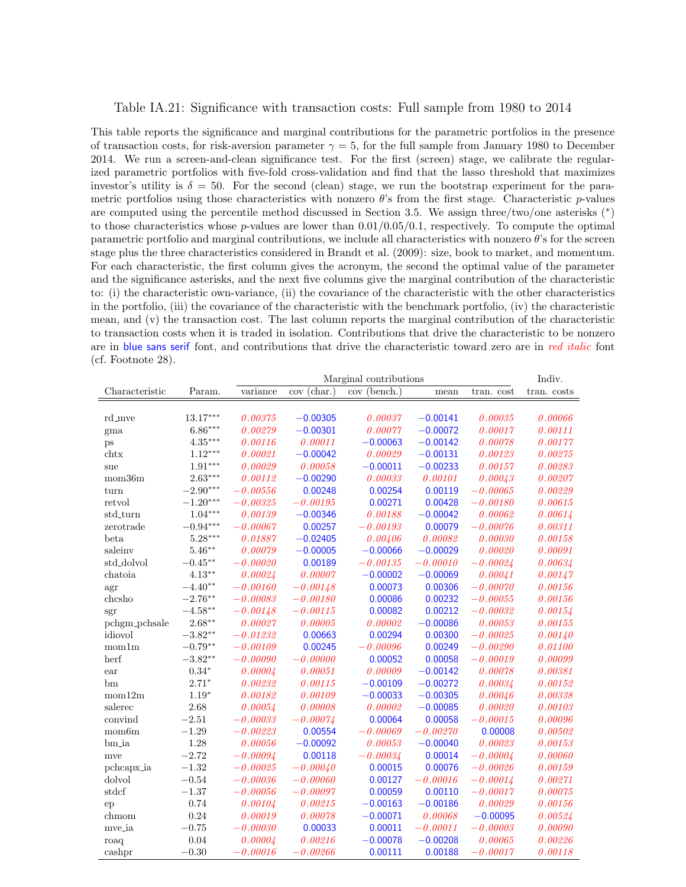Table IA.21: Significance with transaction costs: Full sample from 1980 to 2014

This table reports the significance and marginal contributions for the parametric portfolios in the presence of transaction costs, for risk-aversion parameter $\gamma = 5$, for the full sample from January 1980 to December 2014. We run a screen-and-clean significance test. For the first (screen) stage, we calibrate the regularized parametric portfolios with five-fold cross-validation and find that the lasso threshold that maximizes investor's utility is $\delta = 50$. For the second (clean) stage, we run the bootstrap experiment for the parametric portfolios using those characteristics with nonzero $\theta$'s from the first stage. Characteristic $p$-values are computed using the percentile method discussed in Section 3.5. We assign three/two/one asterisks (*) to those characteristics whose $p$-values are lower than 0.01/0.05/0.1, respectively. To compute the optimal parametric portfolio and marginal contributions, we include all characteristics with nonzero $\theta$'s for the screen stage plus the three characteristics considered in Brandt et al. (2009): size, book to market, and momentum. For each characteristic, the first column gives the acronym, the second the optimal value of the parameter and the significance asterisks, and the next five columns give the marginal contribution of the characteristic to: (i) the characteristic own-variance, (ii) the covariance of the characteristic with the other characteristics in the portfolio, (iii) the covariance of the characteristic with the benchmark portfolio, (iv) the characteristic mean, and (v) the transaction cost. The last column reports the marginal contribution of the characteristic to transaction costs when it is traded in isolation. Contributions that drive the characteristic to be nonzero are in blue sans serif font, and contributions that drive the characteristic toward zero are in *red italic* font (cf. Footnote 28).

| Characteristic | Param. | Marginal contributions | | | | | Indiv. |
|---|---|---|---|---|---|---|---|
| | | variance | cov (char.) | cov (bench.) | mean | tran. cost | tran. costs |
| rd_mve | 13.17*** | *0.00375* | −0.00305 | *0.00037* | −0.00141 | *0.00035* | *0.00066* |
| gma | 6.86*** | *0.00279* | −0.00301 | *0.00077* | −0.00072 | *0.00017* | *0.00111* |
| ps | 4.35*** | *0.00116* | *0.00011* | −0.00063 | −0.00142 | *0.00078* | *0.00177* |
| chtx | 1.12*** | *0.00021* | −0.00042 | *0.00029* | −0.00131 | *0.00123* | *0.00275* |
| sue | 1.91*** | *0.00029* | *0.00058* | −0.00011 | −0.00233 | *0.00157* | *0.00283* |
| mom36m | 2.63*** | *0.00112* | −0.00290 | *0.00033* | *0.00101* | *0.00043* | *0.00207* |
| turn | −2.90*** | *−0.00556* | 0.00248 | 0.00254 | 0.00119 | *−0.00065* | *0.00229* |
| retvol | −1.20*** | *−0.00325* | *−0.00195* | 0.00271 | 0.00428 | *−0.00180* | *0.00615* |
| std_turn | 1.04*** | *0.00139* | −0.00346 | *0.00188* | −0.00042 | *0.00062* | *0.00614* |
| zerotrade | −0.94*** | *−0.00067* | 0.00257 | *−0.00193* | 0.00079 | *−0.00076* | *0.00311* |
| beta | 5.28*** | *0.01887* | −0.02405 | *0.00406* | *0.00082* | *0.00030* | *0.00158* |
| saleinv | 5.46** | *0.00079* | −0.00005 | −0.00066 | −0.00029 | *0.00020* | *0.00091* |
| std_dolvol | −0.45** | *−0.00020* | 0.00189 | *−0.00135* | *−0.00010* | *−0.00024* | *0.00634* |
| chatoia | 4.13** | *0.00024* | *0.00007* | −0.00002 | −0.00069 | *0.00041* | *0.00147* |
| agr | −4.40** | *−0.00160* | *−0.00148* | 0.00073 | 0.00306 | *−0.00070* | *0.00156* |
| chcsho | −2.76** | *−0.00083* | *−0.00180* | 0.00086 | 0.00232 | *−0.00055* | *0.00156* |
| sgr | −4.58** | *−0.00148* | *−0.00115* | 0.00082 | 0.00212 | *−0.00032* | *0.00154* |
| pchgm_pchsale | 2.68** | *0.00027* | *0.00005* | *0.00002* | −0.00086 | *0.00053* | *0.00155* |
| idiovol | −3.82** | *−0.01232* | 0.00663 | 0.00294 | 0.00300 | *−0.00025* | *0.00140* |
| mom1m | −0.79** | *−0.00109* | 0.00245 | *−0.00096* | 0.00249 | *−0.00290* | *0.01100* |
| herf | −3.82** | *−0.00090* | *−0.00000* | 0.00052 | 0.00058 | *−0.00019* | *0.00099* |
| ear | 0.34* | *0.00004* | *0.00051* | *0.00009* | −0.00142 | *0.00078* | *0.00381* |
| bm | 2.71* | *0.00232* | *0.00115* | −0.00109 | −0.00272 | *0.00034* | *0.00152* |
| mom12m | 1.19* | *0.00182* | *0.00109* | −0.00033 | −0.00305 | *0.00046* | *0.00338* |
| salerec | 2.68 | *0.00054* | *0.00008* | *0.00002* | −0.00085 | *0.00020* | *0.00103* |
| convind | −2.51 | *−0.00033* | *−0.00074* | 0.00064 | 0.00058 | *−0.00015* | *0.00096* |
| mom6m | −1.29 | *−0.00223* | 0.00554 | *−0.00069* | *−0.00270* | 0.00008 | *0.00502* |
| bm_ia | 1.28 | *0.00056* | −0.00092 | *0.00053* | −0.00040 | *0.00023* | *0.00153* |
| mve | −2.72 | *−0.00094* | 0.00118 | *−0.00034* | 0.00014 | *−0.00004* | *0.00060* |
| pchcapx_ia | −1.32 | *−0.00025* | *−0.00040* | 0.00015 | 0.00076 | *−0.00026* | *0.00159* |
| dolvol | −0.54 | *−0.00036* | *−0.00060* | 0.00127 | *−0.00016* | *−0.00014* | *0.00271* |
| stdcf | −1.37 | *−0.00056* | *−0.00097* | 0.00059 | 0.00110 | *−0.00017* | *0.00075* |
| ep | 0.74 | *0.00104* | *0.00215* | −0.00163 | −0.00186 | *0.00029* | *0.00156* |
| chmom | 0.24 | *0.00019* | *0.00078* | −0.00071 | *0.00068* | −0.00095 | *0.00524* |
| mve_ia | −0.75 | *−0.00030* | 0.00033 | 0.00011 | *−0.00011* | *−0.00003* | *0.00090* |
| roaq | 0.04 | *0.00004* | *0.00216* | −0.00078 | −0.00208 | *0.00065* | *0.00226* |
| cashpr | −0.30 | *−0.00016* | *−0.00266* | 0.00111 | 0.00188 | *−0.00017* | *0.00118* |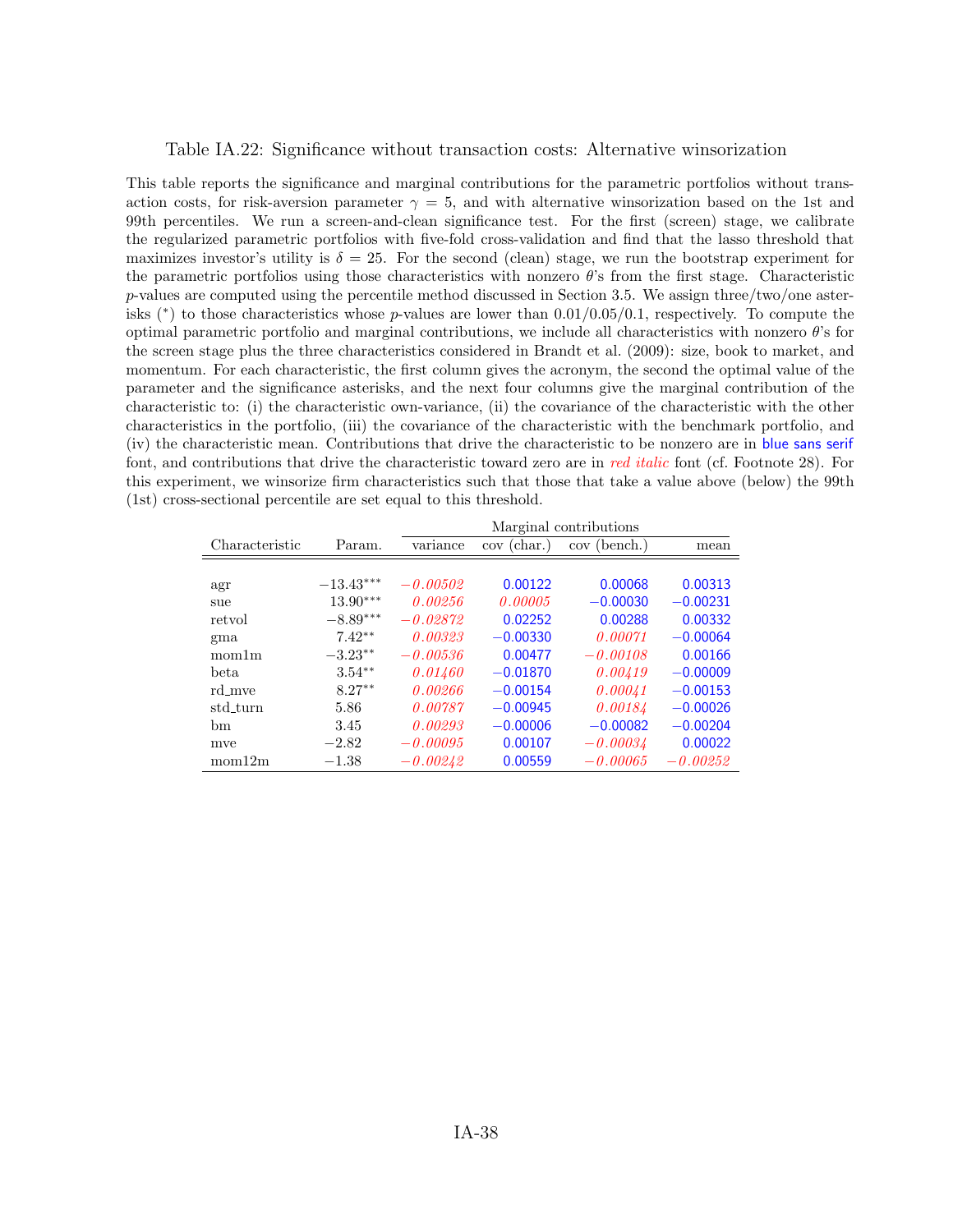Table IA.22: Significance without transaction costs: Alternative winsorization

This table reports the significance and marginal contributions for the parametric portfolios without transaction costs, for risk-aversion parameter $\gamma = 5$, and with alternative winsorization based on the 1st and 99th percentiles. We run a screen-and-clean significance test. For the first (screen) stage, we calibrate the regularized parametric portfolios with five-fold cross-validation and find that the lasso threshold that maximizes investor's utility is $\delta = 25$. For the second (clean) stage, we run the bootstrap experiment for the parametric portfolios using those characteristics with nonzero $\theta$'s from the first stage. Characteristic $p$-values are computed using the percentile method discussed in Section 3.5. We assign three/two/one asterisks (*) to those characteristics whose $p$-values are lower than 0.01/0.05/0.1, respectively. To compute the optimal parametric portfolio and marginal contributions, we include all characteristics with nonzero $\theta$'s for the screen stage plus the three characteristics considered in Brandt et al. (2009): size, book to market, and momentum. For each characteristic, the first column gives the acronym, the second the optimal value of the parameter and the significance asterisks, and the next four columns give the marginal contribution of the characteristic to: (i) the characteristic own-variance, (ii) the covariance of the characteristic with the other characteristics in the portfolio, (iii) the covariance of the characteristic with the benchmark portfolio, and (iv) the characteristic mean. Contributions that drive the characteristic to be nonzero are in blue sans serif font, and contributions that drive the characteristic toward zero are in *red italic* font (cf. Footnote 28). For this experiment, we winsorize firm characteristics such that those that take a value above (below) the 99th (1st) cross-sectional percentile are set equal to this threshold.

| | | Marginal contributions | | | |
|---|---|---|---|---|---|
| Characteristic | Param. | variance | cov (char.) | cov (bench.) | mean |
| agr | $-13.43^{***}$ | *−0.00502* | 0.00122 | 0.00068 | 0.00313 |
| sue | $13.90^{***}$ | *0.00256* | *0.00005* | −0.00030 | −0.00231 |
| retvol | $-8.89^{***}$ | *−0.02872* | 0.02252 | 0.00288 | 0.00332 |
| gma | $7.42^{**}$ | *0.00323* | −0.00330 | *0.00071* | −0.00064 |
| mom1m | $-3.23^{**}$ | *−0.00536* | 0.00477 | *−0.00108* | 0.00166 |
| beta | $3.54^{**}$ | *0.01460* | −0.01870 | *0.00419* | −0.00009 |
| rd_mve | $8.27^{**}$ | *0.00266* | −0.00154 | *0.00041* | −0.00153 |
| std_turn | 5.86 | *0.00787* | −0.00945 | *0.00184* | −0.00026 |
| bm | 3.45 | *0.00293* | −0.00006 | −0.00082 | −0.00204 |
| mve | −2.82 | *−0.00095* | 0.00107 | *−0.00034* | 0.00022 |
| mom12m | −1.38 | *−0.00242* | 0.00559 | *−0.00065* | *−0.00252* |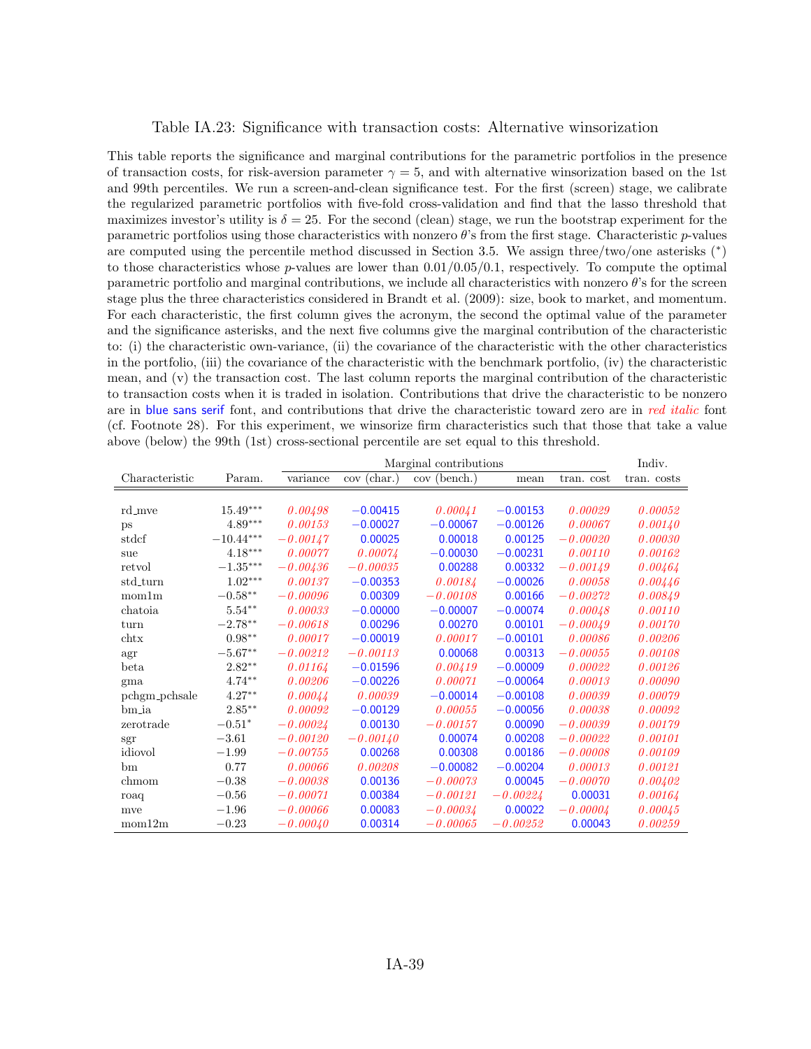Table IA.23: Significance with transaction costs: Alternative winsorization

This table reports the significance and marginal contributions for the parametric portfolios in the presence of transaction costs, for risk-aversion parameter $\gamma = 5$, and with alternative winsorization based on the 1st and 99th percentiles. We run a screen-and-clean significance test. For the first (screen) stage, we calibrate the regularized parametric portfolios with five-fold cross-validation and find that the lasso threshold that maximizes investor's utility is $\delta = 25$. For the second (clean) stage, we run the bootstrap experiment for the parametric portfolios using those characteristics with nonzero $\theta$'s from the first stage. Characteristic $p$-values are computed using the percentile method discussed in Section 3.5. We assign three/two/one asterisks (*) to those characteristics whose $p$-values are lower than 0.01/0.05/0.1, respectively. To compute the optimal parametric portfolio and marginal contributions, we include all characteristics with nonzero $\theta$'s for the screen stage plus the three characteristics considered in Brandt et al. (2009): size, book to market, and momentum. For each characteristic, the first column gives the acronym, the second the optimal value of the parameter and the significance asterisks, and the next five columns give the marginal contribution of the characteristic to: (i) the characteristic own-variance, (ii) the covariance of the characteristic with the other characteristics in the portfolio, (iii) the covariance of the characteristic with the benchmark portfolio, (iv) the characteristic mean, and (v) the transaction cost. The last column reports the marginal contribution of the characteristic to transaction costs when it is traded in isolation. Contributions that drive the characteristic to be nonzero are in blue sans serif font, and contributions that drive the characteristic toward zero are in *red italic* font (cf. Footnote 28). For this experiment, we winsorize firm characteristics such that those that take a value above (below) the 99th (1st) cross-sectional percentile are set equal to this threshold.

| Characteristic | Param. | Marginal contributions | | | | | Indiv. |
|---|---|---|---|---|---|---|---|
| | | variance | cov (char.) | cov (bench.) | mean | tran. cost | tran. costs |
| rd_mve | 15.49*** | *0.00498* | −0.00415 | *0.00041* | −0.00153 | *0.00029* | *0.00052* |
| ps | 4.89*** | *0.00153* | −0.00027 | −0.00067 | −0.00126 | *0.00067* | *0.00140* |
| stdcf | −10.44*** | *−0.00147* | 0.00025 | 0.00018 | 0.00125 | *−0.00020* | *0.00030* |
| sue | 4.18*** | *0.00077* | *0.00074* | −0.00030 | −0.00231 | *0.00110* | *0.00162* |
| retvol | −1.35*** | *−0.00436* | *−0.00035* | 0.00288 | 0.00332 | *−0.00149* | *0.00464* |
| std_turn | 1.02*** | *0.00137* | −0.00353 | *0.00184* | −0.00026 | *0.00058* | *0.00446* |
| mom1m | −0.58** | *−0.00096* | 0.00309 | *−0.00108* | 0.00166 | *−0.00272* | *0.00849* |
| chatoia | 5.54** | *0.00033* | −0.00000 | −0.00007 | −0.00074 | *0.00048* | *0.00110* |
| turn | −2.78** | *−0.00618* | 0.00296 | 0.00270 | 0.00101 | *−0.00049* | *0.00170* |
| chtx | 0.98** | *0.00017* | −0.00019 | *0.00017* | −0.00101 | *0.00086* | *0.00206* |
| agr | −5.67** | *−0.00212* | *−0.00113* | 0.00068 | 0.00313 | *−0.00055* | *0.00108* |
| beta | 2.82** | *0.01164* | −0.01596 | *0.00419* | −0.00009 | *0.00022* | *0.00126* |
| gma | 4.74** | *0.00206* | −0.00226 | *0.00071* | −0.00064 | *0.00013* | *0.00090* |
| pchgm_pchsale | 4.27** | *0.00044* | *0.00039* | −0.00014 | −0.00108 | *0.00039* | *0.00079* |
| bm_ia | 2.85** | *0.00092* | −0.00129 | *0.00055* | −0.00056 | *0.00038* | *0.00092* |
| zerotrade | −0.51* | *−0.00024* | 0.00130 | *−0.00157* | 0.00090 | *−0.00039* | *0.00179* |
| sgr | −3.61 | *−0.00120* | *−0.00140* | 0.00074 | 0.00208 | *−0.00022* | *0.00101* |
| idiovol | −1.99 | *−0.00755* | 0.00268 | 0.00308 | 0.00186 | *−0.00008* | *0.00109* |
| bm | 0.77 | *0.00066* | *0.00208* | −0.00082 | −0.00204 | *0.00013* | *0.00121* |
| chmom | −0.38 | *−0.00038* | 0.00136 | *−0.00073* | 0.00045 | *−0.00070* | *0.00402* |
| roaq | −0.56 | *−0.00071* | 0.00384 | *−0.00121* | *−0.00224* | 0.00031 | *0.00164* |
| mve | −1.96 | *−0.00066* | 0.00083 | *−0.00034* | 0.00022 | *−0.00004* | *0.00045* |
| mom12m | −0.23 | *−0.00040* | 0.00314 | *−0.00065* | *−0.00252* | 0.00043 | *0.00259* |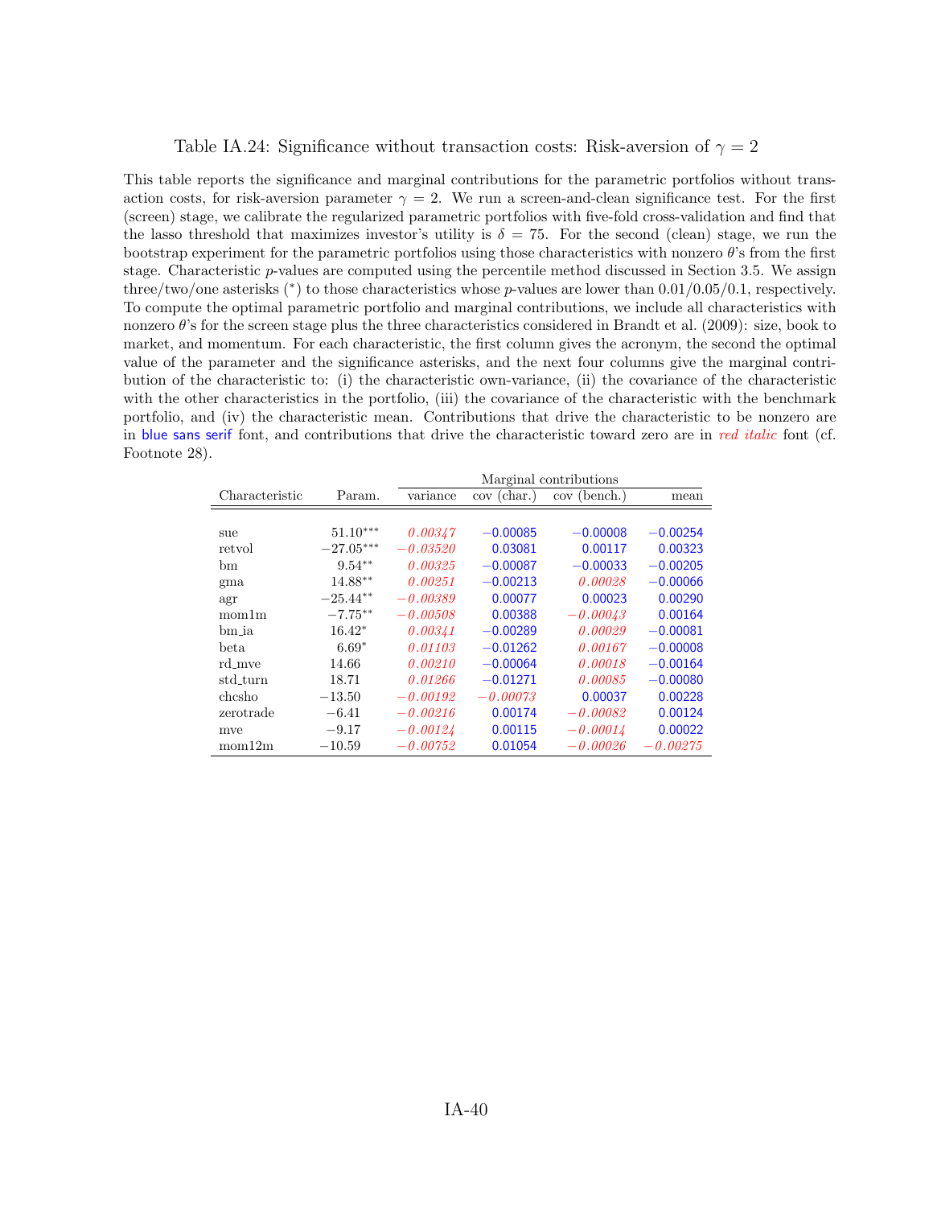Table IA.24: Significance without transaction costs: Risk-aversion of $\gamma = 2$

This table reports the significance and marginal contributions for the parametric portfolios without transaction costs, for risk-aversion parameter $\gamma = 2$. We run a screen-and-clean significance test. For the first (screen) stage, we calibrate the regularized parametric portfolios with five-fold cross-validation and find that the lasso threshold that maximizes investor's utility is $\delta = 75$. For the second (clean) stage, we run the bootstrap experiment for the parametric portfolios using those characteristics with nonzero $\theta$'s from the first stage. Characteristic $p$-values are computed using the percentile method discussed in Section 3.5. We assign three/two/one asterisks (*) to those characteristics whose $p$-values are lower than 0.01/0.05/0.1, respectively. To compute the optimal parametric portfolio and marginal contributions, we include all characteristics with nonzero $\theta$'s for the screen stage plus the three characteristics considered in Brandt et al. (2009): size, book to market, and momentum. For each characteristic, the first column gives the acronym, the second the optimal value of the parameter and the significance asterisks, and the next four columns give the marginal contribution of the characteristic to: (i) the characteristic own-variance, (ii) the covariance of the characteristic with the other characteristics in the portfolio, (iii) the covariance of the characteristic with the benchmark portfolio, and (iv) the characteristic mean. Contributions that drive the characteristic to be nonzero are in blue sans serif font, and contributions that drive the characteristic toward zero are in *red italic* font (cf. Footnote 28).

| Characteristic | Param. | Marginal contributions variance | cov (char.) | cov (bench.) | mean |
|---|---|---|---|---|---|
| sue | 51.10*** | *0.00347* | −0.00085 | −0.00008 | −0.00254 |
| retvol | −27.05*** | *−0.03520* | 0.03081 | 0.00117 | 0.00323 |
| bm | 9.54** | *0.00325* | −0.00087 | −0.00033 | −0.00205 |
| gma | 14.88** | *0.00251* | −0.00213 | *0.00028* | −0.00066 |
| agr | −25.44** | *−0.00389* | 0.00077 | 0.00023 | 0.00290 |
| mom1m | −7.75** | *−0.00508* | 0.00388 | *−0.00043* | 0.00164 |
| bm_ia | 16.42* | *0.00341* | −0.00289 | *0.00029* | −0.00081 |
| beta | 6.69* | *0.01103* | −0.01262 | *0.00167* | −0.00008 |
| rd_mve | 14.66 | *0.00210* | −0.00064 | *0.00018* | −0.00164 |
| std_turn | 18.71 | *0.01266* | −0.01271 | *0.00085* | −0.00080 |
| chcsho | −13.50 | *−0.00192* | *−0.00073* | 0.00037 | 0.00228 |
| zerotrade | −6.41 | *−0.00216* | 0.00174 | *−0.00082* | 0.00124 |
| mve | −9.17 | *−0.00124* | 0.00115 | *−0.00014* | 0.00022 |
| mom12m | −10.59 | *−0.00752* | 0.01054 | *−0.00026* | *−0.00275* |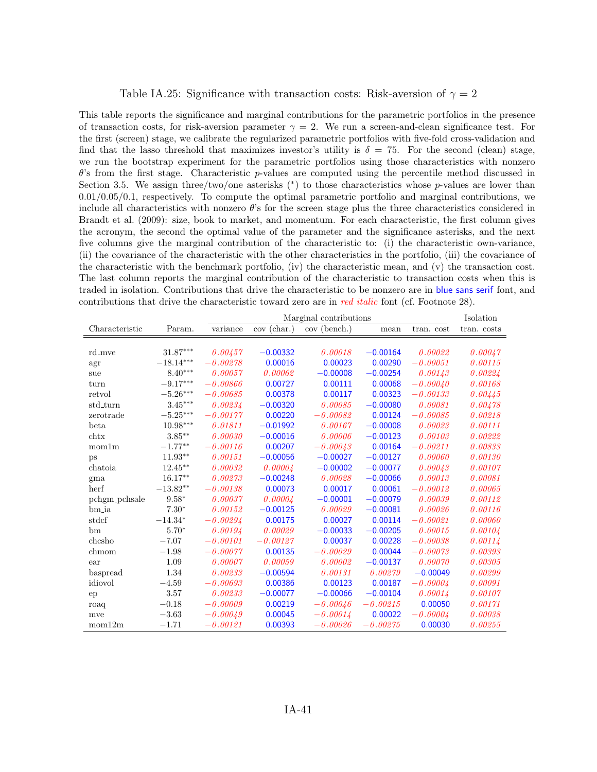# Table IA.25: Significance with transaction costs: Risk-aversion of $\gamma = 2$

This table reports the significance and marginal contributions for the parametric portfolios in the presence of transaction costs, for risk-aversion parameter $\gamma = 2$. We run a screen-and-clean significance test. For the first (screen) stage, we calibrate the regularized parametric portfolios with five-fold cross-validation and find that the lasso threshold that maximizes investor's utility is $\delta = 75$. For the second (clean) stage, we run the bootstrap experiment for the parametric portfolios using those characteristics with nonzero $\theta$'s from the first stage. Characteristic $p$-values are computed using the percentile method discussed in Section 3.5. We assign three/two/one asterisks (*) to those characteristics whose $p$-values are lower than 0.01/0.05/0.1, respectively. To compute the optimal parametric portfolio and marginal contributions, we include all characteristics with nonzero $\theta$'s for the screen stage plus the three characteristics considered in Brandt et al. (2009): size, book to market, and momentum. For each characteristic, the first column gives the acronym, the second the optimal value of the parameter and the significance asterisks, and the next five columns give the marginal contribution of the characteristic to: (i) the characteristic own-variance, (ii) the covariance of the characteristic with the other characteristics in the portfolio, (iii) the covariance of the characteristic with the benchmark portfolio, (iv) the characteristic mean, and (v) the transaction cost. The last column reports the marginal contribution of the characteristic to transaction costs when this is traded in isolation. Contributions that drive the characteristic to be nonzero are in blue sans serif font, and contributions that drive the characteristic toward zero are in *red italic* font (cf. Footnote 28).

| | | Marginal contributions | | | | | Isolation |
|---|---|---|---|---|---|---|---|
| Characteristic | Param. | variance | cov (char.) | cov (bench.) | mean | tran. cost | tran. costs |
| rd_mve | 31.87*** | *0.00457* | −0.00332 | *0.00018* | −0.00164 | *0.00022* | *0.00047* |
| agr | −18.14*** | *−0.00278* | 0.00016 | 0.00023 | 0.00290 | *−0.00051* | *0.00115* |
| sue | 8.40*** | *0.00057* | *0.00062* | −0.00008 | −0.00254 | *0.00143* | *0.00224* |
| turn | −9.17*** | *−0.00866* | 0.00727 | 0.00111 | 0.00068 | *−0.00040* | *0.00168* |
| retvol | −5.26*** | *−0.00685* | 0.00378 | 0.00117 | 0.00323 | *−0.00133* | *0.00445* |
| std_turn | 3.45*** | *0.00234* | −0.00320 | *0.00085* | −0.00080 | *0.00081* | *0.00478* |
| zerotrade | −5.25*** | *−0.00177* | 0.00220 | *−0.00082* | 0.00124 | *−0.00085* | *0.00218* |
| beta | 10.98*** | *0.01811* | −0.01992 | *0.00167* | −0.00008 | *0.00023* | *0.00111* |
| chtx | 3.85** | *0.00030* | −0.00016 | *0.00006* | −0.00123 | *0.00103* | *0.00222* |
| mom1m | −1.77** | *−0.00116* | 0.00207 | *−0.00043* | 0.00164 | *−0.00211* | *0.00833* |
| ps | 11.93** | *0.00151* | −0.00056 | −0.00027 | −0.00127 | *0.00060* | *0.00130* |
| chatoia | 12.45** | *0.00032* | *0.00004* | −0.00002 | −0.00077 | *0.00043* | *0.00107* |
| gma | 16.17** | *0.00273* | −0.00248 | *0.00028* | −0.00066 | *0.00013* | *0.00081* |
| herf | −13.82** | *−0.00138* | 0.00073 | 0.00017 | 0.00061 | *−0.00012* | *0.00065* |
| pchgm_pchsale | 9.58* | *0.00037* | *0.00004* | −0.00001 | −0.00079 | *0.00039* | *0.00112* |
| bm_ia | 7.30* | *0.00152* | −0.00125 | *0.00029* | −0.00081 | *0.00026* | *0.00116* |
| stdcf | −14.34* | *−0.00294* | 0.00175 | 0.00027 | 0.00114 | *−0.00021* | *0.00060* |
| bm | 5.70* | *0.00194* | *0.00029* | −0.00033 | −0.00205 | *0.00015* | *0.00104* |
| chcsho | −7.07 | *−0.00101* | *−0.00127* | 0.00037 | 0.00228 | *−0.00038* | *0.00114* |
| chmom | −1.98 | *−0.00077* | 0.00135 | *−0.00029* | 0.00044 | *−0.00073* | *0.00393* |
| ear | 1.09 | *0.00007* | *0.00059* | *0.00002* | −0.00137 | *0.00070* | *0.00305* |
| baspread | 1.34 | *0.00233* | −0.00594 | *0.00131* | *0.00279* | −0.00049 | *0.00299* |
| idiovol | −4.59 | *−0.00693* | 0.00386 | 0.00123 | 0.00187 | *−0.00004* | *0.00091* |
| ep | 3.57 | *0.00233* | −0.00077 | −0.00066 | −0.00104 | *0.00014* | *0.00107* |
| roaq | −0.18 | *−0.00009* | 0.00219 | *−0.00046* | *−0.00215* | 0.00050 | *0.00171* |
| mve | −3.63 | *−0.00049* | 0.00045 | *−0.00014* | 0.00022 | *−0.00004* | *0.00038* |
| mom12m | −1.71 | *−0.00121* | 0.00393 | *−0.00026* | *−0.00275* | 0.00030 | *0.00255* |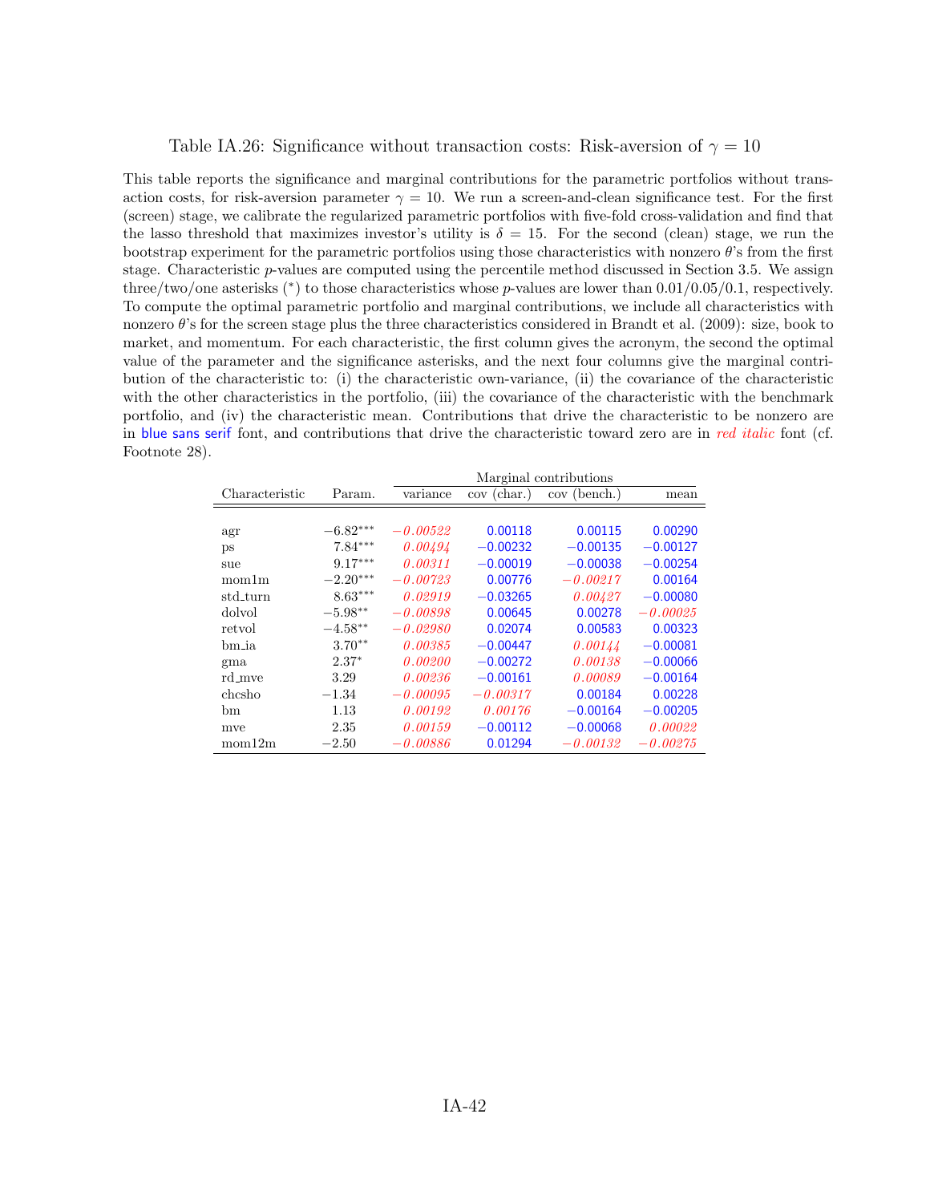Table IA.26: Significance without transaction costs: Risk-aversion of $\gamma = 10$

This table reports the significance and marginal contributions for the parametric portfolios without transaction costs, for risk-aversion parameter $\gamma = 10$. We run a screen-and-clean significance test. For the first (screen) stage, we calibrate the regularized parametric portfolios with five-fold cross-validation and find that the lasso threshold that maximizes investor's utility is $\delta = 15$. For the second (clean) stage, we run the bootstrap experiment for the parametric portfolios using those characteristics with nonzero $\theta$'s from the first stage. Characteristic $p$-values are computed using the percentile method discussed in Section 3.5. We assign three/two/one asterisks (*) to those characteristics whose $p$-values are lower than 0.01/0.05/0.1, respectively. To compute the optimal parametric portfolio and marginal contributions, we include all characteristics with nonzero $\theta$'s for the screen stage plus the three characteristics considered in Brandt et al. (2009): size, book to market, and momentum. For each characteristic, the first column gives the acronym, the second the optimal value of the parameter and the significance asterisks, and the next four columns give the marginal contribution of the characteristic to: (i) the characteristic own-variance, (ii) the covariance of the characteristic with the other characteristics in the portfolio, (iii) the covariance of the characteristic with the benchmark portfolio, and (iv) the characteristic mean. Contributions that drive the characteristic to be nonzero are in blue sans serif font, and contributions that drive the characteristic toward zero are in *red italic* font (cf. Footnote 28).

| | | Marginal contributions | | | |
|---|---|---|---|---|---|
| Characteristic | Param. | variance | cov (char.) | cov (bench.) | mean |
| agr | $-6.82^{***}$ | *−0.00522* | 0.00118 | 0.00115 | 0.00290 |
| ps | $7.84^{***}$ | *0.00494* | −0.00232 | −0.00135 | −0.00127 |
| sue | $9.17^{***}$ | *0.00311* | −0.00019 | −0.00038 | −0.00254 |
| mom1m | $-2.20^{***}$ | *−0.00723* | 0.00776 | *−0.00217* | 0.00164 |
| std_turn | $8.63^{***}$ | *0.02919* | −0.03265 | *0.00427* | −0.00080 |
| dolvol | $-5.98^{**}$ | *−0.00898* | 0.00645 | 0.00278 | *−0.00025* |
| retvol | $-4.58^{**}$ | *−0.02980* | 0.02074 | 0.00583 | 0.00323 |
| bm_ia | $3.70^{**}$ | *0.00385* | −0.00447 | *0.00144* | −0.00081 |
| gma | $2.37^{*}$ | *0.00200* | −0.00272 | *0.00138* | −0.00066 |
| rd_mve | 3.29 | *0.00236* | −0.00161 | *0.00089* | −0.00164 |
| chcsho | −1.34 | *−0.00095* | *−0.00317* | 0.00184 | 0.00228 |
| bm | 1.13 | *0.00192* | *0.00176* | −0.00164 | −0.00205 |
| mve | 2.35 | *0.00159* | −0.00112 | −0.00068 | *0.00022* |
| mom12m | −2.50 | *−0.00886* | 0.01294 | *−0.00132* | *−0.00275* |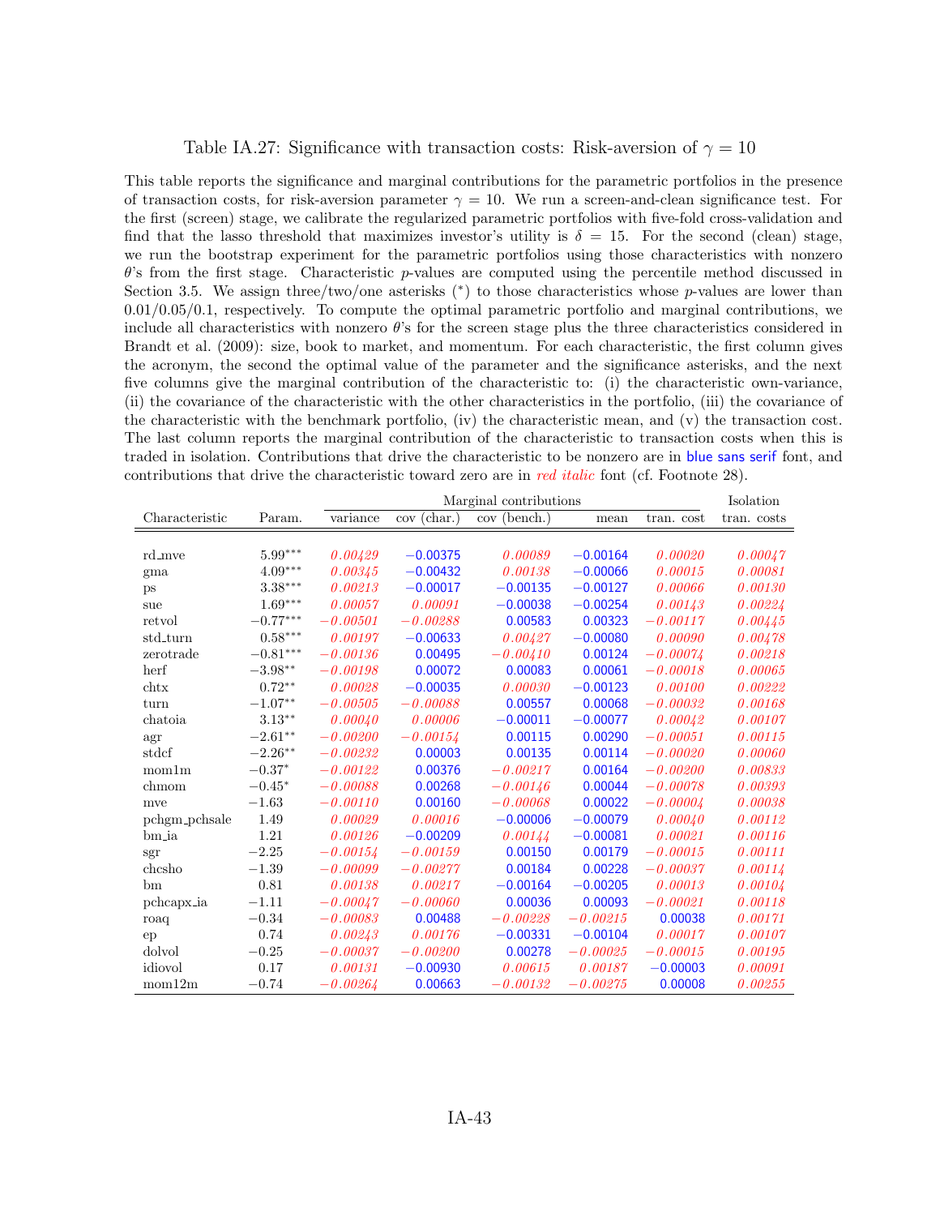Table IA.27: Significance with transaction costs: Risk-aversion of $\gamma = 10$

This table reports the significance and marginal contributions for the parametric portfolios in the presence of transaction costs, for risk-aversion parameter $\gamma = 10$. We run a screen-and-clean significance test. For the first (screen) stage, we calibrate the regularized parametric portfolios with five-fold cross-validation and find that the lasso threshold that maximizes investor's utility is $\delta = 15$. For the second (clean) stage, we run the bootstrap experiment for the parametric portfolios using those characteristics with nonzero $\theta$'s from the first stage. Characteristic $p$-values are computed using the percentile method discussed in Section 3.5. We assign three/two/one asterisks (*) to those characteristics whose $p$-values are lower than 0.01/0.05/0.1, respectively. To compute the optimal parametric portfolio and marginal contributions, we include all characteristics with nonzero $\theta$'s for the screen stage plus the three characteristics considered in Brandt et al. (2009): size, book to market, and momentum. For each characteristic, the first column gives the acronym, the second the optimal value of the parameter and the significance asterisks, and the next five columns give the marginal contribution of the characteristic to: (i) the characteristic own-variance, (ii) the covariance of the characteristic with the other characteristics in the portfolio, (iii) the covariance of the characteristic with the benchmark portfolio, (iv) the characteristic mean, and (v) the transaction cost. The last column reports the marginal contribution of the characteristic to transaction costs when this is traded in isolation. Contributions that drive the characteristic to be nonzero are in blue sans serif font, and contributions that drive the characteristic toward zero are in *red italic* font (cf. Footnote 28).

| | | Marginal contributions | | | | | Isolation |
|---|---|---|---|---|---|---|---|
| Characteristic | Param. | variance | cov (char.) | cov (bench.) | mean | tran. cost | tran. costs |
| rd_mve | 5.99*** | *0.00429* | −0.00375 | *0.00089* | −0.00164 | *0.00020* | *0.00047* |
| gma | 4.09*** | *0.00345* | −0.00432 | *0.00138* | −0.00066 | *0.00015* | *0.00081* |
| ps | 3.38*** | *0.00213* | −0.00017 | −0.00135 | −0.00127 | *0.00066* | *0.00130* |
| sue | 1.69*** | *0.00057* | *0.00091* | −0.00038 | −0.00254 | *0.00143* | *0.00224* |
| retvol | −0.77*** | *−0.00501* | *−0.00288* | 0.00583 | 0.00323 | *−0.00117* | *0.00445* |
| std_turn | 0.58*** | *0.00197* | −0.00633 | *0.00427* | −0.00080 | *0.00090* | *0.00478* |
| zerotrade | −0.81*** | *−0.00136* | 0.00495 | *−0.00410* | 0.00124 | *−0.00074* | *0.00218* |
| herf | −3.98** | *−0.00198* | 0.00072 | 0.00083 | 0.00061 | *−0.00018* | *0.00065* |
| chtx | 0.72** | *0.00028* | −0.00035 | *0.00030* | −0.00123 | *0.00100* | *0.00222* |
| turn | −1.07** | *−0.00505* | *−0.00088* | 0.00557 | 0.00068 | *−0.00032* | *0.00168* |
| chatoia | 3.13** | *0.00040* | *0.00006* | −0.00011 | −0.00077 | *0.00042* | *0.00107* |
| agr | −2.61** | *−0.00200* | *−0.00154* | 0.00115 | 0.00290 | *−0.00051* | *0.00115* |
| stdcf | −2.26** | *−0.00232* | 0.00003 | 0.00135 | 0.00114 | *−0.00020* | *0.00060* |
| mom1m | −0.37* | *−0.00122* | 0.00376 | *−0.00217* | 0.00164 | *−0.00200* | *0.00833* |
| chmom | −0.45* | *−0.00088* | 0.00268 | *−0.00146* | 0.00044 | *−0.00078* | *0.00393* |
| mve | −1.63 | *−0.00110* | 0.00160 | *−0.00068* | 0.00022 | *−0.00004* | *0.00038* |
| pchgm_pchsale | 1.49 | *0.00029* | *0.00016* | −0.00006 | −0.00079 | *0.00040* | *0.00112* |
| bm_ia | 1.21 | *0.00126* | −0.00209 | *0.00144* | −0.00081 | *0.00021* | *0.00116* |
| sgr | −2.25 | *−0.00154* | *−0.00159* | 0.00150 | 0.00179 | *−0.00015* | *0.00111* |
| chcsho | −1.39 | *−0.00099* | *−0.00277* | 0.00184 | 0.00228 | *−0.00037* | *0.00114* |
| bm | 0.81 | *0.00138* | *0.00217* | −0.00164 | −0.00205 | *0.00013* | *0.00104* |
| pchcapx_ia | −1.11 | *−0.00047* | *−0.00060* | 0.00036 | 0.00093 | *−0.00021* | *0.00118* |
| roaq | −0.34 | *−0.00083* | 0.00488 | *−0.00228* | *−0.00215* | 0.00038 | *0.00171* |
| ep | 0.74 | *0.00243* | *0.00176* | −0.00331 | −0.00104 | *0.00017* | *0.00107* |
| dolvol | −0.25 | *−0.00037* | *−0.00200* | 0.00278 | *−0.00025* | *−0.00015* | *0.00195* |
| idiovol | 0.17 | *0.00131* | −0.00930 | *0.00615* | *0.00187* | −0.00003 | *0.00091* |
| mom12m | −0.74 | *−0.00264* | 0.00663 | *−0.00132* | *−0.00275* | 0.00008 | *0.00255* |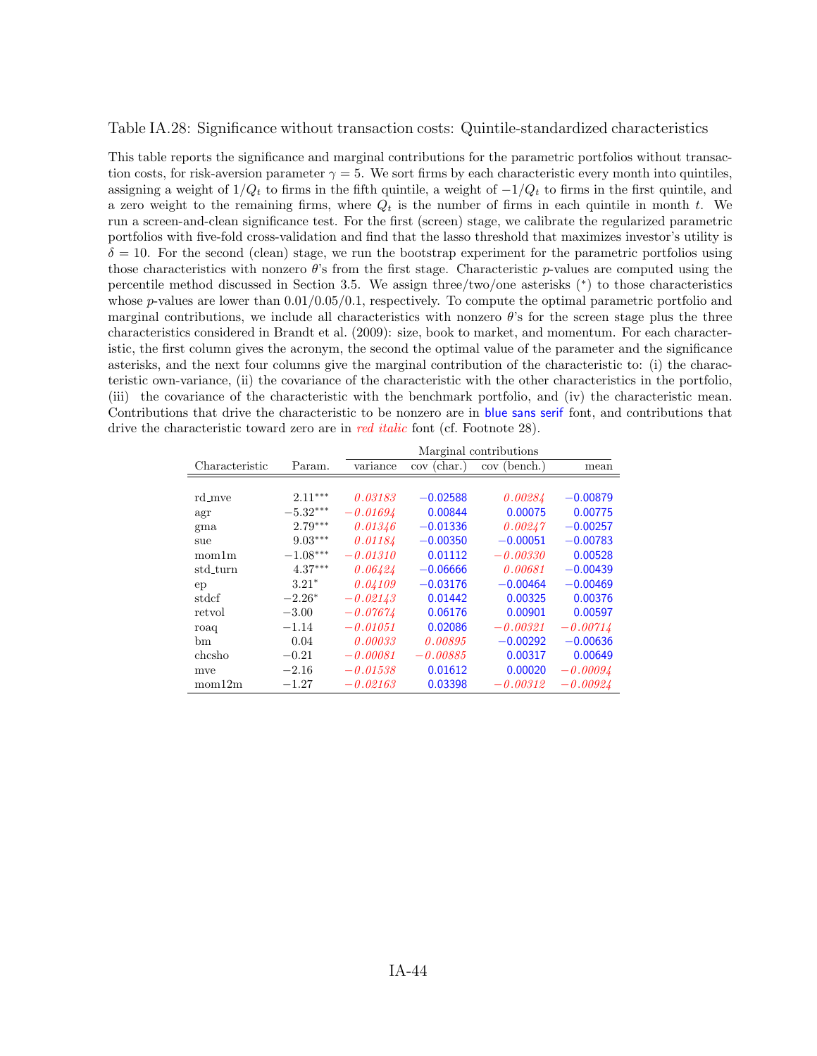Table IA.28: Significance without transaction costs: Quintile-standardized characteristics

This table reports the significance and marginal contributions for the parametric portfolios without transaction costs, for risk-aversion parameter $\gamma = 5$. We sort firms by each characteristic every month into quintiles, assigning a weight of $1/Q_t$ to firms in the fifth quintile, a weight of $-1/Q_t$ to firms in the first quintile, and a zero weight to the remaining firms, where $Q_t$ is the number of firms in each quintile in month $t$. We run a screen-and-clean significance test. For the first (screen) stage, we calibrate the regularized parametric portfolios with five-fold cross-validation and find that the lasso threshold that maximizes investor's utility is $\delta = 10$. For the second (clean) stage, we run the bootstrap experiment for the parametric portfolios using those characteristics with nonzero $\theta$'s from the first stage. Characteristic $p$-values are computed using the percentile method discussed in Section 3.5. We assign three/two/one asterisks (*) to those characteristics whose $p$-values are lower than 0.01/0.05/0.1, respectively. To compute the optimal parametric portfolio and marginal contributions, we include all characteristics with nonzero $\theta$'s for the screen stage plus the three characteristics considered in Brandt et al. (2009): size, book to market, and momentum. For each characteristic, the first column gives the acronym, the second the optimal value of the parameter and the significance asterisks, and the next four columns give the marginal contribution of the characteristic to: (i) the characteristic own-variance, (ii) the covariance of the characteristic with the other characteristics in the portfolio, (iii) the covariance of the characteristic with the benchmark portfolio, and (iv) the characteristic mean. Contributions that drive the characteristic to be nonzero are in blue sans serif font, and contributions that drive the characteristic toward zero are in *red italic* font (cf. Footnote 28).

| Characteristic | Param. | Marginal contributions | | | |
|---|---|---|---|---|---|
| | | variance | cov (char.) | cov (bench.) | mean |
| rd_mve | 2.11*** | *0.03183* | −0.02588 | *0.00284* | −0.00879 |
| agr | −5.32*** | *−0.01694* | 0.00844 | 0.00075 | 0.00775 |
| gma | 2.79*** | *0.01346* | −0.01336 | *0.00247* | −0.00257 |
| sue | 9.03*** | *0.01184* | −0.00350 | −0.00051 | −0.00783 |
| mom1m | −1.08*** | *−0.01310* | 0.01112 | *−0.00330* | 0.00528 |
| std_turn | 4.37*** | *0.06424* | −0.06666 | *0.00681* | −0.00439 |
| ep | 3.21* | *0.04109* | −0.03176 | −0.00464 | −0.00469 |
| stdcf | −2.26* | *−0.02143* | 0.01442 | 0.00325 | 0.00376 |
| retvol | −3.00 | *−0.07674* | 0.06176 | 0.00901 | 0.00597 |
| roaq | −1.14 | *−0.01051* | 0.02086 | *−0.00321* | *−0.00714* |
| bm | 0.04 | *0.00033* | *0.00895* | −0.00292 | −0.00636 |
| chcsho | −0.21 | *−0.00081* | *−0.00885* | 0.00317 | 0.00649 |
| mve | −2.16 | *−0.01538* | 0.01612 | 0.00020 | *−0.00094* |
| mom12m | −1.27 | *−0.02163* | 0.03398 | *−0.00312* | *−0.00924* |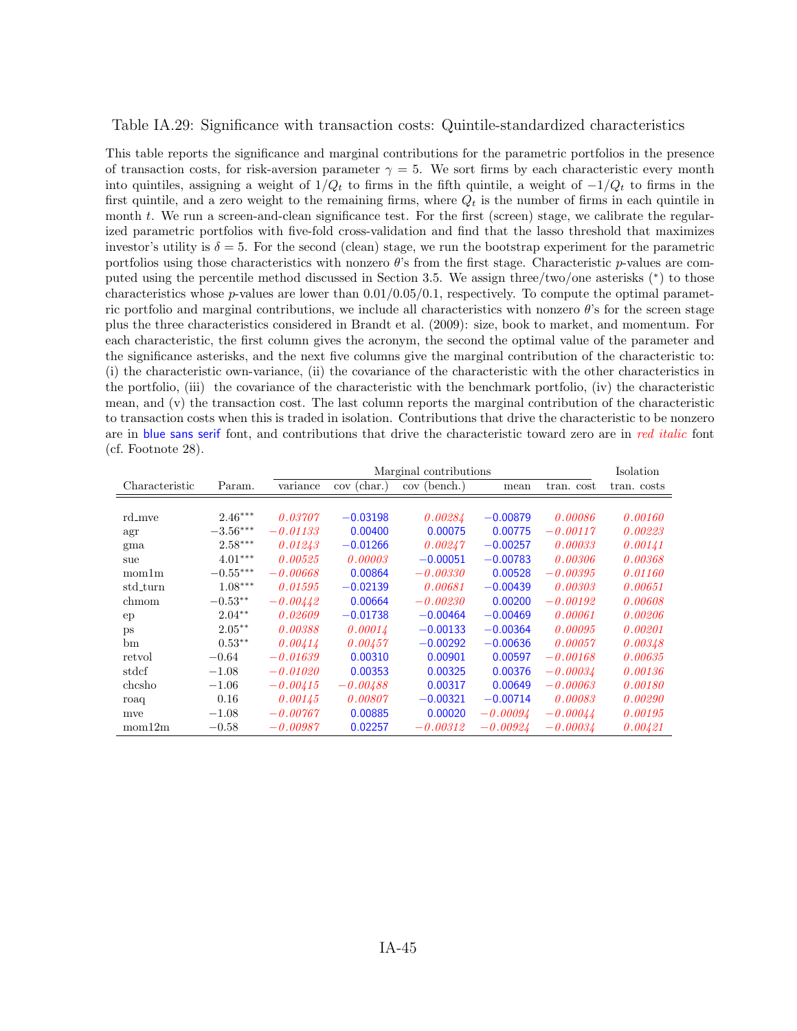Table IA.29: Significance with transaction costs: Quintile-standardized characteristics

This table reports the significance and marginal contributions for the parametric portfolios in the presence of transaction costs, for risk-aversion parameter $\gamma = 5$. We sort firms by each characteristic every month into quintiles, assigning a weight of $1/Q_t$ to firms in the fifth quintile, a weight of $-1/Q_t$ to firms in the first quintile, and a zero weight to the remaining firms, where $Q_t$ is the number of firms in each quintile in month $t$. We run a screen-and-clean significance test. For the first (screen) stage, we calibrate the regularized parametric portfolios with five-fold cross-validation and find that the lasso threshold that maximizes investor's utility is $\delta = 5$. For the second (clean) stage, we run the bootstrap experiment for the parametric portfolios using those characteristics with nonzero $\theta$'s from the first stage. Characteristic $p$-values are computed using the percentile method discussed in Section 3.5. We assign three/two/one asterisks (*) to those characteristics whose $p$-values are lower than 0.01/0.05/0.1, respectively. To compute the optimal parametric portfolio and marginal contributions, we include all characteristics with nonzero $\theta$'s for the screen stage plus the three characteristics considered in Brandt et al. (2009): size, book to market, and momentum. For each characteristic, the first column gives the acronym, the second the optimal value of the parameter and the significance asterisks, and the next five columns give the marginal contribution of the characteristic to: (i) the characteristic own-variance, (ii) the covariance of the characteristic with the other characteristics in the portfolio, (iii) the covariance of the characteristic with the benchmark portfolio, (iv) the characteristic mean, and (v) the transaction cost. The last column reports the marginal contribution of the characteristic to transaction costs when this is traded in isolation. Contributions that drive the characteristic to be nonzero are in blue sans serif font, and contributions that drive the characteristic toward zero are in *red italic* font (cf. Footnote 28).

| | | Marginal contributions | | | | | Isolation |
|---|---|---|---|---|---|---|---|
| Characteristic | Param. | variance | cov (char.) | cov (bench.) | mean | tran. cost | tran. costs |
| rd_mve | 2.46*** | *0.03707* | −0.03198 | *0.00284* | −0.00879 | *0.00086* | *0.00160* |
| agr | −3.56*** | *−0.01133* | 0.00400 | 0.00075 | 0.00775 | *−0.00117* | *0.00223* |
| gma | 2.58*** | *0.01243* | −0.01266 | *0.00247* | −0.00257 | *0.00033* | *0.00141* |
| sue | 4.01*** | *0.00525* | *0.00003* | −0.00051 | −0.00783 | *0.00306* | *0.00368* |
| mom1m | −0.55*** | *−0.00668* | 0.00864 | *−0.00330* | 0.00528 | *−0.00395* | *0.01160* |
| std_turn | 1.08*** | *0.01595* | −0.02139 | *0.00681* | −0.00439 | *0.00303* | *0.00651* |
| chmom | −0.53** | *−0.00442* | 0.00664 | *−0.00230* | 0.00200 | *−0.00192* | *0.00608* |
| ep | 2.04** | *0.02609* | −0.01738 | −0.00464 | −0.00469 | *0.00061* | *0.00206* |
| ps | 2.05** | *0.00388* | *0.00014* | −0.00133 | −0.00364 | *0.00095* | *0.00201* |
| bm | 0.53** | *0.00414* | *0.00457* | −0.00292 | −0.00636 | *0.00057* | *0.00348* |
| retvol | −0.64 | *−0.01639* | 0.00310 | 0.00901 | 0.00597 | *−0.00168* | *0.00635* |
| stdcf | −1.08 | *−0.01020* | 0.00353 | 0.00325 | 0.00376 | *−0.00034* | *0.00136* |
| chcsho | −1.06 | *−0.00415* | *−0.00488* | 0.00317 | 0.00649 | *−0.00063* | *0.00180* |
| roaq | 0.16 | *0.00145* | *0.00807* | −0.00321 | −0.00714 | *0.00083* | *0.00290* |
| mve | −1.08 | *−0.00767* | 0.00885 | 0.00020 | *−0.00094* | *−0.00044* | *0.00195* |
| mom12m | −0.58 | *−0.00987* | 0.02257 | *−0.00312* | *−0.00924* | *−0.00034* | *0.00421* |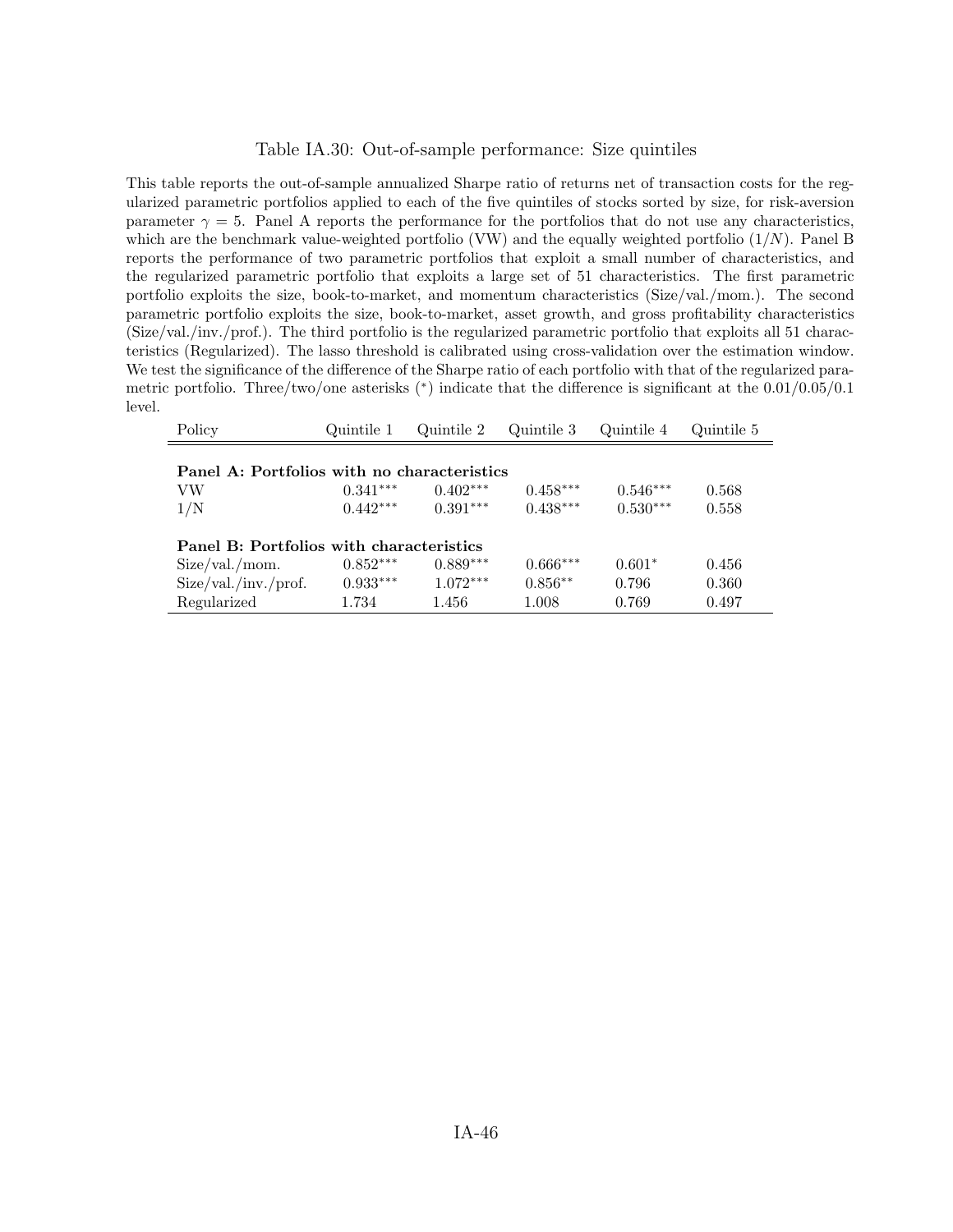Table IA.30: Out-of-sample performance: Size quintiles

This table reports the out-of-sample annualized Sharpe ratio of returns net of transaction costs for the regularized parametric portfolios applied to each of the five quintiles of stocks sorted by size, for risk-aversion parameter $\gamma = 5$. Panel A reports the performance for the portfolios that do not use any characteristics, which are the benchmark value-weighted portfolio (VW) and the equally weighted portfolio ($1/N$). Panel B reports the performance of two parametric portfolios that exploit a small number of characteristics, and the regularized parametric portfolio that exploits a large set of 51 characteristics. The first parametric portfolio exploits the size, book-to-market, and momentum characteristics (Size/val./mom.). The second parametric portfolio exploits the size, book-to-market, asset growth, and gross profitability characteristics (Size/val./inv./prof.). The third portfolio is the regularized parametric portfolio that exploits all 51 characteristics (Regularized). The lasso threshold is calibrated using cross-validation over the estimation window. We test the significance of the difference of the Sharpe ratio of each portfolio with that of the regularized parametric portfolio. Three/two/one asterisks (*) indicate that the difference is significant at the 0.01/0.05/0.1 level.

| Policy | Quintile 1 | Quintile 2 | Quintile 3 | Quintile 4 | Quintile 5 |
|---|---|---|---|---|---|
| **Panel A: Portfolios with no characteristics** | | | | | |
| VW | 0.341*** | 0.402*** | 0.458*** | 0.546*** | 0.568 |
| 1/N | 0.442*** | 0.391*** | 0.438*** | 0.530*** | 0.558 |
| **Panel B: Portfolios with characteristics** | | | | | |
| Size/val./mom. | 0.852*** | 0.889*** | 0.666*** | 0.601* | 0.456 |
| Size/val./inv./prof. | 0.933*** | 1.072*** | 0.856** | 0.796 | 0.360 |
| Regularized | 1.734 | 1.456 | 1.008 | 0.769 | 0.497 |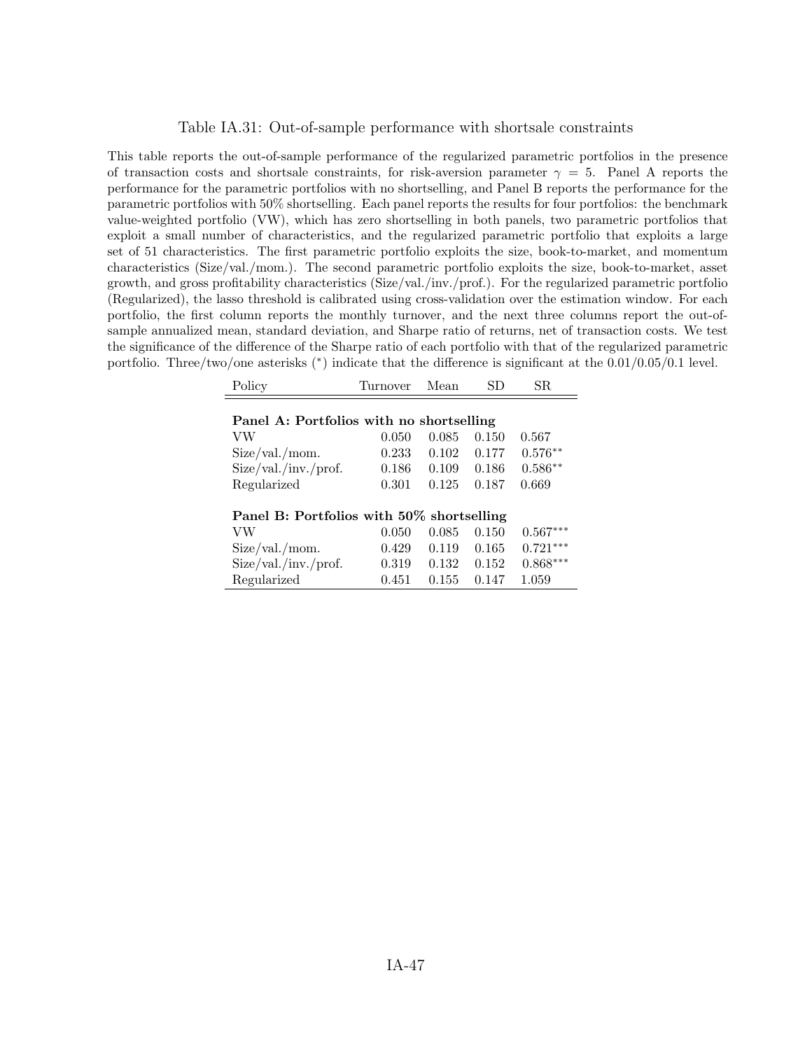Table IA.31: Out-of-sample performance with shortsale constraints

This table reports the out-of-sample performance of the regularized parametric portfolios in the presence of transaction costs and shortsale constraints, for risk-aversion parameter $\gamma = 5$. Panel A reports the performance for the parametric portfolios with no shortselling, and Panel B reports the performance for the parametric portfolios with 50% shortselling. Each panel reports the results for four portfolios: the benchmark value-weighted portfolio (VW), which has zero shortselling in both panels, two parametric portfolios that exploit a small number of characteristics, and the regularized parametric portfolio that exploits a large set of 51 characteristics. The first parametric portfolio exploits the size, book-to-market, and momentum characteristics (Size/val./mom.). The second parametric portfolio exploits the size, book-to-market, asset growth, and gross profitability characteristics (Size/val./inv./prof.). For the regularized parametric portfolio (Regularized), the lasso threshold is calibrated using cross-validation over the estimation window. For each portfolio, the first column reports the monthly turnover, and the next three columns report the out-of-sample annualized mean, standard deviation, and Sharpe ratio of returns, net of transaction costs. We test the significance of the difference of the Sharpe ratio of each portfolio with that of the regularized parametric portfolio. Three/two/one asterisks (*) indicate that the difference is significant at the 0.01/0.05/0.1 level.

| Policy | Turnover | Mean | SD | SR |
|---|---|---|---|---|
| **Panel A: Portfolios with no shortselling** | | | | |
| VW | 0.050 | 0.085 | 0.150 | 0.567 |
| Size/val./mom. | 0.233 | 0.102 | 0.177 | 0.576** |
| Size/val./inv./prof. | 0.186 | 0.109 | 0.186 | 0.586** |
| Regularized | 0.301 | 0.125 | 0.187 | 0.669 |
| **Panel B: Portfolios with 50% shortselling** | | | | |
| VW | 0.050 | 0.085 | 0.150 | 0.567*** |
| Size/val./mom. | 0.429 | 0.119 | 0.165 | 0.721*** |
| Size/val./inv./prof. | 0.319 | 0.132 | 0.152 | 0.868*** |
| Regularized | 0.451 | 0.155 | 0.147 | 1.059 |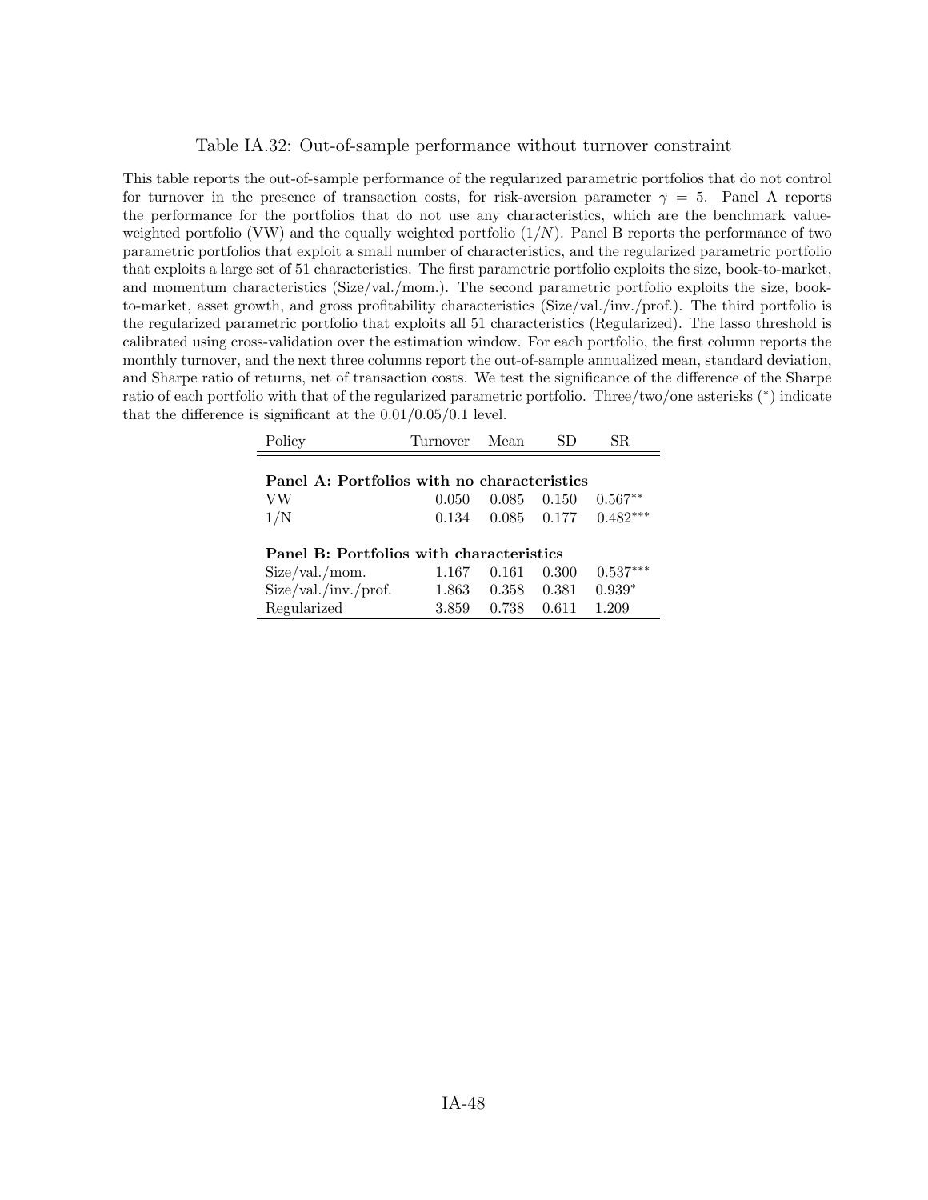Table IA.32: Out-of-sample performance without turnover constraint

This table reports the out-of-sample performance of the regularized parametric portfolios that do not control for turnover in the presence of transaction costs, for risk-aversion parameter $\gamma = 5$. Panel A reports the performance for the portfolios that do not use any characteristics, which are the benchmark value-weighted portfolio (VW) and the equally weighted portfolio ($1/N$). Panel B reports the performance of two parametric portfolios that exploit a small number of characteristics, and the regularized parametric portfolio that exploits a large set of 51 characteristics. The first parametric portfolio exploits the size, book-to-market, and momentum characteristics (Size/val./mom.). The second parametric portfolio exploits the size, book-to-market, asset growth, and gross profitability characteristics (Size/val./inv./prof.). The third portfolio is the regularized parametric portfolio that exploits all 51 characteristics (Regularized). The lasso threshold is calibrated using cross-validation over the estimation window. For each portfolio, the first column reports the monthly turnover, and the next three columns report the out-of-sample annualized mean, standard deviation, and Sharpe ratio of returns, net of transaction costs. We test the significance of the difference of the Sharpe ratio of each portfolio with that of the regularized parametric portfolio. Three/two/one asterisks (*) indicate that the difference is significant at the 0.01/0.05/0.1 level.

| Policy | Turnover | Mean | SD | SR |
|---|---|---|---|---|
| **Panel A: Portfolios with no characteristics** | | | | |
| VW | 0.050 | 0.085 | 0.150 | $0.567^{**}$ |
| 1/N | 0.134 | 0.085 | 0.177 | $0.482^{***}$ |
| **Panel B: Portfolios with characteristics** | | | | |
| Size/val./mom. | 1.167 | 0.161 | 0.300 | $0.537^{***}$ |
| Size/val./inv./prof. | 1.863 | 0.358 | 0.381 | $0.939^{*}$ |
| Regularized | 3.859 | 0.738 | 0.611 | 1.209 |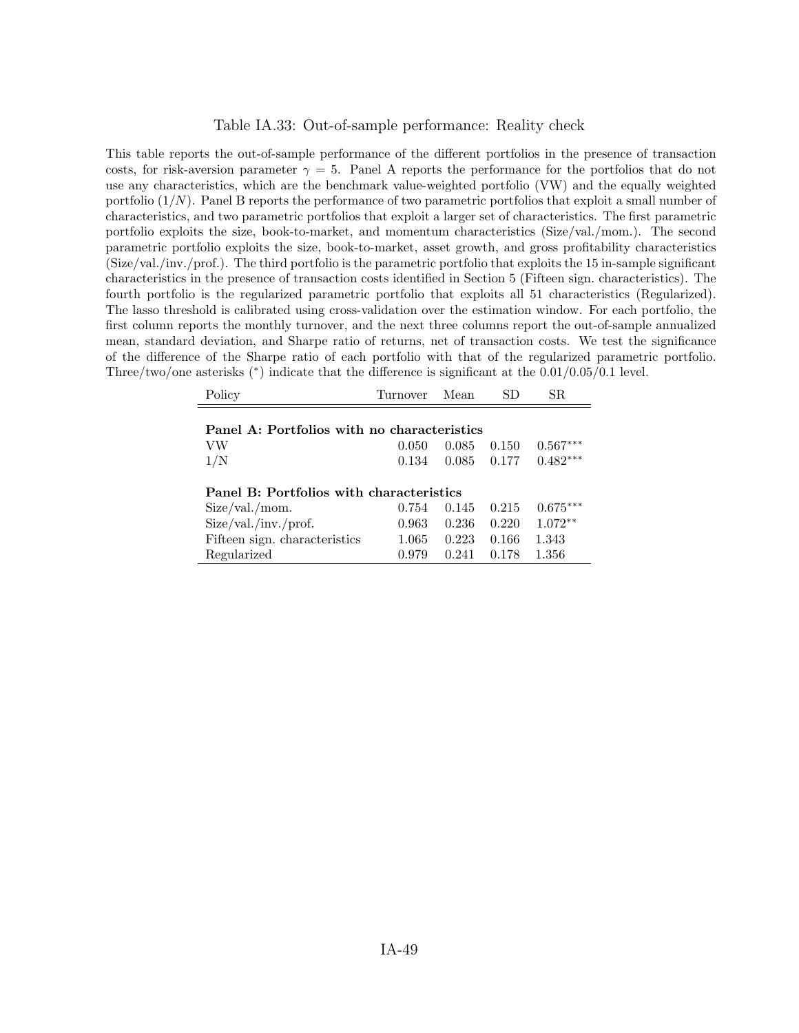Table IA.33: Out-of-sample performance: Reality check

This table reports the out-of-sample performance of the different portfolios in the presence of transaction costs, for risk-aversion parameter $\gamma = 5$. Panel A reports the performance for the portfolios that do not use any characteristics, which are the benchmark value-weighted portfolio (VW) and the equally weighted portfolio ($1/N$). Panel B reports the performance of two parametric portfolios that exploit a small number of characteristics, and two parametric portfolios that exploit a larger set of characteristics. The first parametric portfolio exploits the size, book-to-market, and momentum characteristics (Size/val./mom.). The second parametric portfolio exploits the size, book-to-market, asset growth, and gross profitability characteristics (Size/val./inv./prof.). The third portfolio is the parametric portfolio that exploits the 15 in-sample significant characteristics in the presence of transaction costs identified in Section 5 (Fifteen sign. characteristics). The fourth portfolio is the regularized parametric portfolio that exploits all 51 characteristics (Regularized). The lasso threshold is calibrated using cross-validation over the estimation window. For each portfolio, the first column reports the monthly turnover, and the next three columns report the out-of-sample annualized mean, standard deviation, and Sharpe ratio of returns, net of transaction costs. We test the significance of the difference of the Sharpe ratio of each portfolio with that of the regularized parametric portfolio. Three/two/one asterisks (*) indicate that the difference is significant at the 0.01/0.05/0.1 level.

| Policy | Turnover | Mean | SD | SR |
|---|---|---|---|---|
| **Panel A: Portfolios with no characteristics** | | | | |
| VW | 0.050 | 0.085 | 0.150 | 0.567*** |
| 1/N | 0.134 | 0.085 | 0.177 | 0.482*** |
| **Panel B: Portfolios with characteristics** | | | | |
| Size/val./mom. | 0.754 | 0.145 | 0.215 | 0.675*** |
| Size/val./inv./prof. | 0.963 | 0.236 | 0.220 | 1.072** |
| Fifteen sign. characteristics | 1.065 | 0.223 | 0.166 | 1.343 |
| Regularized | 0.979 | 0.241 | 0.178 | 1.356 |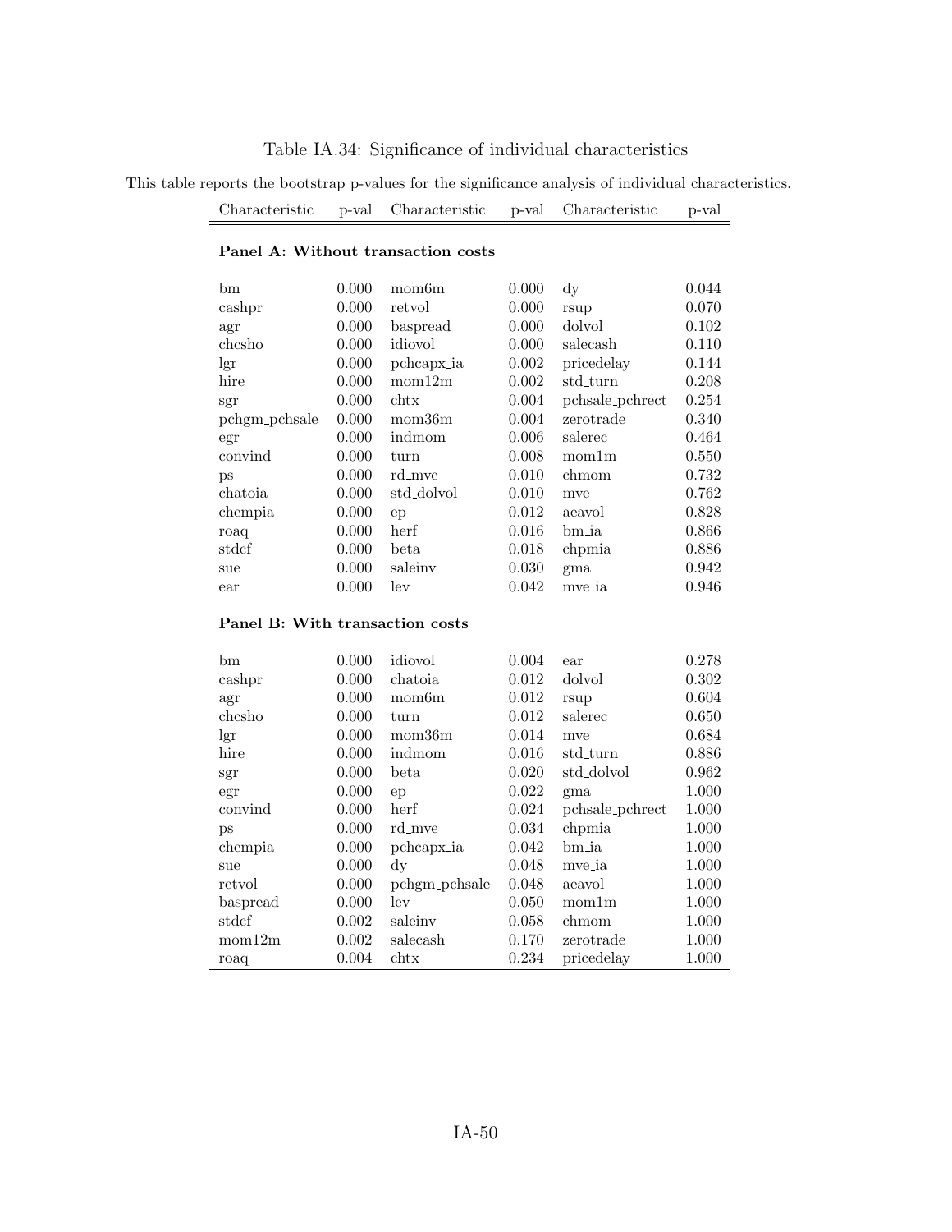Table IA.34: Significance of individual characteristics

This table reports the bootstrap p-values for the significance analysis of individual characteristics.

| Characteristic | p-val | Characteristic | p-val | Characteristic | p-val |
|---|---|---|---|---|---|
| **Panel A: Without transaction costs** | | | | | |
| bm | 0.000 | mom6m | 0.000 | dy | 0.044 |
| cashpr | 0.000 | retvol | 0.000 | rsup | 0.070 |
| agr | 0.000 | baspread | 0.000 | dolvol | 0.102 |
| chcsho | 0.000 | idiovol | 0.000 | salecash | 0.110 |
| lgr | 0.000 | pchcapx_ia | 0.002 | pricedelay | 0.144 |
| hire | 0.000 | mom12m | 0.002 | std_turn | 0.208 |
| sgr | 0.000 | chtx | 0.004 | pchsale_pchrect | 0.254 |
| pchgm_pchsale | 0.000 | mom36m | 0.004 | zerotrade | 0.340 |
| egr | 0.000 | indmom | 0.006 | salerec | 0.464 |
| convind | 0.000 | turn | 0.008 | mom1m | 0.550 |
| ps | 0.000 | rd_mve | 0.010 | chmom | 0.732 |
| chatoia | 0.000 | std_dolvol | 0.010 | mve | 0.762 |
| chempia | 0.000 | ep | 0.012 | aeavol | 0.828 |
| roaq | 0.000 | herf | 0.016 | bm_ia | 0.866 |
| stdcf | 0.000 | beta | 0.018 | chpmia | 0.886 |
| sue | 0.000 | saleinv | 0.030 | gma | 0.942 |
| ear | 0.000 | lev | 0.042 | mve_ia | 0.946 |
| **Panel B: With transaction costs** | | | | | |
| bm | 0.000 | idiovol | 0.004 | ear | 0.278 |
| cashpr | 0.000 | chatoia | 0.012 | dolvol | 0.302 |
| agr | 0.000 | mom6m | 0.012 | rsup | 0.604 |
| chcsho | 0.000 | turn | 0.012 | salerec | 0.650 |
| lgr | 0.000 | mom36m | 0.014 | mve | 0.684 |
| hire | 0.000 | indmom | 0.016 | std_turn | 0.886 |
| sgr | 0.000 | beta | 0.020 | std_dolvol | 0.962 |
| egr | 0.000 | ep | 0.022 | gma | 1.000 |
| convind | 0.000 | herf | 0.024 | pchsale_pchrect | 1.000 |
| ps | 0.000 | rd_mve | 0.034 | chpmia | 1.000 |
| chempia | 0.000 | pchcapx_ia | 0.042 | bm_ia | 1.000 |
| sue | 0.000 | dy | 0.048 | mve_ia | 1.000 |
| retvol | 0.000 | pchgm_pchsale | 0.048 | aeavol | 1.000 |
| baspread | 0.000 | lev | 0.050 | mom1m | 1.000 |
| stdcf | 0.002 | saleinv | 0.058 | chmom | 1.000 |
| mom12m | 0.002 | salecash | 0.170 | zerotrade | 1.000 |
| roaq | 0.004 | chtx | 0.234 | pricedelay | 1.000 |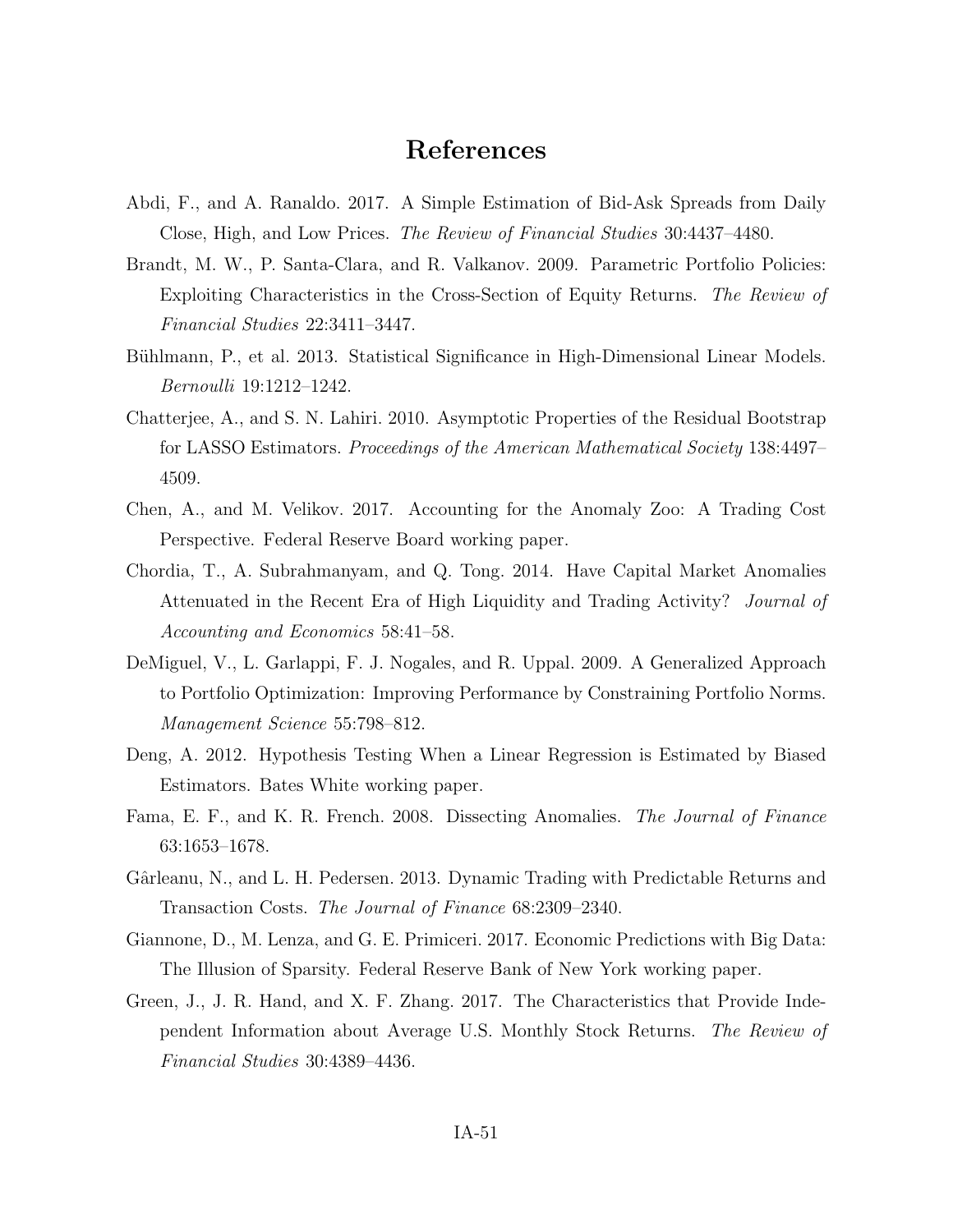# References

Abdi, F., and A. Ranaldo. 2017. A Simple Estimation of Bid-Ask Spreads from Daily Close, High, and Low Prices. *The Review of Financial Studies* 30:4437–4480.

Brandt, M. W., P. Santa-Clara, and R. Valkanov. 2009. Parametric Portfolio Policies: Exploiting Characteristics in the Cross-Section of Equity Returns. *The Review of Financial Studies* 22:3411–3447.

Bühlmann, P., et al. 2013. Statistical Significance in High-Dimensional Linear Models. *Bernoulli* 19:1212–1242.

Chatterjee, A., and S. N. Lahiri. 2010. Asymptotic Properties of the Residual Bootstrap for LASSO Estimators. *Proceedings of the American Mathematical Society* 138:4497–4509.

Chen, A., and M. Velikov. 2017. Accounting for the Anomaly Zoo: A Trading Cost Perspective. Federal Reserve Board working paper.

Chordia, T., A. Subrahmanyam, and Q. Tong. 2014. Have Capital Market Anomalies Attenuated in the Recent Era of High Liquidity and Trading Activity? *Journal of Accounting and Economics* 58:41–58.

DeMiguel, V., L. Garlappi, F. J. Nogales, and R. Uppal. 2009. A Generalized Approach to Portfolio Optimization: Improving Performance by Constraining Portfolio Norms. *Management Science* 55:798–812.

Deng, A. 2012. Hypothesis Testing When a Linear Regression is Estimated by Biased Estimators. Bates White working paper.

Fama, E. F., and K. R. French. 2008. Dissecting Anomalies. *The Journal of Finance* 63:1653–1678.

Gârleanu, N., and L. H. Pedersen. 2013. Dynamic Trading with Predictable Returns and Transaction Costs. *The Journal of Finance* 68:2309–2340.

Giannone, D., M. Lenza, and G. E. Primiceri. 2017. Economic Predictions with Big Data: The Illusion of Sparsity. Federal Reserve Bank of New York working paper.

Green, J., J. R. Hand, and X. F. Zhang. 2017. The Characteristics that Provide Independent Information about Average U.S. Monthly Stock Returns. *The Review of Financial Studies* 30:4389–4436.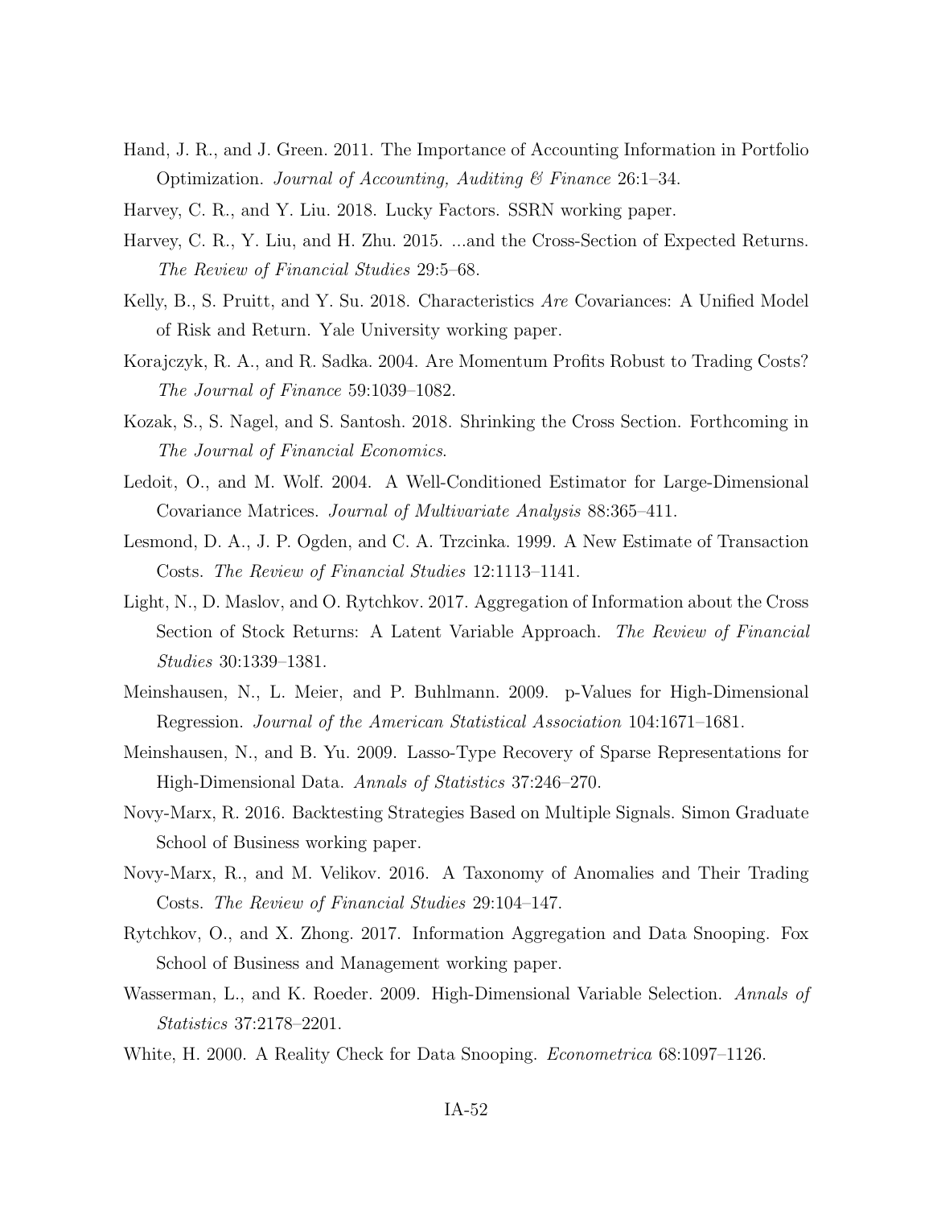Hand, J. R., and J. Green. 2011. The Importance of Accounting Information in Portfolio Optimization. *Journal of Accounting, Auditing & Finance* 26:1–34.

Harvey, C. R., and Y. Liu. 2018. Lucky Factors. SSRN working paper.

Harvey, C. R., Y. Liu, and H. Zhu. 2015. ...and the Cross-Section of Expected Returns. *The Review of Financial Studies* 29:5–68.

Kelly, B., S. Pruitt, and Y. Su. 2018. Characteristics *Are* Covariances: A Unified Model of Risk and Return. Yale University working paper.

Korajczyk, R. A., and R. Sadka. 2004. Are Momentum Profits Robust to Trading Costs? *The Journal of Finance* 59:1039–1082.

Kozak, S., S. Nagel, and S. Santosh. 2018. Shrinking the Cross Section. Forthcoming in *The Journal of Financial Economics*.

Ledoit, O., and M. Wolf. 2004. A Well-Conditioned Estimator for Large-Dimensional Covariance Matrices. *Journal of Multivariate Analysis* 88:365–411.

Lesmond, D. A., J. P. Ogden, and C. A. Trzcinka. 1999. A New Estimate of Transaction Costs. *The Review of Financial Studies* 12:1113–1141.

Light, N., D. Maslov, and O. Rytchkov. 2017. Aggregation of Information about the Cross Section of Stock Returns: A Latent Variable Approach. *The Review of Financial Studies* 30:1339–1381.

Meinshausen, N., L. Meier, and P. Buhlmann. 2009. p-Values for High-Dimensional Regression. *Journal of the American Statistical Association* 104:1671–1681.

Meinshausen, N., and B. Yu. 2009. Lasso-Type Recovery of Sparse Representations for High-Dimensional Data. *Annals of Statistics* 37:246–270.

Novy-Marx, R. 2016. Backtesting Strategies Based on Multiple Signals. Simon Graduate School of Business working paper.

Novy-Marx, R., and M. Velikov. 2016. A Taxonomy of Anomalies and Their Trading Costs. *The Review of Financial Studies* 29:104–147.

Rytchkov, O., and X. Zhong. 2017. Information Aggregation and Data Snooping. Fox School of Business and Management working paper.

Wasserman, L., and K. Roeder. 2009. High-Dimensional Variable Selection. *Annals of Statistics* 37:2178–2201.

White, H. 2000. A Reality Check for Data Snooping. *Econometrica* 68:1097–1126.